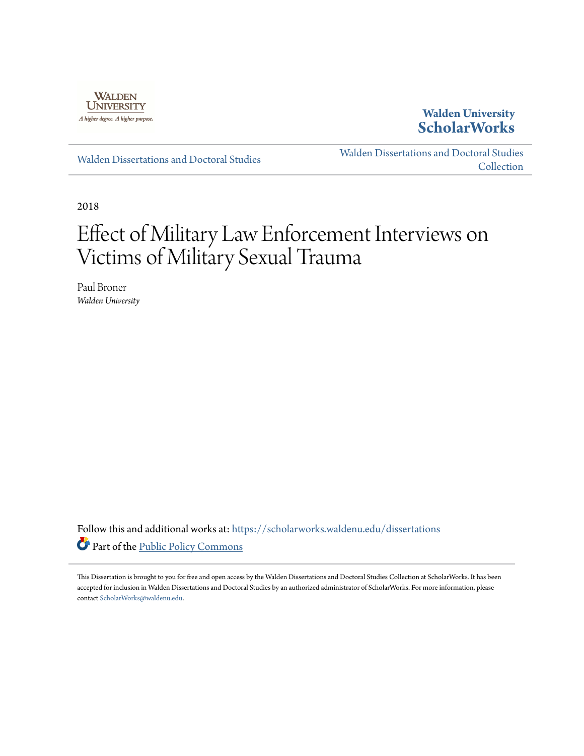Walden University

A higher degree. A higher purpose.

**Walden University ScholarWorks**

Walden Dissertations and Doctoral Studies

Walden Dissertations and Doctoral Studies Collection

2018

# Effect of Military Law Enforcement Interviews on Victims of Military Sexual Trauma

Paul Broner
*Walden University*

Follow this and additional works at: https://scholarworks.waldenu.edu/dissertations

Part of the Public Policy Commons

This Dissertation is brought to you for free and open access by the Walden Dissertations and Doctoral Studies Collection at ScholarWorks. It has been accepted for inclusion in Walden Dissertations and Doctoral Studies by an authorized administrator of ScholarWorks. For more information, please contact ScholarWorks@waldenu.edu.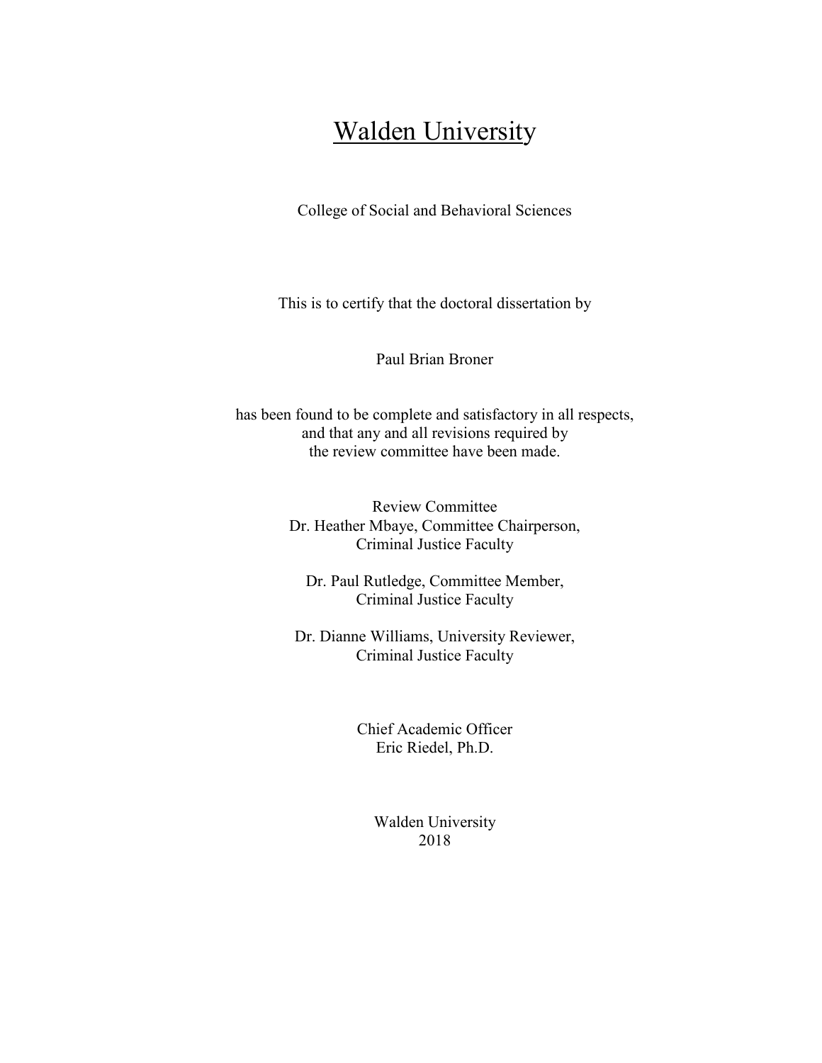# Walden University

College of Social and Behavioral Sciences

This is to certify that the doctoral dissertation by

Paul Brian Broner

has been found to be complete and satisfactory in all respects,
and that any and all revisions required by
the review committee have been made.

Review Committee
Dr. Heather Mbaye, Committee Chairperson,
Criminal Justice Faculty

Dr. Paul Rutledge, Committee Member,
Criminal Justice Faculty

Dr. Dianne Williams, University Reviewer,
Criminal Justice Faculty

Chief Academic Officer
Eric Riedel, Ph.D.

Walden University
2018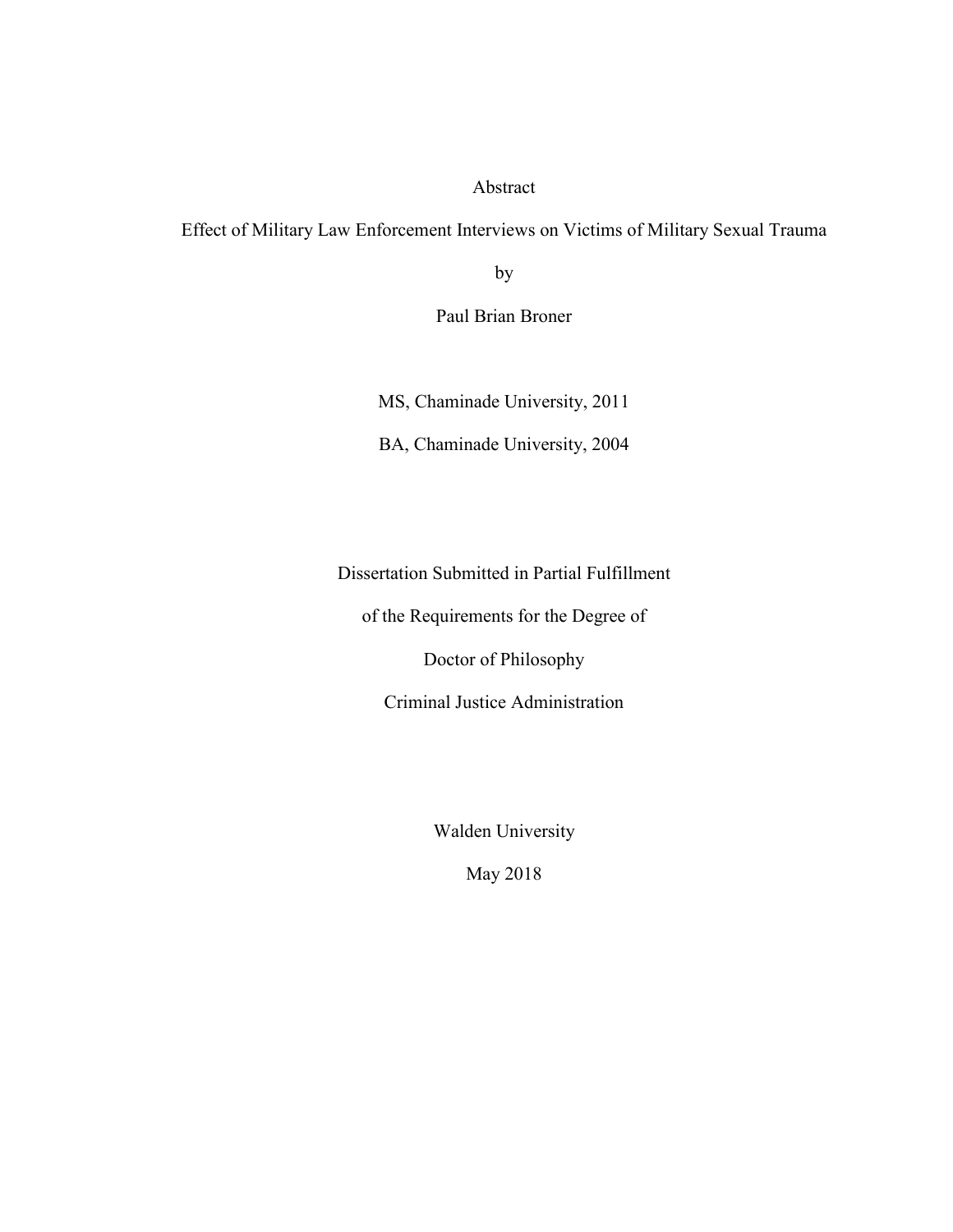Abstract

Effect of Military Law Enforcement Interviews on Victims of Military Sexual Trauma

by

Paul Brian Broner

MS, Chaminade University, 2011

BA, Chaminade University, 2004

Dissertation Submitted in Partial Fulfillment

of the Requirements for the Degree of

Doctor of Philosophy

Criminal Justice Administration

Walden University

May 2018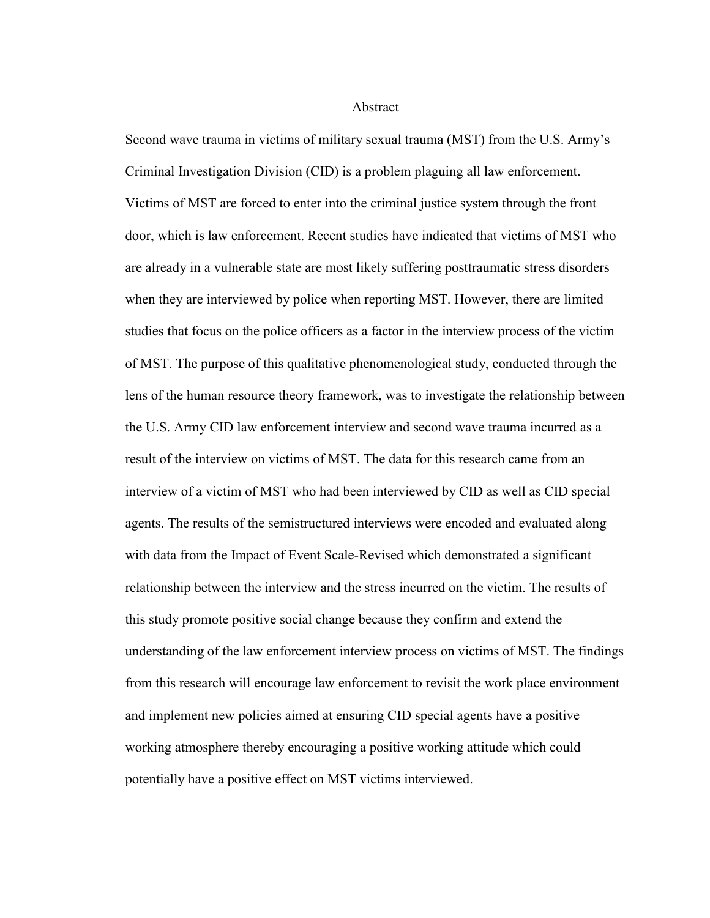# Abstract

Second wave trauma in victims of military sexual trauma (MST) from the U.S. Army's Criminal Investigation Division (CID) is a problem plaguing all law enforcement. Victims of MST are forced to enter into the criminal justice system through the front door, which is law enforcement. Recent studies have indicated that victims of MST who are already in a vulnerable state are most likely suffering posttraumatic stress disorders when they are interviewed by police when reporting MST. However, there are limited studies that focus on the police officers as a factor in the interview process of the victim of MST. The purpose of this qualitative phenomenological study, conducted through the lens of the human resource theory framework, was to investigate the relationship between the U.S. Army CID law enforcement interview and second wave trauma incurred as a result of the interview on victims of MST. The data for this research came from an interview of a victim of MST who had been interviewed by CID as well as CID special agents. The results of the semistructured interviews were encoded and evaluated along with data from the Impact of Event Scale-Revised which demonstrated a significant relationship between the interview and the stress incurred on the victim. The results of this study promote positive social change because they confirm and extend the understanding of the law enforcement interview process on victims of MST. The findings from this research will encourage law enforcement to revisit the work place environment and implement new policies aimed at ensuring CID special agents have a positive working atmosphere thereby encouraging a positive working attitude which could potentially have a positive effect on MST victims interviewed.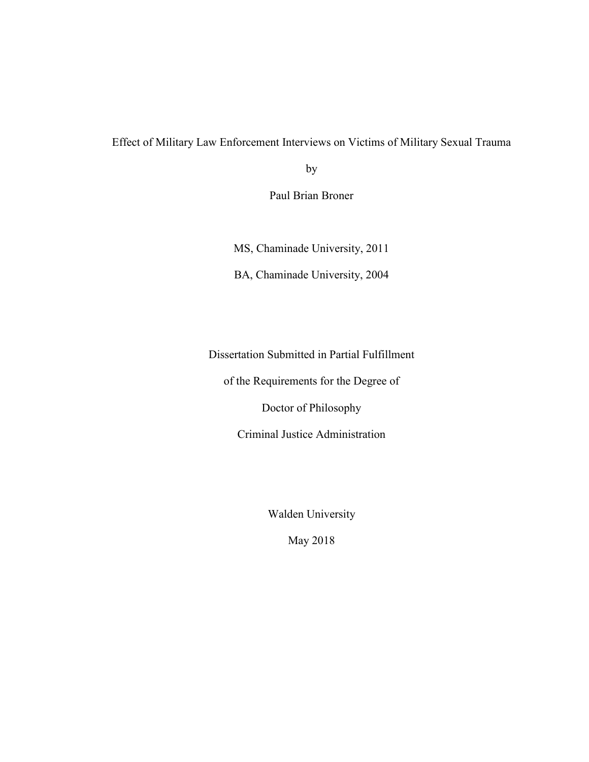Effect of Military Law Enforcement Interviews on Victims of Military Sexual Trauma

by

Paul Brian Broner

MS, Chaminade University, 2011

BA, Chaminade University, 2004

Dissertation Submitted in Partial Fulfillment

of the Requirements for the Degree of

Doctor of Philosophy

Criminal Justice Administration

Walden University

May 2018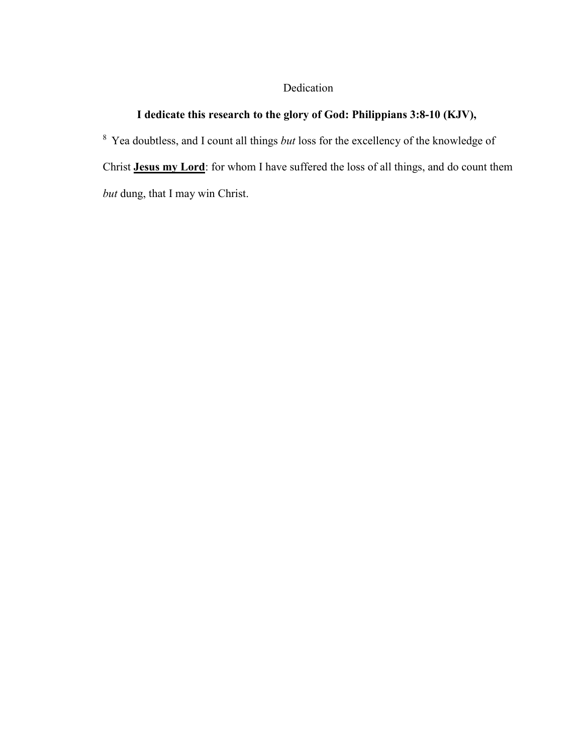# Dedication

**I dedicate this research to the glory of God: Philippians 3:8-10 (KJV),**

[8] Yea doubtless, and I count all things *but* loss for the excellency of the knowledge of Christ **Jesus my Lord**: for whom I have suffered the loss of all things, and do count them *but* dung, that I may win Christ.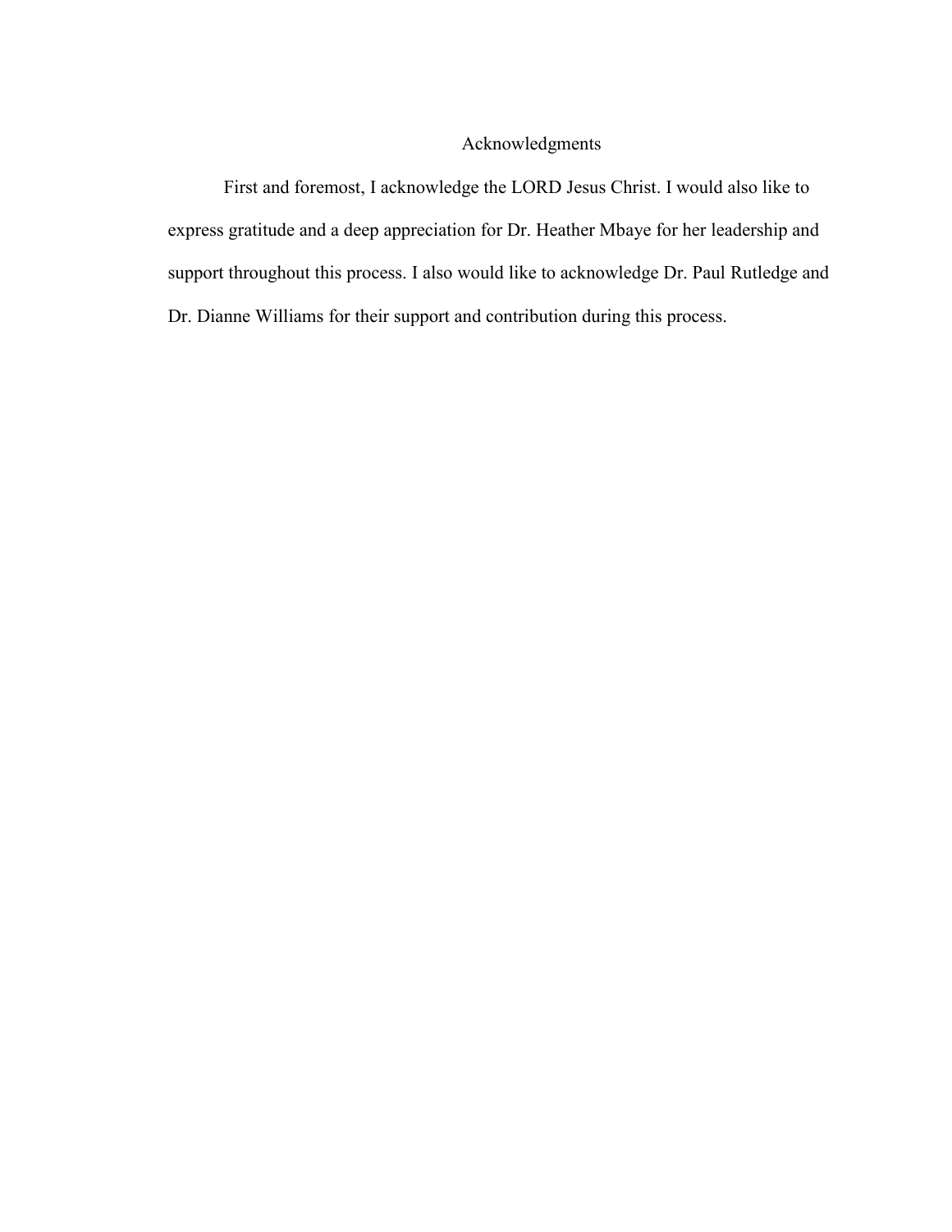# Acknowledgments

First and foremost, I acknowledge the LORD Jesus Christ. I would also like to express gratitude and a deep appreciation for Dr. Heather Mbaye for her leadership and support throughout this process. I also would like to acknowledge Dr. Paul Rutledge and Dr. Dianne Williams for their support and contribution during this process.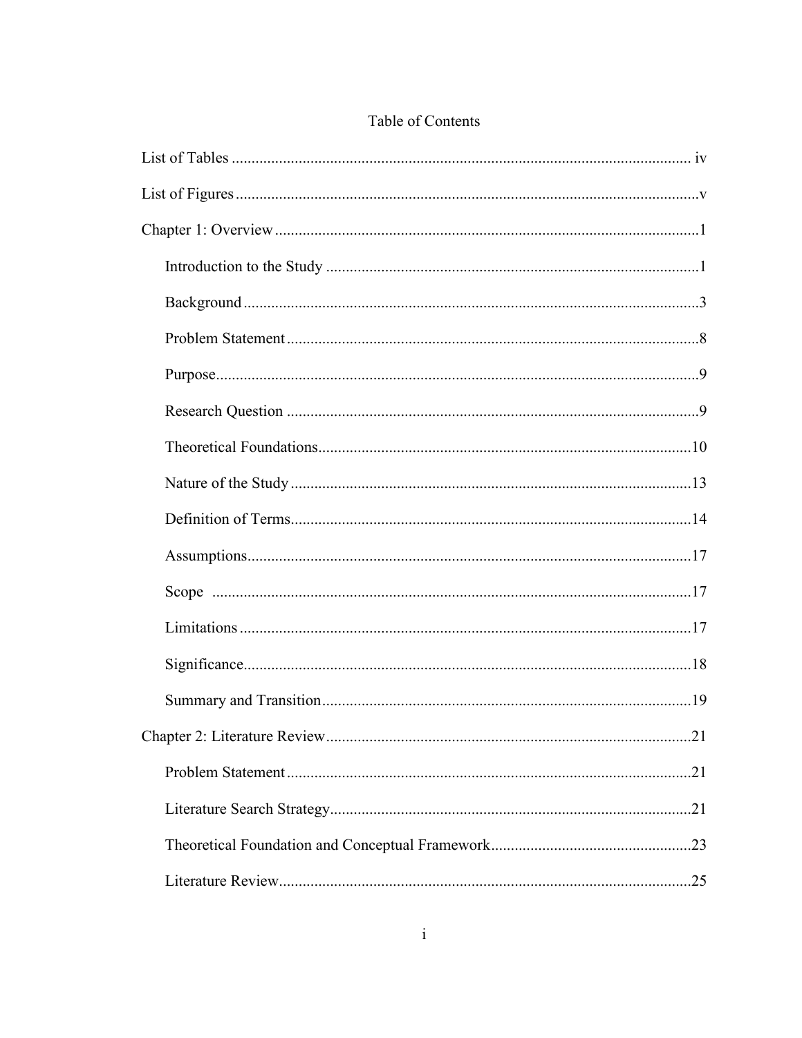# Table of Contents

List of Tables ..................................................................................................................... iv

List of Figures .......................................................................................................................v

Chapter 1: Overview ...........................................................................................................1

  Introduction to the Study ..............................................................................................1

  Background ...................................................................................................................3

  Problem Statement ........................................................................................................8

  Purpose..........................................................................................................................9

  Research Question ........................................................................................................9

  Theoretical Foundations..............................................................................................10

  Nature of the Study .....................................................................................................13

  Definition of Terms.....................................................................................................14

  Assumptions................................................................................................................17

  Scope .........................................................................................................................17

  Limitations .................................................................................................................17

  Significance.................................................................................................................18

  Summary and Transition.............................................................................................19

Chapter 2: Literature Review ............................................................................................21

  Problem Statement ......................................................................................................21

  Literature Search Strategy...........................................................................................21

  Theoretical Foundation and Conceptual Framework..................................................23

  Literature Review........................................................................................................25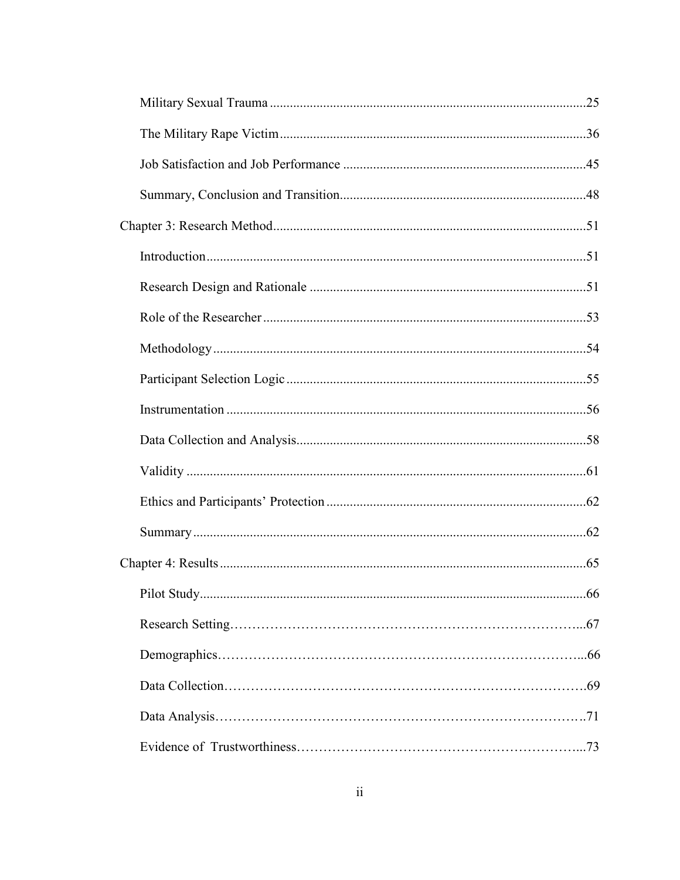Military Sexual Trauma ..............................................................................................25

The Military Rape Victim ...........................................................................................36

Job Satisfaction and Job Performance .........................................................................45

Summary, Conclusion and Transition..........................................................................48

Chapter 3: Research Method..............................................................................................51

Introduction..................................................................................................................51

Research Design and Rationale ...................................................................................51

Role of the Researcher .................................................................................................53

Methodology................................................................................................................54

Participant Selection Logic ..........................................................................................55

Instrumentation ............................................................................................................56

Data Collection and Analysis.......................................................................................58

Validity ........................................................................................................................61

Ethics and Participants' Protection ..............................................................................62

Summary......................................................................................................................62

Chapter 4: Results ..............................................................................................................65

Pilot Study....................................................................................................................66

Research Setting……………………………………………………………………...67

Demographics………………………………………………………………………...66

Data Collection……………………………………………………………………….69

Data Analysis…………………………………………………………………………71

Evidence of Trustworthiness…………………………………………………………...73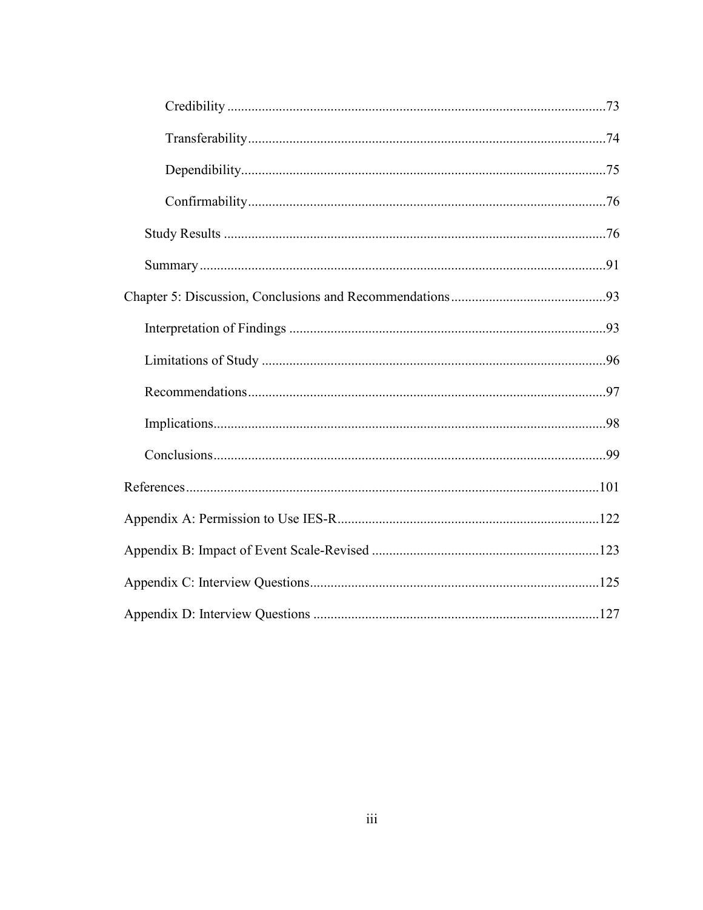Credibility ....................................................................................................... 73

Transferability .................................................................................................. 74

Dependibility ..................................................................................................... 75

Confirmability ................................................................................................... 76

Study Results ......................................................................................................... 76

Summary ................................................................................................................ 91

Chapter 5: Discussion, Conclusions and Recommendations ........................................ 93

Interpretation of Findings ...................................................................................... 93

Limitations of Study .............................................................................................. 96

Recommendations .................................................................................................. 97

Implications ........................................................................................................... 98

Conclusions ........................................................................................................... 99

References ................................................................................................................. 101

Appendix A: Permission to Use IES-R ...................................................................... 122

Appendix B: Impact of Event Scale-Revised ............................................................ 123

Appendix C: Interview Questions .............................................................................. 125

Appendix D: Interview Questions .............................................................................. 127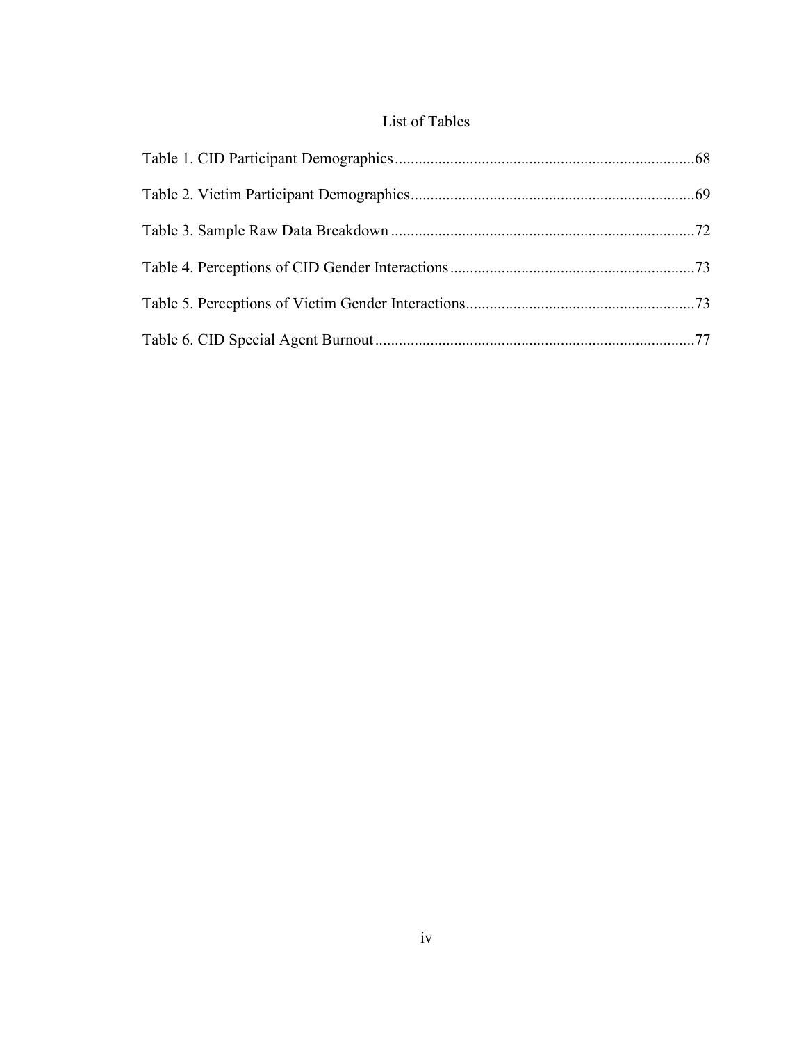# List of Tables

Table 1. CID Participant Demographics ........................................................................... 68

Table 2. Victim Participant Demographics ........................................................................ 69

Table 3. Sample Raw Data Breakdown ............................................................................ 72

Table 4. Perceptions of CID Gender Interactions ............................................................. 73

Table 5. Perceptions of Victim Gender Interactions ......................................................... 73

Table 6. CID Special Agent Burnout ................................................................................ 77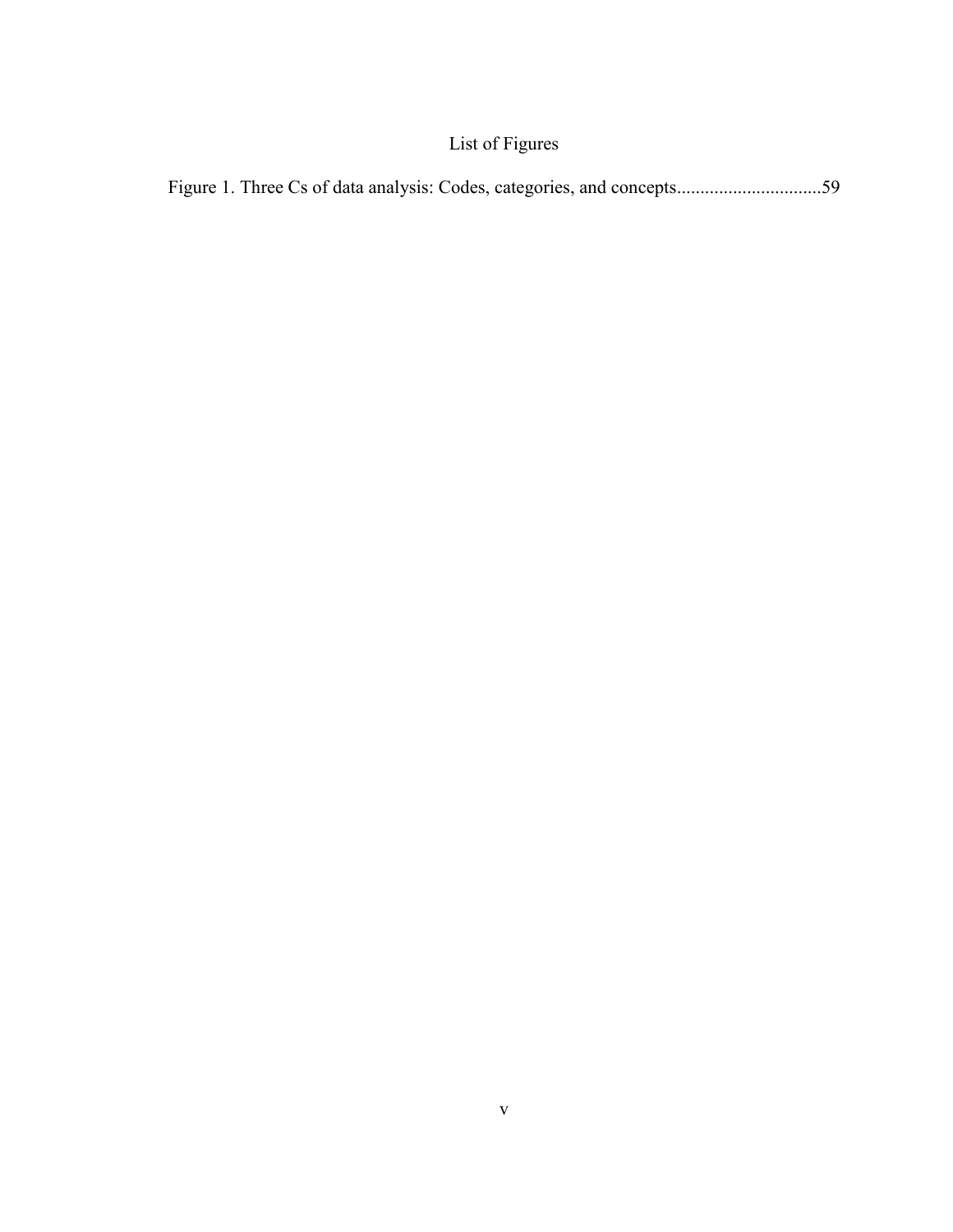# List of Figures

Figure 1. Three Cs of data analysis: Codes, categories, and concepts...............................59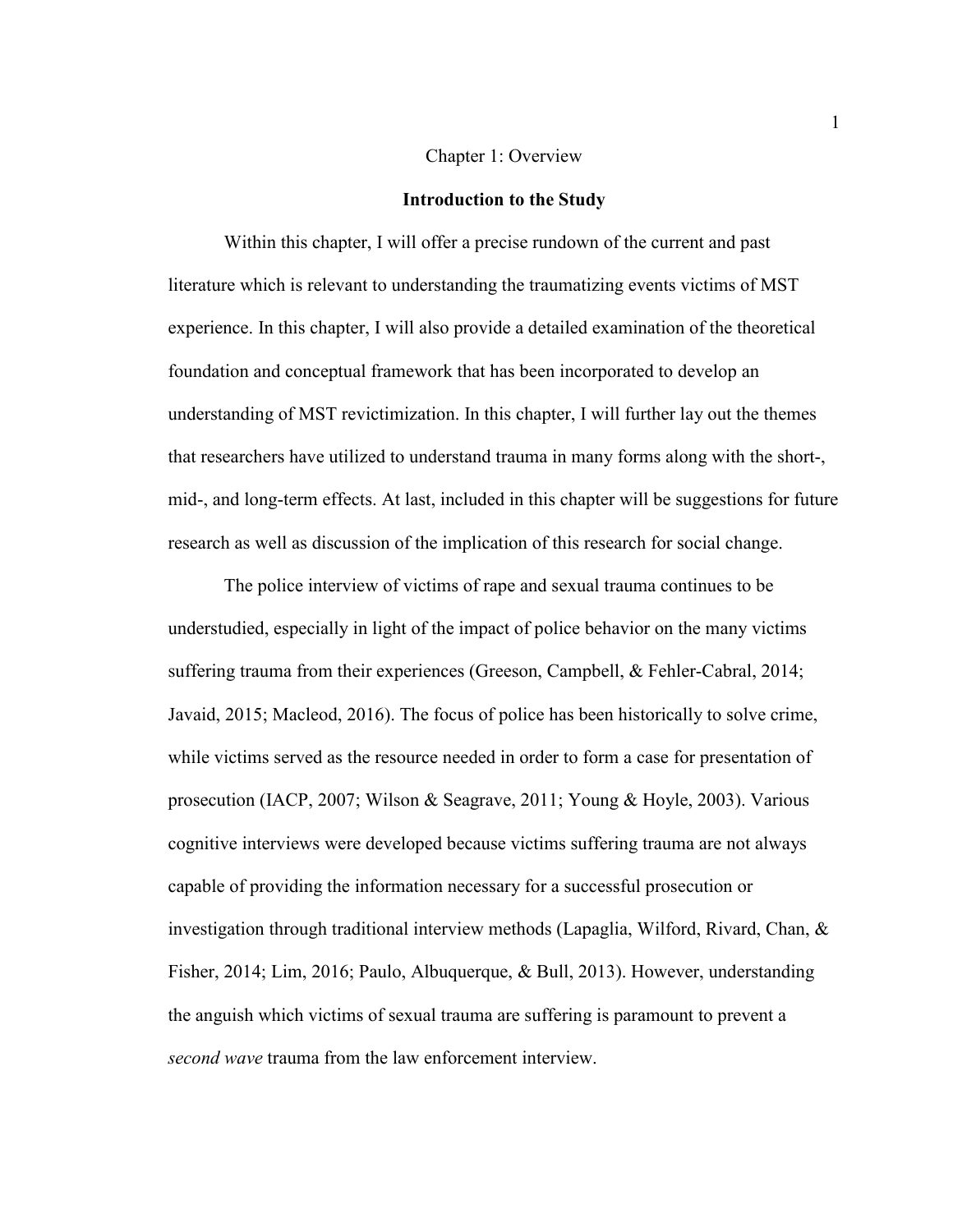# Chapter 1: Overview

## Introduction to the Study

Within this chapter, I will offer a precise rundown of the current and past literature which is relevant to understanding the traumatizing events victims of MST experience. In this chapter, I will also provide a detailed examination of the theoretical foundation and conceptual framework that has been incorporated to develop an understanding of MST revictimization. In this chapter, I will further lay out the themes that researchers have utilized to understand trauma in many forms along with the short-, mid-, and long-term effects. At last, included in this chapter will be suggestions for future research as well as discussion of the implication of this research for social change.

The police interview of victims of rape and sexual trauma continues to be understudied, especially in light of the impact of police behavior on the many victims suffering trauma from their experiences (Greeson, Campbell, & Fehler-Cabral, 2014; Javaid, 2015; Macleod, 2016). The focus of police has been historically to solve crime, while victims served as the resource needed in order to form a case for presentation of prosecution (IACP, 2007; Wilson & Seagrave, 2011; Young & Hoyle, 2003). Various cognitive interviews were developed because victims suffering trauma are not always capable of providing the information necessary for a successful prosecution or investigation through traditional interview methods (Lapaglia, Wilford, Rivard, Chan, & Fisher, 2014; Lim, 2016; Paulo, Albuquerque, & Bull, 2013). However, understanding the anguish which victims of sexual trauma are suffering is paramount to prevent a *second wave* trauma from the law enforcement interview.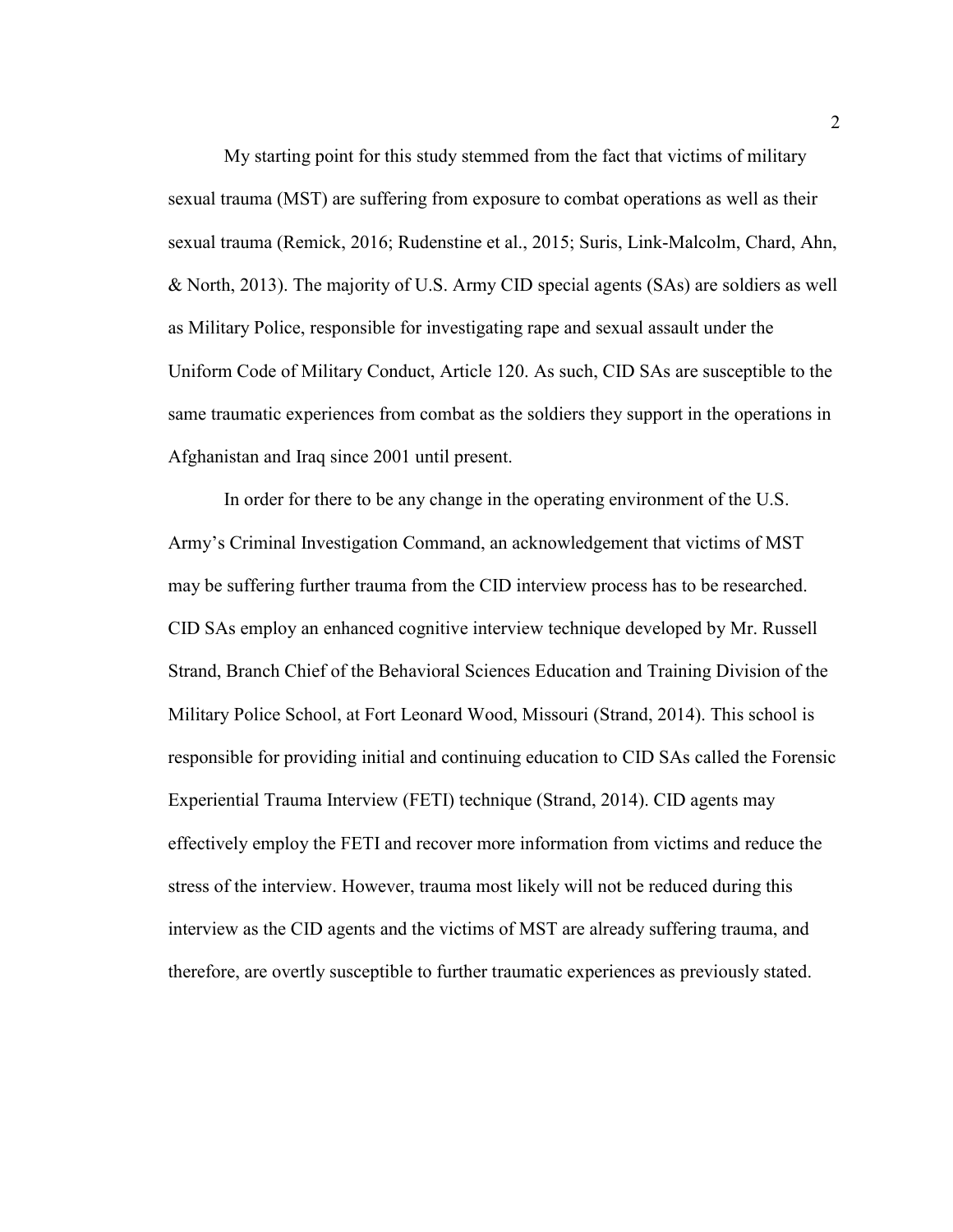My starting point for this study stemmed from the fact that victims of military sexual trauma (MST) are suffering from exposure to combat operations as well as their sexual trauma (Remick, 2016; Rudenstine et al., 2015; Suris, Link-Malcolm, Chard, Ahn, & North, 2013). The majority of U.S. Army CID special agents (SAs) are soldiers as well as Military Police, responsible for investigating rape and sexual assault under the Uniform Code of Military Conduct, Article 120. As such, CID SAs are susceptible to the same traumatic experiences from combat as the soldiers they support in the operations in Afghanistan and Iraq since 2001 until present.

In order for there to be any change in the operating environment of the U.S. Army's Criminal Investigation Command, an acknowledgement that victims of MST may be suffering further trauma from the CID interview process has to be researched. CID SAs employ an enhanced cognitive interview technique developed by Mr. Russell Strand, Branch Chief of the Behavioral Sciences Education and Training Division of the Military Police School, at Fort Leonard Wood, Missouri (Strand, 2014). This school is responsible for providing initial and continuing education to CID SAs called the Forensic Experiential Trauma Interview (FETI) technique (Strand, 2014). CID agents may effectively employ the FETI and recover more information from victims and reduce the stress of the interview. However, trauma most likely will not be reduced during this interview as the CID agents and the victims of MST are already suffering trauma, and therefore, are overtly susceptible to further traumatic experiences as previously stated.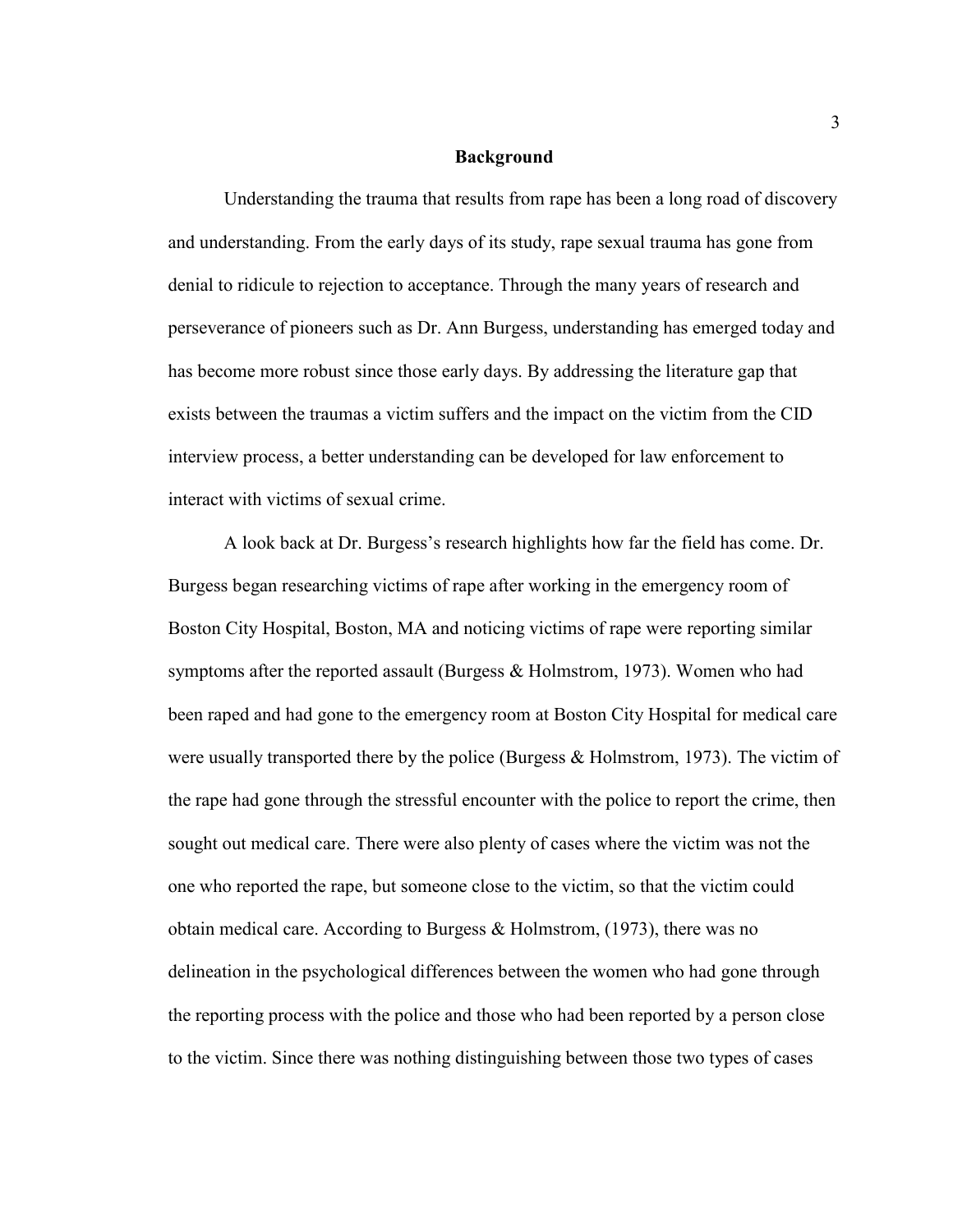## Background

Understanding the trauma that results from rape has been a long road of discovery and understanding. From the early days of its study, rape sexual trauma has gone from denial to ridicule to rejection to acceptance. Through the many years of research and perseverance of pioneers such as Dr. Ann Burgess, understanding has emerged today and has become more robust since those early days. By addressing the literature gap that exists between the traumas a victim suffers and the impact on the victim from the CID interview process, a better understanding can be developed for law enforcement to interact with victims of sexual crime.

A look back at Dr. Burgess's research highlights how far the field has come. Dr. Burgess began researching victims of rape after working in the emergency room of Boston City Hospital, Boston, MA and noticing victims of rape were reporting similar symptoms after the reported assault (Burgess & Holmstrom, 1973). Women who had been raped and had gone to the emergency room at Boston City Hospital for medical care were usually transported there by the police (Burgess & Holmstrom, 1973). The victim of the rape had gone through the stressful encounter with the police to report the crime, then sought out medical care. There were also plenty of cases where the victim was not the one who reported the rape, but someone close to the victim, so that the victim could obtain medical care. According to Burgess & Holmstrom, (1973), there was no delineation in the psychological differences between the women who had gone through the reporting process with the police and those who had been reported by a person close to the victim. Since there was nothing distinguishing between those two types of cases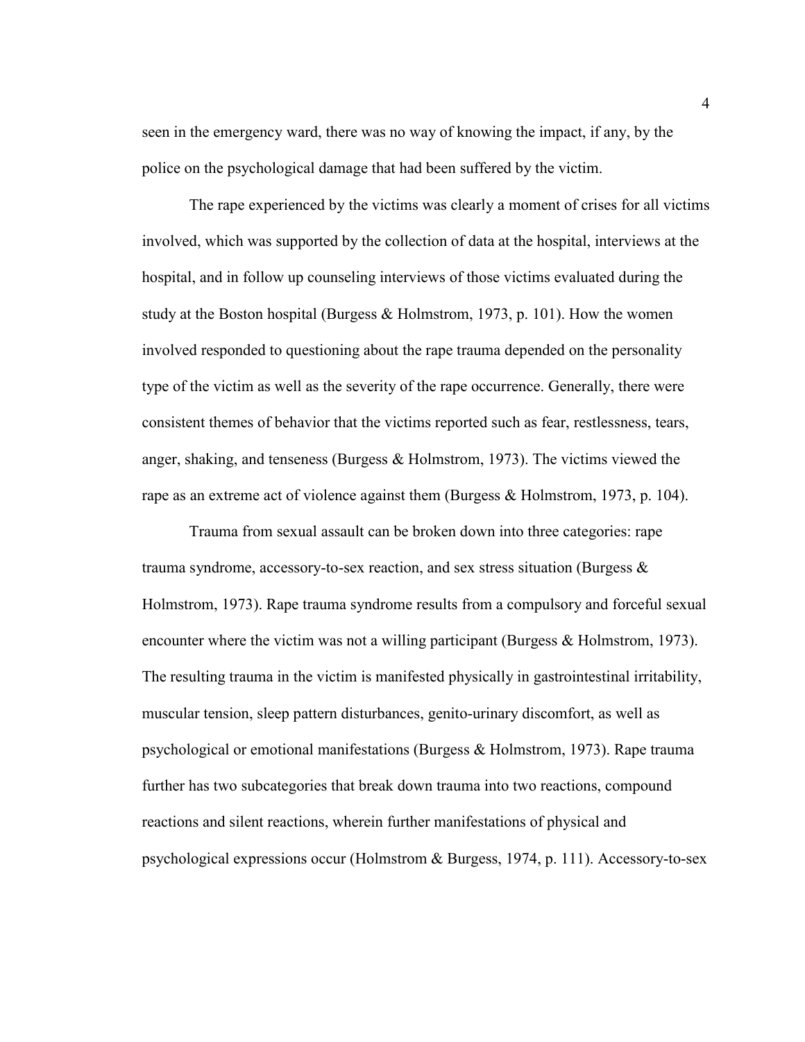seen in the emergency ward, there was no way of knowing the impact, if any, by the police on the psychological damage that had been suffered by the victim.

The rape experienced by the victims was clearly a moment of crises for all victims involved, which was supported by the collection of data at the hospital, interviews at the hospital, and in follow up counseling interviews of those victims evaluated during the study at the Boston hospital (Burgess & Holmstrom, 1973, p. 101). How the women involved responded to questioning about the rape trauma depended on the personality type of the victim as well as the severity of the rape occurrence. Generally, there were consistent themes of behavior that the victims reported such as fear, restlessness, tears, anger, shaking, and tenseness (Burgess & Holmstrom, 1973). The victims viewed the rape as an extreme act of violence against them (Burgess & Holmstrom, 1973, p. 104).

Trauma from sexual assault can be broken down into three categories: rape trauma syndrome, accessory-to-sex reaction, and sex stress situation (Burgess & Holmstrom, 1973). Rape trauma syndrome results from a compulsory and forceful sexual encounter where the victim was not a willing participant (Burgess & Holmstrom, 1973). The resulting trauma in the victim is manifested physically in gastrointestinal irritability, muscular tension, sleep pattern disturbances, genito-urinary discomfort, as well as psychological or emotional manifestations (Burgess & Holmstrom, 1973). Rape trauma further has two subcategories that break down trauma into two reactions, compound reactions and silent reactions, wherein further manifestations of physical and psychological expressions occur (Holmstrom & Burgess, 1974, p. 111). Accessory-to-sex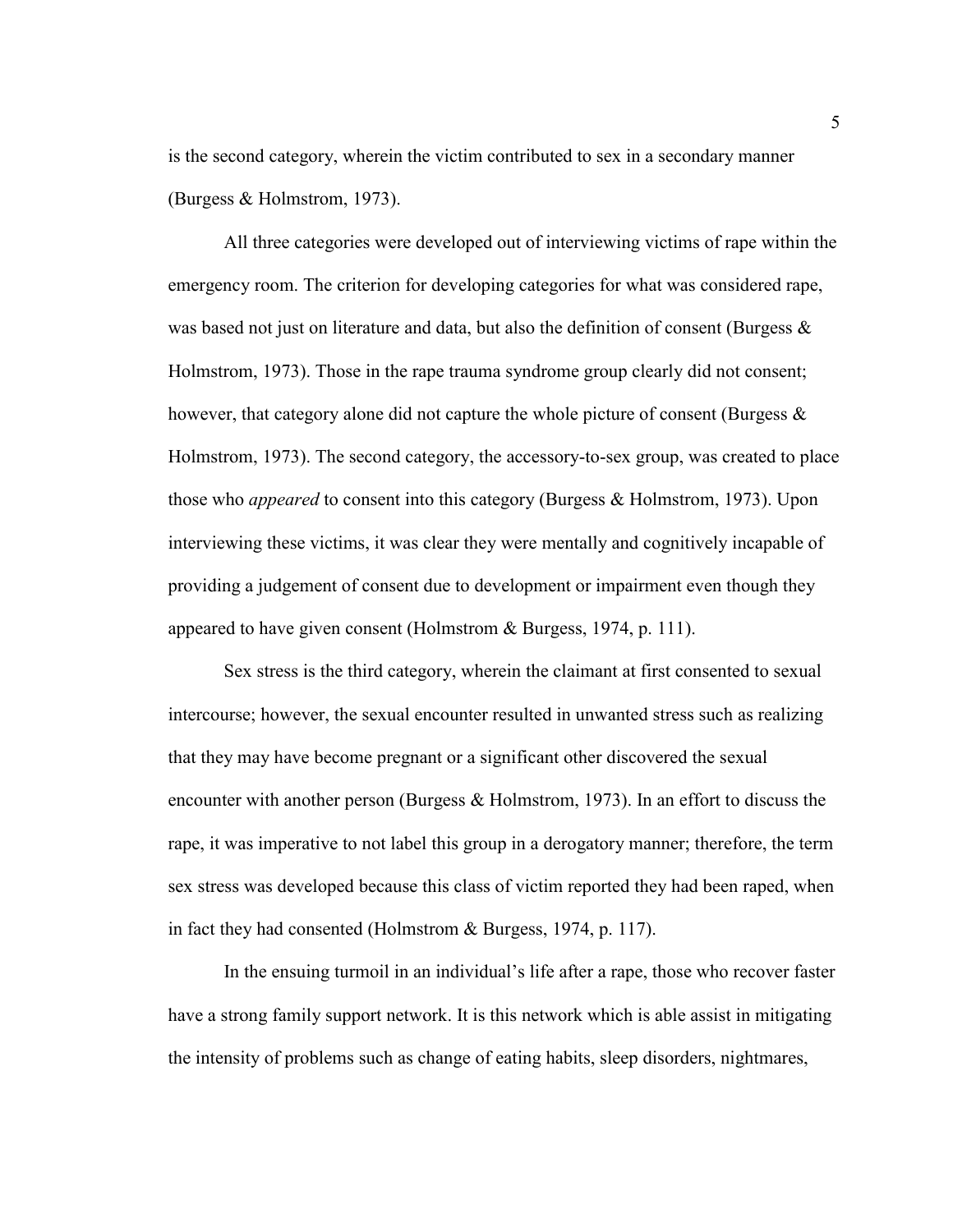is the second category, wherein the victim contributed to sex in a secondary manner (Burgess & Holmstrom, 1973).

All three categories were developed out of interviewing victims of rape within the emergency room. The criterion for developing categories for what was considered rape, was based not just on literature and data, but also the definition of consent (Burgess & Holmstrom, 1973). Those in the rape trauma syndrome group clearly did not consent; however, that category alone did not capture the whole picture of consent (Burgess & Holmstrom, 1973). The second category, the accessory-to-sex group, was created to place those who *appeared* to consent into this category (Burgess & Holmstrom, 1973). Upon interviewing these victims, it was clear they were mentally and cognitively incapable of providing a judgement of consent due to development or impairment even though they appeared to have given consent (Holmstrom & Burgess, 1974, p. 111).

Sex stress is the third category, wherein the claimant at first consented to sexual intercourse; however, the sexual encounter resulted in unwanted stress such as realizing that they may have become pregnant or a significant other discovered the sexual encounter with another person (Burgess & Holmstrom, 1973). In an effort to discuss the rape, it was imperative to not label this group in a derogatory manner; therefore, the term sex stress was developed because this class of victim reported they had been raped, when in fact they had consented (Holmstrom & Burgess, 1974, p. 117).

In the ensuing turmoil in an individual's life after a rape, those who recover faster have a strong family support network. It is this network which is able assist in mitigating the intensity of problems such as change of eating habits, sleep disorders, nightmares,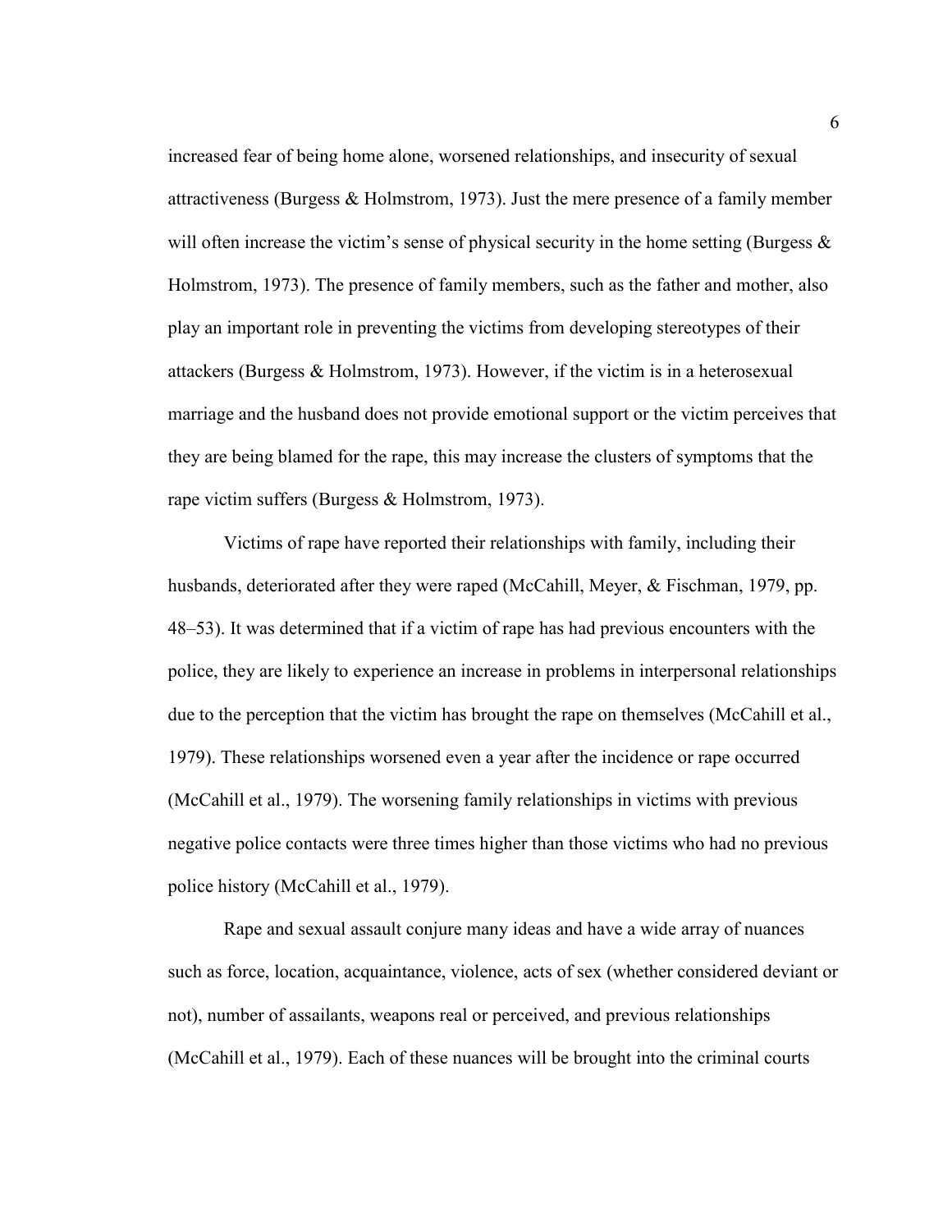increased fear of being home alone, worsened relationships, and insecurity of sexual attractiveness (Burgess & Holmstrom, 1973). Just the mere presence of a family member will often increase the victim's sense of physical security in the home setting (Burgess & Holmstrom, 1973). The presence of family members, such as the father and mother, also play an important role in preventing the victims from developing stereotypes of their attackers (Burgess & Holmstrom, 1973). However, if the victim is in a heterosexual marriage and the husband does not provide emotional support or the victim perceives that they are being blamed for the rape, this may increase the clusters of symptoms that the rape victim suffers (Burgess & Holmstrom, 1973).

Victims of rape have reported their relationships with family, including their husbands, deteriorated after they were raped (McCahill, Meyer, & Fischman, 1979, pp. 48–53). It was determined that if a victim of rape has had previous encounters with the police, they are likely to experience an increase in problems in interpersonal relationships due to the perception that the victim has brought the rape on themselves (McCahill et al., 1979). These relationships worsened even a year after the incidence or rape occurred (McCahill et al., 1979). The worsening family relationships in victims with previous negative police contacts were three times higher than those victims who had no previous police history (McCahill et al., 1979).

Rape and sexual assault conjure many ideas and have a wide array of nuances such as force, location, acquaintance, violence, acts of sex (whether considered deviant or not), number of assailants, weapons real or perceived, and previous relationships (McCahill et al., 1979). Each of these nuances will be brought into the criminal courts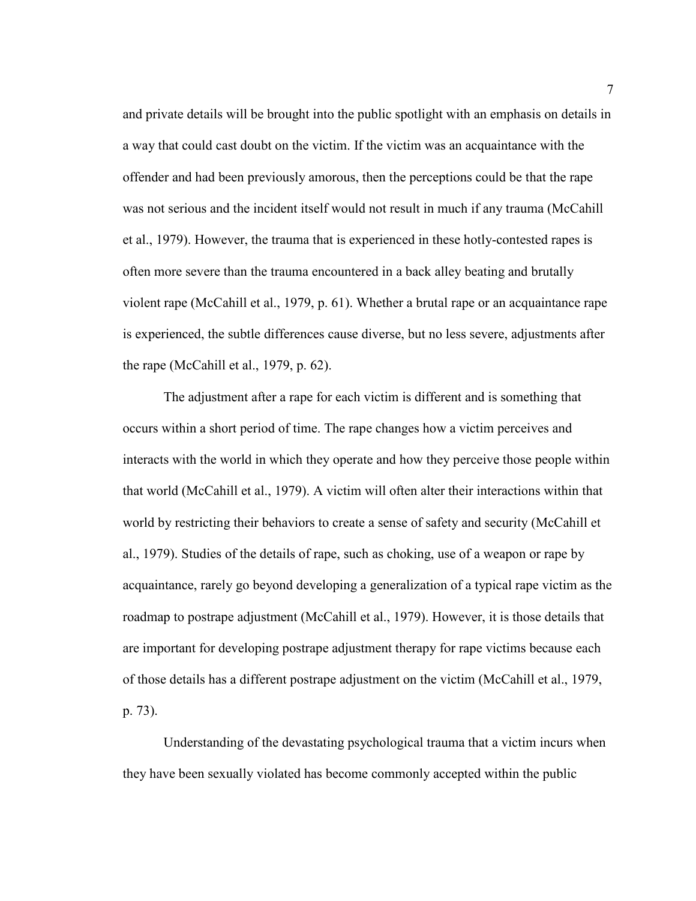and private details will be brought into the public spotlight with an emphasis on details in a way that could cast doubt on the victim. If the victim was an acquaintance with the offender and had been previously amorous, then the perceptions could be that the rape was not serious and the incident itself would not result in much if any trauma (McCahill et al., 1979). However, the trauma that is experienced in these hotly-contested rapes is often more severe than the trauma encountered in a back alley beating and brutally violent rape (McCahill et al., 1979, p. 61). Whether a brutal rape or an acquaintance rape is experienced, the subtle differences cause diverse, but no less severe, adjustments after the rape (McCahill et al., 1979, p. 62).

The adjustment after a rape for each victim is different and is something that occurs within a short period of time. The rape changes how a victim perceives and interacts with the world in which they operate and how they perceive those people within that world (McCahill et al., 1979). A victim will often alter their interactions within that world by restricting their behaviors to create a sense of safety and security (McCahill et al., 1979). Studies of the details of rape, such as choking, use of a weapon or rape by acquaintance, rarely go beyond developing a generalization of a typical rape victim as the roadmap to postrape adjustment (McCahill et al., 1979). However, it is those details that are important for developing postrape adjustment therapy for rape victims because each of those details has a different postrape adjustment on the victim (McCahill et al., 1979, p. 73).

Understanding of the devastating psychological trauma that a victim incurs when they have been sexually violated has become commonly accepted within the public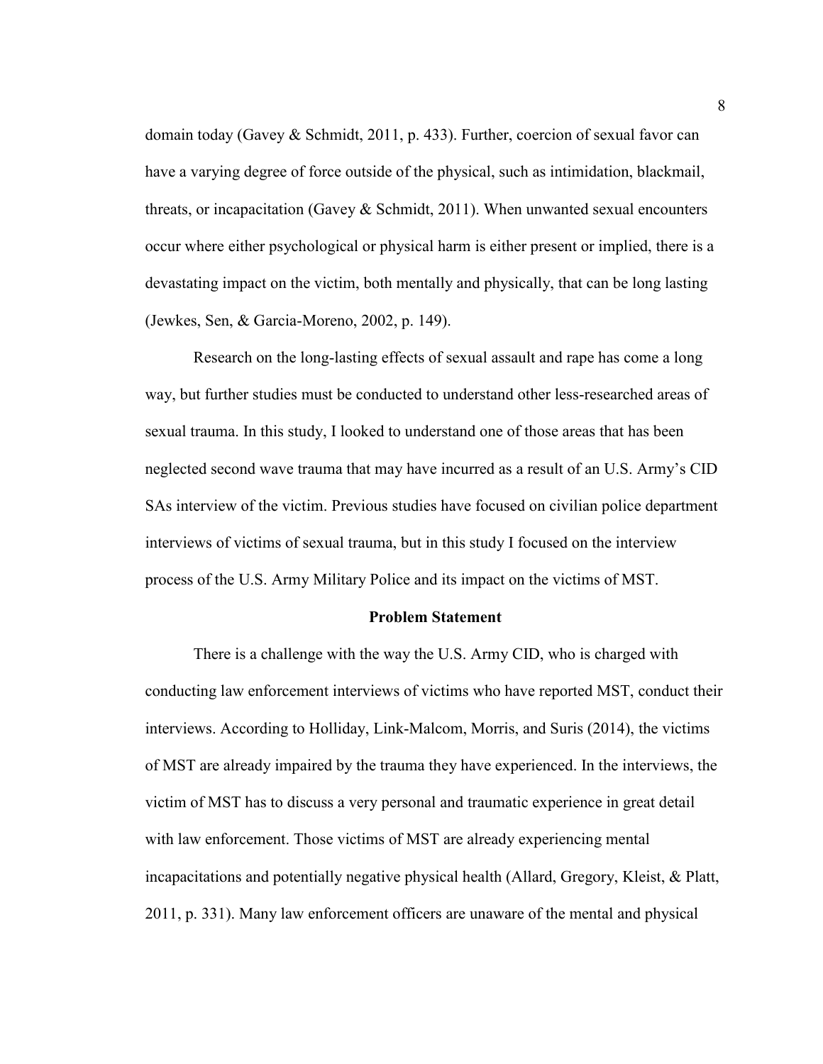domain today (Gavey & Schmidt, 2011, p. 433). Further, coercion of sexual favor can have a varying degree of force outside of the physical, such as intimidation, blackmail, threats, or incapacitation (Gavey & Schmidt, 2011). When unwanted sexual encounters occur where either psychological or physical harm is either present or implied, there is a devastating impact on the victim, both mentally and physically, that can be long lasting (Jewkes, Sen, & Garcia-Moreno, 2002, p. 149).

Research on the long-lasting effects of sexual assault and rape has come a long way, but further studies must be conducted to understand other less-researched areas of sexual trauma. In this study, I looked to understand one of those areas that has been neglected second wave trauma that may have incurred as a result of an U.S. Army's CID SAs interview of the victim. Previous studies have focused on civilian police department interviews of victims of sexual trauma, but in this study I focused on the interview process of the U.S. Army Military Police and its impact on the victims of MST.

## Problem Statement

There is a challenge with the way the U.S. Army CID, who is charged with conducting law enforcement interviews of victims who have reported MST, conduct their interviews. According to Holliday, Link-Malcom, Morris, and Suris (2014), the victims of MST are already impaired by the trauma they have experienced. In the interviews, the victim of MST has to discuss a very personal and traumatic experience in great detail with law enforcement. Those victims of MST are already experiencing mental incapacitations and potentially negative physical health (Allard, Gregory, Kleist, & Platt, 2011, p. 331). Many law enforcement officers are unaware of the mental and physical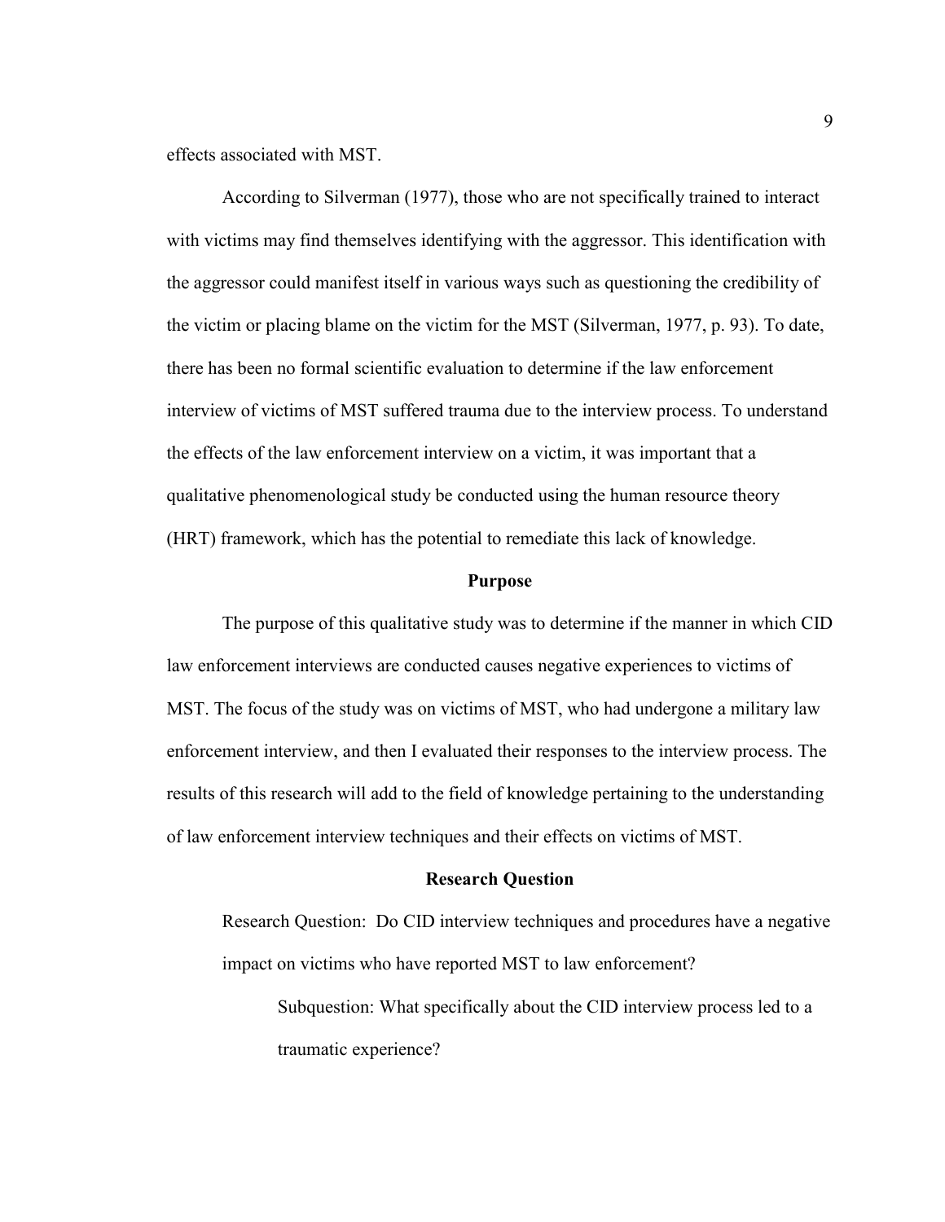effects associated with MST.

According to Silverman (1977), those who are not specifically trained to interact with victims may find themselves identifying with the aggressor. This identification with the aggressor could manifest itself in various ways such as questioning the credibility of the victim or placing blame on the victim for the MST (Silverman, 1977, p. 93). To date, there has been no formal scientific evaluation to determine if the law enforcement interview of victims of MST suffered trauma due to the interview process. To understand the effects of the law enforcement interview on a victim, it was important that a qualitative phenomenological study be conducted using the human resource theory (HRT) framework, which has the potential to remediate this lack of knowledge.

## Purpose

The purpose of this qualitative study was to determine if the manner in which CID law enforcement interviews are conducted causes negative experiences to victims of MST. The focus of the study was on victims of MST, who had undergone a military law enforcement interview, and then I evaluated their responses to the interview process. The results of this research will add to the field of knowledge pertaining to the understanding of law enforcement interview techniques and their effects on victims of MST.

## Research Question

Research Question: Do CID interview techniques and procedures have a negative impact on victims who have reported MST to law enforcement?

Subquestion: What specifically about the CID interview process led to a traumatic experience?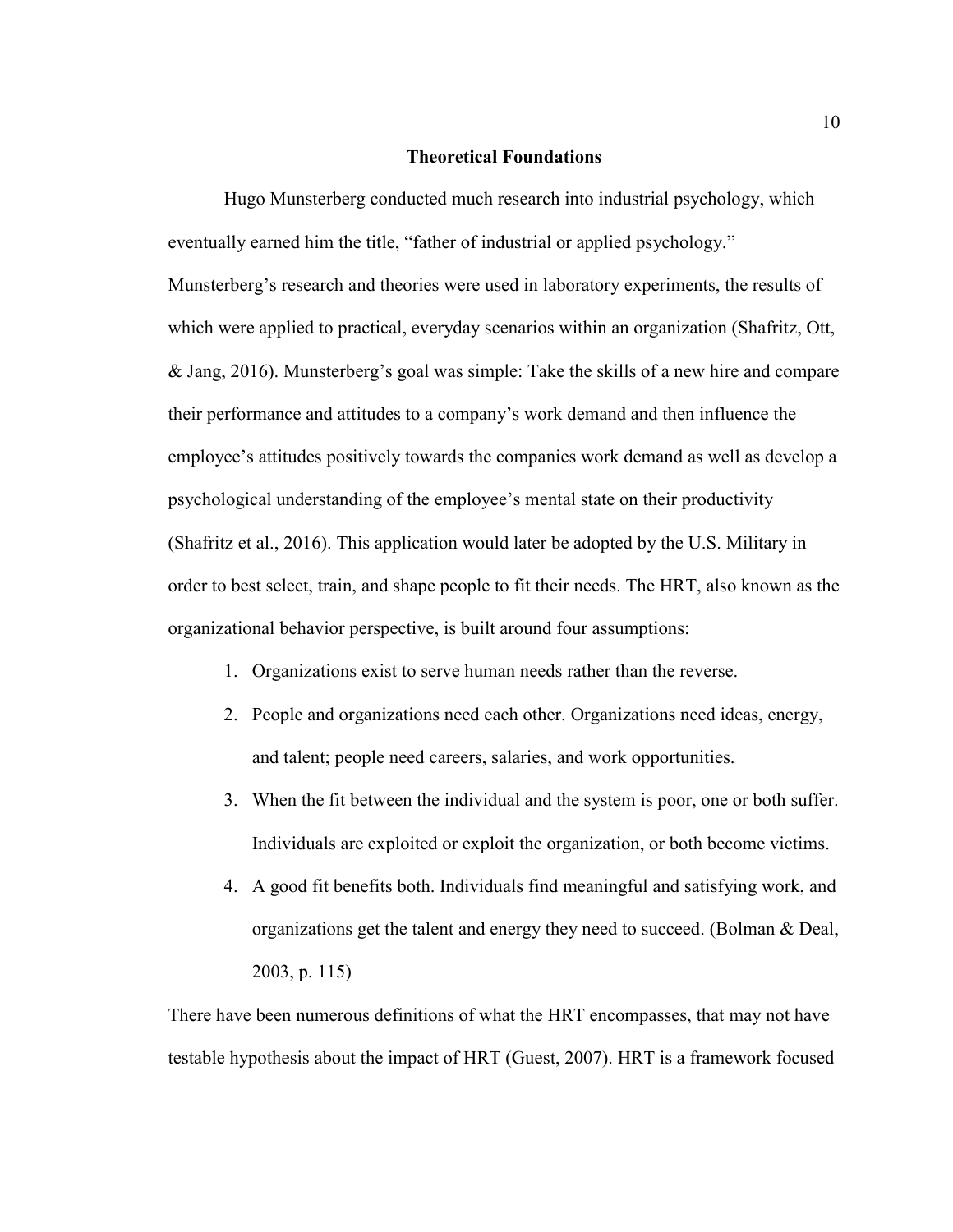## Theoretical Foundations

Hugo Munsterberg conducted much research into industrial psychology, which eventually earned him the title, "father of industrial or applied psychology." Munsterberg's research and theories were used in laboratory experiments, the results of which were applied to practical, everyday scenarios within an organization (Shafritz, Ott, & Jang, 2016). Munsterberg's goal was simple: Take the skills of a new hire and compare their performance and attitudes to a company's work demand and then influence the employee's attitudes positively towards the companies work demand as well as develop a psychological understanding of the employee's mental state on their productivity (Shafritz et al., 2016). This application would later be adopted by the U.S. Military in order to best select, train, and shape people to fit their needs. The HRT, also known as the organizational behavior perspective, is built around four assumptions:

1. Organizations exist to serve human needs rather than the reverse.
2. People and organizations need each other. Organizations need ideas, energy, and talent; people need careers, salaries, and work opportunities.
3. When the fit between the individual and the system is poor, one or both suffer. Individuals are exploited or exploit the organization, or both become victims.
4. A good fit benefits both. Individuals find meaningful and satisfying work, and organizations get the talent and energy they need to succeed. (Bolman & Deal, 2003, p. 115)

There have been numerous definitions of what the HRT encompasses, that may not have testable hypothesis about the impact of HRT (Guest, 2007). HRT is a framework focused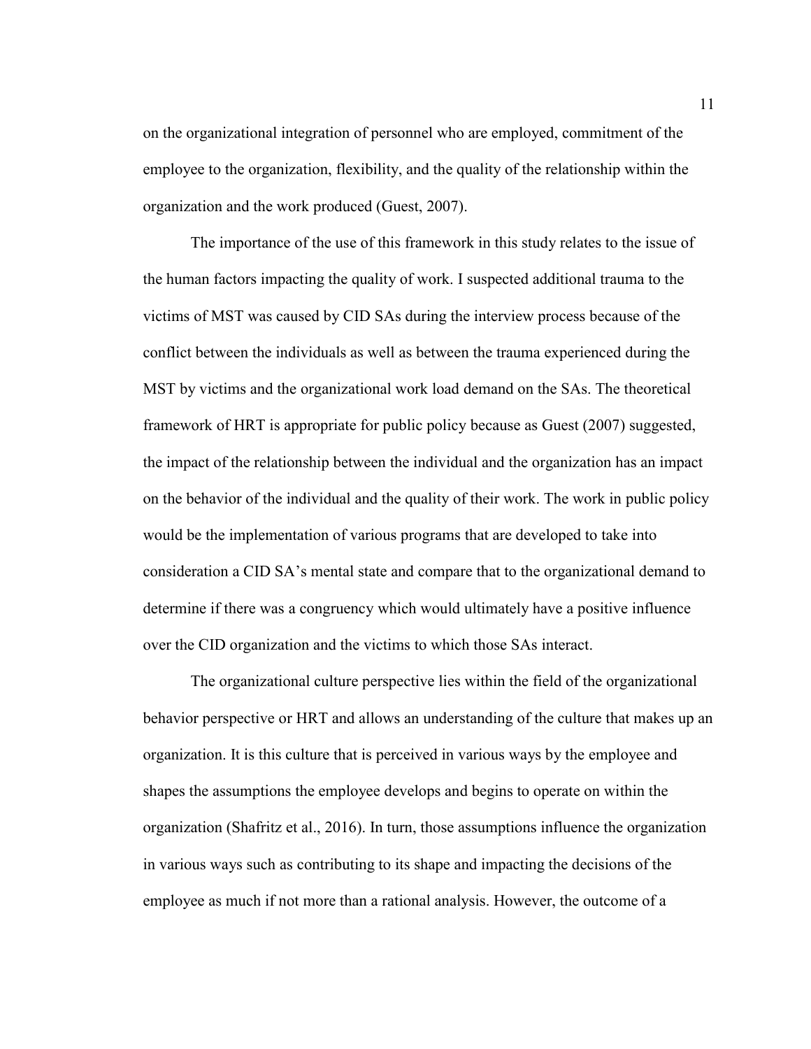on the organizational integration of personnel who are employed, commitment of the employee to the organization, flexibility, and the quality of the relationship within the organization and the work produced (Guest, 2007).

The importance of the use of this framework in this study relates to the issue of the human factors impacting the quality of work. I suspected additional trauma to the victims of MST was caused by CID SAs during the interview process because of the conflict between the individuals as well as between the trauma experienced during the MST by victims and the organizational work load demand on the SAs. The theoretical framework of HRT is appropriate for public policy because as Guest (2007) suggested, the impact of the relationship between the individual and the organization has an impact on the behavior of the individual and the quality of their work. The work in public policy would be the implementation of various programs that are developed to take into consideration a CID SA's mental state and compare that to the organizational demand to determine if there was a congruency which would ultimately have a positive influence over the CID organization and the victims to which those SAs interact.

The organizational culture perspective lies within the field of the organizational behavior perspective or HRT and allows an understanding of the culture that makes up an organization. It is this culture that is perceived in various ways by the employee and shapes the assumptions the employee develops and begins to operate on within the organization (Shafritz et al., 2016). In turn, those assumptions influence the organization in various ways such as contributing to its shape and impacting the decisions of the employee as much if not more than a rational analysis. However, the outcome of a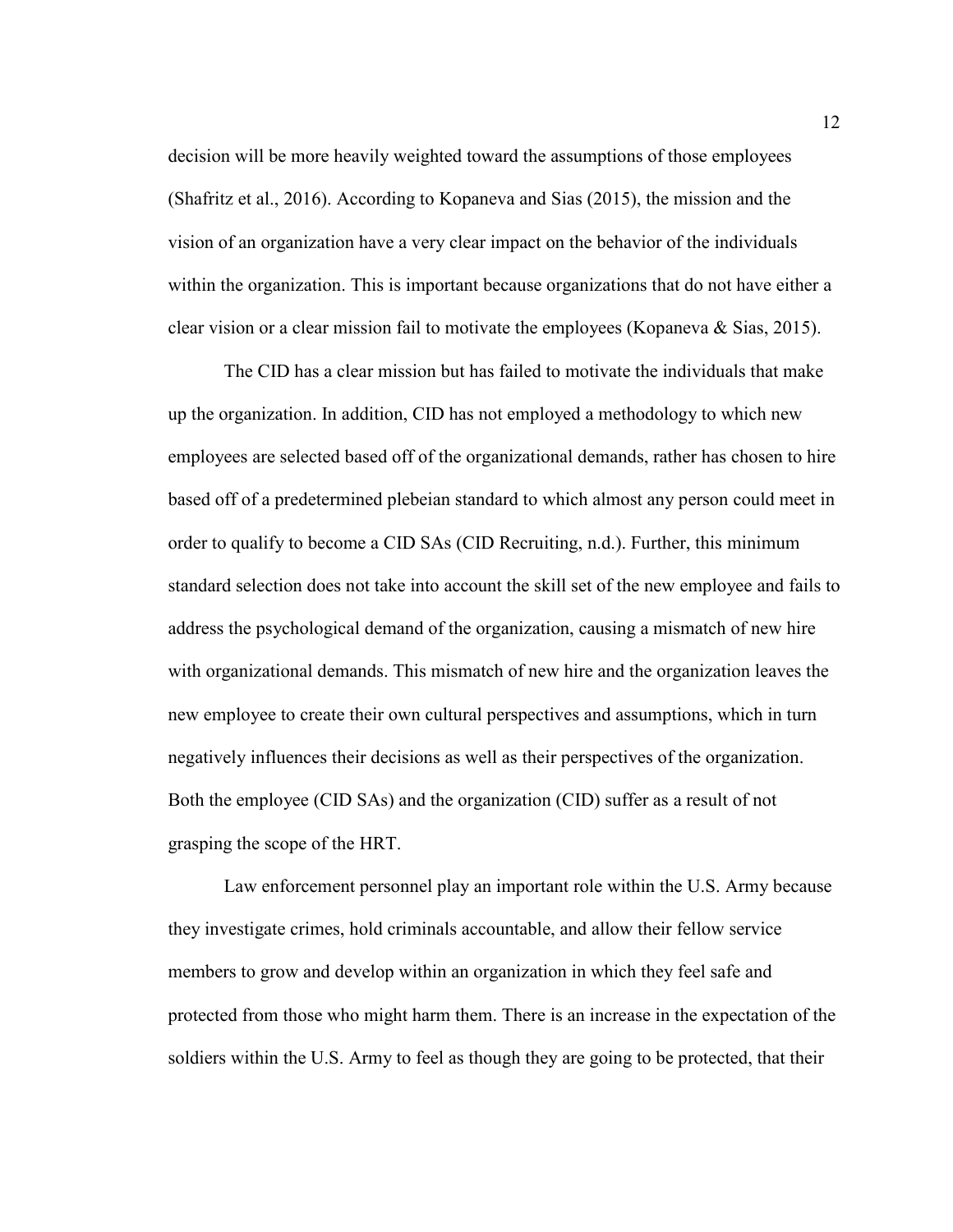decision will be more heavily weighted toward the assumptions of those employees (Shafritz et al., 2016). According to Kopaneva and Sias (2015), the mission and the vision of an organization have a very clear impact on the behavior of the individuals within the organization. This is important because organizations that do not have either a clear vision or a clear mission fail to motivate the employees (Kopaneva & Sias, 2015).

The CID has a clear mission but has failed to motivate the individuals that make up the organization. In addition, CID has not employed a methodology to which new employees are selected based off of the organizational demands, rather has chosen to hire based off of a predetermined plebeian standard to which almost any person could meet in order to qualify to become a CID SAs (CID Recruiting, n.d.). Further, this minimum standard selection does not take into account the skill set of the new employee and fails to address the psychological demand of the organization, causing a mismatch of new hire with organizational demands. This mismatch of new hire and the organization leaves the new employee to create their own cultural perspectives and assumptions, which in turn negatively influences their decisions as well as their perspectives of the organization. Both the employee (CID SAs) and the organization (CID) suffer as a result of not grasping the scope of the HRT.

Law enforcement personnel play an important role within the U.S. Army because they investigate crimes, hold criminals accountable, and allow their fellow service members to grow and develop within an organization in which they feel safe and protected from those who might harm them. There is an increase in the expectation of the soldiers within the U.S. Army to feel as though they are going to be protected, that their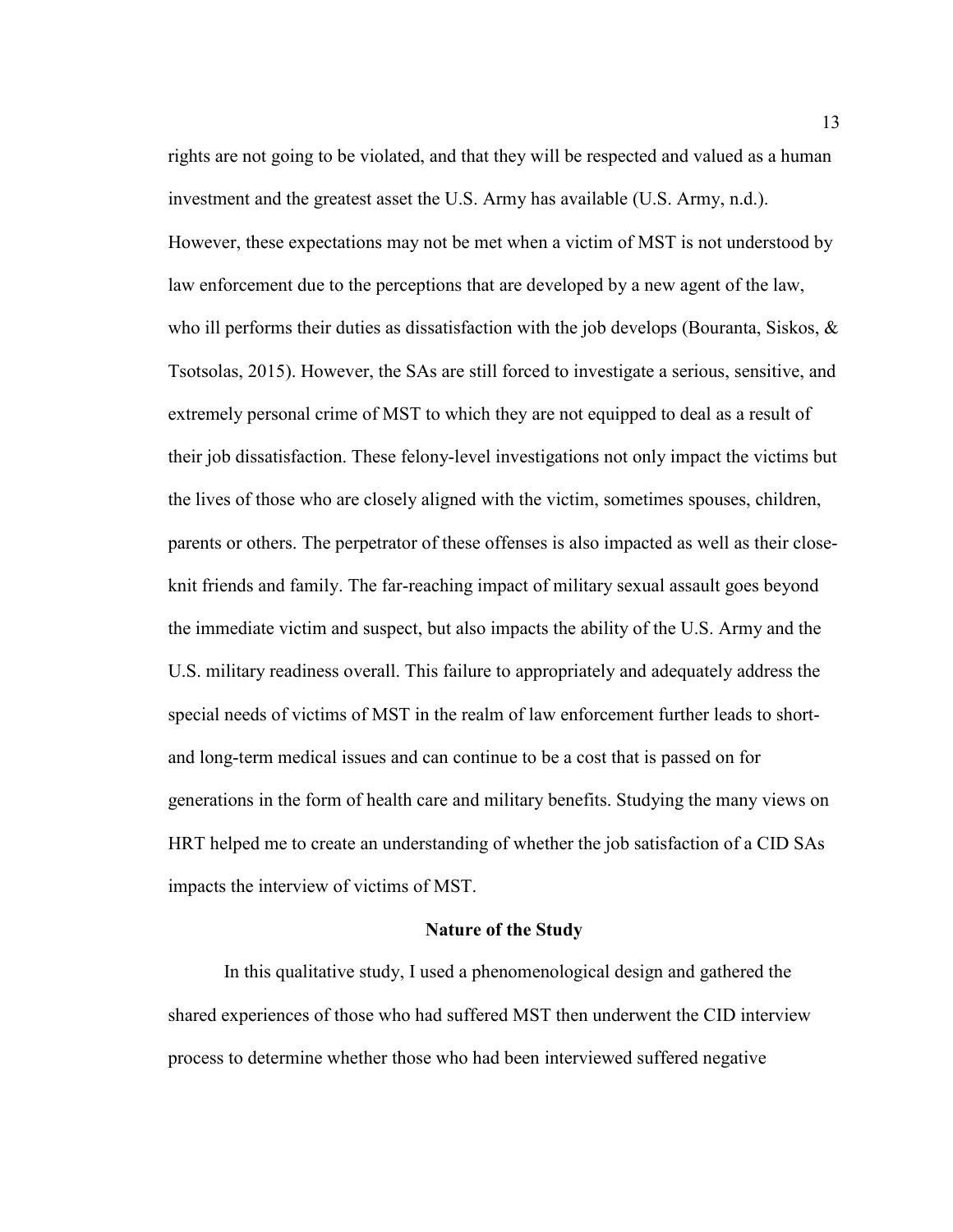rights are not going to be violated, and that they will be respected and valued as a human investment and the greatest asset the U.S. Army has available (U.S. Army, n.d.). However, these expectations may not be met when a victim of MST is not understood by law enforcement due to the perceptions that are developed by a new agent of the law, who ill performs their duties as dissatisfaction with the job develops (Bouranta, Siskos, & Tsotsolas, 2015). However, the SAs are still forced to investigate a serious, sensitive, and extremely personal crime of MST to which they are not equipped to deal as a result of their job dissatisfaction. These felony-level investigations not only impact the victims but the lives of those who are closely aligned with the victim, sometimes spouses, children, parents or others. The perpetrator of these offenses is also impacted as well as their close-knit friends and family. The far-reaching impact of military sexual assault goes beyond the immediate victim and suspect, but also impacts the ability of the U.S. Army and the U.S. military readiness overall. This failure to appropriately and adequately address the special needs of victims of MST in the realm of law enforcement further leads to short- and long-term medical issues and can continue to be a cost that is passed on for generations in the form of health care and military benefits. Studying the many views on HRT helped me to create an understanding of whether the job satisfaction of a CID SAs impacts the interview of victims of MST.

## Nature of the Study

In this qualitative study, I used a phenomenological design and gathered the shared experiences of those who had suffered MST then underwent the CID interview process to determine whether those who had been interviewed suffered negative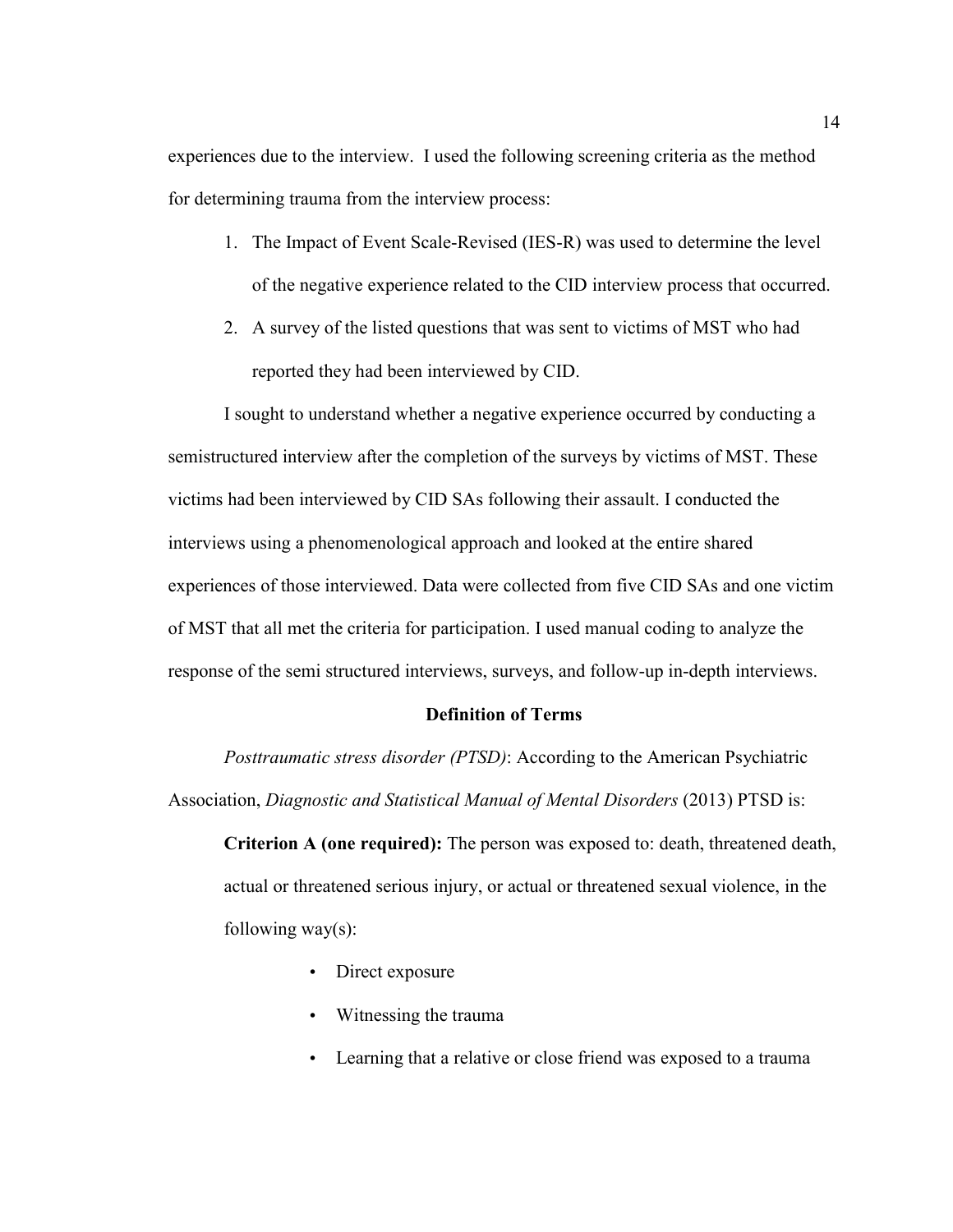experiences due to the interview. I used the following screening criteria as the method for determining trauma from the interview process:

1. The Impact of Event Scale-Revised (IES-R) was used to determine the level of the negative experience related to the CID interview process that occurred.
2. A survey of the listed questions that was sent to victims of MST who had reported they had been interviewed by CID.

I sought to understand whether a negative experience occurred by conducting a semistructured interview after the completion of the surveys by victims of MST. These victims had been interviewed by CID SAs following their assault. I conducted the interviews using a phenomenological approach and looked at the entire shared experiences of those interviewed. Data were collected from five CID SAs and one victim of MST that all met the criteria for participation. I used manual coding to analyze the response of the semi structured interviews, surveys, and follow-up in-depth interviews.

## Definition of Terms

*Posttraumatic stress disorder (PTSD)*: According to the American Psychiatric Association, *Diagnostic and Statistical Manual of Mental Disorders* (2013) PTSD is:

> **Criterion A (one required):** The person was exposed to: death, threatened death, actual or threatened serious injury, or actual or threatened sexual violence, in the following way(s):
>
> - Direct exposure
> - Witnessing the trauma
> - Learning that a relative or close friend was exposed to a trauma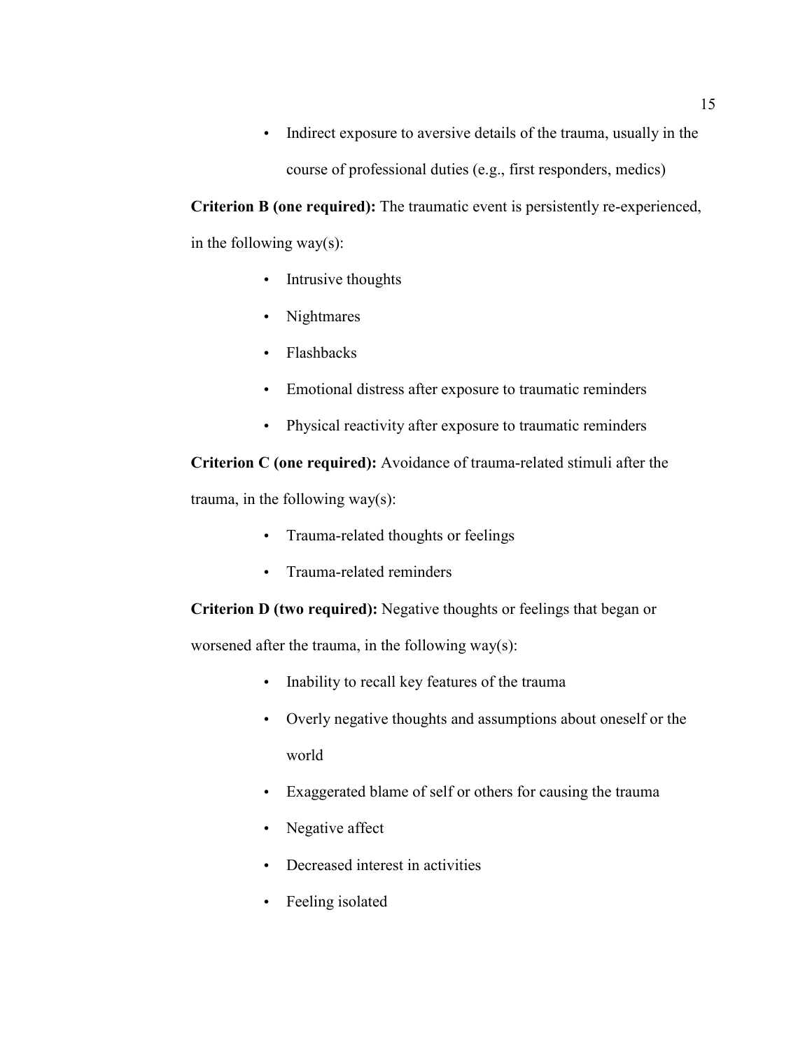- Indirect exposure to aversive details of the trauma, usually in the course of professional duties (e.g., first responders, medics)

**Criterion B (one required):** The traumatic event is persistently re-experienced, in the following way(s):

- Intrusive thoughts
- Nightmares
- Flashbacks
- Emotional distress after exposure to traumatic reminders
- Physical reactivity after exposure to traumatic reminders

**Criterion C (one required):** Avoidance of trauma-related stimuli after the trauma, in the following way(s):

- Trauma-related thoughts or feelings
- Trauma-related reminders

**Criterion D (two required):** Negative thoughts or feelings that began or worsened after the trauma, in the following way(s):

- Inability to recall key features of the trauma
- Overly negative thoughts and assumptions about oneself or the world
- Exaggerated blame of self or others for causing the trauma
- Negative affect
- Decreased interest in activities
- Feeling isolated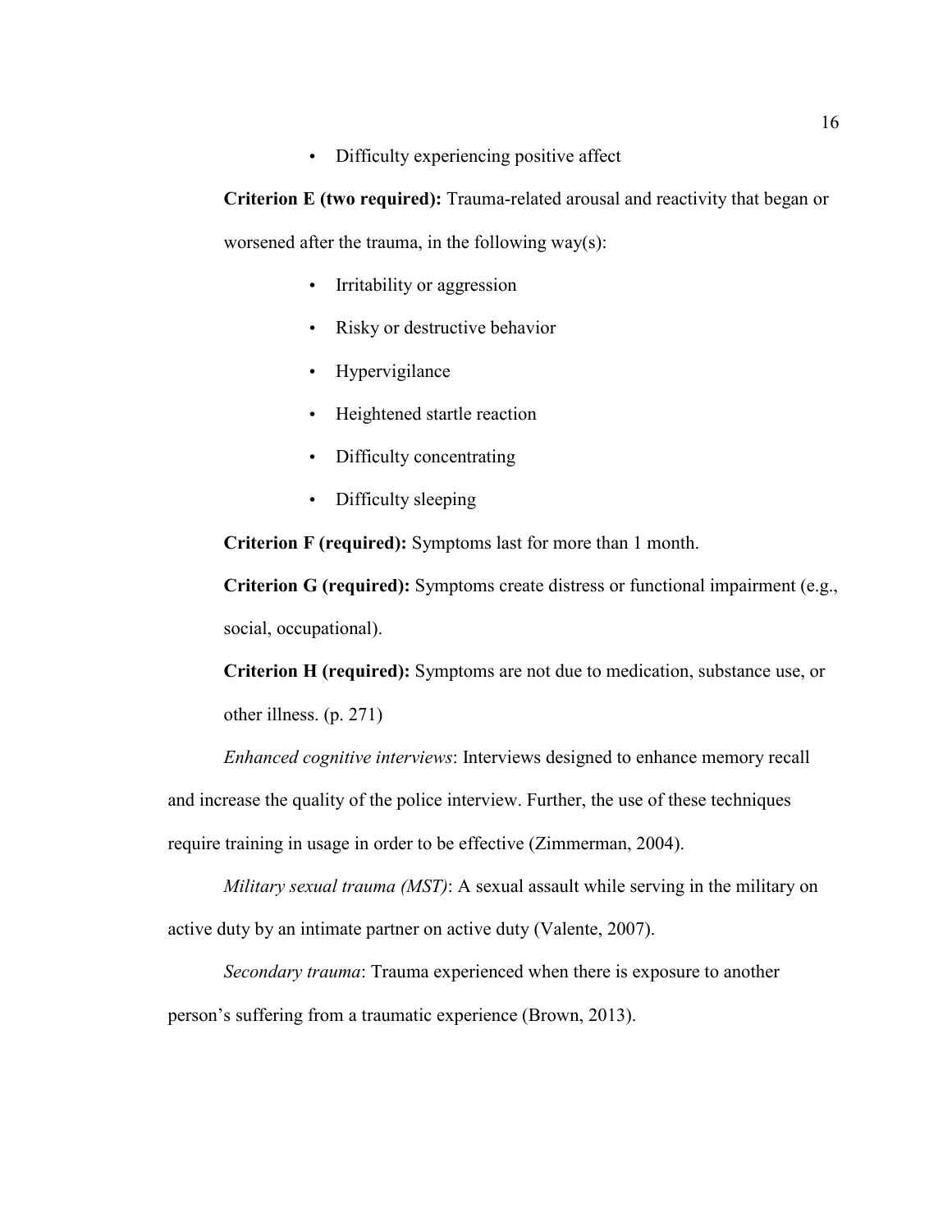- Difficulty experiencing positive affect

**Criterion E (two required):** Trauma-related arousal and reactivity that began or worsened after the trauma, in the following way(s):

- Irritability or aggression
- Risky or destructive behavior
- Hypervigilance
- Heightened startle reaction
- Difficulty concentrating
- Difficulty sleeping

**Criterion F (required):** Symptoms last for more than 1 month.

**Criterion G (required):** Symptoms create distress or functional impairment (e.g., social, occupational).

**Criterion H (required):** Symptoms are not due to medication, substance use, or other illness. (p. 271)

*Enhanced cognitive interviews*: Interviews designed to enhance memory recall and increase the quality of the police interview. Further, the use of these techniques require training in usage in order to be effective (Zimmerman, 2004).

*Military sexual trauma (MST)*: A sexual assault while serving in the military on active duty by an intimate partner on active duty (Valente, 2007).

*Secondary trauma*: Trauma experienced when there is exposure to another person's suffering from a traumatic experience (Brown, 2013).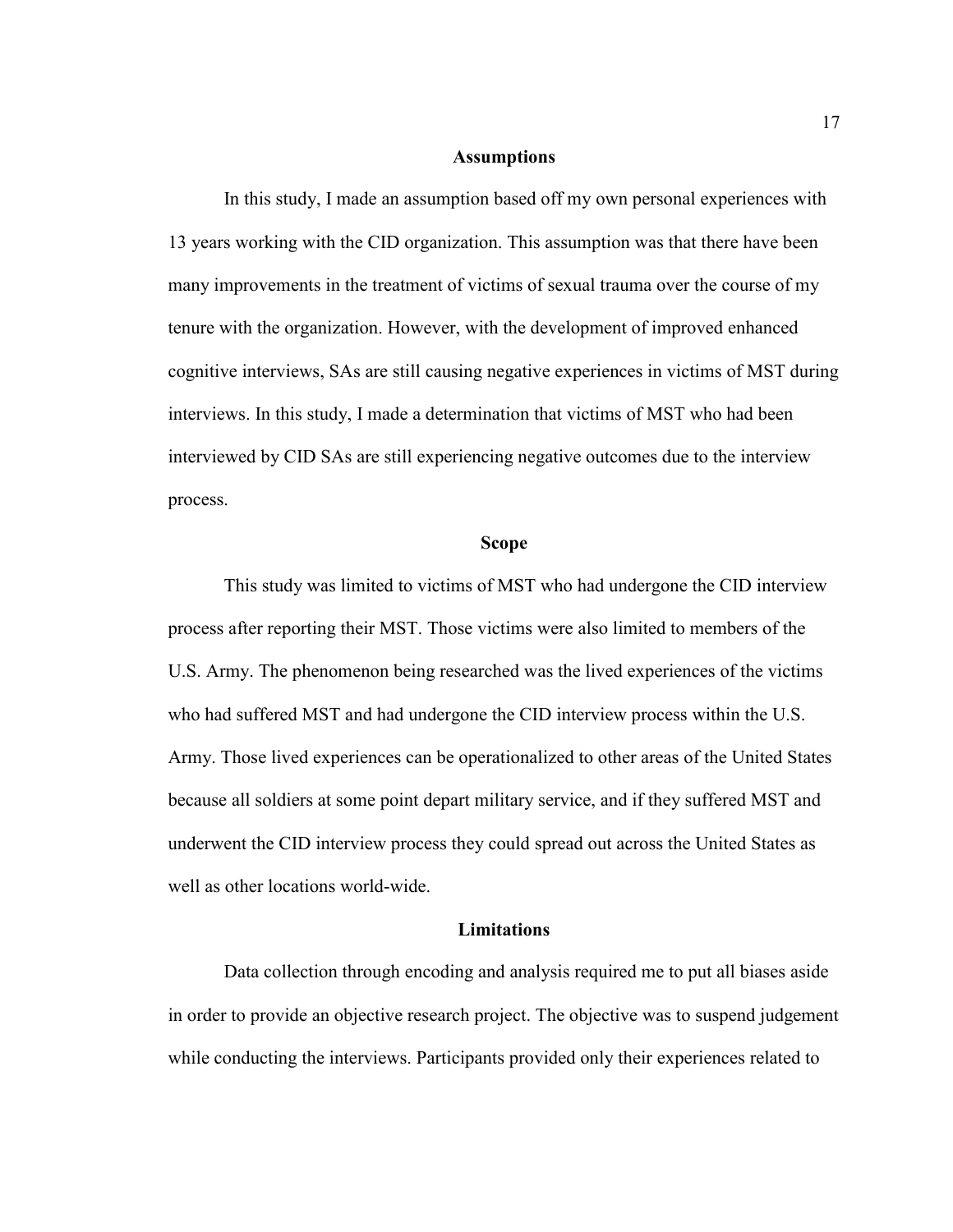## Assumptions

In this study, I made an assumption based off my own personal experiences with 13 years working with the CID organization. This assumption was that there have been many improvements in the treatment of victims of sexual trauma over the course of my tenure with the organization. However, with the development of improved enhanced cognitive interviews, SAs are still causing negative experiences in victims of MST during interviews. In this study, I made a determination that victims of MST who had been interviewed by CID SAs are still experiencing negative outcomes due to the interview process.

## Scope

This study was limited to victims of MST who had undergone the CID interview process after reporting their MST. Those victims were also limited to members of the U.S. Army. The phenomenon being researched was the lived experiences of the victims who had suffered MST and had undergone the CID interview process within the U.S. Army. Those lived experiences can be operationalized to other areas of the United States because all soldiers at some point depart military service, and if they suffered MST and underwent the CID interview process they could spread out across the United States as well as other locations world-wide.

## Limitations

Data collection through encoding and analysis required me to put all biases aside in order to provide an objective research project. The objective was to suspend judgement while conducting the interviews. Participants provided only their experiences related to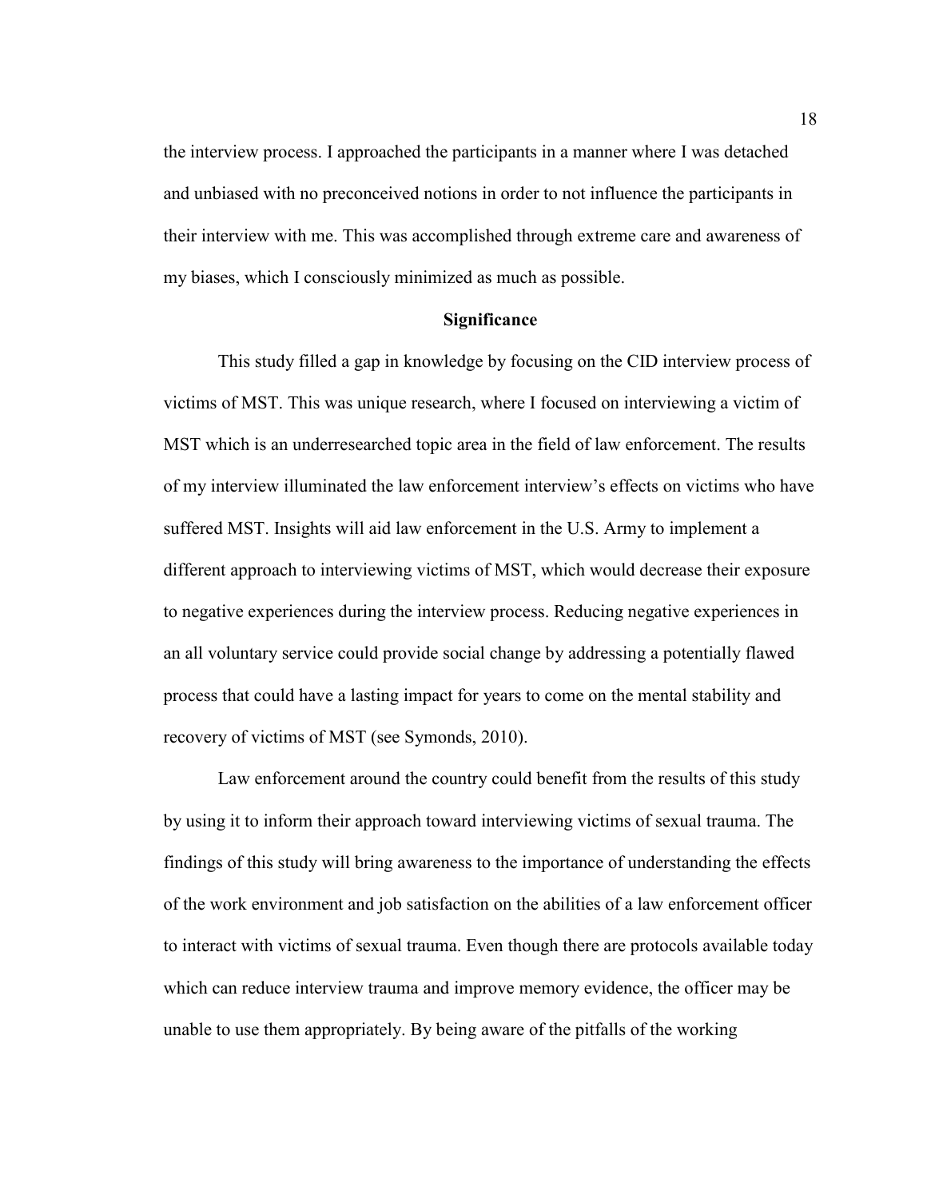the interview process. I approached the participants in a manner where I was detached and unbiased with no preconceived notions in order to not influence the participants in their interview with me. This was accomplished through extreme care and awareness of my biases, which I consciously minimized as much as possible.

## Significance

This study filled a gap in knowledge by focusing on the CID interview process of victims of MST. This was unique research, where I focused on interviewing a victim of MST which is an underresearched topic area in the field of law enforcement. The results of my interview illuminated the law enforcement interview's effects on victims who have suffered MST. Insights will aid law enforcement in the U.S. Army to implement a different approach to interviewing victims of MST, which would decrease their exposure to negative experiences during the interview process. Reducing negative experiences in an all voluntary service could provide social change by addressing a potentially flawed process that could have a lasting impact for years to come on the mental stability and recovery of victims of MST (see Symonds, 2010).

Law enforcement around the country could benefit from the results of this study by using it to inform their approach toward interviewing victims of sexual trauma. The findings of this study will bring awareness to the importance of understanding the effects of the work environment and job satisfaction on the abilities of a law enforcement officer to interact with victims of sexual trauma. Even though there are protocols available today which can reduce interview trauma and improve memory evidence, the officer may be unable to use them appropriately. By being aware of the pitfalls of the working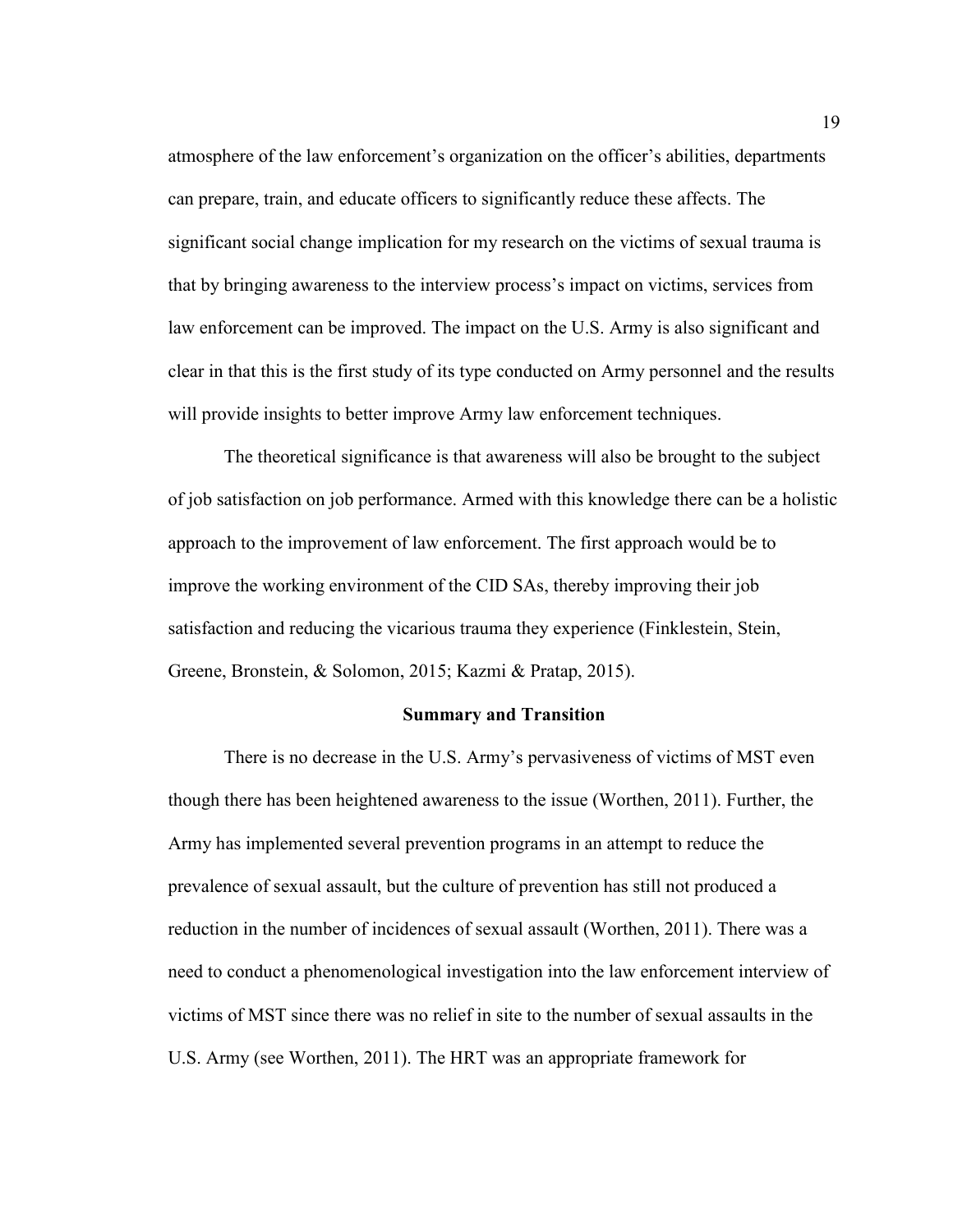atmosphere of the law enforcement's organization on the officer's abilities, departments can prepare, train, and educate officers to significantly reduce these affects. The significant social change implication for my research on the victims of sexual trauma is that by bringing awareness to the interview process's impact on victims, services from law enforcement can be improved. The impact on the U.S. Army is also significant and clear in that this is the first study of its type conducted on Army personnel and the results will provide insights to better improve Army law enforcement techniques.

The theoretical significance is that awareness will also be brought to the subject of job satisfaction on job performance. Armed with this knowledge there can be a holistic approach to the improvement of law enforcement. The first approach would be to improve the working environment of the CID SAs, thereby improving their job satisfaction and reducing the vicarious trauma they experience (Finklestein, Stein, Greene, Bronstein, & Solomon, 2015; Kazmi & Pratap, 2015).

## Summary and Transition

There is no decrease in the U.S. Army's pervasiveness of victims of MST even though there has been heightened awareness to the issue (Worthen, 2011). Further, the Army has implemented several prevention programs in an attempt to reduce the prevalence of sexual assault, but the culture of prevention has still not produced a reduction in the number of incidences of sexual assault (Worthen, 2011). There was a need to conduct a phenomenological investigation into the law enforcement interview of victims of MST since there was no relief in site to the number of sexual assaults in the U.S. Army (see Worthen, 2011). The HRT was an appropriate framework for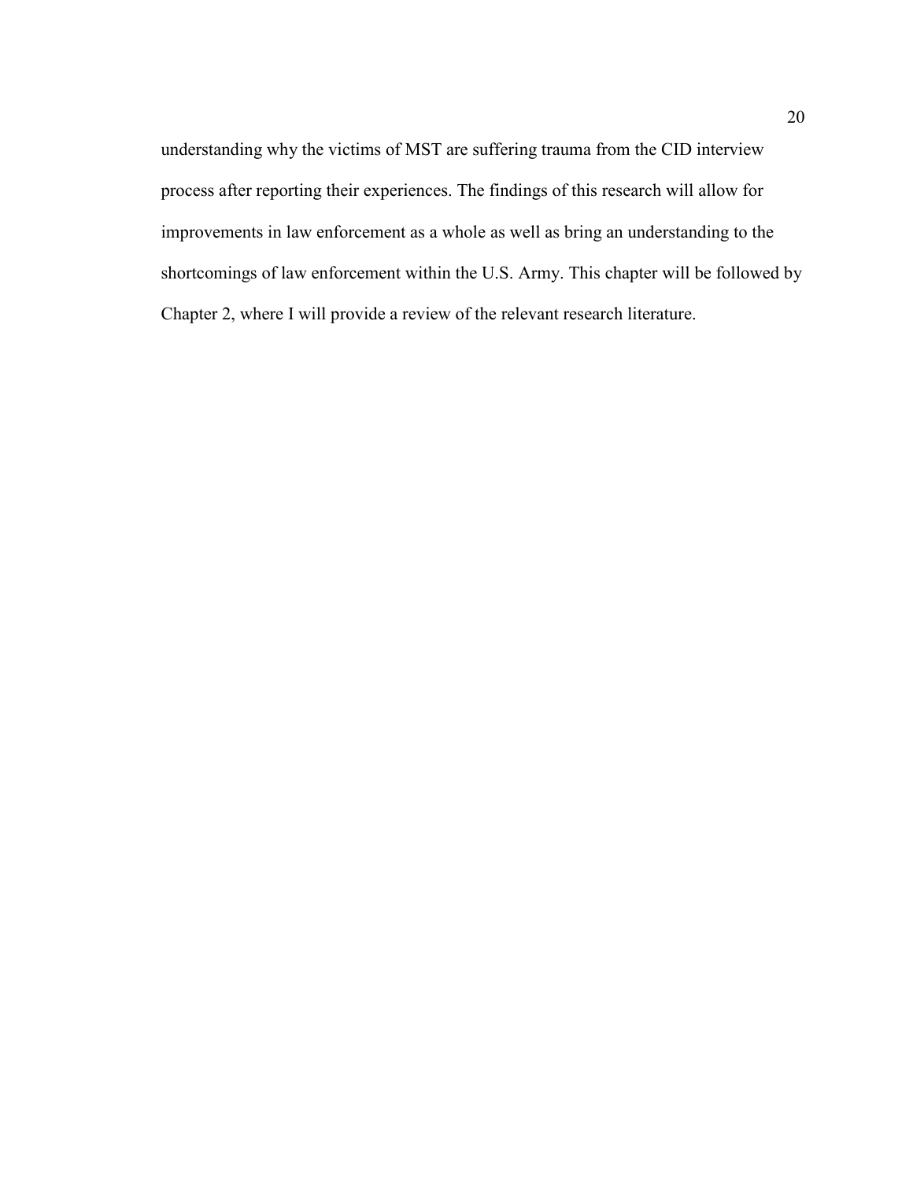understanding why the victims of MST are suffering trauma from the CID interview process after reporting their experiences. The findings of this research will allow for improvements in law enforcement as a whole as well as bring an understanding to the shortcomings of law enforcement within the U.S. Army. This chapter will be followed by Chapter 2, where I will provide a review of the relevant research literature.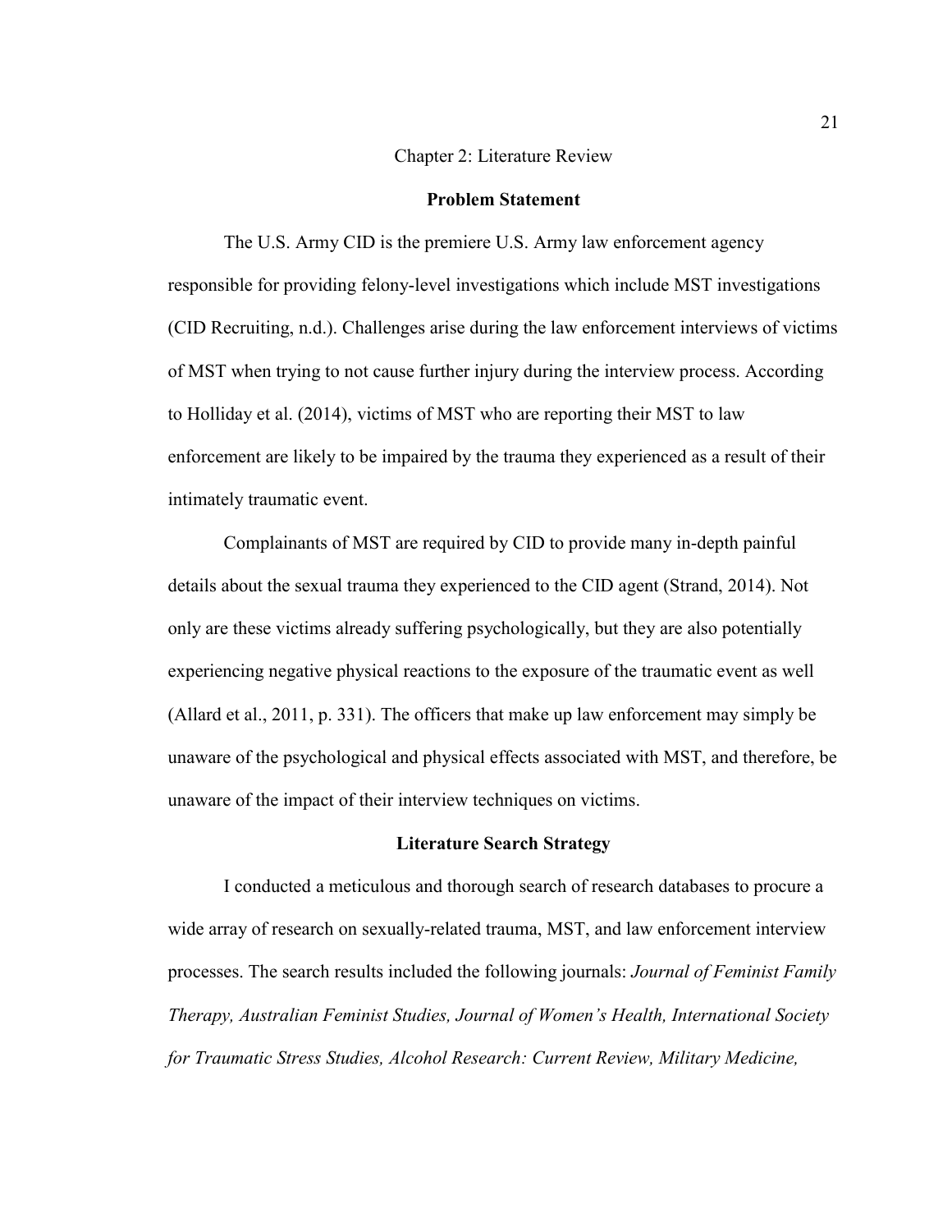# Chapter 2: Literature Review

## Problem Statement

The U.S. Army CID is the premiere U.S. Army law enforcement agency responsible for providing felony-level investigations which include MST investigations (CID Recruiting, n.d.). Challenges arise during the law enforcement interviews of victims of MST when trying to not cause further injury during the interview process. According to Holliday et al. (2014), victims of MST who are reporting their MST to law enforcement are likely to be impaired by the trauma they experienced as a result of their intimately traumatic event.

Complainants of MST are required by CID to provide many in-depth painful details about the sexual trauma they experienced to the CID agent (Strand, 2014). Not only are these victims already suffering psychologically, but they are also potentially experiencing negative physical reactions to the exposure of the traumatic event as well (Allard et al., 2011, p. 331). The officers that make up law enforcement may simply be unaware of the psychological and physical effects associated with MST, and therefore, be unaware of the impact of their interview techniques on victims.

## Literature Search Strategy

I conducted a meticulous and thorough search of research databases to procure a wide array of research on sexually-related trauma, MST, and law enforcement interview processes. The search results included the following journals: *Journal of Feminist Family Therapy, Australian Feminist Studies, Journal of Women's Health, International Society for Traumatic Stress Studies, Alcohol Research: Current Review, Military Medicine,*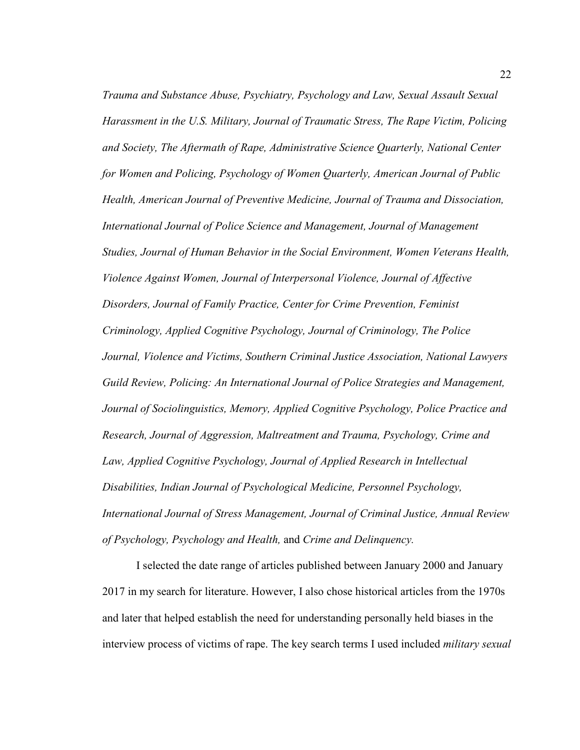*Trauma and Substance Abuse, Psychiatry, Psychology and Law, Sexual Assault Sexual Harassment in the U.S. Military, Journal of Traumatic Stress, The Rape Victim, Policing and Society, The Aftermath of Rape, Administrative Science Quarterly, National Center for Women and Policing, Psychology of Women Quarterly, American Journal of Public Health, American Journal of Preventive Medicine, Journal of Trauma and Dissociation, International Journal of Police Science and Management, Journal of Management Studies, Journal of Human Behavior in the Social Environment, Women Veterans Health, Violence Against Women, Journal of Interpersonal Violence, Journal of Affective Disorders, Journal of Family Practice, Center for Crime Prevention, Feminist Criminology, Applied Cognitive Psychology, Journal of Criminology, The Police Journal, Violence and Victims, Southern Criminal Justice Association, National Lawyers Guild Review, Policing: An International Journal of Police Strategies and Management, Journal of Sociolinguistics, Memory, Applied Cognitive Psychology, Police Practice and Research, Journal of Aggression, Maltreatment and Trauma, Psychology, Crime and Law, Applied Cognitive Psychology, Journal of Applied Research in Intellectual Disabilities, Indian Journal of Psychological Medicine, Personnel Psychology, International Journal of Stress Management, Journal of Criminal Justice, Annual Review of Psychology, Psychology and Health,* and *Crime and Delinquency.*

I selected the date range of articles published between January 2000 and January 2017 in my search for literature. However, I also chose historical articles from the 1970s and later that helped establish the need for understanding personally held biases in the interview process of victims of rape. The key search terms I used included *military sexual*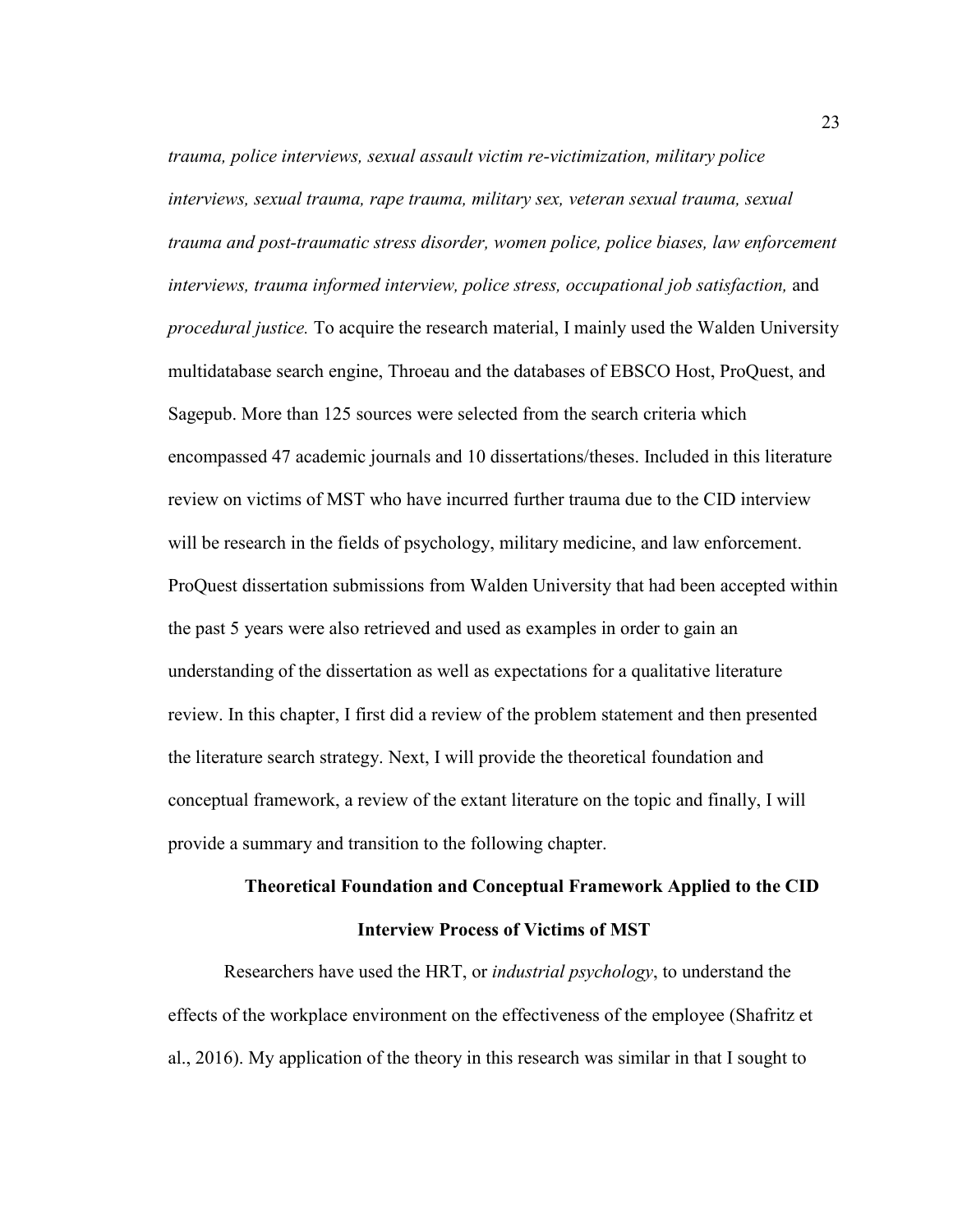*trauma, police interviews, sexual assault victim re-victimization, military police interviews, sexual trauma, rape trauma, military sex, veteran sexual trauma, sexual trauma and post-traumatic stress disorder, women police, police biases, law enforcement interviews, trauma informed interview, police stress, occupational job satisfaction,* and *procedural justice.* To acquire the research material, I mainly used the Walden University multidatabase search engine, Throeau and the databases of EBSCO Host, ProQuest, and Sagepub. More than 125 sources were selected from the search criteria which encompassed 47 academic journals and 10 dissertations/theses. Included in this literature review on victims of MST who have incurred further trauma due to the CID interview will be research in the fields of psychology, military medicine, and law enforcement. ProQuest dissertation submissions from Walden University that had been accepted within the past 5 years were also retrieved and used as examples in order to gain an understanding of the dissertation as well as expectations for a qualitative literature review. In this chapter, I first did a review of the problem statement and then presented the literature search strategy. Next, I will provide the theoretical foundation and conceptual framework, a review of the extant literature on the topic and finally, I will provide a summary and transition to the following chapter.

## Theoretical Foundation and Conceptual Framework Applied to the CID Interview Process of Victims of MST

Researchers have used the HRT, or *industrial psychology*, to understand the effects of the workplace environment on the effectiveness of the employee (Shafritz et al., 2016). My application of the theory in this research was similar in that I sought to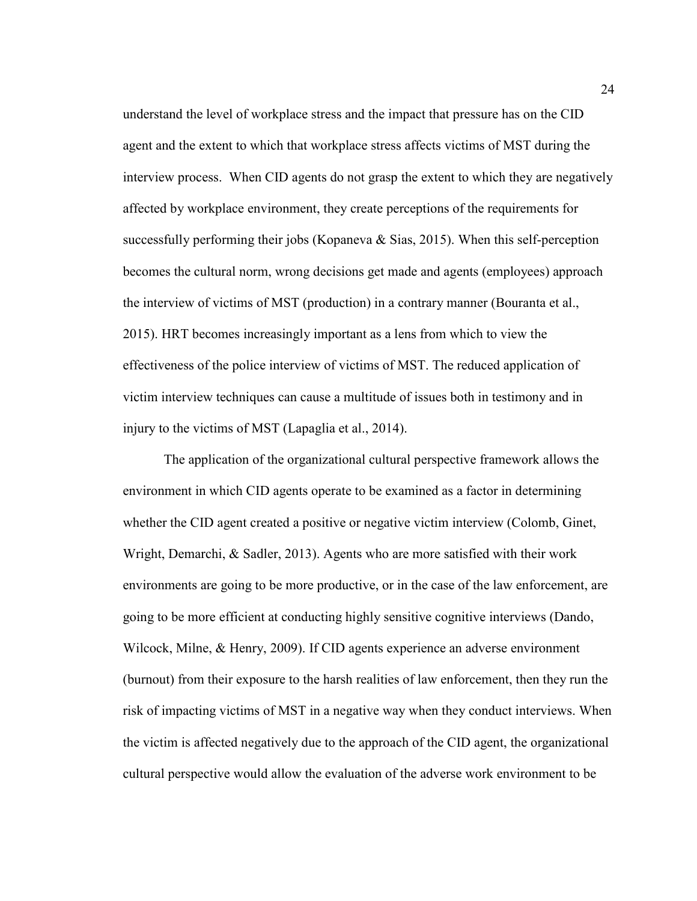understand the level of workplace stress and the impact that pressure has on the CID agent and the extent to which that workplace stress affects victims of MST during the interview process. When CID agents do not grasp the extent to which they are negatively affected by workplace environment, they create perceptions of the requirements for successfully performing their jobs (Kopaneva & Sias, 2015). When this self-perception becomes the cultural norm, wrong decisions get made and agents (employees) approach the interview of victims of MST (production) in a contrary manner (Bouranta et al., 2015). HRT becomes increasingly important as a lens from which to view the effectiveness of the police interview of victims of MST. The reduced application of victim interview techniques can cause a multitude of issues both in testimony and in injury to the victims of MST (Lapaglia et al., 2014).

The application of the organizational cultural perspective framework allows the environment in which CID agents operate to be examined as a factor in determining whether the CID agent created a positive or negative victim interview (Colomb, Ginet, Wright, Demarchi, & Sadler, 2013). Agents who are more satisfied with their work environments are going to be more productive, or in the case of the law enforcement, are going to be more efficient at conducting highly sensitive cognitive interviews (Dando, Wilcock, Milne, & Henry, 2009). If CID agents experience an adverse environment (burnout) from their exposure to the harsh realities of law enforcement, then they run the risk of impacting victims of MST in a negative way when they conduct interviews. When the victim is affected negatively due to the approach of the CID agent, the organizational cultural perspective would allow the evaluation of the adverse work environment to be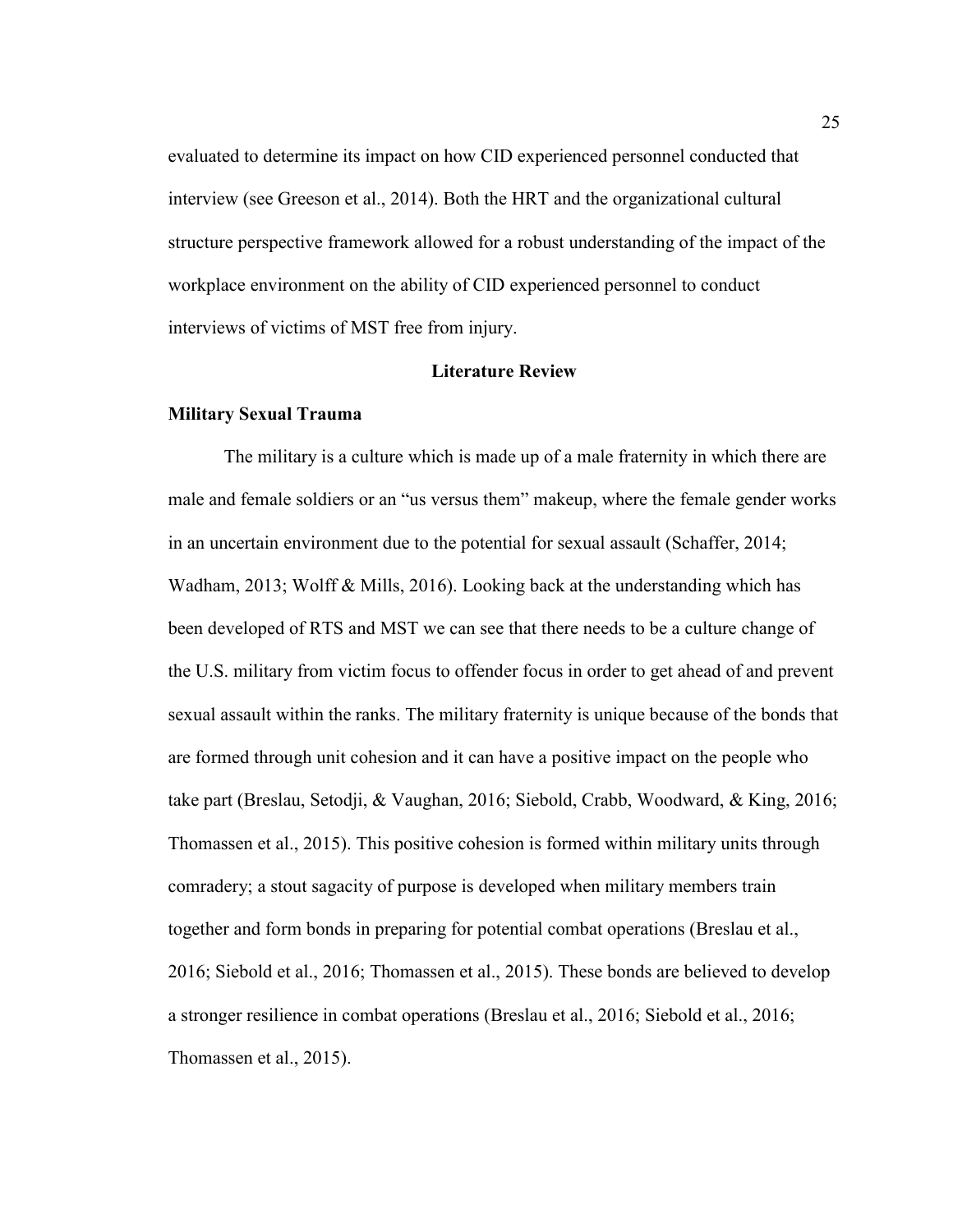evaluated to determine its impact on how CID experienced personnel conducted that interview (see Greeson et al., 2014). Both the HRT and the organizational cultural structure perspective framework allowed for a robust understanding of the impact of the workplace environment on the ability of CID experienced personnel to conduct interviews of victims of MST free from injury.

## Literature Review

### Military Sexual Trauma

The military is a culture which is made up of a male fraternity in which there are male and female soldiers or an "us versus them" makeup, where the female gender works in an uncertain environment due to the potential for sexual assault (Schaffer, 2014; Wadham, 2013; Wolff & Mills, 2016). Looking back at the understanding which has been developed of RTS and MST we can see that there needs to be a culture change of the U.S. military from victim focus to offender focus in order to get ahead of and prevent sexual assault within the ranks. The military fraternity is unique because of the bonds that are formed through unit cohesion and it can have a positive impact on the people who take part (Breslau, Setodji, & Vaughan, 2016; Siebold, Crabb, Woodward, & King, 2016; Thomassen et al., 2015). This positive cohesion is formed within military units through comradery; a stout sagacity of purpose is developed when military members train together and form bonds in preparing for potential combat operations (Breslau et al., 2016; Siebold et al., 2016; Thomassen et al., 2015). These bonds are believed to develop a stronger resilience in combat operations (Breslau et al., 2016; Siebold et al., 2016; Thomassen et al., 2015).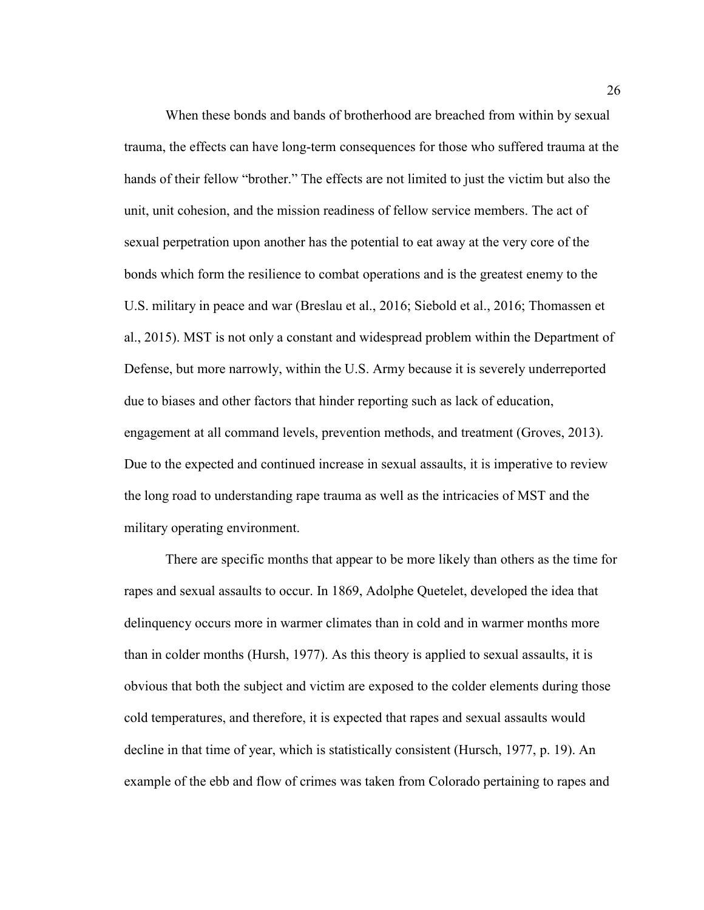When these bonds and bands of brotherhood are breached from within by sexual trauma, the effects can have long-term consequences for those who suffered trauma at the hands of their fellow "brother." The effects are not limited to just the victim but also the unit, unit cohesion, and the mission readiness of fellow service members. The act of sexual perpetration upon another has the potential to eat away at the very core of the bonds which form the resilience to combat operations and is the greatest enemy to the U.S. military in peace and war (Breslau et al., 2016; Siebold et al., 2016; Thomassen et al., 2015). MST is not only a constant and widespread problem within the Department of Defense, but more narrowly, within the U.S. Army because it is severely underreported due to biases and other factors that hinder reporting such as lack of education, engagement at all command levels, prevention methods, and treatment (Groves, 2013). Due to the expected and continued increase in sexual assaults, it is imperative to review the long road to understanding rape trauma as well as the intricacies of MST and the military operating environment.

There are specific months that appear to be more likely than others as the time for rapes and sexual assaults to occur. In 1869, Adolphe Quetelet, developed the idea that delinquency occurs more in warmer climates than in cold and in warmer months more than in colder months (Hursh, 1977). As this theory is applied to sexual assaults, it is obvious that both the subject and victim are exposed to the colder elements during those cold temperatures, and therefore, it is expected that rapes and sexual assaults would decline in that time of year, which is statistically consistent (Hursch, 1977, p. 19). An example of the ebb and flow of crimes was taken from Colorado pertaining to rapes and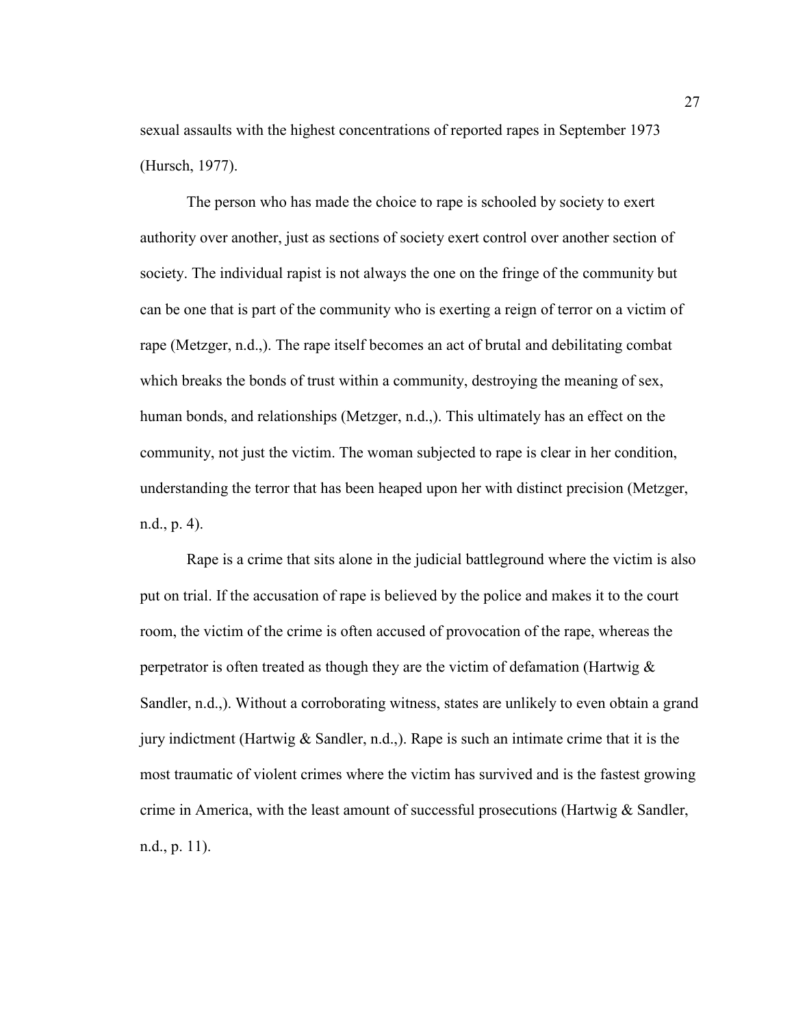sexual assaults with the highest concentrations of reported rapes in September 1973 (Hursch, 1977).

The person who has made the choice to rape is schooled by society to exert authority over another, just as sections of society exert control over another section of society. The individual rapist is not always the one on the fringe of the community but can be one that is part of the community who is exerting a reign of terror on a victim of rape (Metzger, n.d.,). The rape itself becomes an act of brutal and debilitating combat which breaks the bonds of trust within a community, destroying the meaning of sex, human bonds, and relationships (Metzger, n.d.,). This ultimately has an effect on the community, not just the victim. The woman subjected to rape is clear in her condition, understanding the terror that has been heaped upon her with distinct precision (Metzger, n.d., p. 4).

Rape is a crime that sits alone in the judicial battleground where the victim is also put on trial. If the accusation of rape is believed by the police and makes it to the court room, the victim of the crime is often accused of provocation of the rape, whereas the perpetrator is often treated as though they are the victim of defamation (Hartwig & Sandler, n.d.,). Without a corroborating witness, states are unlikely to even obtain a grand jury indictment (Hartwig & Sandler, n.d.,). Rape is such an intimate crime that it is the most traumatic of violent crimes where the victim has survived and is the fastest growing crime in America, with the least amount of successful prosecutions (Hartwig & Sandler, n.d., p. 11).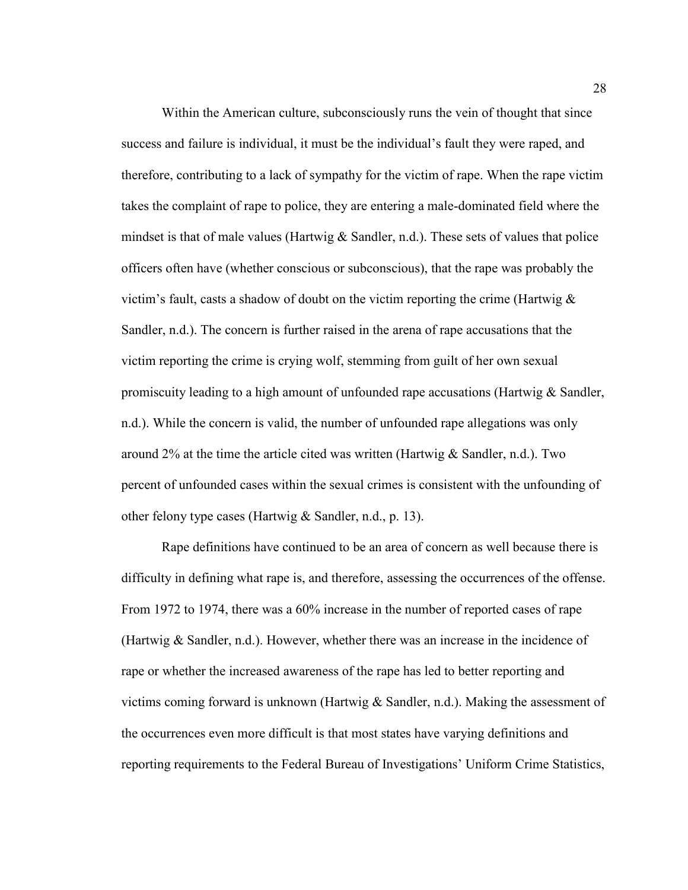Within the American culture, subconsciously runs the vein of thought that since success and failure is individual, it must be the individual's fault they were raped, and therefore, contributing to a lack of sympathy for the victim of rape. When the rape victim takes the complaint of rape to police, they are entering a male-dominated field where the mindset is that of male values (Hartwig & Sandler, n.d.). These sets of values that police officers often have (whether conscious or subconscious), that the rape was probably the victim's fault, casts a shadow of doubt on the victim reporting the crime (Hartwig & Sandler, n.d.). The concern is further raised in the arena of rape accusations that the victim reporting the crime is crying wolf, stemming from guilt of her own sexual promiscuity leading to a high amount of unfounded rape accusations (Hartwig & Sandler, n.d.). While the concern is valid, the number of unfounded rape allegations was only around 2% at the time the article cited was written (Hartwig & Sandler, n.d.). Two percent of unfounded cases within the sexual crimes is consistent with the unfounding of other felony type cases (Hartwig & Sandler, n.d., p. 13).

Rape definitions have continued to be an area of concern as well because there is difficulty in defining what rape is, and therefore, assessing the occurrences of the offense. From 1972 to 1974, there was a 60% increase in the number of reported cases of rape (Hartwig & Sandler, n.d.). However, whether there was an increase in the incidence of rape or whether the increased awareness of the rape has led to better reporting and victims coming forward is unknown (Hartwig & Sandler, n.d.). Making the assessment of the occurrences even more difficult is that most states have varying definitions and reporting requirements to the Federal Bureau of Investigations' Uniform Crime Statistics,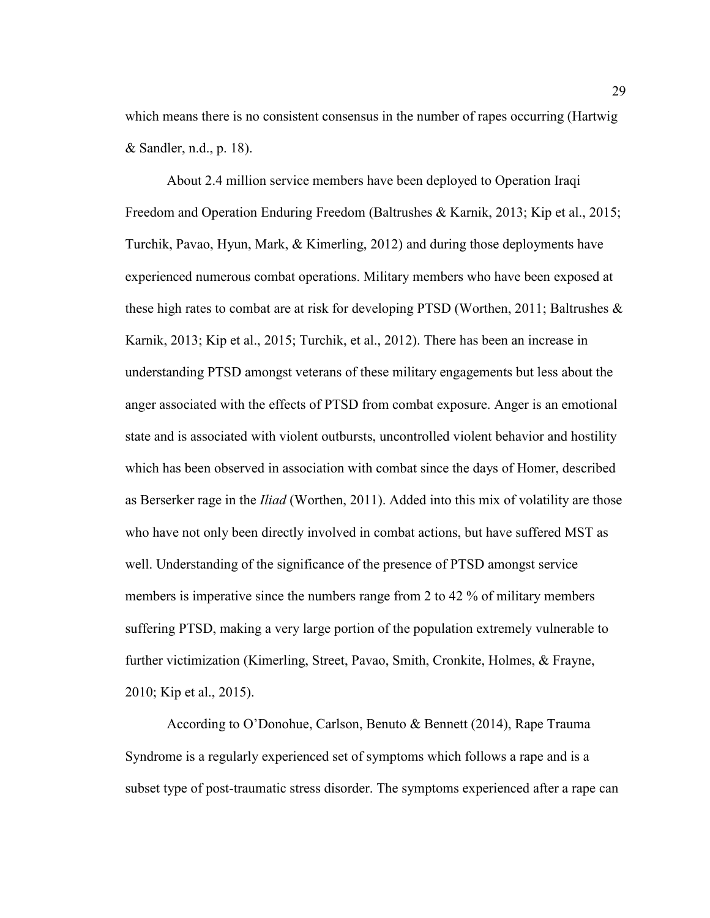which means there is no consistent consensus in the number of rapes occurring (Hartwig & Sandler, n.d., p. 18).

About 2.4 million service members have been deployed to Operation Iraqi Freedom and Operation Enduring Freedom (Baltrushes & Karnik, 2013; Kip et al., 2015; Turchik, Pavao, Hyun, Mark, & Kimerling, 2012) and during those deployments have experienced numerous combat operations. Military members who have been exposed at these high rates to combat are at risk for developing PTSD (Worthen, 2011; Baltrushes & Karnik, 2013; Kip et al., 2015; Turchik, et al., 2012). There has been an increase in understanding PTSD amongst veterans of these military engagements but less about the anger associated with the effects of PTSD from combat exposure. Anger is an emotional state and is associated with violent outbursts, uncontrolled violent behavior and hostility which has been observed in association with combat since the days of Homer, described as Berserker rage in the *Iliad* (Worthen, 2011). Added into this mix of volatility are those who have not only been directly involved in combat actions, but have suffered MST as well. Understanding of the significance of the presence of PTSD amongst service members is imperative since the numbers range from 2 to 42 % of military members suffering PTSD, making a very large portion of the population extremely vulnerable to further victimization (Kimerling, Street, Pavao, Smith, Cronkite, Holmes, & Frayne, 2010; Kip et al., 2015).

According to O'Donohue, Carlson, Benuto & Bennett (2014), Rape Trauma Syndrome is a regularly experienced set of symptoms which follows a rape and is a subset type of post-traumatic stress disorder. The symptoms experienced after a rape can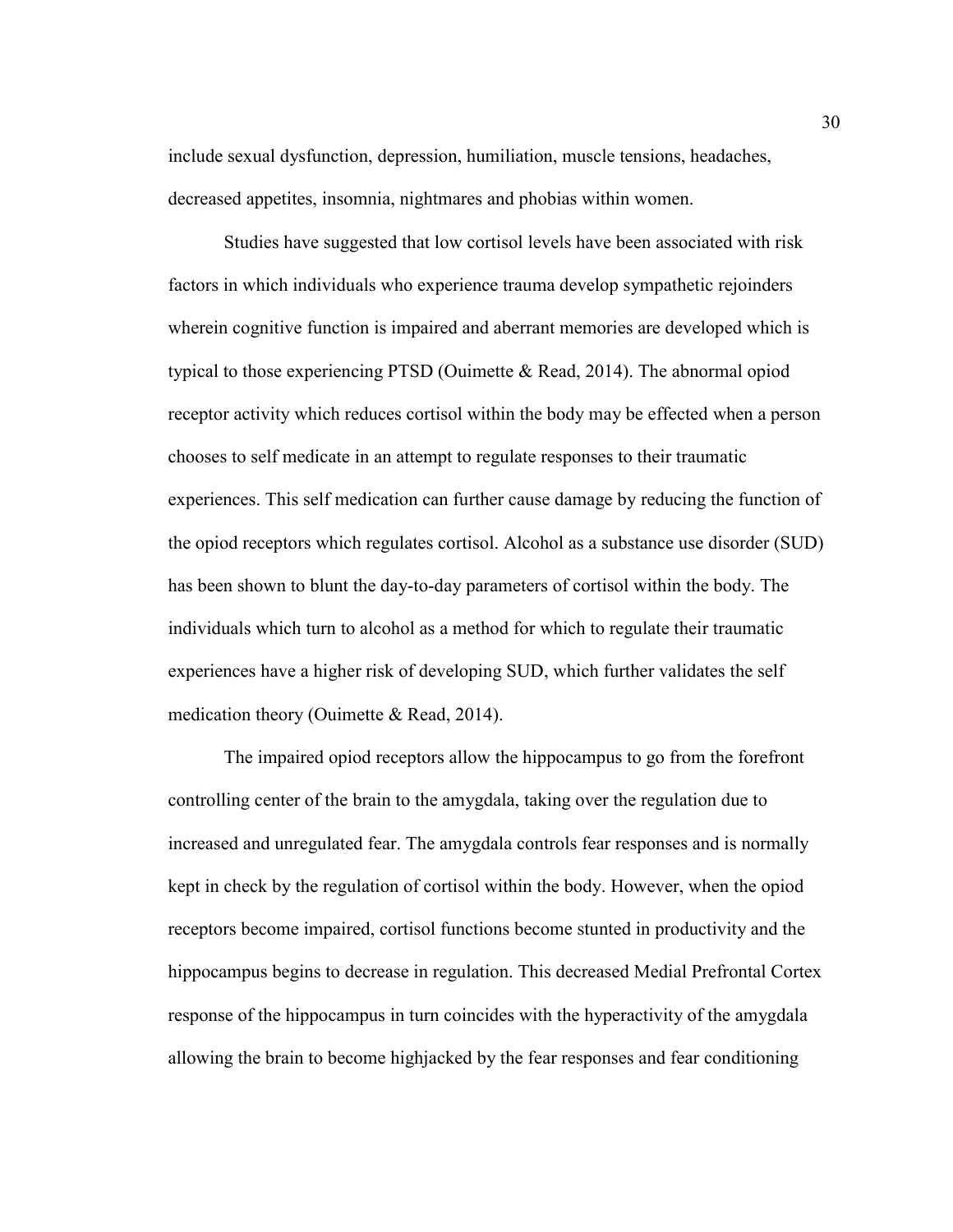include sexual dysfunction, depression, humiliation, muscle tensions, headaches, decreased appetites, insomnia, nightmares and phobias within women.

Studies have suggested that low cortisol levels have been associated with risk factors in which individuals who experience trauma develop sympathetic rejoinders wherein cognitive function is impaired and aberrant memories are developed which is typical to those experiencing PTSD (Ouimette & Read, 2014). The abnormal opiod receptor activity which reduces cortisol within the body may be effected when a person chooses to self medicate in an attempt to regulate responses to their traumatic experiences. This self medication can further cause damage by reducing the function of the opiod receptors which regulates cortisol. Alcohol as a substance use disorder (SUD) has been shown to blunt the day-to-day parameters of cortisol within the body. The individuals which turn to alcohol as a method for which to regulate their traumatic experiences have a higher risk of developing SUD, which further validates the self medication theory (Ouimette & Read, 2014).

The impaired opiod receptors allow the hippocampus to go from the forefront controlling center of the brain to the amygdala, taking over the regulation due to increased and unregulated fear. The amygdala controls fear responses and is normally kept in check by the regulation of cortisol within the body. However, when the opiod receptors become impaired, cortisol functions become stunted in productivity and the hippocampus begins to decrease in regulation. This decreased Medial Prefrontal Cortex response of the hippocampus in turn coincides with the hyperactivity of the amygdala allowing the brain to become highjacked by the fear responses and fear conditioning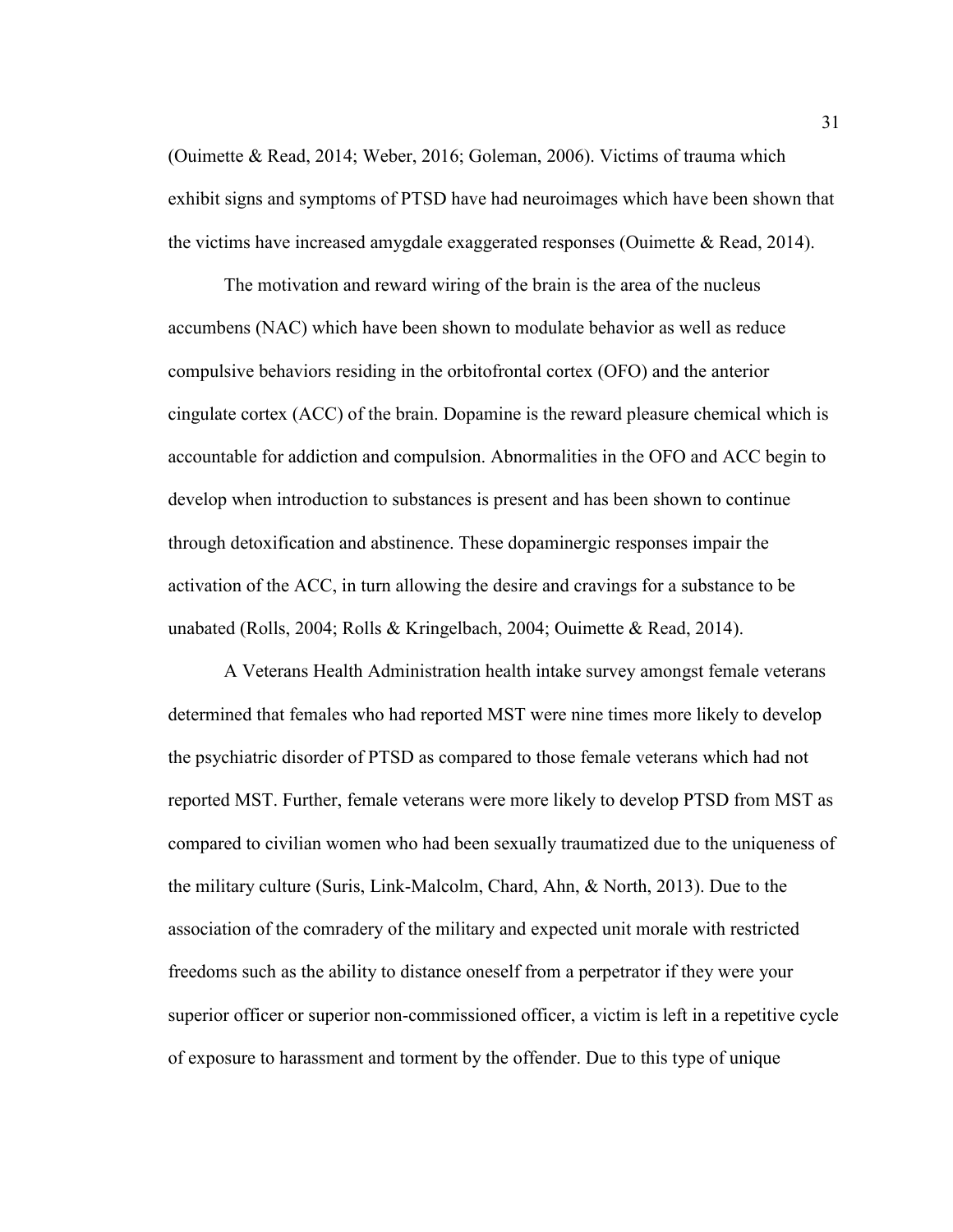(Ouimette & Read, 2014; Weber, 2016; Goleman, 2006). Victims of trauma which exhibit signs and symptoms of PTSD have had neuroimages which have been shown that the victims have increased amygdale exaggerated responses (Ouimette & Read, 2014).

The motivation and reward wiring of the brain is the area of the nucleus accumbens (NAC) which have been shown to modulate behavior as well as reduce compulsive behaviors residing in the orbitofrontal cortex (OFO) and the anterior cingulate cortex (ACC) of the brain. Dopamine is the reward pleasure chemical which is accountable for addiction and compulsion. Abnormalities in the OFO and ACC begin to develop when introduction to substances is present and has been shown to continue through detoxification and abstinence. These dopaminergic responses impair the activation of the ACC, in turn allowing the desire and cravings for a substance to be unabated (Rolls, 2004; Rolls & Kringelbach, 2004; Ouimette & Read, 2014).

A Veterans Health Administration health intake survey amongst female veterans determined that females who had reported MST were nine times more likely to develop the psychiatric disorder of PTSD as compared to those female veterans which had not reported MST. Further, female veterans were more likely to develop PTSD from MST as compared to civilian women who had been sexually traumatized due to the uniqueness of the military culture (Suris, Link-Malcolm, Chard, Ahn, & North, 2013). Due to the association of the comradery of the military and expected unit morale with restricted freedoms such as the ability to distance oneself from a perpetrator if they were your superior officer or superior non-commissioned officer, a victim is left in a repetitive cycle of exposure to harassment and torment by the offender. Due to this type of unique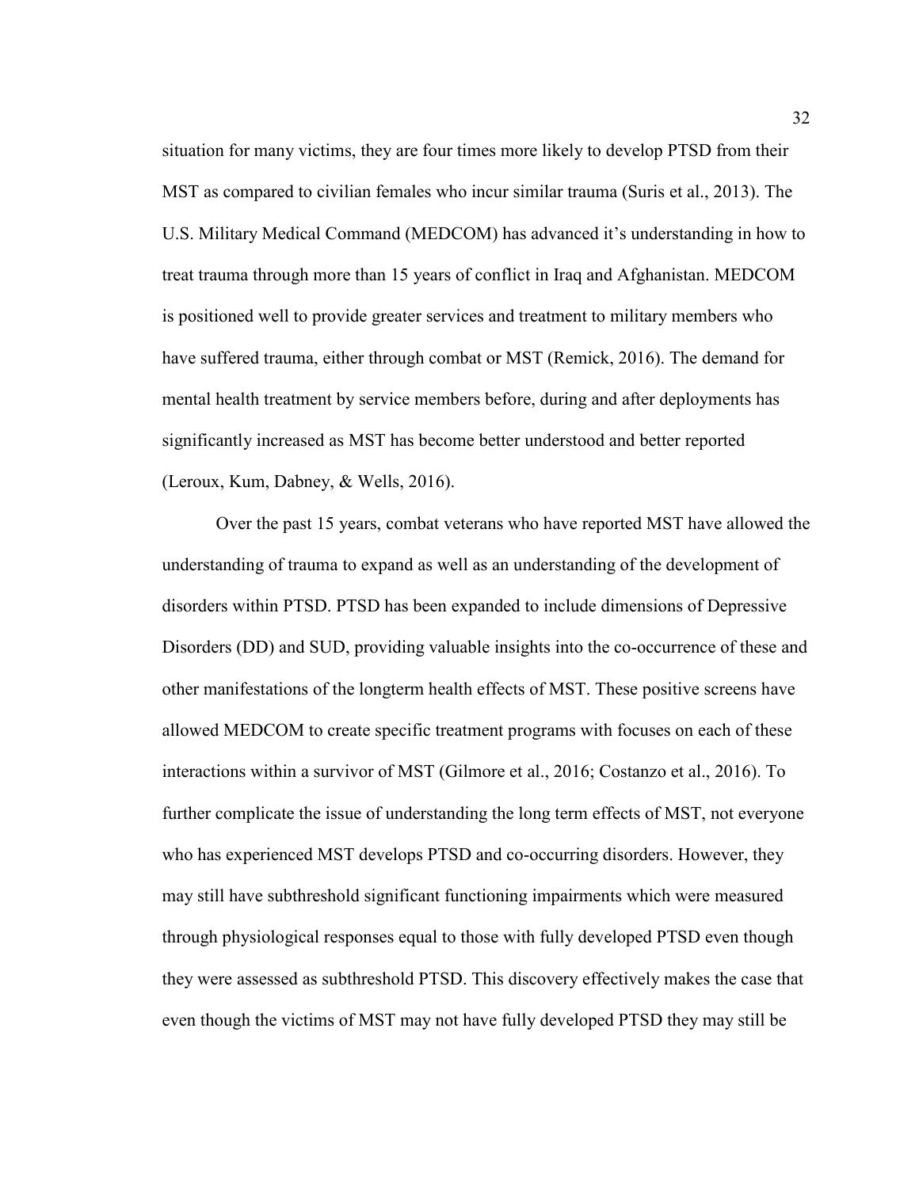situation for many victims, they are four times more likely to develop PTSD from their MST as compared to civilian females who incur similar trauma (Suris et al., 2013). The U.S. Military Medical Command (MEDCOM) has advanced it's understanding in how to treat trauma through more than 15 years of conflict in Iraq and Afghanistan. MEDCOM is positioned well to provide greater services and treatment to military members who have suffered trauma, either through combat or MST (Remick, 2016). The demand for mental health treatment by service members before, during and after deployments has significantly increased as MST has become better understood and better reported (Leroux, Kum, Dabney, & Wells, 2016).

Over the past 15 years, combat veterans who have reported MST have allowed the understanding of trauma to expand as well as an understanding of the development of disorders within PTSD. PTSD has been expanded to include dimensions of Depressive Disorders (DD) and SUD, providing valuable insights into the co-occurrence of these and other manifestations of the longterm health effects of MST. These positive screens have allowed MEDCOM to create specific treatment programs with focuses on each of these interactions within a survivor of MST (Gilmore et al., 2016; Costanzo et al., 2016). To further complicate the issue of understanding the long term effects of MST, not everyone who has experienced MST develops PTSD and co-occurring disorders. However, they may still have subthreshold significant functioning impairments which were measured through physiological responses equal to those with fully developed PTSD even though they were assessed as subthreshold PTSD. This discovery effectively makes the case that even though the victims of MST may not have fully developed PTSD they may still be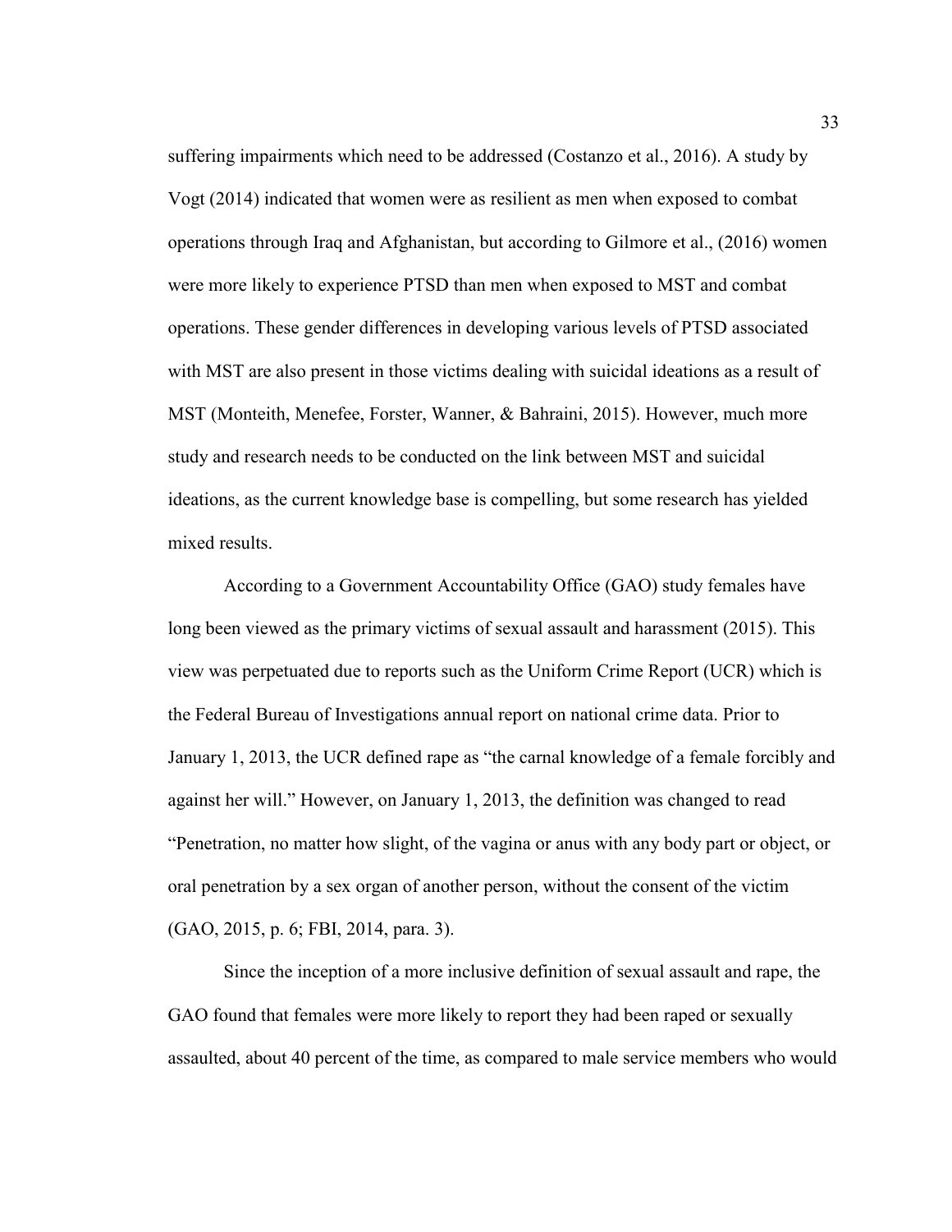suffering impairments which need to be addressed (Costanzo et al., 2016). A study by Vogt (2014) indicated that women were as resilient as men when exposed to combat operations through Iraq and Afghanistan, but according to Gilmore et al., (2016) women were more likely to experience PTSD than men when exposed to MST and combat operations. These gender differences in developing various levels of PTSD associated with MST are also present in those victims dealing with suicidal ideations as a result of MST (Monteith, Menefee, Forster, Wanner, & Bahraini, 2015). However, much more study and research needs to be conducted on the link between MST and suicidal ideations, as the current knowledge base is compelling, but some research has yielded mixed results.

According to a Government Accountability Office (GAO) study females have long been viewed as the primary victims of sexual assault and harassment (2015). This view was perpetuated due to reports such as the Uniform Crime Report (UCR) which is the Federal Bureau of Investigations annual report on national crime data. Prior to January 1, 2013, the UCR defined rape as "the carnal knowledge of a female forcibly and against her will." However, on January 1, 2013, the definition was changed to read "Penetration, no matter how slight, of the vagina or anus with any body part or object, or oral penetration by a sex organ of another person, without the consent of the victim (GAO, 2015, p. 6; FBI, 2014, para. 3).

Since the inception of a more inclusive definition of sexual assault and rape, the GAO found that females were more likely to report they had been raped or sexually assaulted, about 40 percent of the time, as compared to male service members who would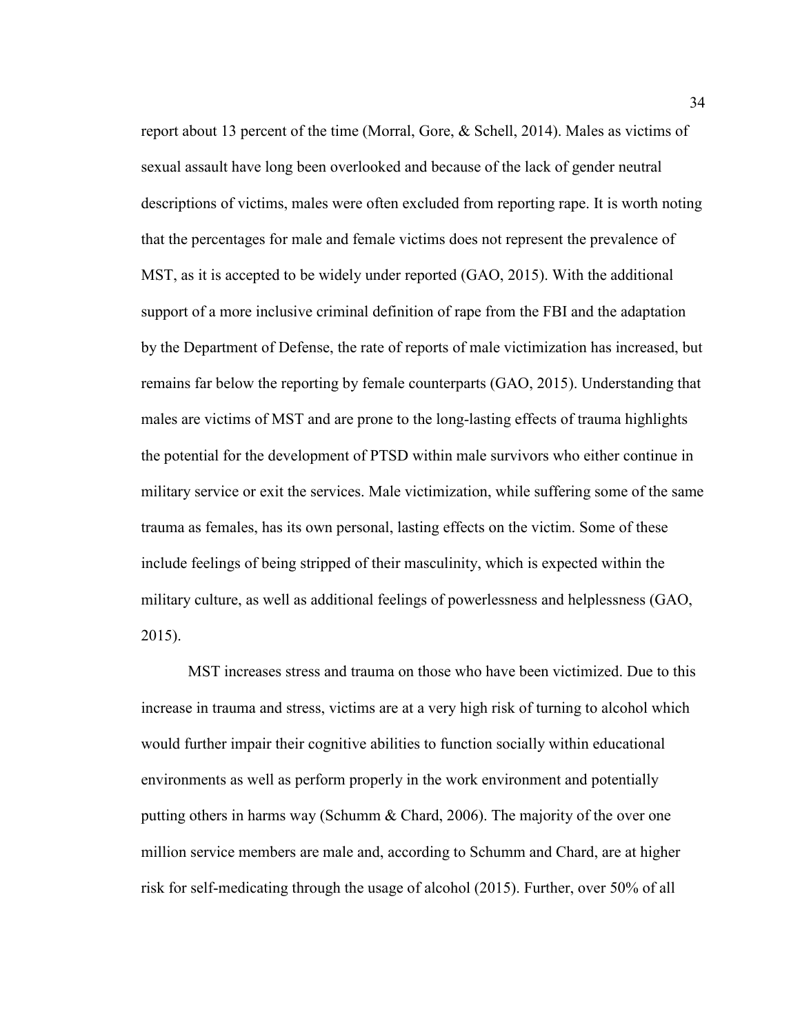report about 13 percent of the time (Morral, Gore, & Schell, 2014). Males as victims of sexual assault have long been overlooked and because of the lack of gender neutral descriptions of victims, males were often excluded from reporting rape. It is worth noting that the percentages for male and female victims does not represent the prevalence of MST, as it is accepted to be widely under reported (GAO, 2015). With the additional support of a more inclusive criminal definition of rape from the FBI and the adaptation by the Department of Defense, the rate of reports of male victimization has increased, but remains far below the reporting by female counterparts (GAO, 2015). Understanding that males are victims of MST and are prone to the long-lasting effects of trauma highlights the potential for the development of PTSD within male survivors who either continue in military service or exit the services. Male victimization, while suffering some of the same trauma as females, has its own personal, lasting effects on the victim. Some of these include feelings of being stripped of their masculinity, which is expected within the military culture, as well as additional feelings of powerlessness and helplessness (GAO, 2015).

MST increases stress and trauma on those who have been victimized. Due to this increase in trauma and stress, victims are at a very high risk of turning to alcohol which would further impair their cognitive abilities to function socially within educational environments as well as perform properly in the work environment and potentially putting others in harms way (Schumm & Chard, 2006). The majority of the over one million service members are male and, according to Schumm and Chard, are at higher risk for self-medicating through the usage of alcohol (2015). Further, over 50% of all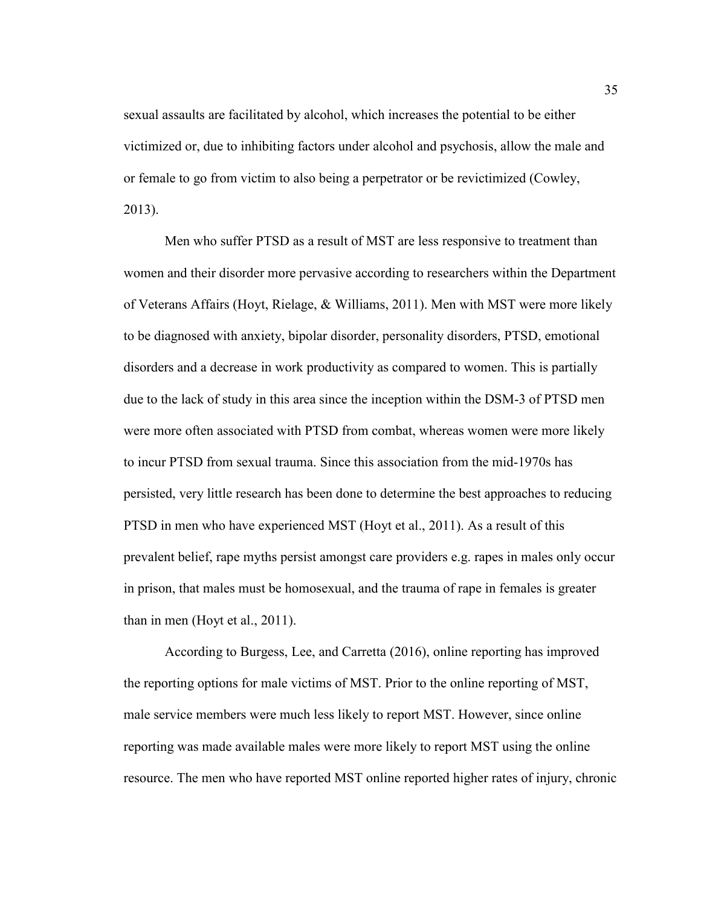sexual assaults are facilitated by alcohol, which increases the potential to be either victimized or, due to inhibiting factors under alcohol and psychosis, allow the male and or female to go from victim to also being a perpetrator or be revictimized (Cowley, 2013).

Men who suffer PTSD as a result of MST are less responsive to treatment than women and their disorder more pervasive according to researchers within the Department of Veterans Affairs (Hoyt, Rielage, & Williams, 2011). Men with MST were more likely to be diagnosed with anxiety, bipolar disorder, personality disorders, PTSD, emotional disorders and a decrease in work productivity as compared to women. This is partially due to the lack of study in this area since the inception within the DSM-3 of PTSD men were more often associated with PTSD from combat, whereas women were more likely to incur PTSD from sexual trauma. Since this association from the mid-1970s has persisted, very little research has been done to determine the best approaches to reducing PTSD in men who have experienced MST (Hoyt et al., 2011). As a result of this prevalent belief, rape myths persist amongst care providers e.g. rapes in males only occur in prison, that males must be homosexual, and the trauma of rape in females is greater than in men (Hoyt et al., 2011).

According to Burgess, Lee, and Carretta (2016), online reporting has improved the reporting options for male victims of MST. Prior to the online reporting of MST, male service members were much less likely to report MST. However, since online reporting was made available males were more likely to report MST using the online resource. The men who have reported MST online reported higher rates of injury, chronic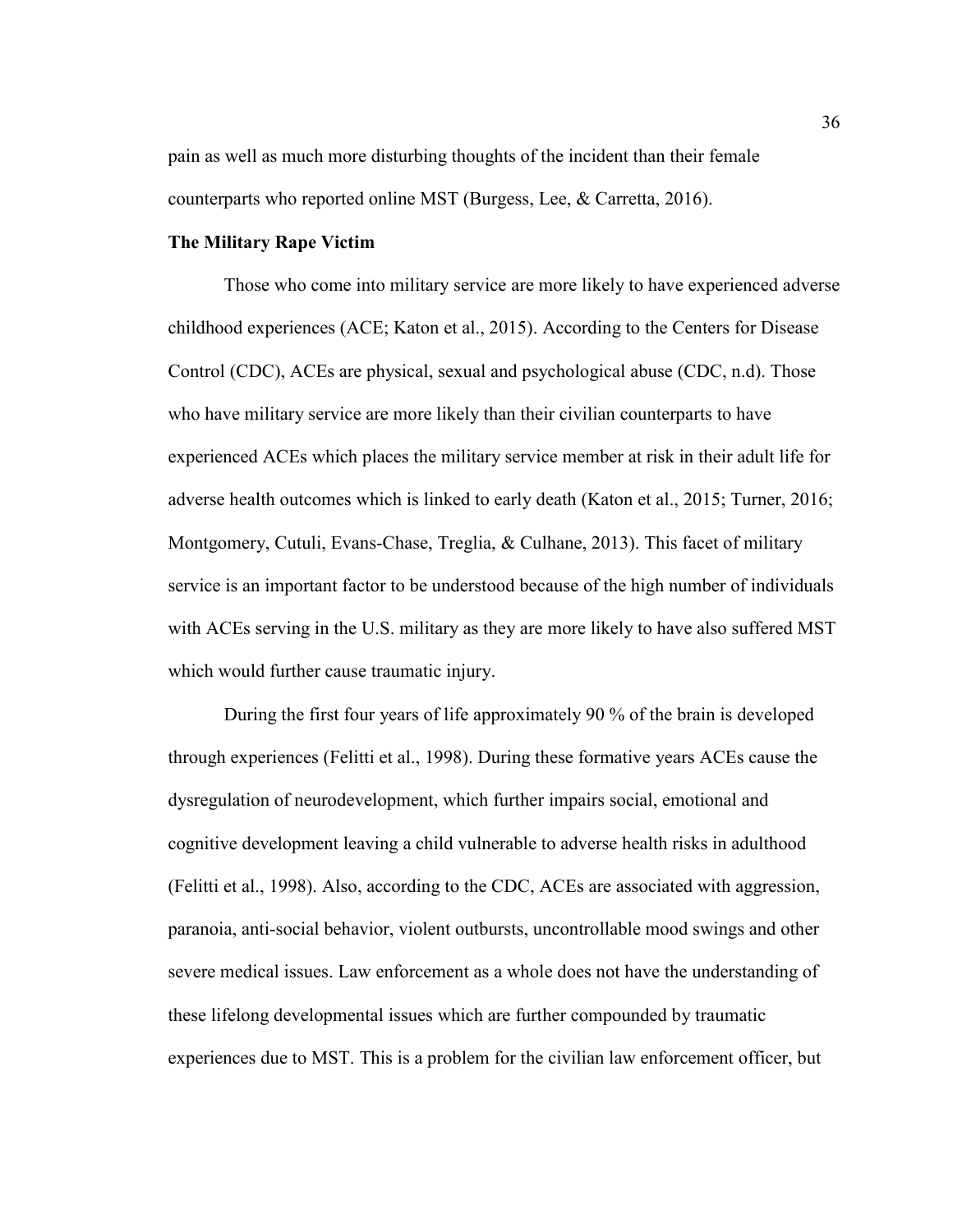pain as well as much more disturbing thoughts of the incident than their female counterparts who reported online MST (Burgess, Lee, & Carretta, 2016).

### The Military Rape Victim

Those who come into military service are more likely to have experienced adverse childhood experiences (ACE; Katon et al., 2015). According to the Centers for Disease Control (CDC), ACEs are physical, sexual and psychological abuse (CDC, n.d). Those who have military service are more likely than their civilian counterparts to have experienced ACEs which places the military service member at risk in their adult life for adverse health outcomes which is linked to early death (Katon et al., 2015; Turner, 2016; Montgomery, Cutuli, Evans-Chase, Treglia, & Culhane, 2013). This facet of military service is an important factor to be understood because of the high number of individuals with ACEs serving in the U.S. military as they are more likely to have also suffered MST which would further cause traumatic injury.

During the first four years of life approximately 90 % of the brain is developed through experiences (Felitti et al., 1998). During these formative years ACEs cause the dysregulation of neurodevelopment, which further impairs social, emotional and cognitive development leaving a child vulnerable to adverse health risks in adulthood (Felitti et al., 1998). Also, according to the CDC, ACEs are associated with aggression, paranoia, anti-social behavior, violent outbursts, uncontrollable mood swings and other severe medical issues. Law enforcement as a whole does not have the understanding of these lifelong developmental issues which are further compounded by traumatic experiences due to MST. This is a problem for the civilian law enforcement officer, but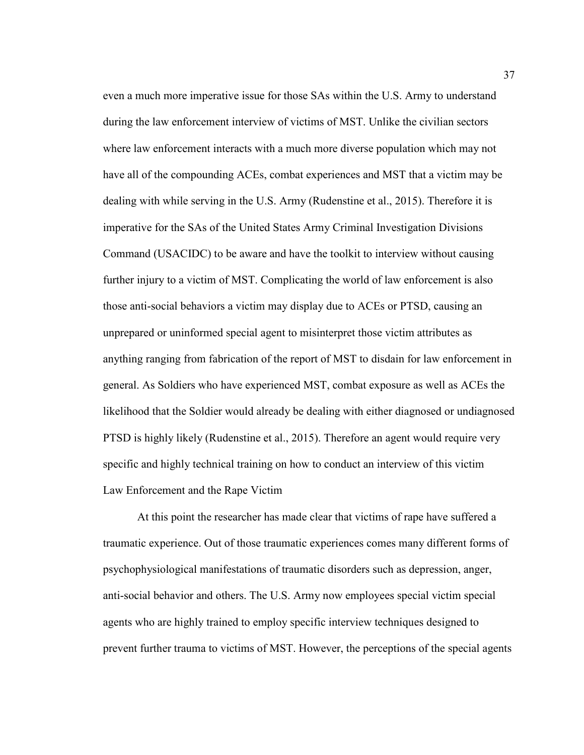even a much more imperative issue for those SAs within the U.S. Army to understand during the law enforcement interview of victims of MST. Unlike the civilian sectors where law enforcement interacts with a much more diverse population which may not have all of the compounding ACEs, combat experiences and MST that a victim may be dealing with while serving in the U.S. Army (Rudenstine et al., 2015). Therefore it is imperative for the SAs of the United States Army Criminal Investigation Divisions Command (USACIDC) to be aware and have the toolkit to interview without causing further injury to a victim of MST. Complicating the world of law enforcement is also those anti-social behaviors a victim may display due to ACEs or PTSD, causing an unprepared or uninformed special agent to misinterpret those victim attributes as anything ranging from fabrication of the report of MST to disdain for law enforcement in general. As Soldiers who have experienced MST, combat exposure as well as ACEs the likelihood that the Soldier would already be dealing with either diagnosed or undiagnosed PTSD is highly likely (Rudenstine et al., 2015). Therefore an agent would require very specific and highly technical training on how to conduct an interview of this victim

## Law Enforcement and the Rape Victim

At this point the researcher has made clear that victims of rape have suffered a traumatic experience. Out of those traumatic experiences comes many different forms of psychophysiological manifestations of traumatic disorders such as depression, anger, anti-social behavior and others. The U.S. Army now employees special victim special agents who are highly trained to employ specific interview techniques designed to prevent further trauma to victims of MST. However, the perceptions of the special agents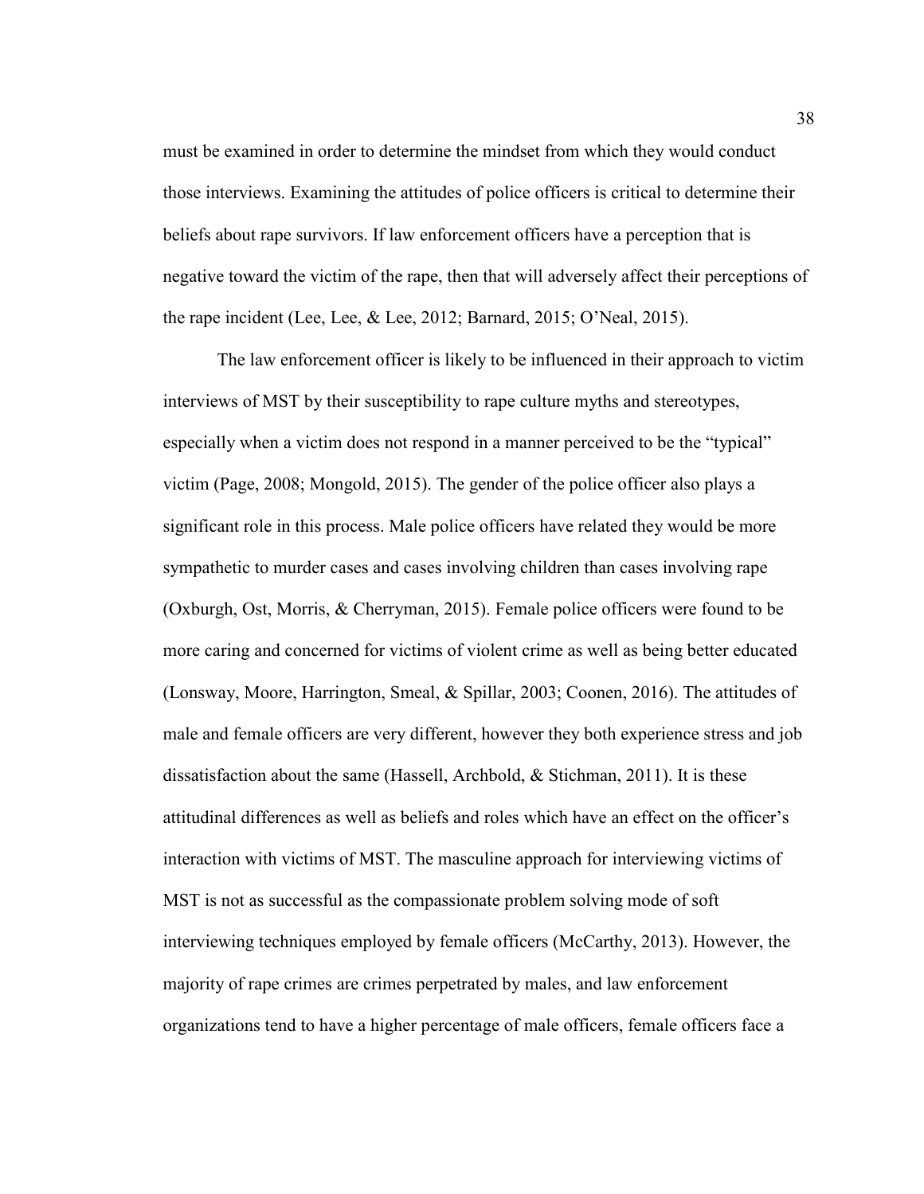must be examined in order to determine the mindset from which they would conduct those interviews. Examining the attitudes of police officers is critical to determine their beliefs about rape survivors. If law enforcement officers have a perception that is negative toward the victim of the rape, then that will adversely affect their perceptions of the rape incident (Lee, Lee, & Lee, 2012; Barnard, 2015; O'Neal, 2015).

The law enforcement officer is likely to be influenced in their approach to victim interviews of MST by their susceptibility to rape culture myths and stereotypes, especially when a victim does not respond in a manner perceived to be the "typical" victim (Page, 2008; Mongold, 2015). The gender of the police officer also plays a significant role in this process. Male police officers have related they would be more sympathetic to murder cases and cases involving children than cases involving rape (Oxburgh, Ost, Morris, & Cherryman, 2015). Female police officers were found to be more caring and concerned for victims of violent crime as well as being better educated (Lonsway, Moore, Harrington, Smeal, & Spillar, 2003; Coonen, 2016). The attitudes of male and female officers are very different, however they both experience stress and job dissatisfaction about the same (Hassell, Archbold, & Stichman, 2011). It is these attitudinal differences as well as beliefs and roles which have an effect on the officer's interaction with victims of MST. The masculine approach for interviewing victims of MST is not as successful as the compassionate problem solving mode of soft interviewing techniques employed by female officers (McCarthy, 2013). However, the majority of rape crimes are crimes perpetrated by males, and law enforcement organizations tend to have a higher percentage of male officers, female officers face a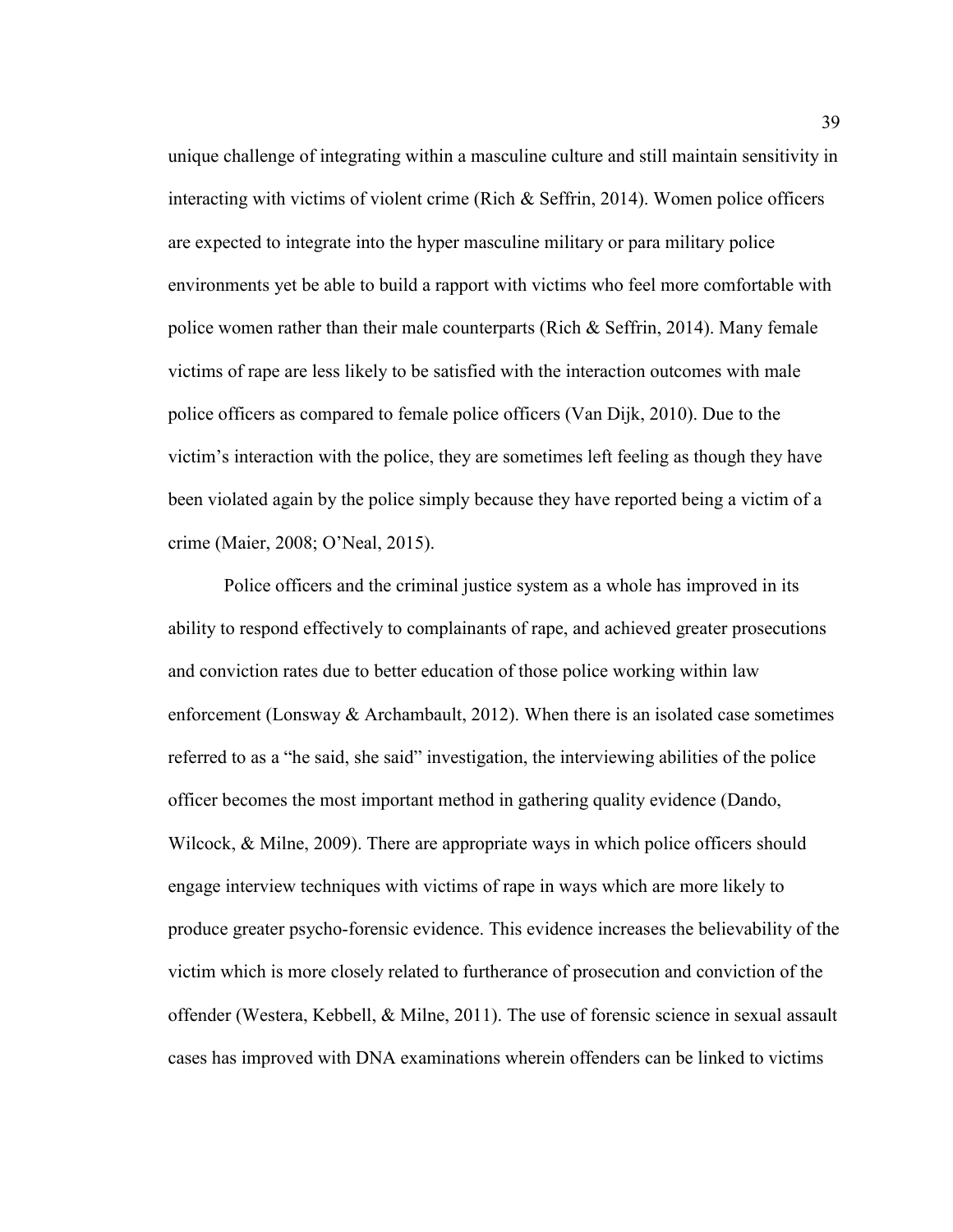unique challenge of integrating within a masculine culture and still maintain sensitivity in interacting with victims of violent crime (Rich & Seffrin, 2014). Women police officers are expected to integrate into the hyper masculine military or para military police environments yet be able to build a rapport with victims who feel more comfortable with police women rather than their male counterparts (Rich & Seffrin, 2014). Many female victims of rape are less likely to be satisfied with the interaction outcomes with male police officers as compared to female police officers (Van Dijk, 2010). Due to the victim's interaction with the police, they are sometimes left feeling as though they have been violated again by the police simply because they have reported being a victim of a crime (Maier, 2008; O'Neal, 2015).

Police officers and the criminal justice system as a whole has improved in its ability to respond effectively to complainants of rape, and achieved greater prosecutions and conviction rates due to better education of those police working within law enforcement (Lonsway & Archambault, 2012). When there is an isolated case sometimes referred to as a "he said, she said" investigation, the interviewing abilities of the police officer becomes the most important method in gathering quality evidence (Dando, Wilcock, & Milne, 2009). There are appropriate ways in which police officers should engage interview techniques with victims of rape in ways which are more likely to produce greater psycho-forensic evidence. This evidence increases the believability of the victim which is more closely related to furtherance of prosecution and conviction of the offender (Westera, Kebbell, & Milne, 2011). The use of forensic science in sexual assault cases has improved with DNA examinations wherein offenders can be linked to victims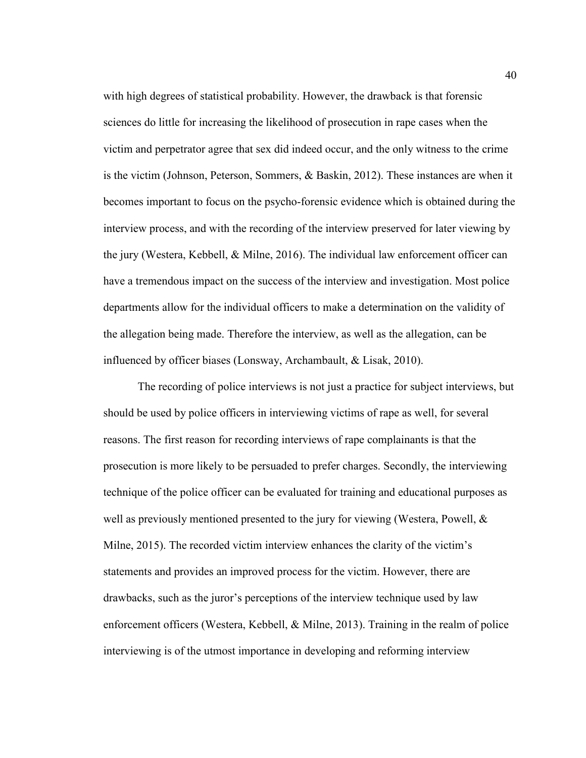with high degrees of statistical probability. However, the drawback is that forensic sciences do little for increasing the likelihood of prosecution in rape cases when the victim and perpetrator agree that sex did indeed occur, and the only witness to the crime is the victim (Johnson, Peterson, Sommers, & Baskin, 2012). These instances are when it becomes important to focus on the psycho-forensic evidence which is obtained during the interview process, and with the recording of the interview preserved for later viewing by the jury (Westera, Kebbell, & Milne, 2016). The individual law enforcement officer can have a tremendous impact on the success of the interview and investigation. Most police departments allow for the individual officers to make a determination on the validity of the allegation being made. Therefore the interview, as well as the allegation, can be influenced by officer biases (Lonsway, Archambault, & Lisak, 2010).

The recording of police interviews is not just a practice for subject interviews, but should be used by police officers in interviewing victims of rape as well, for several reasons. The first reason for recording interviews of rape complainants is that the prosecution is more likely to be persuaded to prefer charges. Secondly, the interviewing technique of the police officer can be evaluated for training and educational purposes as well as previously mentioned presented to the jury for viewing (Westera, Powell, & Milne, 2015). The recorded victim interview enhances the clarity of the victim's statements and provides an improved process for the victim. However, there are drawbacks, such as the juror's perceptions of the interview technique used by law enforcement officers (Westera, Kebbell, & Milne, 2013). Training in the realm of police interviewing is of the utmost importance in developing and reforming interview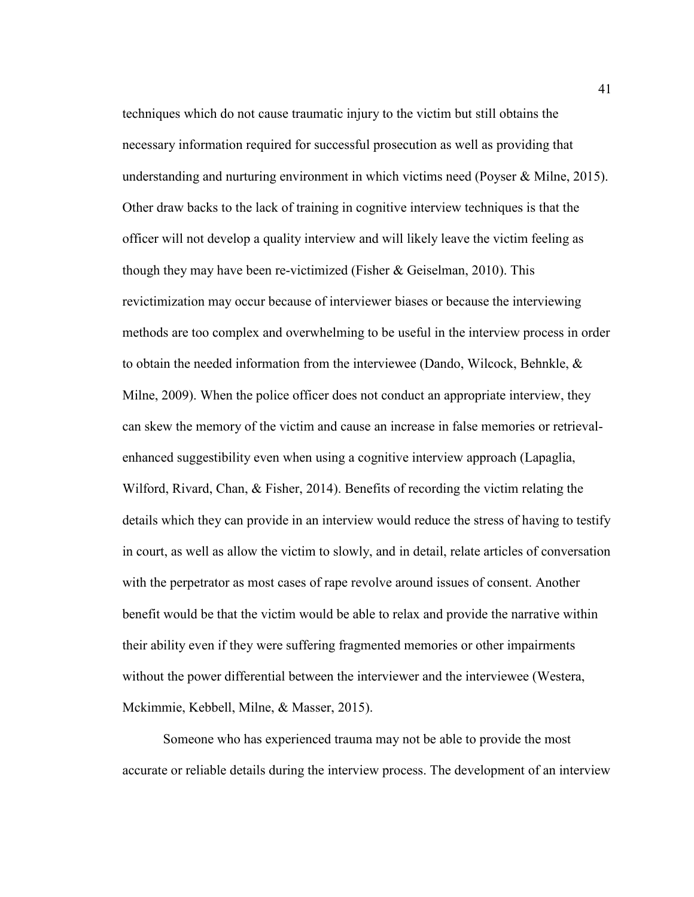techniques which do not cause traumatic injury to the victim but still obtains the necessary information required for successful prosecution as well as providing that understanding and nurturing environment in which victims need (Poyser & Milne, 2015). Other draw backs to the lack of training in cognitive interview techniques is that the officer will not develop a quality interview and will likely leave the victim feeling as though they may have been re-victimized (Fisher & Geiselman, 2010). This revictimization may occur because of interviewer biases or because the interviewing methods are too complex and overwhelming to be useful in the interview process in order to obtain the needed information from the interviewee (Dando, Wilcock, Behnkle, & Milne, 2009). When the police officer does not conduct an appropriate interview, they can skew the memory of the victim and cause an increase in false memories or retrieval-enhanced suggestibility even when using a cognitive interview approach (Lapaglia, Wilford, Rivard, Chan, & Fisher, 2014). Benefits of recording the victim relating the details which they can provide in an interview would reduce the stress of having to testify in court, as well as allow the victim to slowly, and in detail, relate articles of conversation with the perpetrator as most cases of rape revolve around issues of consent. Another benefit would be that the victim would be able to relax and provide the narrative within their ability even if they were suffering fragmented memories or other impairments without the power differential between the interviewer and the interviewee (Westera, Mckimmie, Kebbell, Milne, & Masser, 2015).

Someone who has experienced trauma may not be able to provide the most accurate or reliable details during the interview process. The development of an interview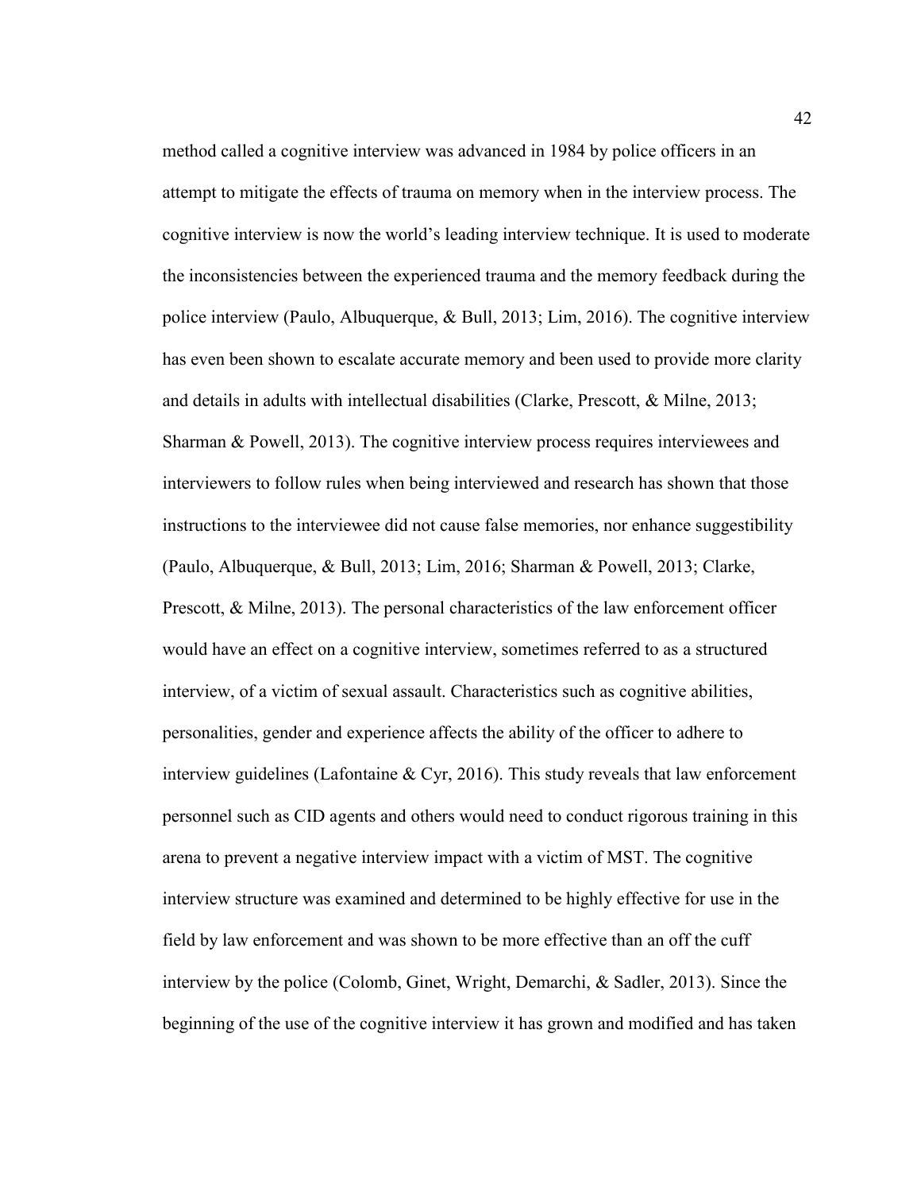method called a cognitive interview was advanced in 1984 by police officers in an attempt to mitigate the effects of trauma on memory when in the interview process. The cognitive interview is now the world's leading interview technique. It is used to moderate the inconsistencies between the experienced trauma and the memory feedback during the police interview (Paulo, Albuquerque, & Bull, 2013; Lim, 2016). The cognitive interview has even been shown to escalate accurate memory and been used to provide more clarity and details in adults with intellectual disabilities (Clarke, Prescott, & Milne, 2013; Sharman & Powell, 2013). The cognitive interview process requires interviewees and interviewers to follow rules when being interviewed and research has shown that those instructions to the interviewee did not cause false memories, nor enhance suggestibility (Paulo, Albuquerque, & Bull, 2013; Lim, 2016; Sharman & Powell, 2013; Clarke, Prescott, & Milne, 2013). The personal characteristics of the law enforcement officer would have an effect on a cognitive interview, sometimes referred to as a structured interview, of a victim of sexual assault. Characteristics such as cognitive abilities, personalities, gender and experience affects the ability of the officer to adhere to interview guidelines (Lafontaine & Cyr, 2016). This study reveals that law enforcement personnel such as CID agents and others would need to conduct rigorous training in this arena to prevent a negative interview impact with a victim of MST. The cognitive interview structure was examined and determined to be highly effective for use in the field by law enforcement and was shown to be more effective than an off the cuff interview by the police (Colomb, Ginet, Wright, Demarchi, & Sadler, 2013). Since the beginning of the use of the cognitive interview it has grown and modified and has taken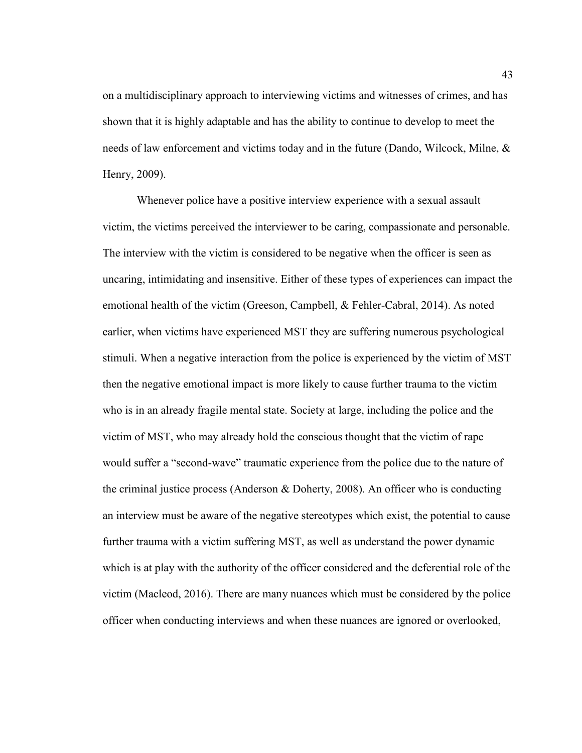on a multidisciplinary approach to interviewing victims and witnesses of crimes, and has shown that it is highly adaptable and has the ability to continue to develop to meet the needs of law enforcement and victims today and in the future (Dando, Wilcock, Milne, & Henry, 2009).

Whenever police have a positive interview experience with a sexual assault victim, the victims perceived the interviewer to be caring, compassionate and personable. The interview with the victim is considered to be negative when the officer is seen as uncaring, intimidating and insensitive. Either of these types of experiences can impact the emotional health of the victim (Greeson, Campbell, & Fehler-Cabral, 2014). As noted earlier, when victims have experienced MST they are suffering numerous psychological stimuli. When a negative interaction from the police is experienced by the victim of MST then the negative emotional impact is more likely to cause further trauma to the victim who is in an already fragile mental state. Society at large, including the police and the victim of MST, who may already hold the conscious thought that the victim of rape would suffer a "second-wave" traumatic experience from the police due to the nature of the criminal justice process (Anderson & Doherty, 2008). An officer who is conducting an interview must be aware of the negative stereotypes which exist, the potential to cause further trauma with a victim suffering MST, as well as understand the power dynamic which is at play with the authority of the officer considered and the deferential role of the victim (Macleod, 2016). There are many nuances which must be considered by the police officer when conducting interviews and when these nuances are ignored or overlooked,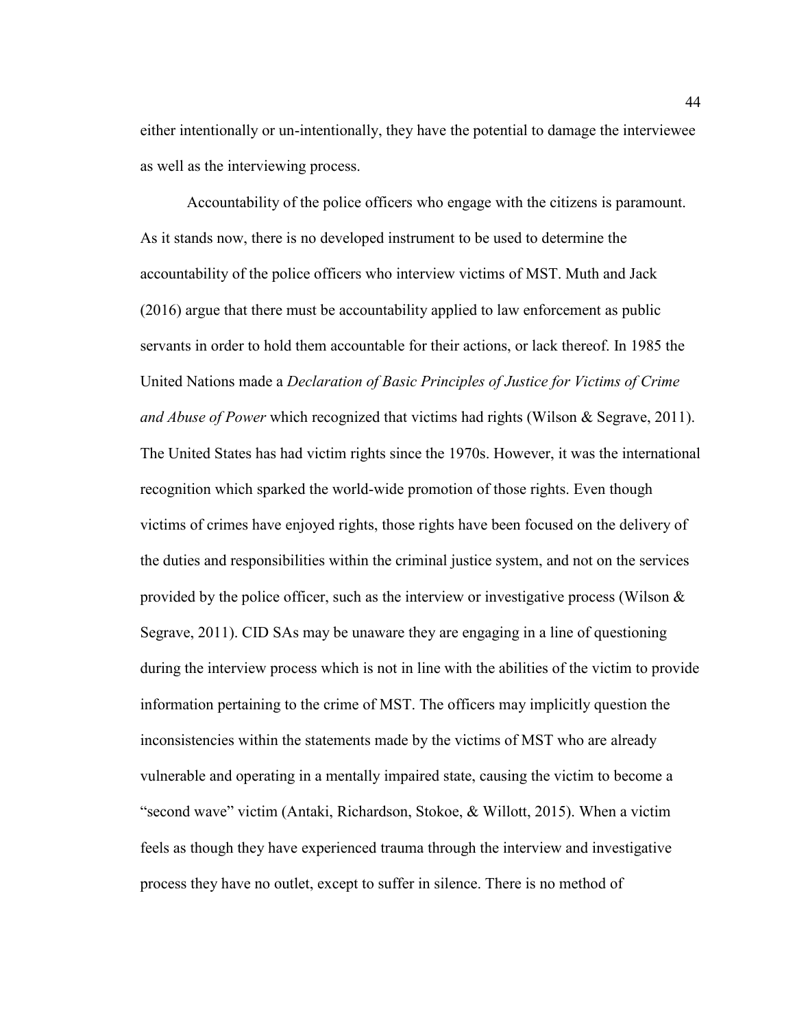either intentionally or un-intentionally, they have the potential to damage the interviewee as well as the interviewing process.

Accountability of the police officers who engage with the citizens is paramount. As it stands now, there is no developed instrument to be used to determine the accountability of the police officers who interview victims of MST. Muth and Jack (2016) argue that there must be accountability applied to law enforcement as public servants in order to hold them accountable for their actions, or lack thereof. In 1985 the United Nations made a *Declaration of Basic Principles of Justice for Victims of Crime and Abuse of Power* which recognized that victims had rights (Wilson & Segrave, 2011). The United States has had victim rights since the 1970s. However, it was the international recognition which sparked the world-wide promotion of those rights. Even though victims of crimes have enjoyed rights, those rights have been focused on the delivery of the duties and responsibilities within the criminal justice system, and not on the services provided by the police officer, such as the interview or investigative process (Wilson & Segrave, 2011). CID SAs may be unaware they are engaging in a line of questioning during the interview process which is not in line with the abilities of the victim to provide information pertaining to the crime of MST. The officers may implicitly question the inconsistencies within the statements made by the victims of MST who are already vulnerable and operating in a mentally impaired state, causing the victim to become a "second wave" victim (Antaki, Richardson, Stokoe, & Willott, 2015). When a victim feels as though they have experienced trauma through the interview and investigative process they have no outlet, except to suffer in silence. There is no method of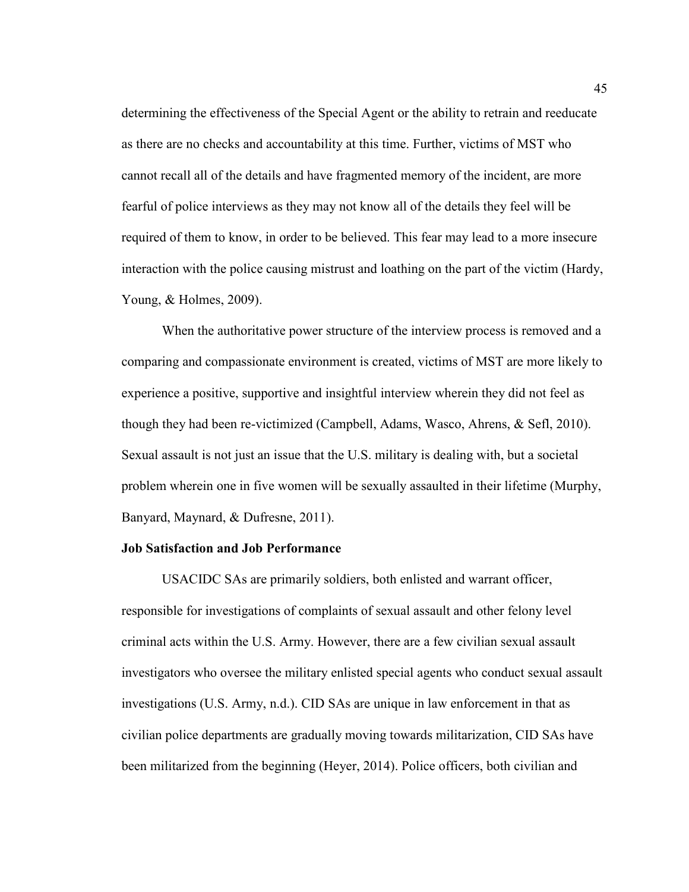determining the effectiveness of the Special Agent or the ability to retrain and reeducate as there are no checks and accountability at this time. Further, victims of MST who cannot recall all of the details and have fragmented memory of the incident, are more fearful of police interviews as they may not know all of the details they feel will be required of them to know, in order to be believed. This fear may lead to a more insecure interaction with the police causing mistrust and loathing on the part of the victim (Hardy, Young, & Holmes, 2009).

When the authoritative power structure of the interview process is removed and a comparing and compassionate environment is created, victims of MST are more likely to experience a positive, supportive and insightful interview wherein they did not feel as though they had been re-victimized (Campbell, Adams, Wasco, Ahrens, & Sefl, 2010). Sexual assault is not just an issue that the U.S. military is dealing with, but a societal problem wherein one in five women will be sexually assaulted in their lifetime (Murphy, Banyard, Maynard, & Dufresne, 2011).

**Job Satisfaction and Job Performance**

USACIDC SAs are primarily soldiers, both enlisted and warrant officer, responsible for investigations of complaints of sexual assault and other felony level criminal acts within the U.S. Army. However, there are a few civilian sexual assault investigators who oversee the military enlisted special agents who conduct sexual assault investigations (U.S. Army, n.d.). CID SAs are unique in law enforcement in that as civilian police departments are gradually moving towards militarization, CID SAs have been militarized from the beginning (Heyer, 2014). Police officers, both civilian and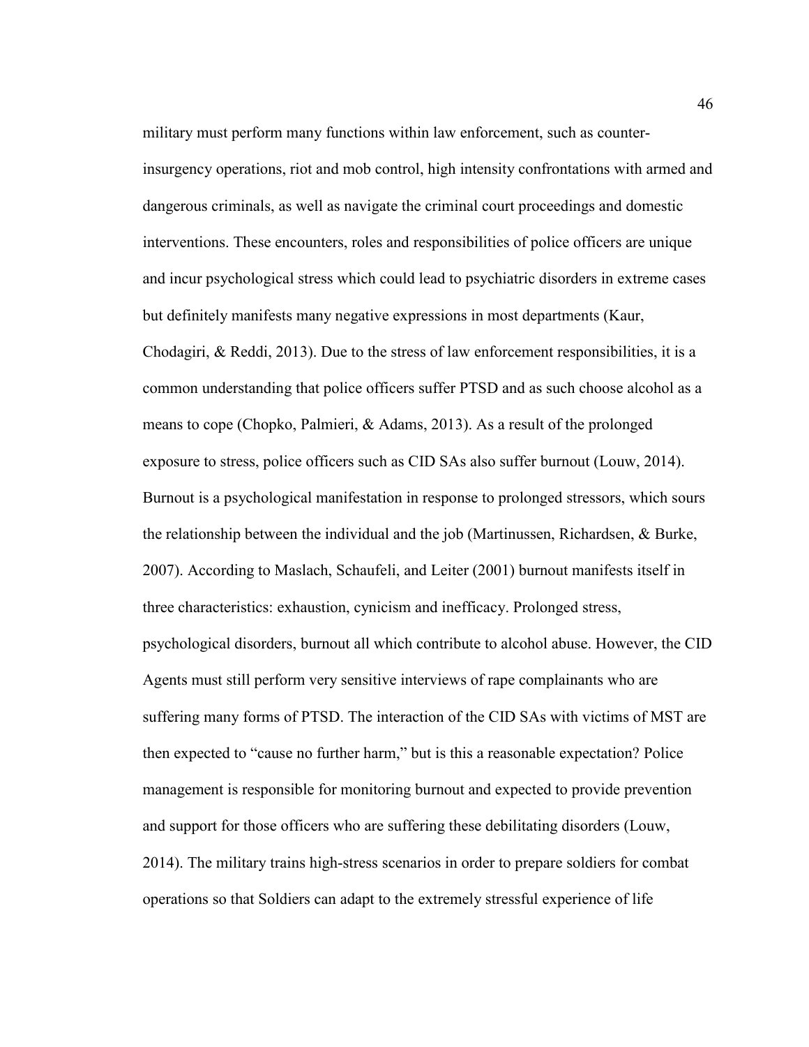military must perform many functions within law enforcement, such as counter-insurgency operations, riot and mob control, high intensity confrontations with armed and dangerous criminals, as well as navigate the criminal court proceedings and domestic interventions. These encounters, roles and responsibilities of police officers are unique and incur psychological stress which could lead to psychiatric disorders in extreme cases but definitely manifests many negative expressions in most departments (Kaur, Chodagiri, & Reddi, 2013). Due to the stress of law enforcement responsibilities, it is a common understanding that police officers suffer PTSD and as such choose alcohol as a means to cope (Chopko, Palmieri, & Adams, 2013). As a result of the prolonged exposure to stress, police officers such as CID SAs also suffer burnout (Louw, 2014). Burnout is a psychological manifestation in response to prolonged stressors, which sours the relationship between the individual and the job (Martinussen, Richardsen, & Burke, 2007). According to Maslach, Schaufeli, and Leiter (2001) burnout manifests itself in three characteristics: exhaustion, cynicism and inefficacy. Prolonged stress, psychological disorders, burnout all which contribute to alcohol abuse. However, the CID Agents must still perform very sensitive interviews of rape complainants who are suffering many forms of PTSD. The interaction of the CID SAs with victims of MST are then expected to "cause no further harm," but is this a reasonable expectation? Police management is responsible for monitoring burnout and expected to provide prevention and support for those officers who are suffering these debilitating disorders (Louw, 2014). The military trains high-stress scenarios in order to prepare soldiers for combat operations so that Soldiers can adapt to the extremely stressful experience of life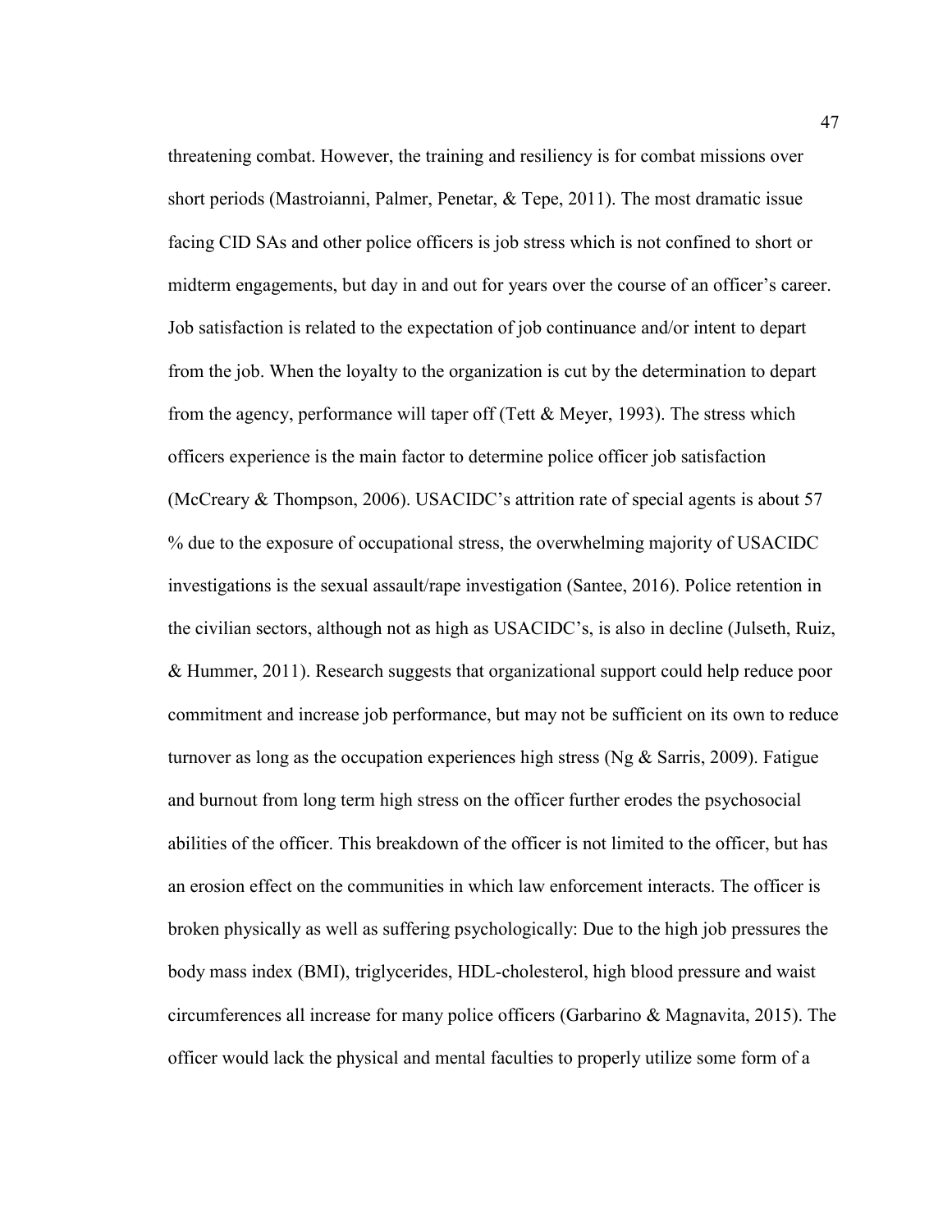threatening combat. However, the training and resiliency is for combat missions over short periods (Mastroianni, Palmer, Penetar, & Tepe, 2011). The most dramatic issue facing CID SAs and other police officers is job stress which is not confined to short or midterm engagements, but day in and out for years over the course of an officer's career. Job satisfaction is related to the expectation of job continuance and/or intent to depart from the job. When the loyalty to the organization is cut by the determination to depart from the agency, performance will taper off (Tett & Meyer, 1993). The stress which officers experience is the main factor to determine police officer job satisfaction (McCreary & Thompson, 2006). USACIDC's attrition rate of special agents is about 57 % due to the exposure of occupational stress, the overwhelming majority of USACIDC investigations is the sexual assault/rape investigation (Santee, 2016). Police retention in the civilian sectors, although not as high as USACIDC's, is also in decline (Julseth, Ruiz, & Hummer, 2011). Research suggests that organizational support could help reduce poor commitment and increase job performance, but may not be sufficient on its own to reduce turnover as long as the occupation experiences high stress (Ng & Sarris, 2009). Fatigue and burnout from long term high stress on the officer further erodes the psychosocial abilities of the officer. This breakdown of the officer is not limited to the officer, but has an erosion effect on the communities in which law enforcement interacts. The officer is broken physically as well as suffering psychologically: Due to the high job pressures the body mass index (BMI), triglycerides, HDL-cholesterol, high blood pressure and waist circumferences all increase for many police officers (Garbarino & Magnavita, 2015). The officer would lack the physical and mental faculties to properly utilize some form of a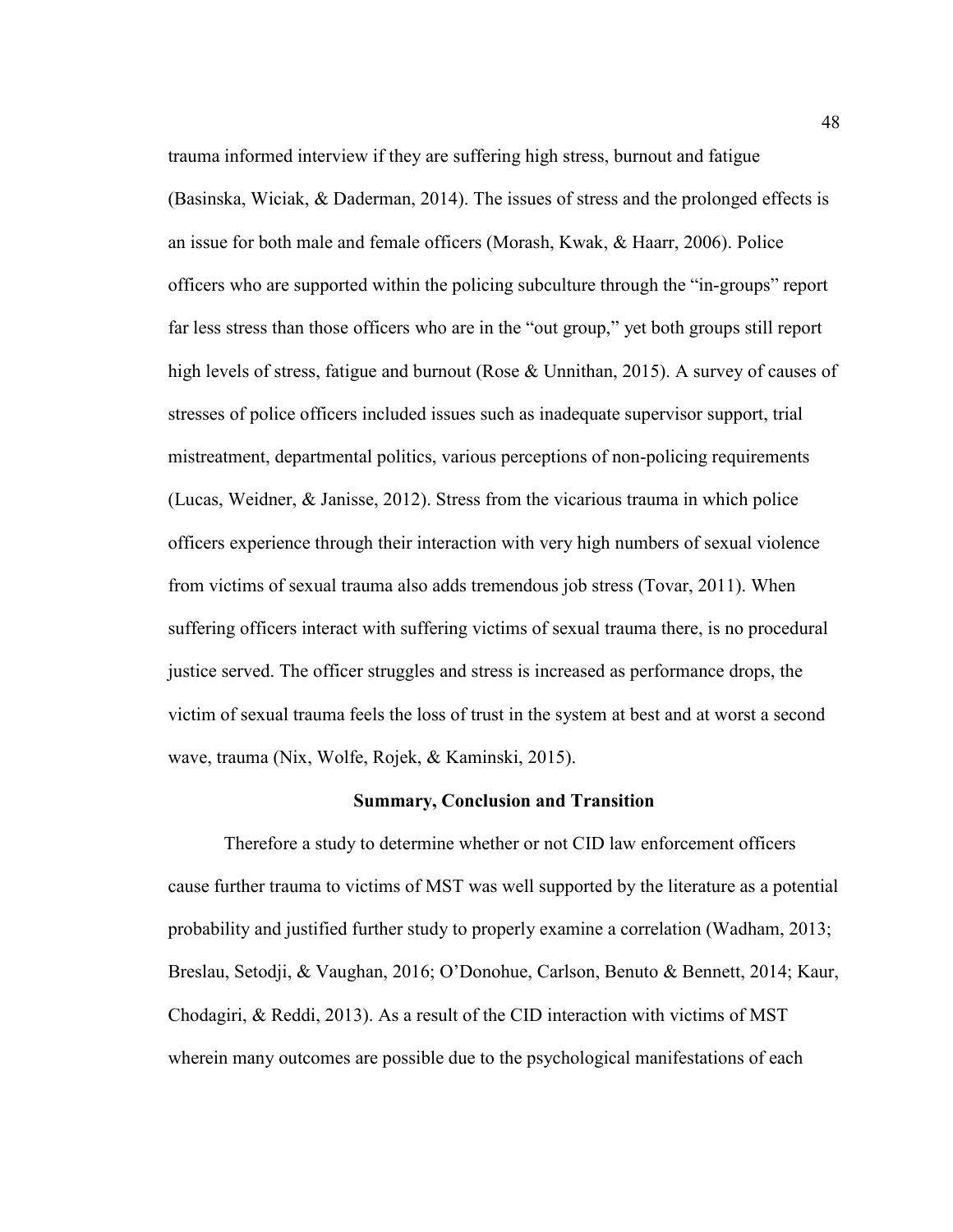trauma informed interview if they are suffering high stress, burnout and fatigue (Basinska, Wiciak, & Daderman, 2014). The issues of stress and the prolonged effects is an issue for both male and female officers (Morash, Kwak, & Haarr, 2006). Police officers who are supported within the policing subculture through the "in-groups" report far less stress than those officers who are in the "out group," yet both groups still report high levels of stress, fatigue and burnout (Rose & Unnithan, 2015). A survey of causes of stresses of police officers included issues such as inadequate supervisor support, trial mistreatment, departmental politics, various perceptions of non-policing requirements (Lucas, Weidner, & Janisse, 2012). Stress from the vicarious trauma in which police officers experience through their interaction with very high numbers of sexual violence from victims of sexual trauma also adds tremendous job stress (Tovar, 2011). When suffering officers interact with suffering victims of sexual trauma there, is no procedural justice served. The officer struggles and stress is increased as performance drops, the victim of sexual trauma feels the loss of trust in the system at best and at worst a second wave, trauma (Nix, Wolfe, Rojek, & Kaminski, 2015).

## Summary, Conclusion and Transition

Therefore a study to determine whether or not CID law enforcement officers cause further trauma to victims of MST was well supported by the literature as a potential probability and justified further study to properly examine a correlation (Wadham, 2013; Breslau, Setodji, & Vaughan, 2016; O'Donohue, Carlson, Benuto & Bennett, 2014; Kaur, Chodagiri, & Reddi, 2013). As a result of the CID interaction with victims of MST wherein many outcomes are possible due to the psychological manifestations of each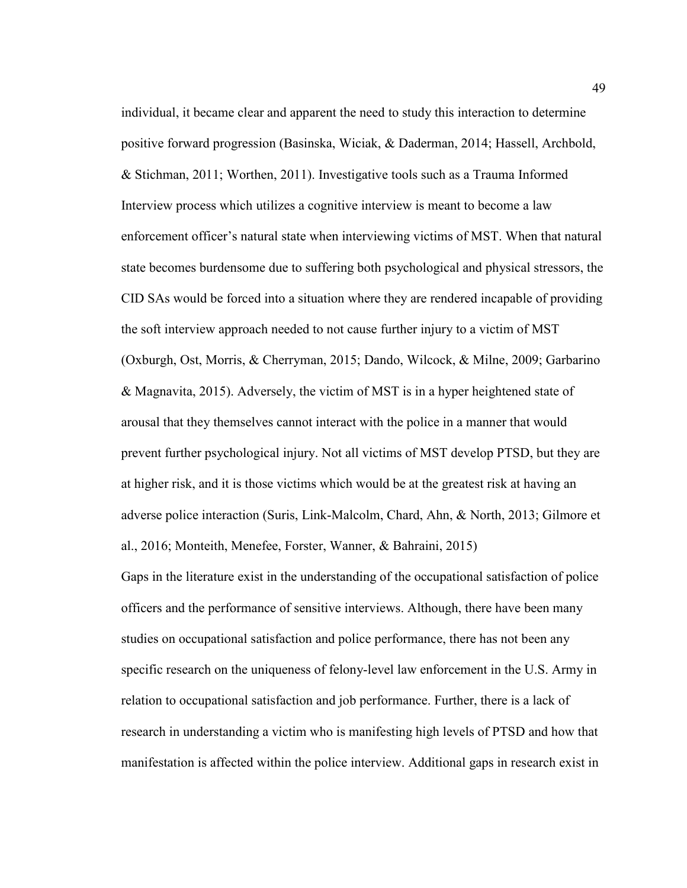individual, it became clear and apparent the need to study this interaction to determine positive forward progression (Basinska, Wiciak, & Daderman, 2014; Hassell, Archbold, & Stichman, 2011; Worthen, 2011). Investigative tools such as a Trauma Informed Interview process which utilizes a cognitive interview is meant to become a law enforcement officer's natural state when interviewing victims of MST. When that natural state becomes burdensome due to suffering both psychological and physical stressors, the CID SAs would be forced into a situation where they are rendered incapable of providing the soft interview approach needed to not cause further injury to a victim of MST (Oxburgh, Ost, Morris, & Cherryman, 2015; Dando, Wilcock, & Milne, 2009; Garbarino & Magnavita, 2015). Adversely, the victim of MST is in a hyper heightened state of arousal that they themselves cannot interact with the police in a manner that would prevent further psychological injury. Not all victims of MST develop PTSD, but they are at higher risk, and it is those victims which would be at the greatest risk at having an adverse police interaction (Suris, Link-Malcolm, Chard, Ahn, & North, 2013; Gilmore et al., 2016; Monteith, Menefee, Forster, Wanner, & Bahraini, 2015)

Gaps in the literature exist in the understanding of the occupational satisfaction of police officers and the performance of sensitive interviews. Although, there have been many studies on occupational satisfaction and police performance, there has not been any specific research on the uniqueness of felony-level law enforcement in the U.S. Army in relation to occupational satisfaction and job performance. Further, there is a lack of research in understanding a victim who is manifesting high levels of PTSD and how that manifestation is affected within the police interview. Additional gaps in research exist in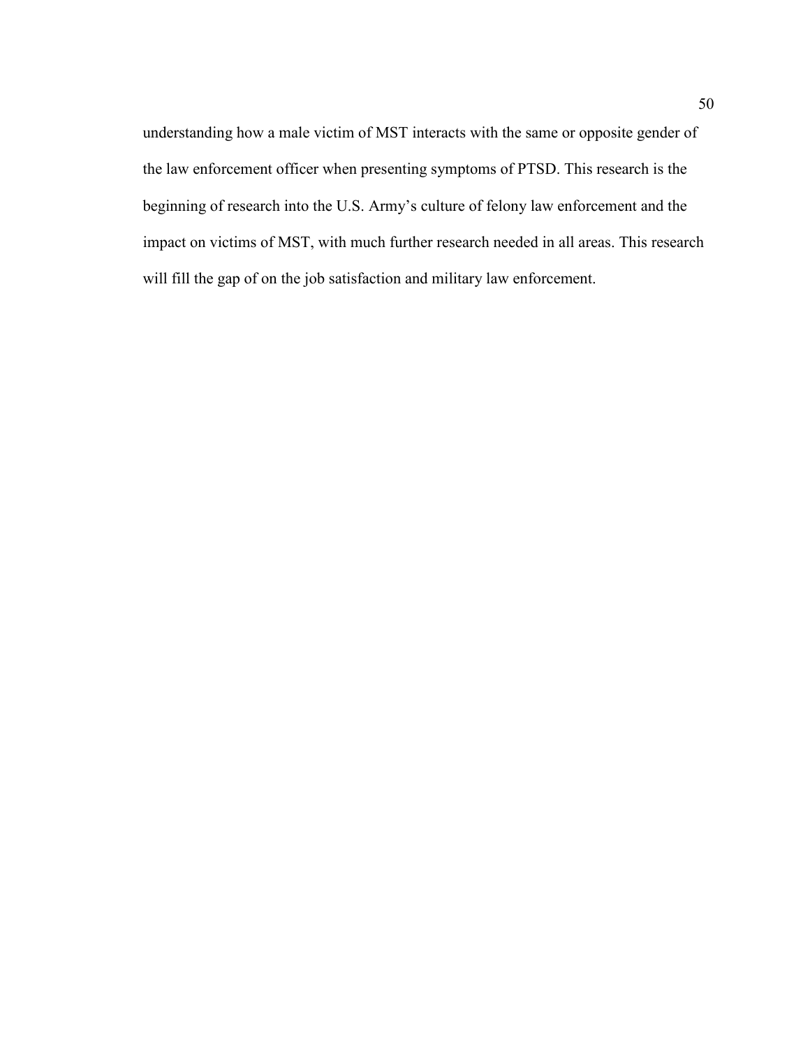understanding how a male victim of MST interacts with the same or opposite gender of the law enforcement officer when presenting symptoms of PTSD. This research is the beginning of research into the U.S. Army's culture of felony law enforcement and the impact on victims of MST, with much further research needed in all areas. This research will fill the gap of on the job satisfaction and military law enforcement.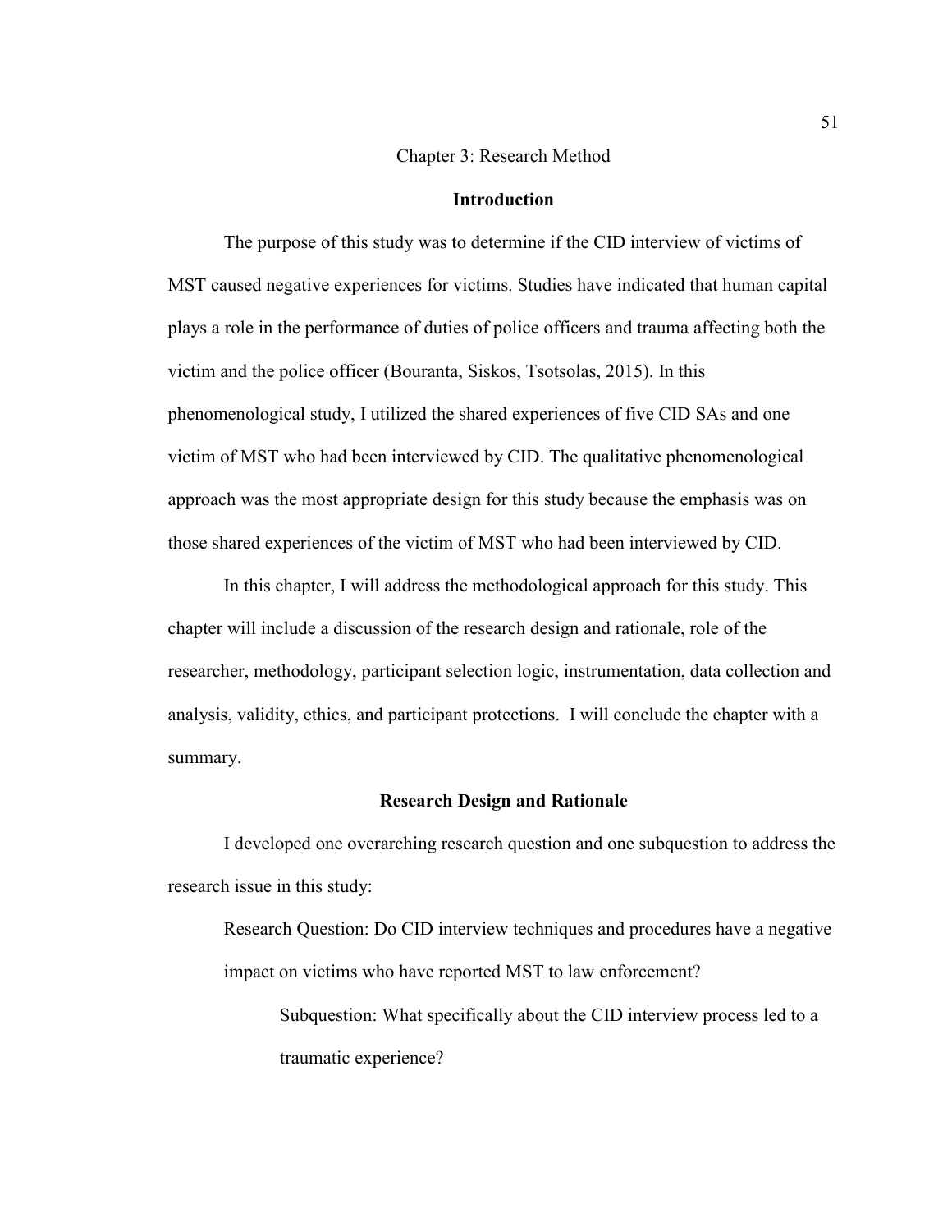# Chapter 3: Research Method

## Introduction

The purpose of this study was to determine if the CID interview of victims of MST caused negative experiences for victims. Studies have indicated that human capital plays a role in the performance of duties of police officers and trauma affecting both the victim and the police officer (Bouranta, Siskos, Tsotsolas, 2015). In this phenomenological study, I utilized the shared experiences of five CID SAs and one victim of MST who had been interviewed by CID. The qualitative phenomenological approach was the most appropriate design for this study because the emphasis was on those shared experiences of the victim of MST who had been interviewed by CID.

In this chapter, I will address the methodological approach for this study. This chapter will include a discussion of the research design and rationale, role of the researcher, methodology, participant selection logic, instrumentation, data collection and analysis, validity, ethics, and participant protections. I will conclude the chapter with a summary.

## Research Design and Rationale

I developed one overarching research question and one subquestion to address the research issue in this study:

> Research Question: Do CID interview techniques and procedures have a negative impact on victims who have reported MST to law enforcement?
>
> > Subquestion: What specifically about the CID interview process led to a traumatic experience?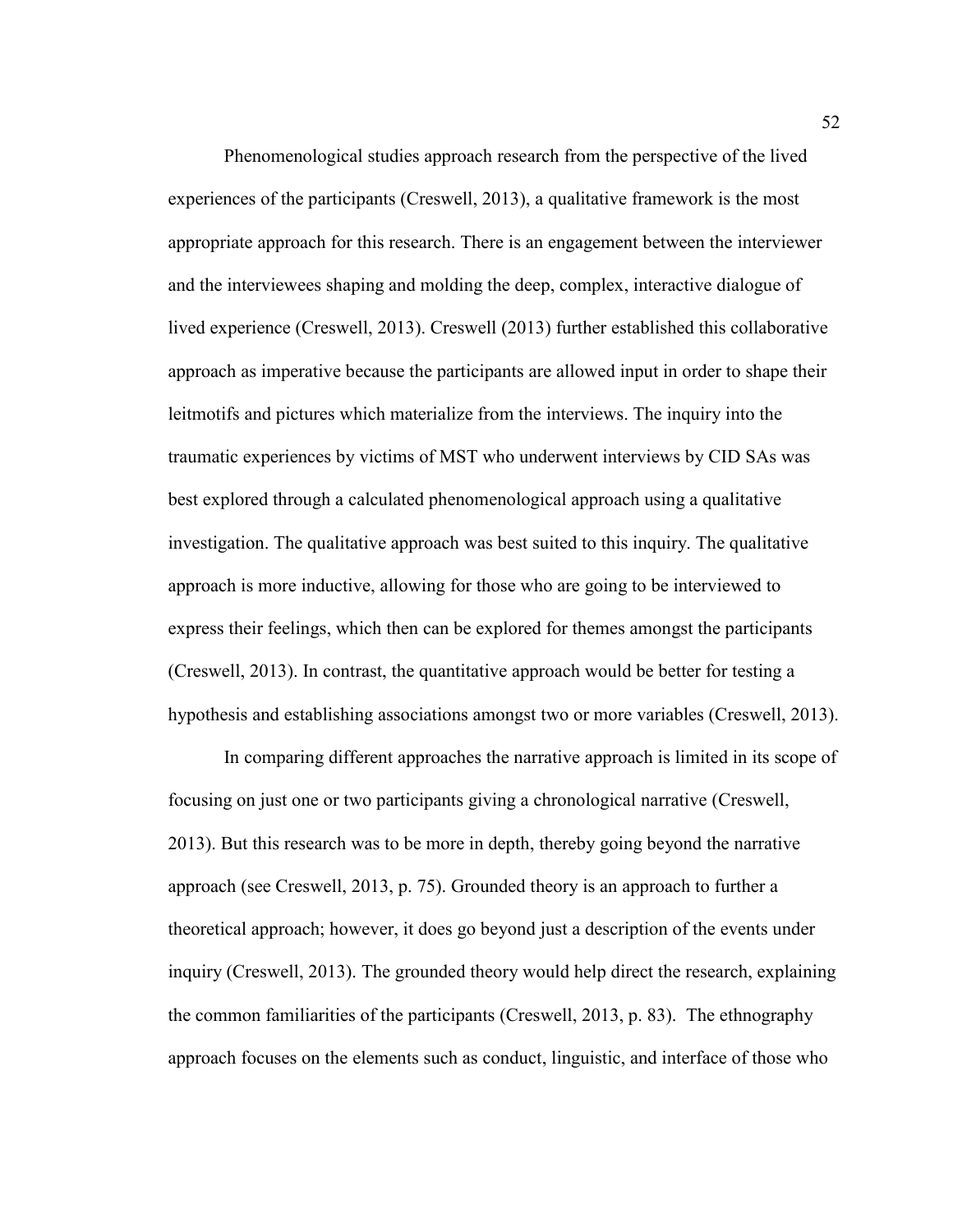Phenomenological studies approach research from the perspective of the lived experiences of the participants (Creswell, 2013), a qualitative framework is the most appropriate approach for this research. There is an engagement between the interviewer and the interviewees shaping and molding the deep, complex, interactive dialogue of lived experience (Creswell, 2013). Creswell (2013) further established this collaborative approach as imperative because the participants are allowed input in order to shape their leitmotifs and pictures which materialize from the interviews. The inquiry into the traumatic experiences by victims of MST who underwent interviews by CID SAs was best explored through a calculated phenomenological approach using a qualitative investigation. The qualitative approach was best suited to this inquiry. The qualitative approach is more inductive, allowing for those who are going to be interviewed to express their feelings, which then can be explored for themes amongst the participants (Creswell, 2013). In contrast, the quantitative approach would be better for testing a hypothesis and establishing associations amongst two or more variables (Creswell, 2013).

In comparing different approaches the narrative approach is limited in its scope of focusing on just one or two participants giving a chronological narrative (Creswell, 2013). But this research was to be more in depth, thereby going beyond the narrative approach (see Creswell, 2013, p. 75). Grounded theory is an approach to further a theoretical approach; however, it does go beyond just a description of the events under inquiry (Creswell, 2013). The grounded theory would help direct the research, explaining the common familiarities of the participants (Creswell, 2013, p. 83). The ethnography approach focuses on the elements such as conduct, linguistic, and interface of those who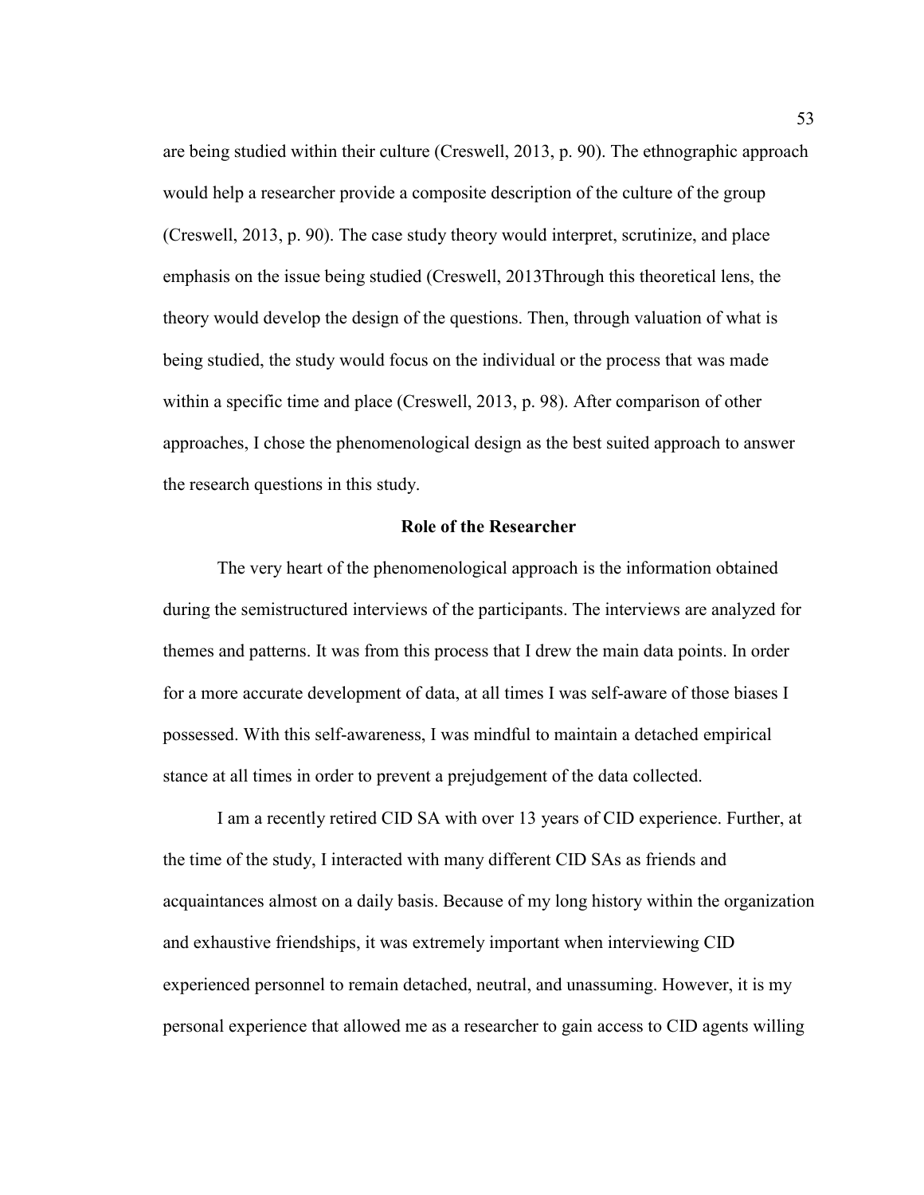are being studied within their culture (Creswell, 2013, p. 90). The ethnographic approach would help a researcher provide a composite description of the culture of the group (Creswell, 2013, p. 90). The case study theory would interpret, scrutinize, and place emphasis on the issue being studied (Creswell, 2013Through this theoretical lens, the theory would develop the design of the questions. Then, through valuation of what is being studied, the study would focus on the individual or the process that was made within a specific time and place (Creswell, 2013, p. 98). After comparison of other approaches, I chose the phenomenological design as the best suited approach to answer the research questions in this study.

## Role of the Researcher

The very heart of the phenomenological approach is the information obtained during the semistructured interviews of the participants. The interviews are analyzed for themes and patterns. It was from this process that I drew the main data points. In order for a more accurate development of data, at all times I was self-aware of those biases I possessed. With this self-awareness, I was mindful to maintain a detached empirical stance at all times in order to prevent a prejudgement of the data collected.

I am a recently retired CID SA with over 13 years of CID experience. Further, at the time of the study, I interacted with many different CID SAs as friends and acquaintances almost on a daily basis. Because of my long history within the organization and exhaustive friendships, it was extremely important when interviewing CID experienced personnel to remain detached, neutral, and unassuming. However, it is my personal experience that allowed me as a researcher to gain access to CID agents willing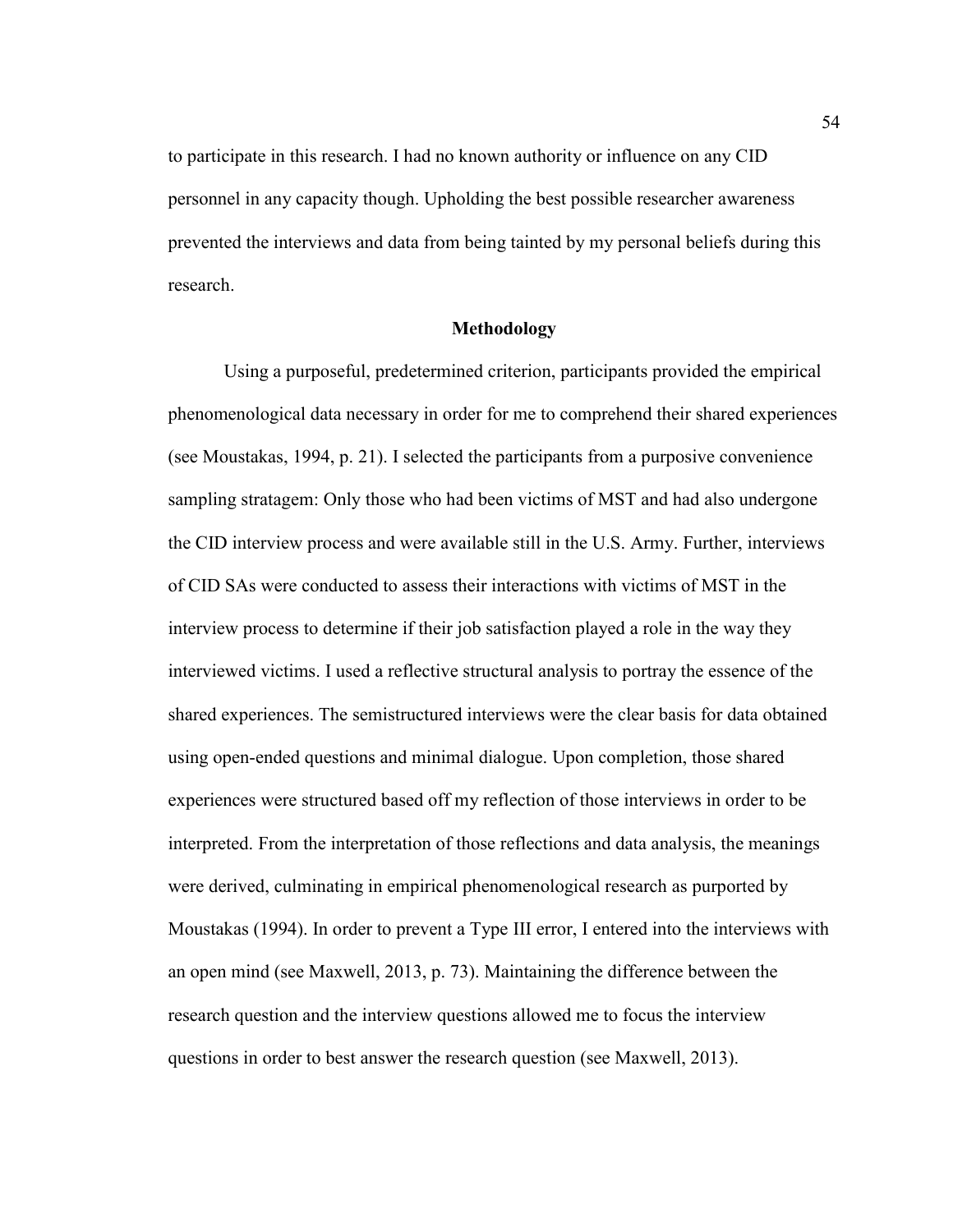to participate in this research. I had no known authority or influence on any CID personnel in any capacity though. Upholding the best possible researcher awareness prevented the interviews and data from being tainted by my personal beliefs during this research.

## Methodology

Using a purposeful, predetermined criterion, participants provided the empirical phenomenological data necessary in order for me to comprehend their shared experiences (see Moustakas, 1994, p. 21). I selected the participants from a purposive convenience sampling stratagem: Only those who had been victims of MST and had also undergone the CID interview process and were available still in the U.S. Army. Further, interviews of CID SAs were conducted to assess their interactions with victims of MST in the interview process to determine if their job satisfaction played a role in the way they interviewed victims. I used a reflective structural analysis to portray the essence of the shared experiences. The semistructured interviews were the clear basis for data obtained using open-ended questions and minimal dialogue. Upon completion, those shared experiences were structured based off my reflection of those interviews in order to be interpreted. From the interpretation of those reflections and data analysis, the meanings were derived, culminating in empirical phenomenological research as purported by Moustakas (1994). In order to prevent a Type III error, I entered into the interviews with an open mind (see Maxwell, 2013, p. 73). Maintaining the difference between the research question and the interview questions allowed me to focus the interview questions in order to best answer the research question (see Maxwell, 2013).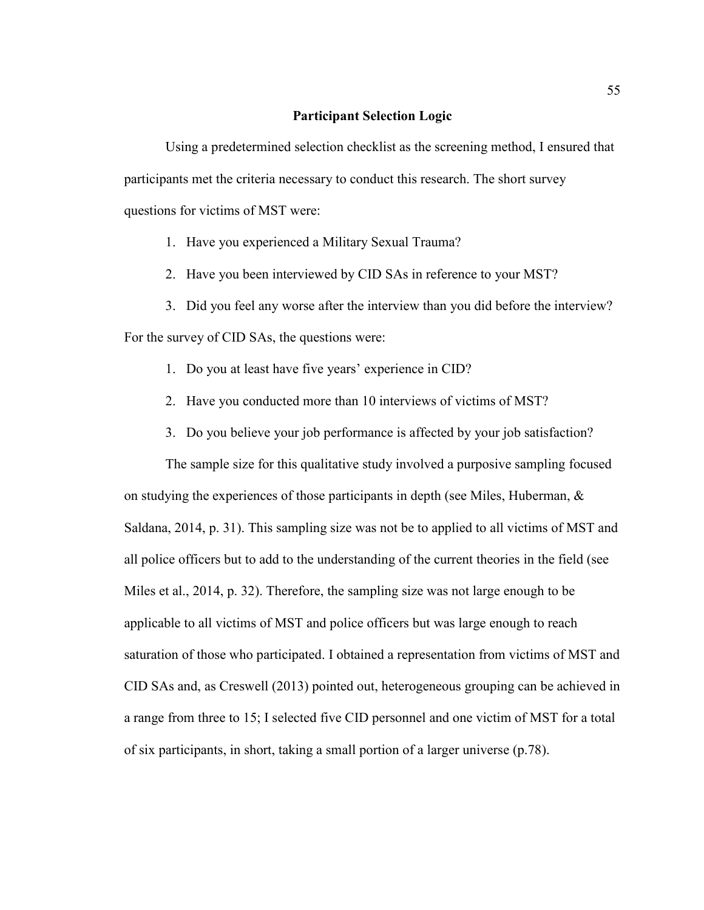## Participant Selection Logic

Using a predetermined selection checklist as the screening method, I ensured that participants met the criteria necessary to conduct this research. The short survey questions for victims of MST were:

1. Have you experienced a Military Sexual Trauma?
2. Have you been interviewed by CID SAs in reference to your MST?
3. Did you feel any worse after the interview than you did before the interview?

For the survey of CID SAs, the questions were:

1. Do you at least have five years' experience in CID?
2. Have you conducted more than 10 interviews of victims of MST?
3. Do you believe your job performance is affected by your job satisfaction?

The sample size for this qualitative study involved a purposive sampling focused on studying the experiences of those participants in depth (see Miles, Huberman, & Saldana, 2014, p. 31). This sampling size was not be to applied to all victims of MST and all police officers but to add to the understanding of the current theories in the field (see Miles et al., 2014, p. 32). Therefore, the sampling size was not large enough to be applicable to all victims of MST and police officers but was large enough to reach saturation of those who participated. I obtained a representation from victims of MST and CID SAs and, as Creswell (2013) pointed out, heterogeneous grouping can be achieved in a range from three to 15; I selected five CID personnel and one victim of MST for a total of six participants, in short, taking a small portion of a larger universe (p.78).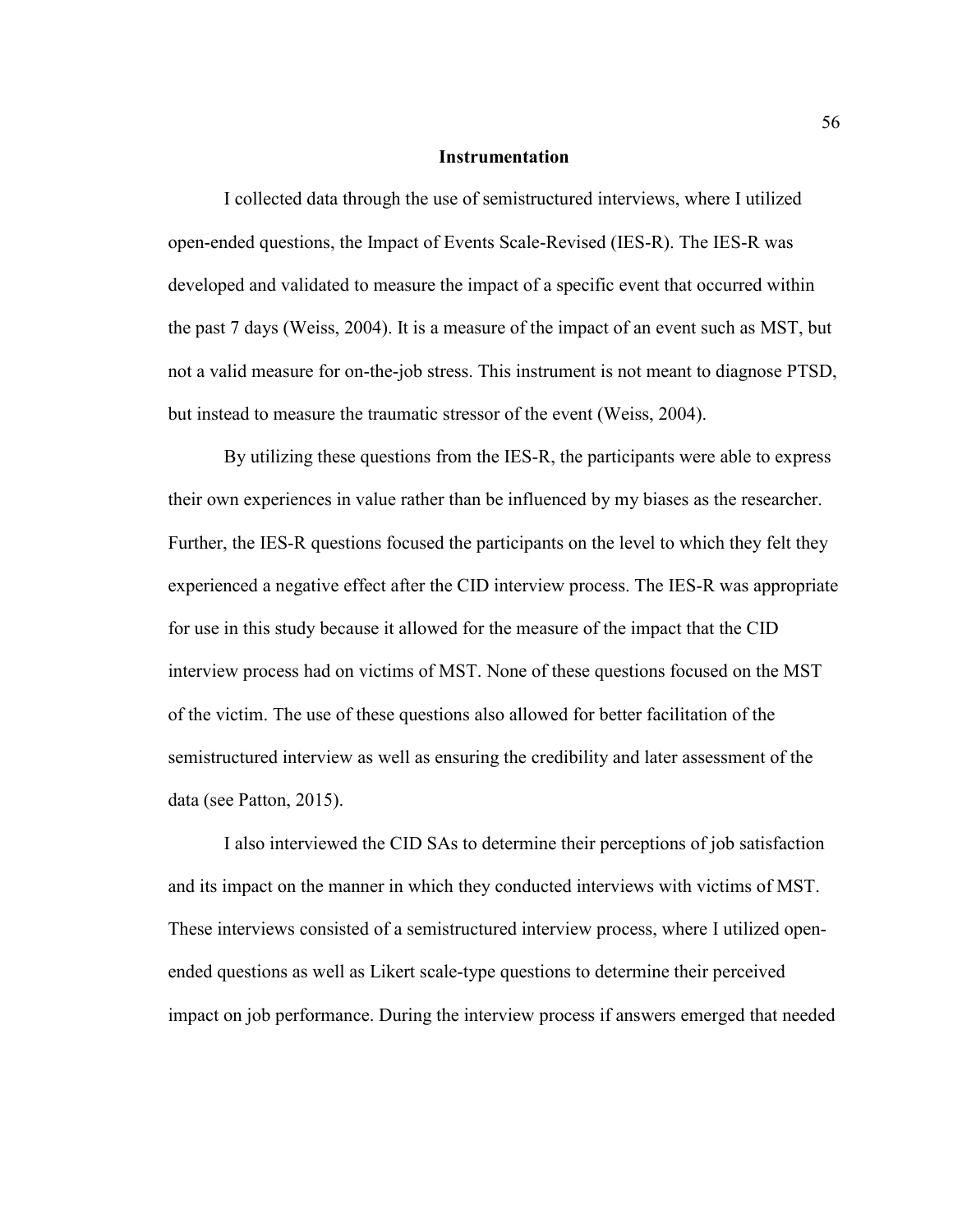## Instrumentation

I collected data through the use of semistructured interviews, where I utilized open-ended questions, the Impact of Events Scale-Revised (IES-R). The IES-R was developed and validated to measure the impact of a specific event that occurred within the past 7 days (Weiss, 2004). It is a measure of the impact of an event such as MST, but not a valid measure for on-the-job stress. This instrument is not meant to diagnose PTSD, but instead to measure the traumatic stressor of the event (Weiss, 2004).

By utilizing these questions from the IES-R, the participants were able to express their own experiences in value rather than be influenced by my biases as the researcher. Further, the IES-R questions focused the participants on the level to which they felt they experienced a negative effect after the CID interview process. The IES-R was appropriate for use in this study because it allowed for the measure of the impact that the CID interview process had on victims of MST. None of these questions focused on the MST of the victim. The use of these questions also allowed for better facilitation of the semistructured interview as well as ensuring the credibility and later assessment of the data (see Patton, 2015).

I also interviewed the CID SAs to determine their perceptions of job satisfaction and its impact on the manner in which they conducted interviews with victims of MST. These interviews consisted of a semistructured interview process, where I utilized open-ended questions as well as Likert scale-type questions to determine their perceived impact on job performance. During the interview process if answers emerged that needed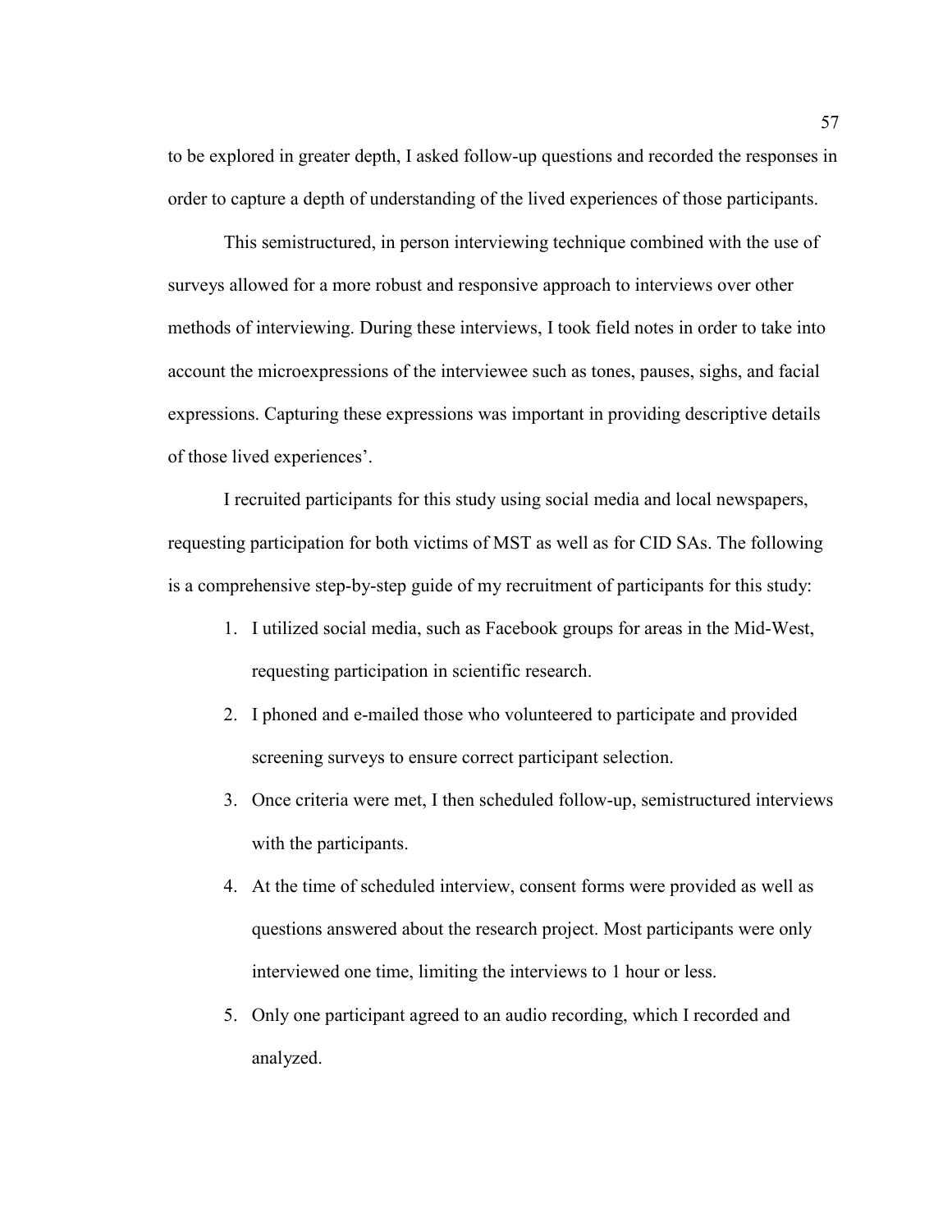to be explored in greater depth, I asked follow-up questions and recorded the responses in order to capture a depth of understanding of the lived experiences of those participants.

This semistructured, in person interviewing technique combined with the use of surveys allowed for a more robust and responsive approach to interviews over other methods of interviewing. During these interviews, I took field notes in order to take into account the microexpressions of the interviewee such as tones, pauses, sighs, and facial expressions. Capturing these expressions was important in providing descriptive details of those lived experiences'.

I recruited participants for this study using social media and local newspapers, requesting participation for both victims of MST as well as for CID SAs. The following is a comprehensive step-by-step guide of my recruitment of participants for this study:

1. I utilized social media, such as Facebook groups for areas in the Mid-West, requesting participation in scientific research.
2. I phoned and e-mailed those who volunteered to participate and provided screening surveys to ensure correct participant selection.
3. Once criteria were met, I then scheduled follow-up, semistructured interviews with the participants.
4. At the time of scheduled interview, consent forms were provided as well as questions answered about the research project. Most participants were only interviewed one time, limiting the interviews to 1 hour or less.
5. Only one participant agreed to an audio recording, which I recorded and analyzed.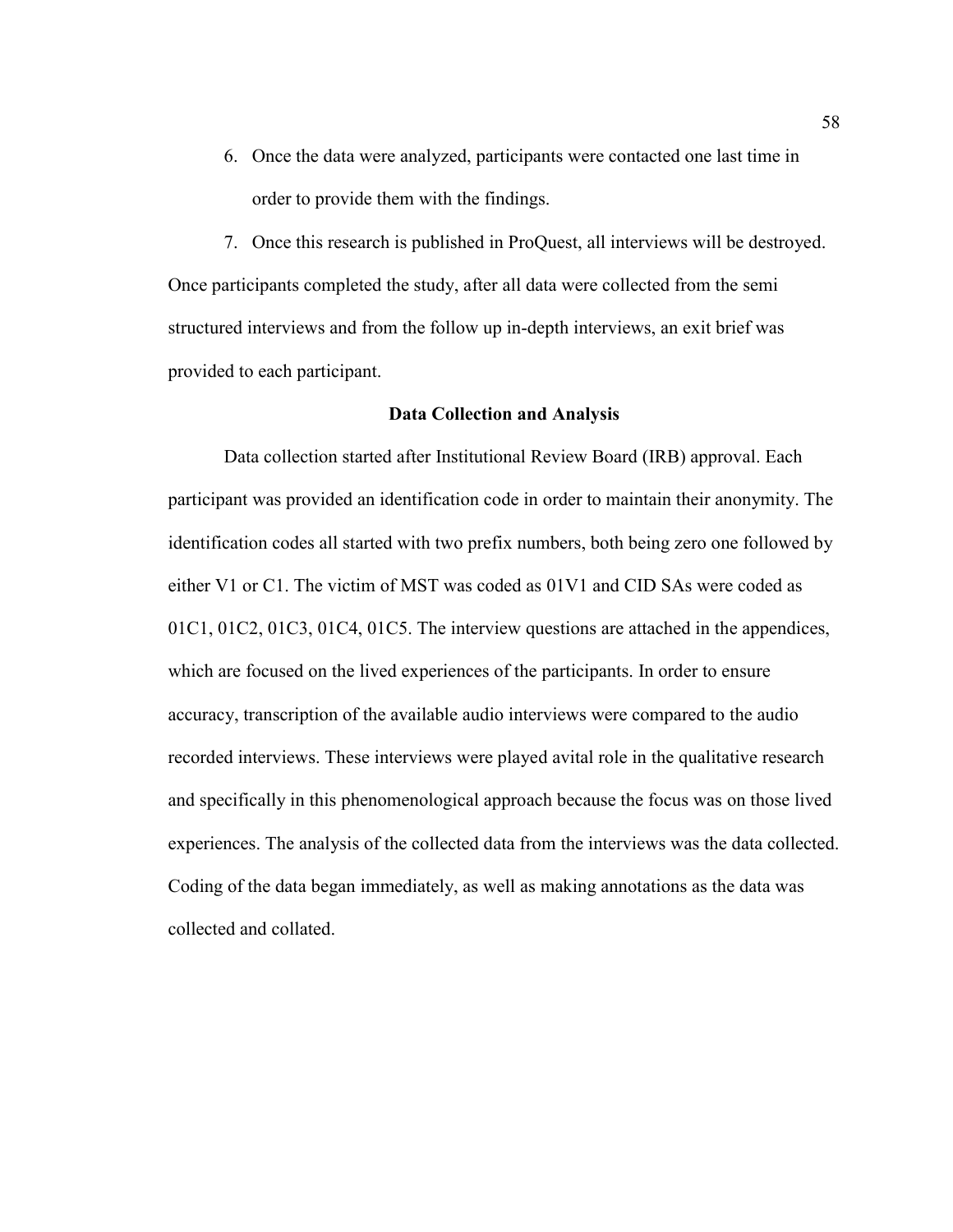6. Once the data were analyzed, participants were contacted one last time in order to provide them with the findings.

7. Once this research is published in ProQuest, all interviews will be destroyed.

Once participants completed the study, after all data were collected from the semi structured interviews and from the follow up in-depth interviews, an exit brief was provided to each participant.

## Data Collection and Analysis

Data collection started after Institutional Review Board (IRB) approval. Each participant was provided an identification code in order to maintain their anonymity. The identification codes all started with two prefix numbers, both being zero one followed by either V1 or C1. The victim of MST was coded as 01V1 and CID SAs were coded as 01C1, 01C2, 01C3, 01C4, 01C5. The interview questions are attached in the appendices, which are focused on the lived experiences of the participants. In order to ensure accuracy, transcription of the available audio interviews were compared to the audio recorded interviews. These interviews were played avital role in the qualitative research and specifically in this phenomenological approach because the focus was on those lived experiences. The analysis of the collected data from the interviews was the data collected. Coding of the data began immediately, as well as making annotations as the data was collected and collated.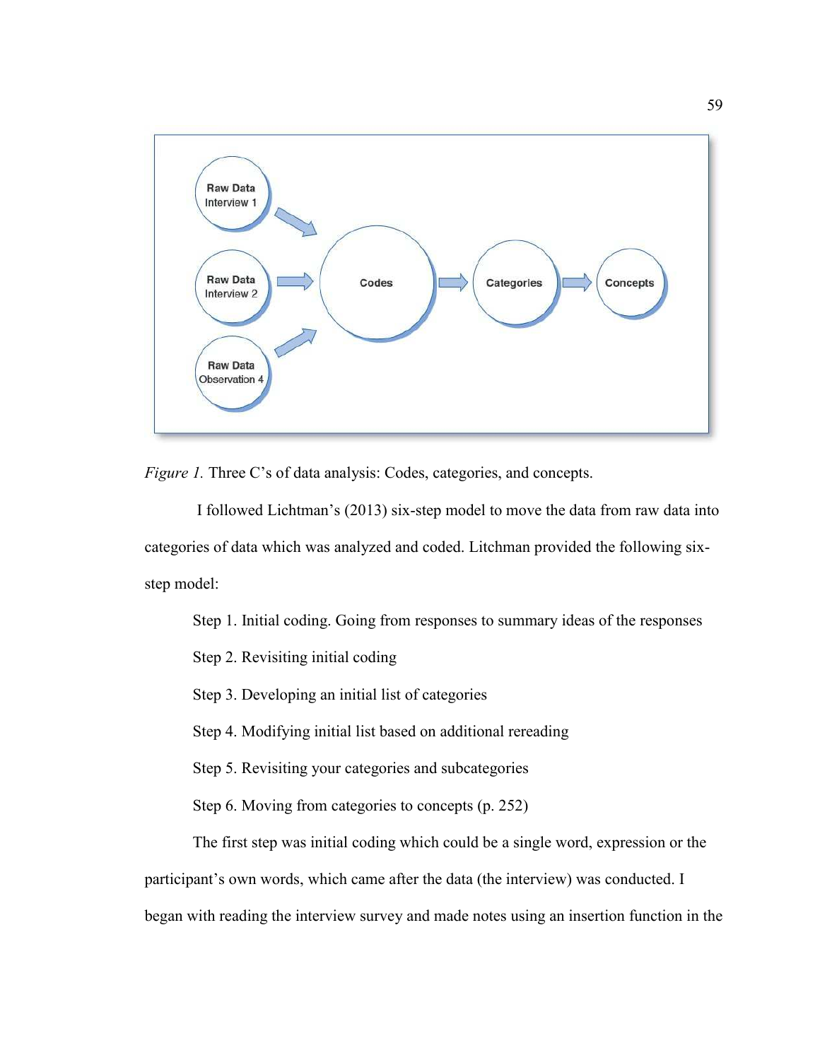*Figure 1.* Three C's of data analysis: Codes, categories, and concepts.

I followed Lichtman's (2013) six-step model to move the data from raw data into categories of data which was analyzed and coded. Litchman provided the following six-step model:

Step 1. Initial coding. Going from responses to summary ideas of the responses

Step 2. Revisiting initial coding

Step 3. Developing an initial list of categories

Step 4. Modifying initial list based on additional rereading

Step 5. Revisiting your categories and subcategories

Step 6. Moving from categories to concepts (p. 252)

The first step was initial coding which could be a single word, expression or the participant's own words, which came after the data (the interview) was conducted. I began with reading the interview survey and made notes using an insertion function in the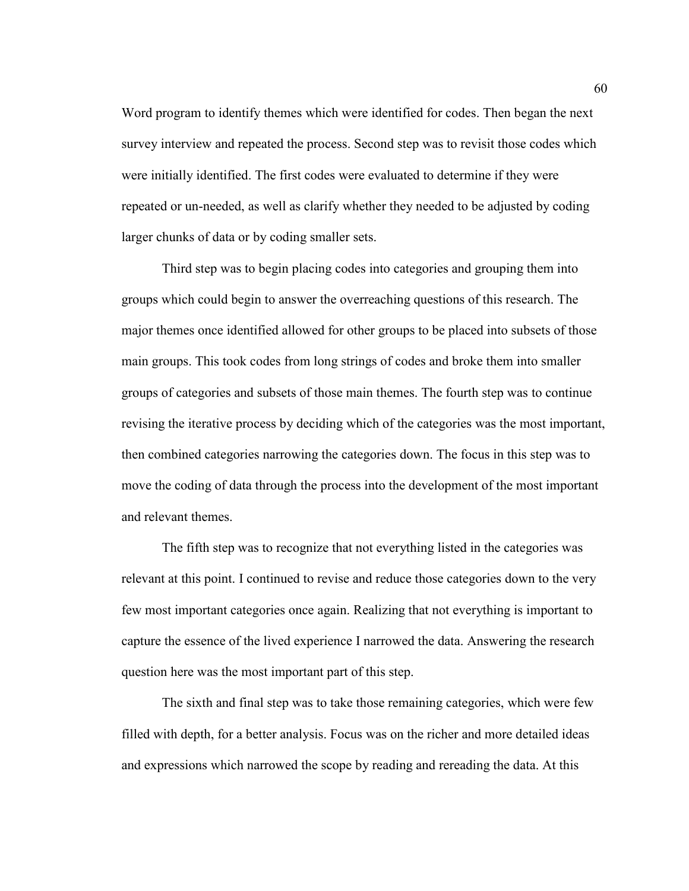Word program to identify themes which were identified for codes. Then began the next survey interview and repeated the process. Second step was to revisit those codes which were initially identified. The first codes were evaluated to determine if they were repeated or un-needed, as well as clarify whether they needed to be adjusted by coding larger chunks of data or by coding smaller sets.

Third step was to begin placing codes into categories and grouping them into groups which could begin to answer the overreaching questions of this research. The major themes once identified allowed for other groups to be placed into subsets of those main groups. This took codes from long strings of codes and broke them into smaller groups of categories and subsets of those main themes. The fourth step was to continue revising the iterative process by deciding which of the categories was the most important, then combined categories narrowing the categories down. The focus in this step was to move the coding of data through the process into the development of the most important and relevant themes.

The fifth step was to recognize that not everything listed in the categories was relevant at this point. I continued to revise and reduce those categories down to the very few most important categories once again. Realizing that not everything is important to capture the essence of the lived experience I narrowed the data. Answering the research question here was the most important part of this step.

The sixth and final step was to take those remaining categories, which were few filled with depth, for a better analysis. Focus was on the richer and more detailed ideas and expressions which narrowed the scope by reading and rereading the data. At this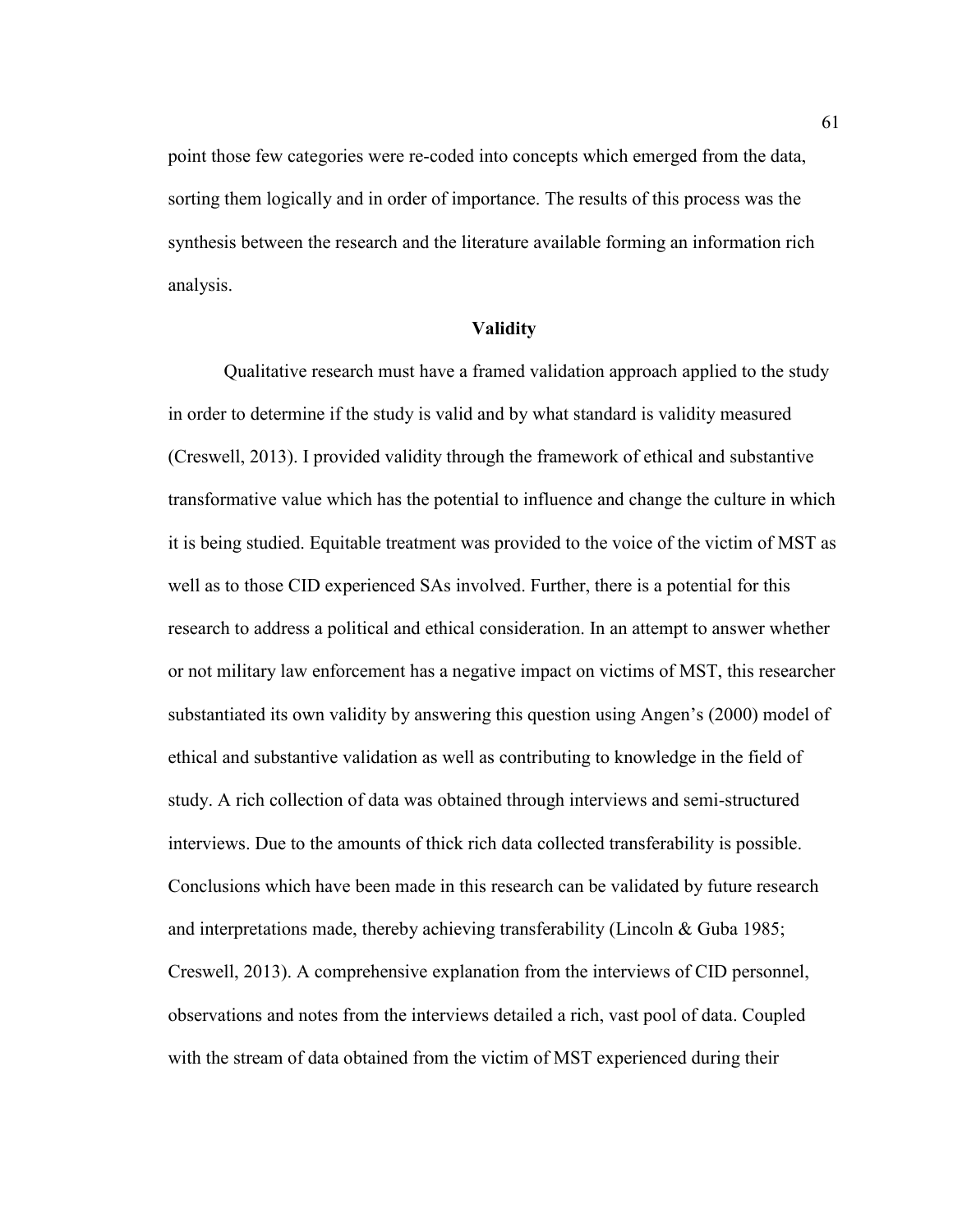point those few categories were re-coded into concepts which emerged from the data, sorting them logically and in order of importance. The results of this process was the synthesis between the research and the literature available forming an information rich analysis.

## Validity

Qualitative research must have a framed validation approach applied to the study in order to determine if the study is valid and by what standard is validity measured (Creswell, 2013). I provided validity through the framework of ethical and substantive transformative value which has the potential to influence and change the culture in which it is being studied. Equitable treatment was provided to the voice of the victim of MST as well as to those CID experienced SAs involved. Further, there is a potential for this research to address a political and ethical consideration. In an attempt to answer whether or not military law enforcement has a negative impact on victims of MST, this researcher substantiated its own validity by answering this question using Angen's (2000) model of ethical and substantive validation as well as contributing to knowledge in the field of study. A rich collection of data was obtained through interviews and semi-structured interviews. Due to the amounts of thick rich data collected transferability is possible. Conclusions which have been made in this research can be validated by future research and interpretations made, thereby achieving transferability (Lincoln & Guba 1985; Creswell, 2013). A comprehensive explanation from the interviews of CID personnel, observations and notes from the interviews detailed a rich, vast pool of data. Coupled with the stream of data obtained from the victim of MST experienced during their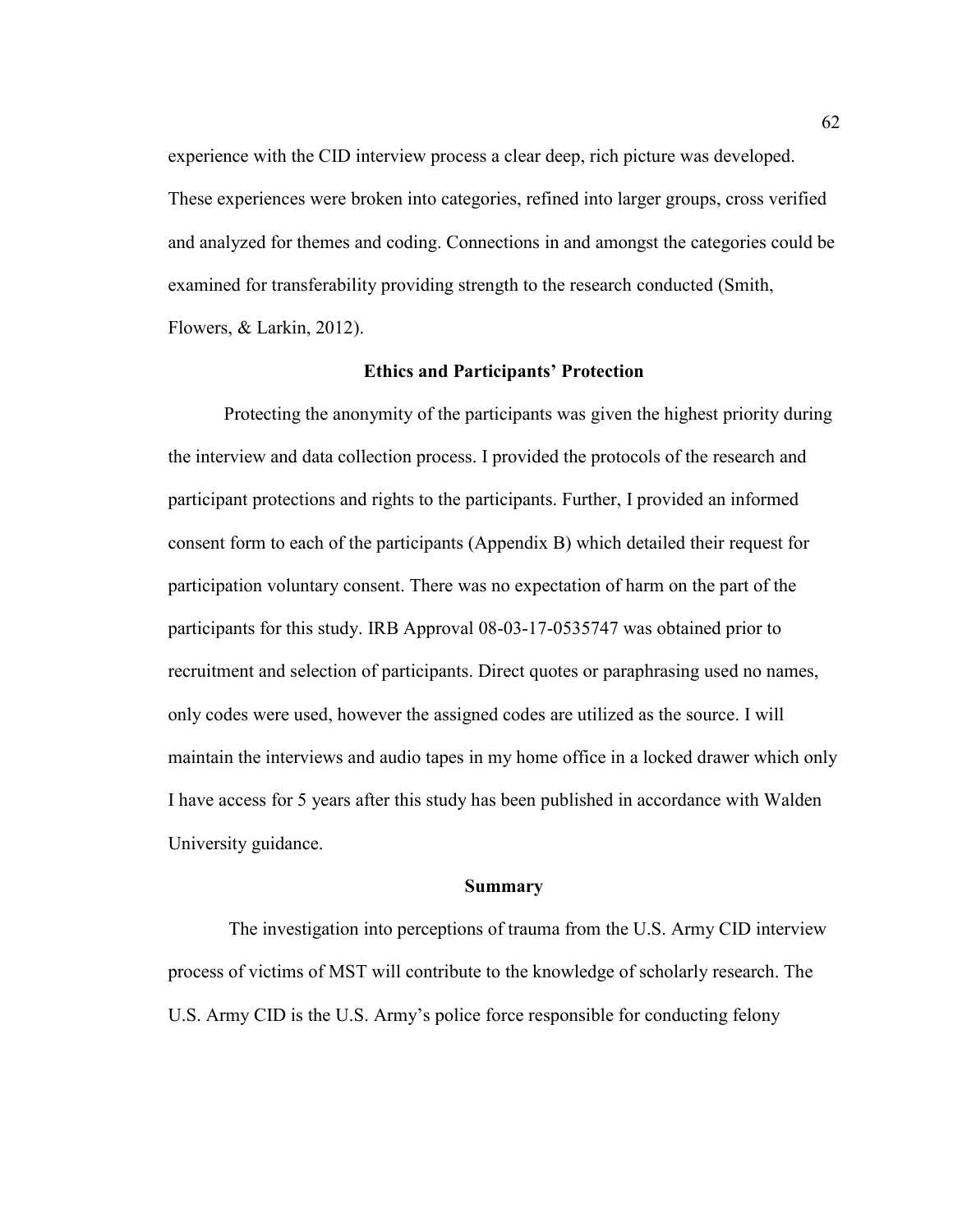experience with the CID interview process a clear deep, rich picture was developed. These experiences were broken into categories, refined into larger groups, cross verified and analyzed for themes and coding. Connections in and amongst the categories could be examined for transferability providing strength to the research conducted (Smith, Flowers, & Larkin, 2012).

## Ethics and Participants' Protection

Protecting the anonymity of the participants was given the highest priority during the interview and data collection process. I provided the protocols of the research and participant protections and rights to the participants. Further, I provided an informed consent form to each of the participants (Appendix B) which detailed their request for participation voluntary consent. There was no expectation of harm on the part of the participants for this study. IRB Approval 08-03-17-0535747 was obtained prior to recruitment and selection of participants. Direct quotes or paraphrasing used no names, only codes were used, however the assigned codes are utilized as the source. I will maintain the interviews and audio tapes in my home office in a locked drawer which only I have access for 5 years after this study has been published in accordance with Walden University guidance.

## Summary

The investigation into perceptions of trauma from the U.S. Army CID interview process of victims of MST will contribute to the knowledge of scholarly research. The U.S. Army CID is the U.S. Army's police force responsible for conducting felony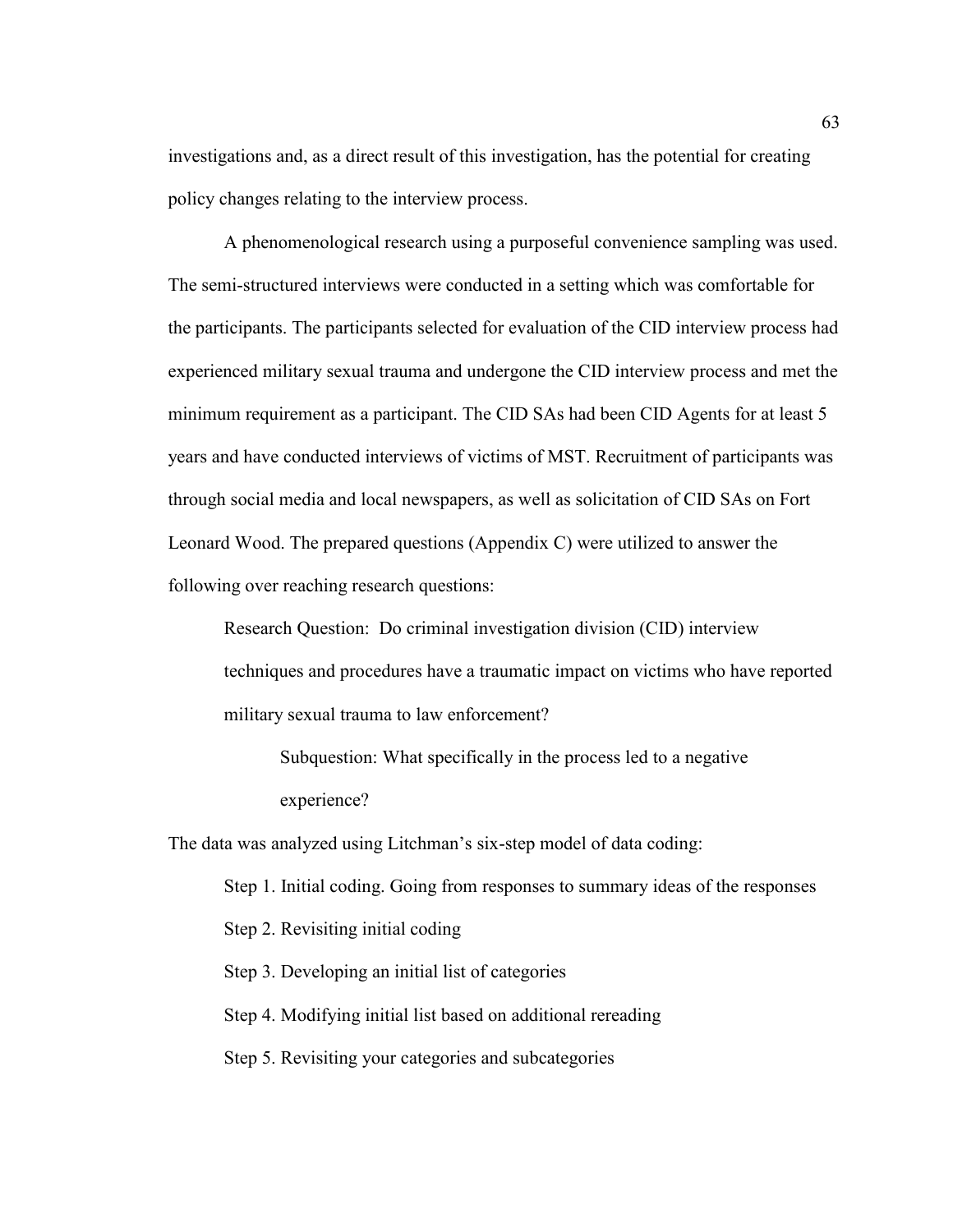investigations and, as a direct result of this investigation, has the potential for creating policy changes relating to the interview process.

A phenomenological research using a purposeful convenience sampling was used. The semi-structured interviews were conducted in a setting which was comfortable for the participants. The participants selected for evaluation of the CID interview process had experienced military sexual trauma and undergone the CID interview process and met the minimum requirement as a participant. The CID SAs had been CID Agents for at least 5 years and have conducted interviews of victims of MST. Recruitment of participants was through social media and local newspapers, as well as solicitation of CID SAs on Fort Leonard Wood. The prepared questions (Appendix C) were utilized to answer the following over reaching research questions:

> Research Question: Do criminal investigation division (CID) interview techniques and procedures have a traumatic impact on victims who have reported military sexual trauma to law enforcement?
>
> > Subquestion: What specifically in the process led to a negative experience?

The data was analyzed using Litchman's six-step model of data coding:

> Step 1. Initial coding. Going from responses to summary ideas of the responses
>
> Step 2. Revisiting initial coding
>
> Step 3. Developing an initial list of categories
>
> Step 4. Modifying initial list based on additional rereading
>
> Step 5. Revisiting your categories and subcategories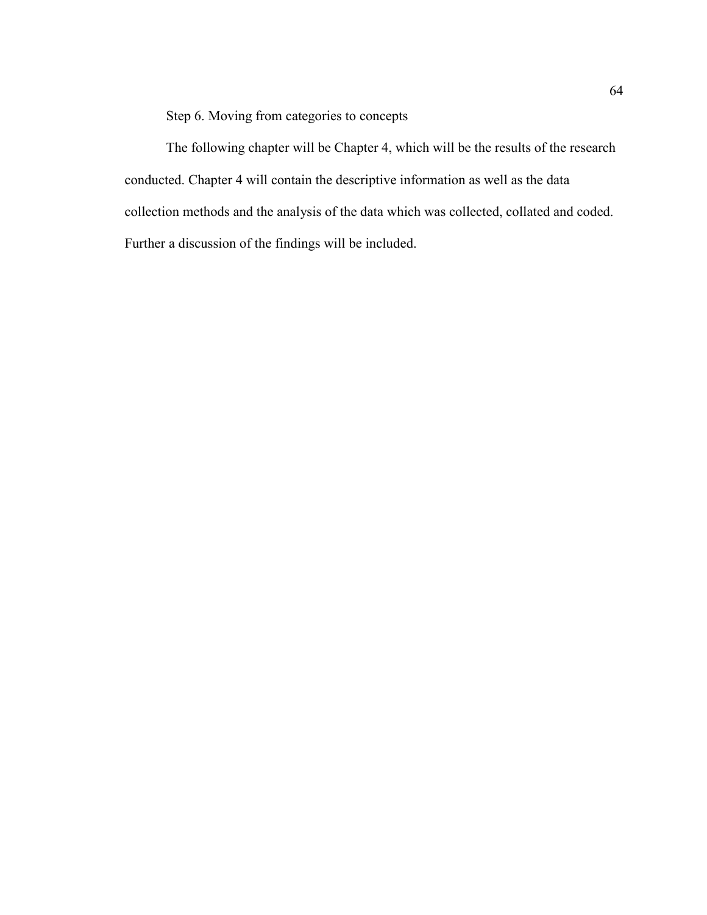Step 6. Moving from categories to concepts

The following chapter will be Chapter 4, which will be the results of the research conducted. Chapter 4 will contain the descriptive information as well as the data collection methods and the analysis of the data which was collected, collated and coded. Further a discussion of the findings will be included.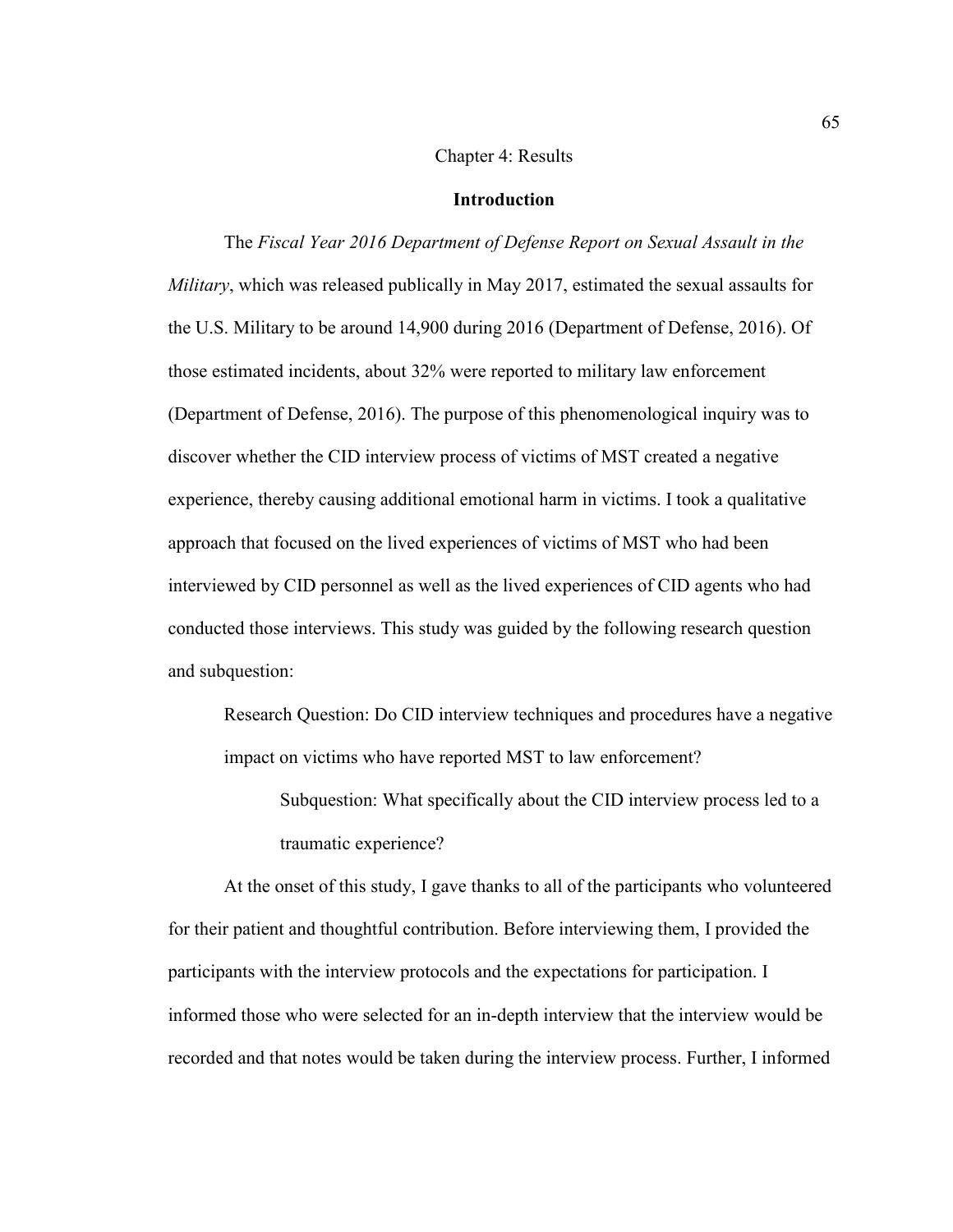# Chapter 4: Results

## Introduction

The *Fiscal Year 2016 Department of Defense Report on Sexual Assault in the Military*, which was released publically in May 2017, estimated the sexual assaults for the U.S. Military to be around 14,900 during 2016 (Department of Defense, 2016). Of those estimated incidents, about 32% were reported to military law enforcement (Department of Defense, 2016). The purpose of this phenomenological inquiry was to discover whether the CID interview process of victims of MST created a negative experience, thereby causing additional emotional harm in victims. I took a qualitative approach that focused on the lived experiences of victims of MST who had been interviewed by CID personnel as well as the lived experiences of CID agents who had conducted those interviews. This study was guided by the following research question and subquestion:

> Research Question: Do CID interview techniques and procedures have a negative impact on victims who have reported MST to law enforcement?
>
> > Subquestion: What specifically about the CID interview process led to a traumatic experience?

At the onset of this study, I gave thanks to all of the participants who volunteered for their patient and thoughtful contribution. Before interviewing them, I provided the participants with the interview protocols and the expectations for participation. I informed those who were selected for an in-depth interview that the interview would be recorded and that notes would be taken during the interview process. Further, I informed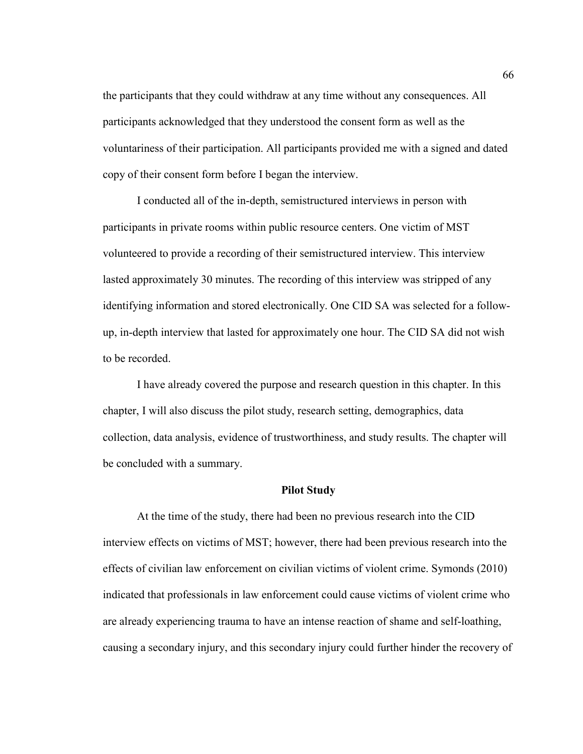the participants that they could withdraw at any time without any consequences. All participants acknowledged that they understood the consent form as well as the voluntariness of their participation. All participants provided me with a signed and dated copy of their consent form before I began the interview.

I conducted all of the in-depth, semistructured interviews in person with participants in private rooms within public resource centers. One victim of MST volunteered to provide a recording of their semistructured interview. This interview lasted approximately 30 minutes. The recording of this interview was stripped of any identifying information and stored electronically. One CID SA was selected for a follow-up, in-depth interview that lasted for approximately one hour. The CID SA did not wish to be recorded.

I have already covered the purpose and research question in this chapter. In this chapter, I will also discuss the pilot study, research setting, demographics, data collection, data analysis, evidence of trustworthiness, and study results. The chapter will be concluded with a summary.

## Pilot Study

At the time of the study, there had been no previous research into the CID interview effects on victims of MST; however, there had been previous research into the effects of civilian law enforcement on civilian victims of violent crime. Symonds (2010) indicated that professionals in law enforcement could cause victims of violent crime who are already experiencing trauma to have an intense reaction of shame and self-loathing, causing a secondary injury, and this secondary injury could further hinder the recovery of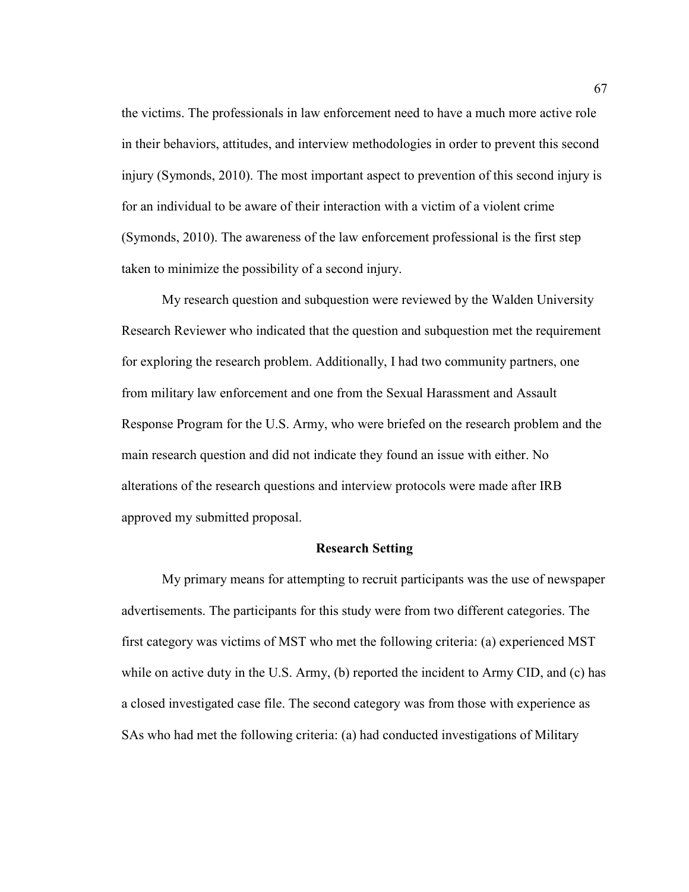the victims. The professionals in law enforcement need to have a much more active role in their behaviors, attitudes, and interview methodologies in order to prevent this second injury (Symonds, 2010). The most important aspect to prevention of this second injury is for an individual to be aware of their interaction with a victim of a violent crime (Symonds, 2010). The awareness of the law enforcement professional is the first step taken to minimize the possibility of a second injury.

My research question and subquestion were reviewed by the Walden University Research Reviewer who indicated that the question and subquestion met the requirement for exploring the research problem. Additionally, I had two community partners, one from military law enforcement and one from the Sexual Harassment and Assault Response Program for the U.S. Army, who were briefed on the research problem and the main research question and did not indicate they found an issue with either. No alterations of the research questions and interview protocols were made after IRB approved my submitted proposal.

## Research Setting

My primary means for attempting to recruit participants was the use of newspaper advertisements. The participants for this study were from two different categories. The first category was victims of MST who met the following criteria: (a) experienced MST while on active duty in the U.S. Army, (b) reported the incident to Army CID, and (c) has a closed investigated case file. The second category was from those with experience as SAs who had met the following criteria: (a) had conducted investigations of Military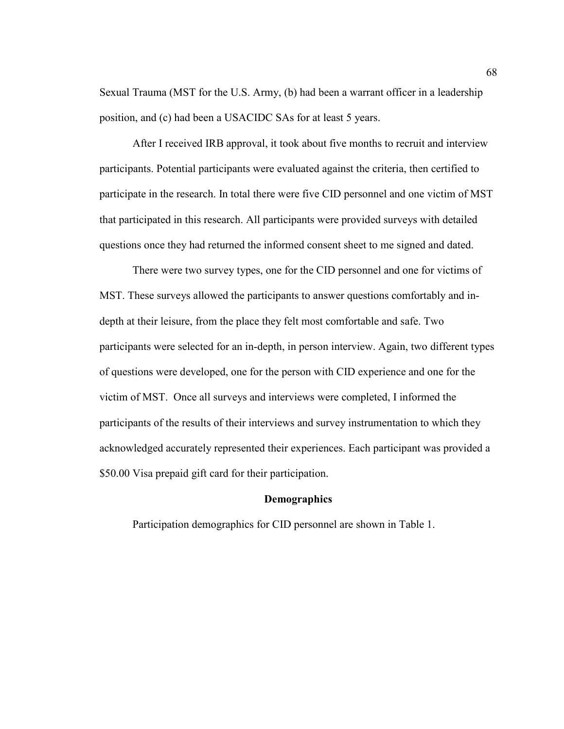Sexual Trauma (MST for the U.S. Army, (b) had been a warrant officer in a leadership position, and (c) had been a USACIDC SAs for at least 5 years.

After I received IRB approval, it took about five months to recruit and interview participants. Potential participants were evaluated against the criteria, then certified to participate in the research. In total there were five CID personnel and one victim of MST that participated in this research. All participants were provided surveys with detailed questions once they had returned the informed consent sheet to me signed and dated.

There were two survey types, one for the CID personnel and one for victims of MST. These surveys allowed the participants to answer questions comfortably and in-depth at their leisure, from the place they felt most comfortable and safe. Two participants were selected for an in-depth, in person interview. Again, two different types of questions were developed, one for the person with CID experience and one for the victim of MST. Once all surveys and interviews were completed, I informed the participants of the results of their interviews and survey instrumentation to which they acknowledged accurately represented their experiences. Each participant was provided a $50.00 Visa prepaid gift card for their participation.

## Demographics

Participation demographics for CID personnel are shown in Table 1.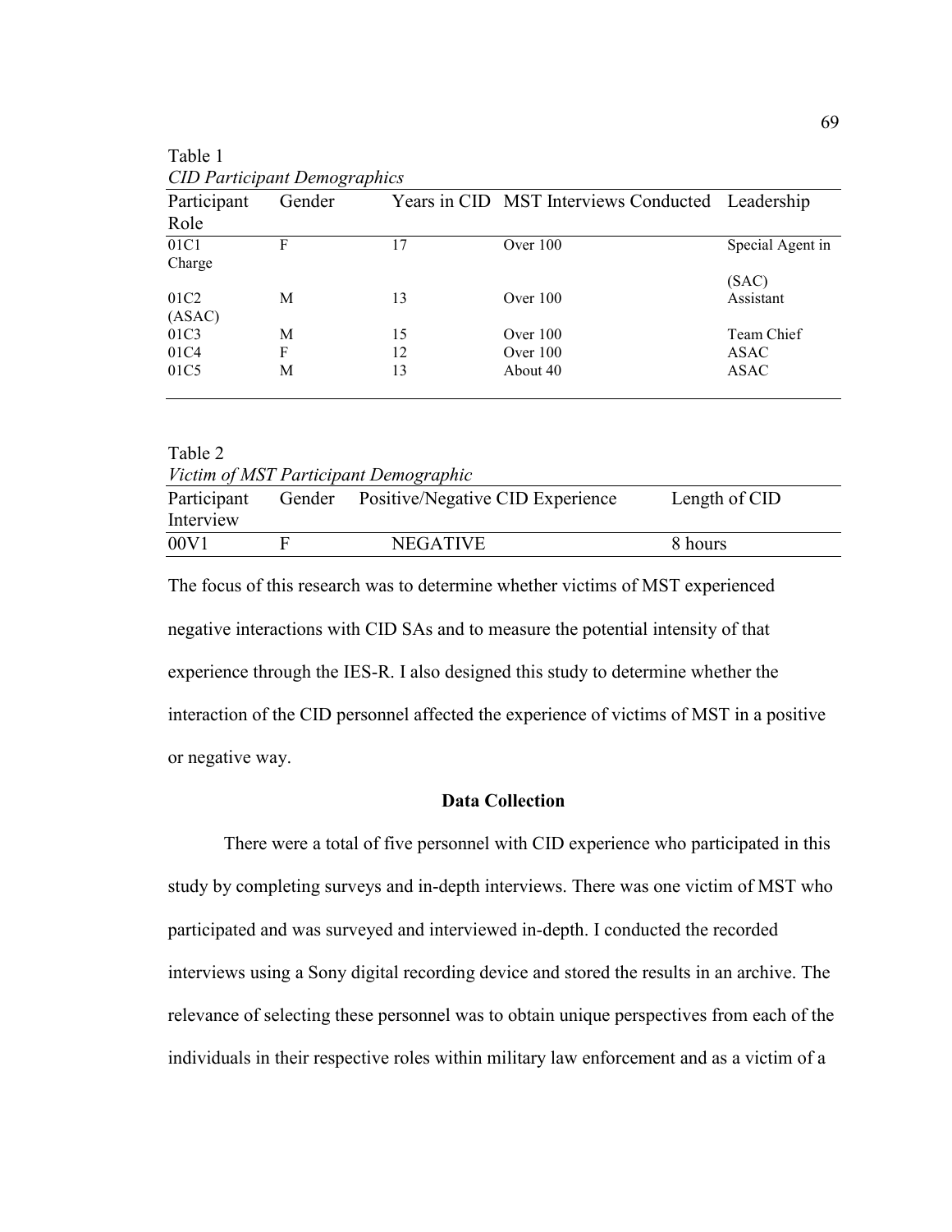Table 1
*CID Participant Demographics*

| Participant Role | Gender | Years in CID | MST Interviews Conducted | Leadership |
|---|---|---|---|---|
| 01C1 | F | 17 | Over 100 | Special Agent in Charge (SAC) |
| 01C2 | M | 13 | Over 100 | Assistant (ASAC) |
| 01C3 | M | 15 | Over 100 | Team Chief |
| 01C4 | F | 12 | Over 100 | ASAC |
| 01C5 | M | 13 | About 40 | ASAC |

Table 2
*Victim of MST Participant Demographic*

| Participant Interview | Gender | Positive/Negative CID Experience | Length of CID |
|---|---|---|---|
| 00V1 | F | NEGATIVE | 8 hours |

The focus of this research was to determine whether victims of MST experienced negative interactions with CID SAs and to measure the potential intensity of that experience through the IES-R. I also designed this study to determine whether the interaction of the CID personnel affected the experience of victims of MST in a positive or negative way.

## Data Collection

There were a total of five personnel with CID experience who participated in this study by completing surveys and in-depth interviews. There was one victim of MST who participated and was surveyed and interviewed in-depth. I conducted the recorded interviews using a Sony digital recording device and stored the results in an archive. The relevance of selecting these personnel was to obtain unique perspectives from each of the individuals in their respective roles within military law enforcement and as a victim of a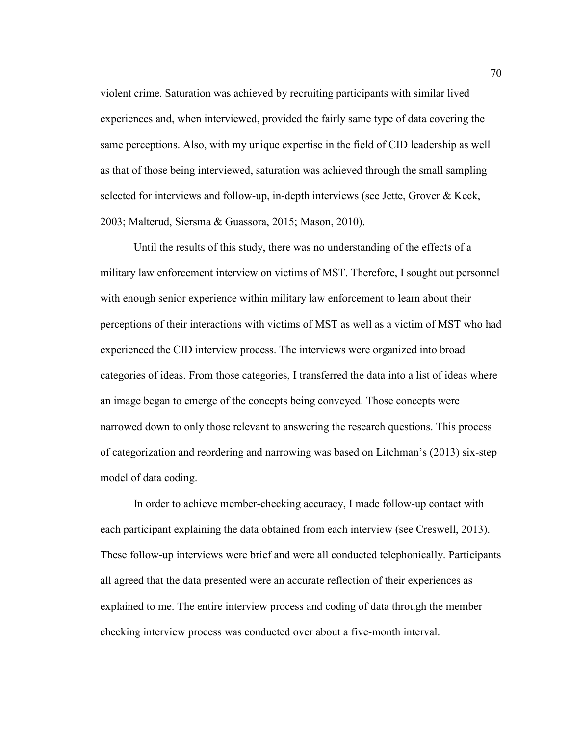violent crime. Saturation was achieved by recruiting participants with similar lived experiences and, when interviewed, provided the fairly same type of data covering the same perceptions. Also, with my unique expertise in the field of CID leadership as well as that of those being interviewed, saturation was achieved through the small sampling selected for interviews and follow-up, in-depth interviews (see Jette, Grover & Keck, 2003; Malterud, Siersma & Guassora, 2015; Mason, 2010).

Until the results of this study, there was no understanding of the effects of a military law enforcement interview on victims of MST. Therefore, I sought out personnel with enough senior experience within military law enforcement to learn about their perceptions of their interactions with victims of MST as well as a victim of MST who had experienced the CID interview process. The interviews were organized into broad categories of ideas. From those categories, I transferred the data into a list of ideas where an image began to emerge of the concepts being conveyed. Those concepts were narrowed down to only those relevant to answering the research questions. This process of categorization and reordering and narrowing was based on Litchman's (2013) six-step model of data coding.

In order to achieve member-checking accuracy, I made follow-up contact with each participant explaining the data obtained from each interview (see Creswell, 2013). These follow-up interviews were brief and were all conducted telephonically. Participants all agreed that the data presented were an accurate reflection of their experiences as explained to me. The entire interview process and coding of data through the member checking interview process was conducted over about a five-month interval.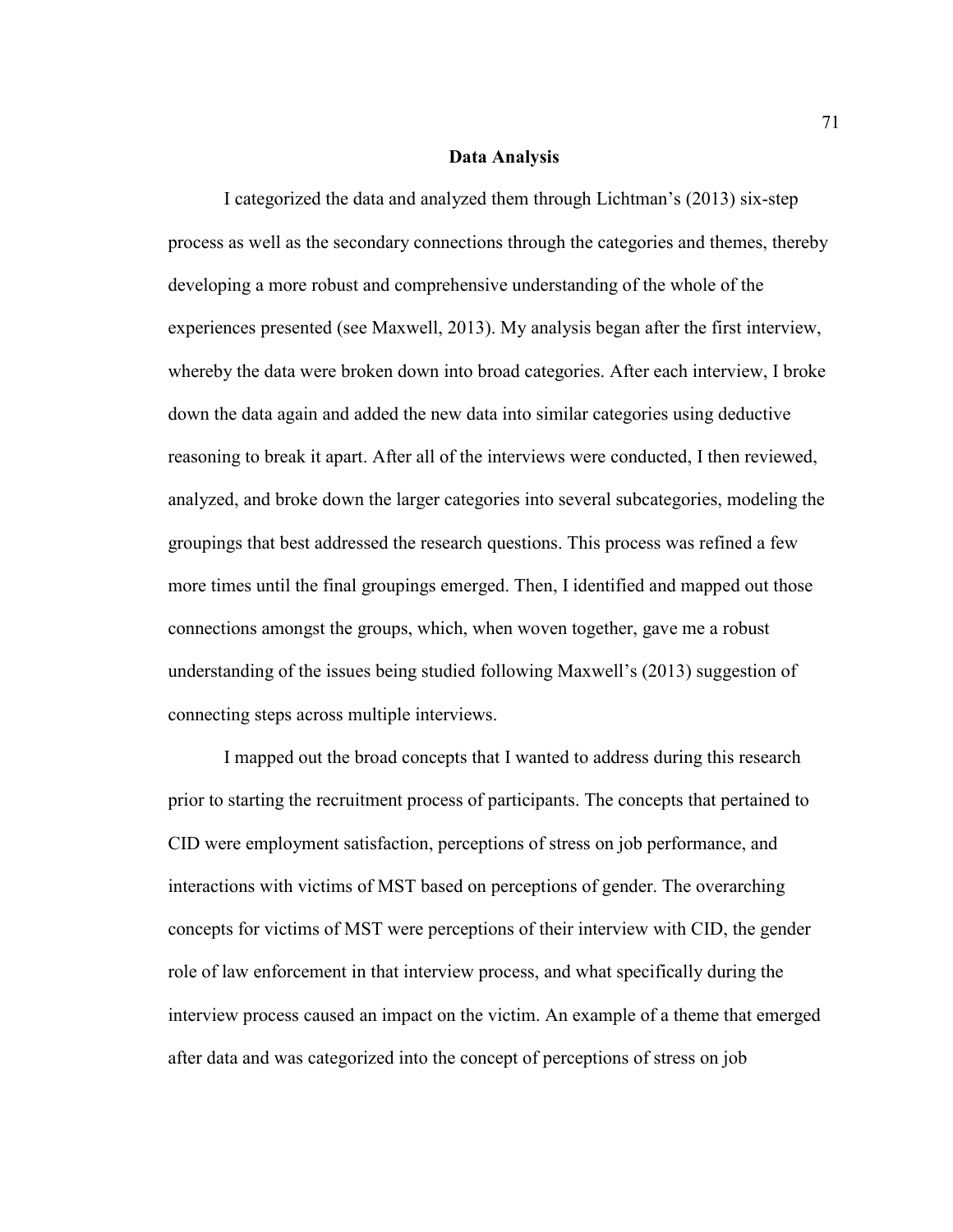## Data Analysis

I categorized the data and analyzed them through Lichtman's (2013) six-step process as well as the secondary connections through the categories and themes, thereby developing a more robust and comprehensive understanding of the whole of the experiences presented (see Maxwell, 2013). My analysis began after the first interview, whereby the data were broken down into broad categories. After each interview, I broke down the data again and added the new data into similar categories using deductive reasoning to break it apart. After all of the interviews were conducted, I then reviewed, analyzed, and broke down the larger categories into several subcategories, modeling the groupings that best addressed the research questions. This process was refined a few more times until the final groupings emerged. Then, I identified and mapped out those connections amongst the groups, which, when woven together, gave me a robust understanding of the issues being studied following Maxwell's (2013) suggestion of connecting steps across multiple interviews.

I mapped out the broad concepts that I wanted to address during this research prior to starting the recruitment process of participants. The concepts that pertained to CID were employment satisfaction, perceptions of stress on job performance, and interactions with victims of MST based on perceptions of gender. The overarching concepts for victims of MST were perceptions of their interview with CID, the gender role of law enforcement in that interview process, and what specifically during the interview process caused an impact on the victim. An example of a theme that emerged after data and was categorized into the concept of perceptions of stress on job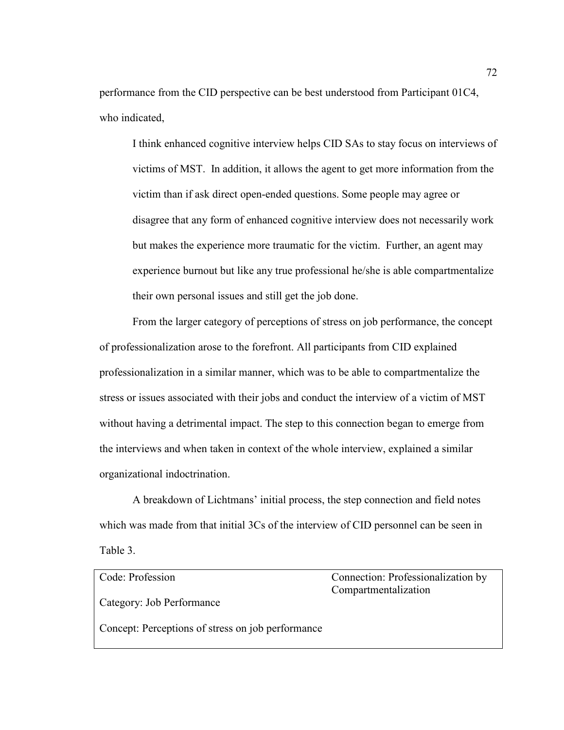performance from the CID perspective can be best understood from Participant 01C4, who indicated,

> I think enhanced cognitive interview helps CID SAs to stay focus on interviews of victims of MST. In addition, it allows the agent to get more information from the victim than if ask direct open-ended questions. Some people may agree or disagree that any form of enhanced cognitive interview does not necessarily work but makes the experience more traumatic for the victim. Further, an agent may experience burnout but like any true professional he/she is able compartmentalize their own personal issues and still get the job done.

From the larger category of perceptions of stress on job performance, the concept of professionalization arose to the forefront. All participants from CID explained professionalization in a similar manner, which was to be able to compartmentalize the stress or issues associated with their jobs and conduct the interview of a victim of MST without having a detrimental impact. The step to this connection began to emerge from the interviews and when taken in context of the whole interview, explained a similar organizational indoctrination.

A breakdown of Lichtmans' initial process, the step connection and field notes which was made from that initial 3Cs of the interview of CID personnel can be seen in Table 3.

| | |
|---|---|
| Code: Profession<br><br>Category: Job Performance<br><br>Concept: Perceptions of stress on job performance | Connection: Professionalization by Compartmentalization |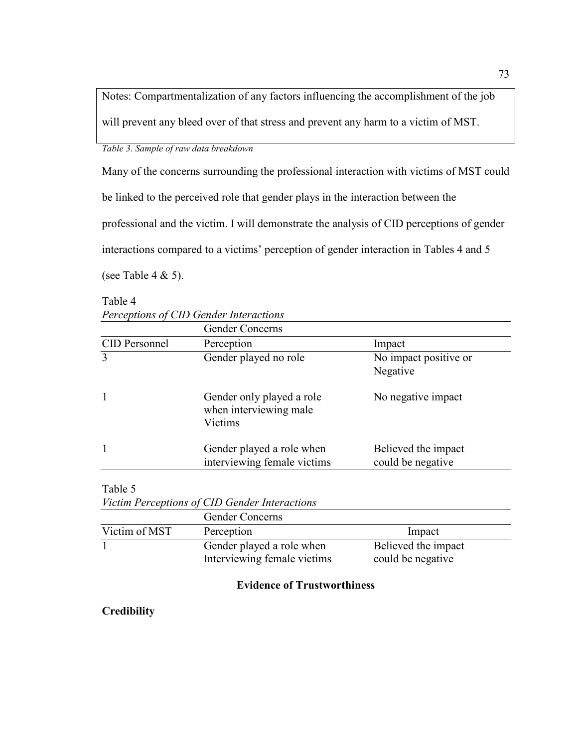Notes: Compartmentalization of any factors influencing the accomplishment of the job will prevent any bleed over of that stress and prevent any harm to a victim of MST.

*Table 3. Sample of raw data breakdown*

Many of the concerns surrounding the professional interaction with victims of MST could be linked to the perceived role that gender plays in the interaction between the professional and the victim. I will demonstrate the analysis of CID perceptions of gender interactions compared to a victims' perception of gender interaction in Tables 4 and 5 (see Table 4 & 5).

Table 4

*Perceptions of CID Gender Interactions*

| | Gender Concerns | |
|---|---|---|
| CID Personnel | Perception | Impact |
| 3 | Gender played no role | No impact positive or Negative |
| 1 | Gender only played a role when interviewing male Victims | No negative impact |
| 1 | Gender played a role when interviewing female victims | Believed the impact could be negative |

Table 5

*Victim Perceptions of CID Gender Interactions*

| | Gender Concerns | |
|---|---|---|
| Victim of MST | Perception | Impact |
| 1 | Gender played a role when Interviewing female victims | Believed the impact could be negative |

## Evidence of Trustworthiness

### Credibility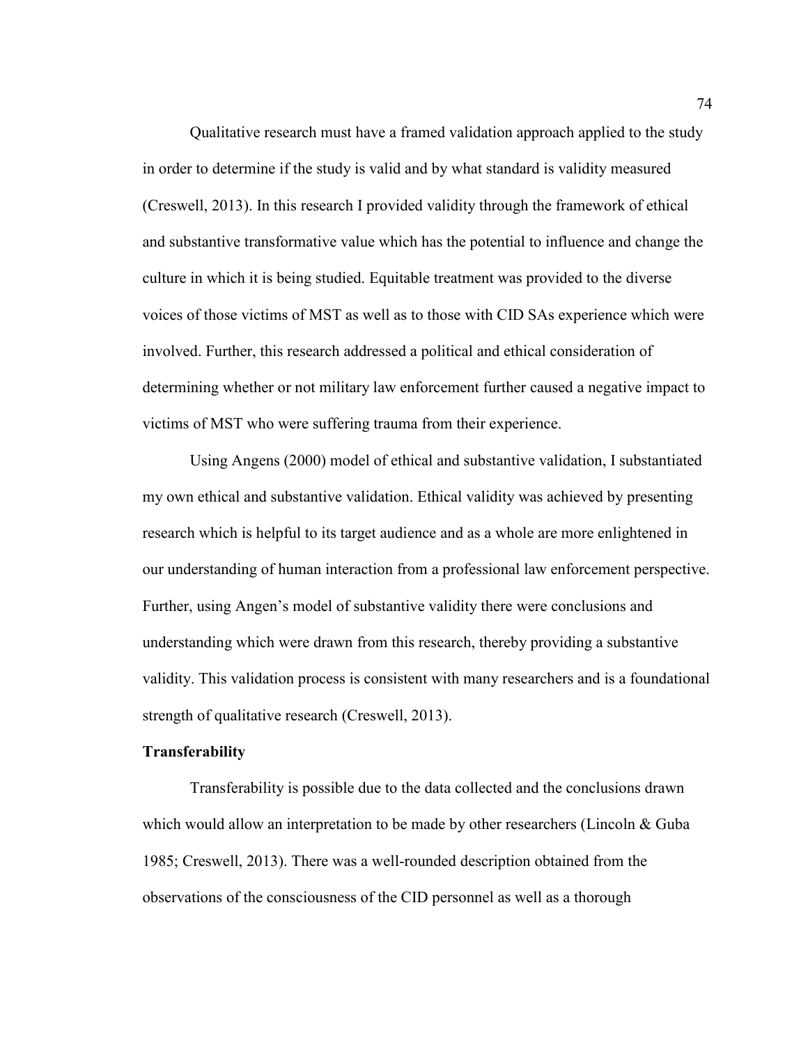Qualitative research must have a framed validation approach applied to the study in order to determine if the study is valid and by what standard is validity measured (Creswell, 2013). In this research I provided validity through the framework of ethical and substantive transformative value which has the potential to influence and change the culture in which it is being studied. Equitable treatment was provided to the diverse voices of those victims of MST as well as to those with CID SAs experience which were involved. Further, this research addressed a political and ethical consideration of determining whether or not military law enforcement further caused a negative impact to victims of MST who were suffering trauma from their experience.

Using Angens (2000) model of ethical and substantive validation, I substantiated my own ethical and substantive validation. Ethical validity was achieved by presenting research which is helpful to its target audience and as a whole are more enlightened in our understanding of human interaction from a professional law enforcement perspective. Further, using Angen's model of substantive validity there were conclusions and understanding which were drawn from this research, thereby providing a substantive validity. This validation process is consistent with many researchers and is a foundational strength of qualitative research (Creswell, 2013).

**Transferability**

Transferability is possible due to the data collected and the conclusions drawn which would allow an interpretation to be made by other researchers (Lincoln & Guba 1985; Creswell, 2013). There was a well-rounded description obtained from the observations of the consciousness of the CID personnel as well as a thorough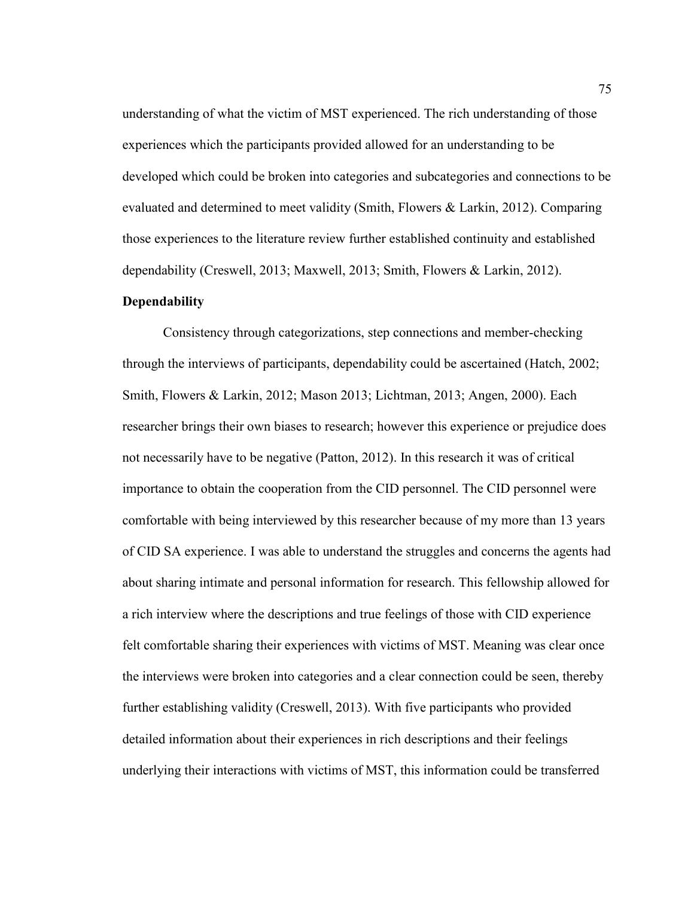understanding of what the victim of MST experienced. The rich understanding of those experiences which the participants provided allowed for an understanding to be developed which could be broken into categories and subcategories and connections to be evaluated and determined to meet validity (Smith, Flowers & Larkin, 2012). Comparing those experiences to the literature review further established continuity and established dependability (Creswell, 2013; Maxwell, 2013; Smith, Flowers & Larkin, 2012).

**Dependability**

Consistency through categorizations, step connections and member-checking through the interviews of participants, dependability could be ascertained (Hatch, 2002; Smith, Flowers & Larkin, 2012; Mason 2013; Lichtman, 2013; Angen, 2000). Each researcher brings their own biases to research; however this experience or prejudice does not necessarily have to be negative (Patton, 2012). In this research it was of critical importance to obtain the cooperation from the CID personnel. The CID personnel were comfortable with being interviewed by this researcher because of my more than 13 years of CID SA experience. I was able to understand the struggles and concerns the agents had about sharing intimate and personal information for research. This fellowship allowed for a rich interview where the descriptions and true feelings of those with CID experience felt comfortable sharing their experiences with victims of MST. Meaning was clear once the interviews were broken into categories and a clear connection could be seen, thereby further establishing validity (Creswell, 2013). With five participants who provided detailed information about their experiences in rich descriptions and their feelings underlying their interactions with victims of MST, this information could be transferred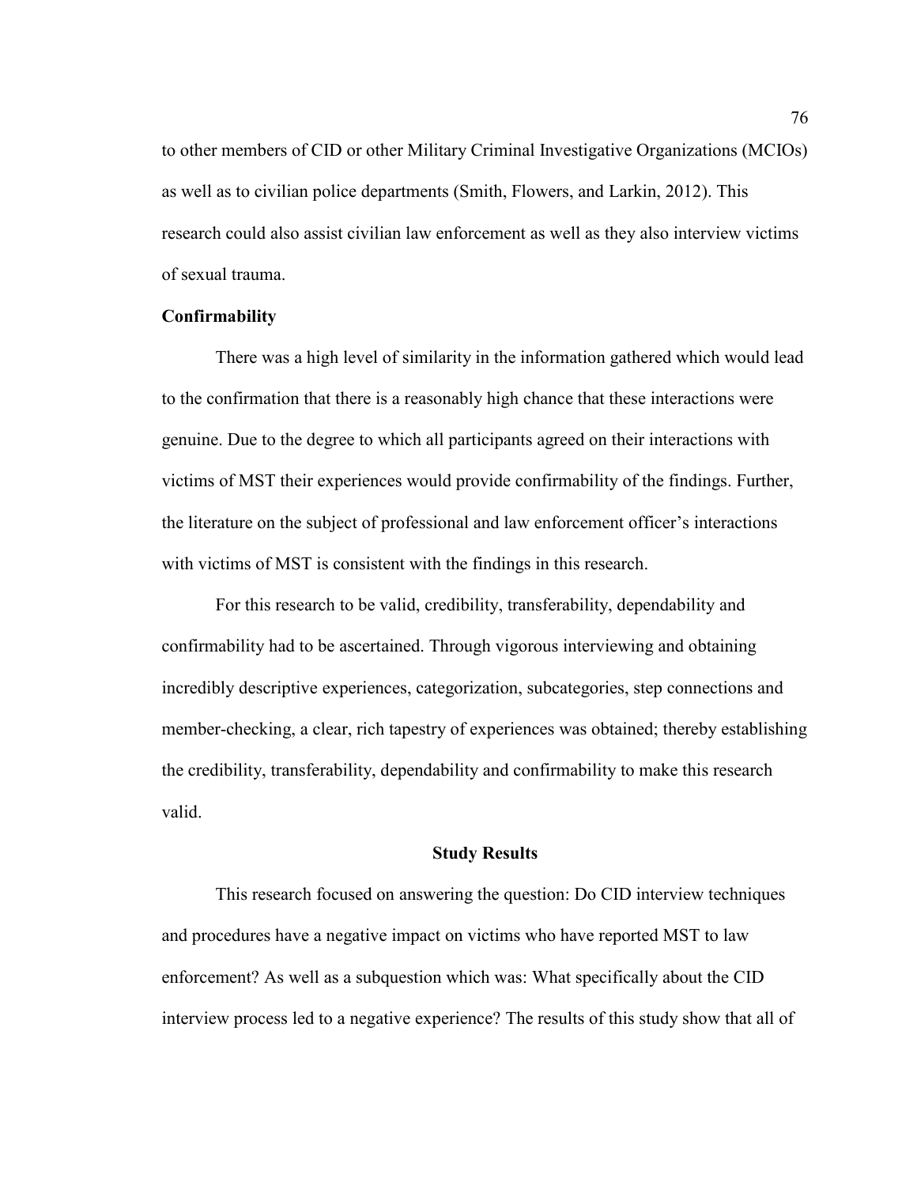to other members of CID or other Military Criminal Investigative Organizations (MCIOs) as well as to civilian police departments (Smith, Flowers, and Larkin, 2012). This research could also assist civilian law enforcement as well as they also interview victims of sexual trauma.

### Confirmability

There was a high level of similarity in the information gathered which would lead to the confirmation that there is a reasonably high chance that these interactions were genuine. Due to the degree to which all participants agreed on their interactions with victims of MST their experiences would provide confirmability of the findings. Further, the literature on the subject of professional and law enforcement officer's interactions with victims of MST is consistent with the findings in this research.

For this research to be valid, credibility, transferability, dependability and confirmability had to be ascertained. Through vigorous interviewing and obtaining incredibly descriptive experiences, categorization, subcategories, step connections and member-checking, a clear, rich tapestry of experiences was obtained; thereby establishing the credibility, transferability, dependability and confirmability to make this research valid.

## Study Results

This research focused on answering the question: Do CID interview techniques and procedures have a negative impact on victims who have reported MST to law enforcement? As well as a subquestion which was: What specifically about the CID interview process led to a negative experience? The results of this study show that all of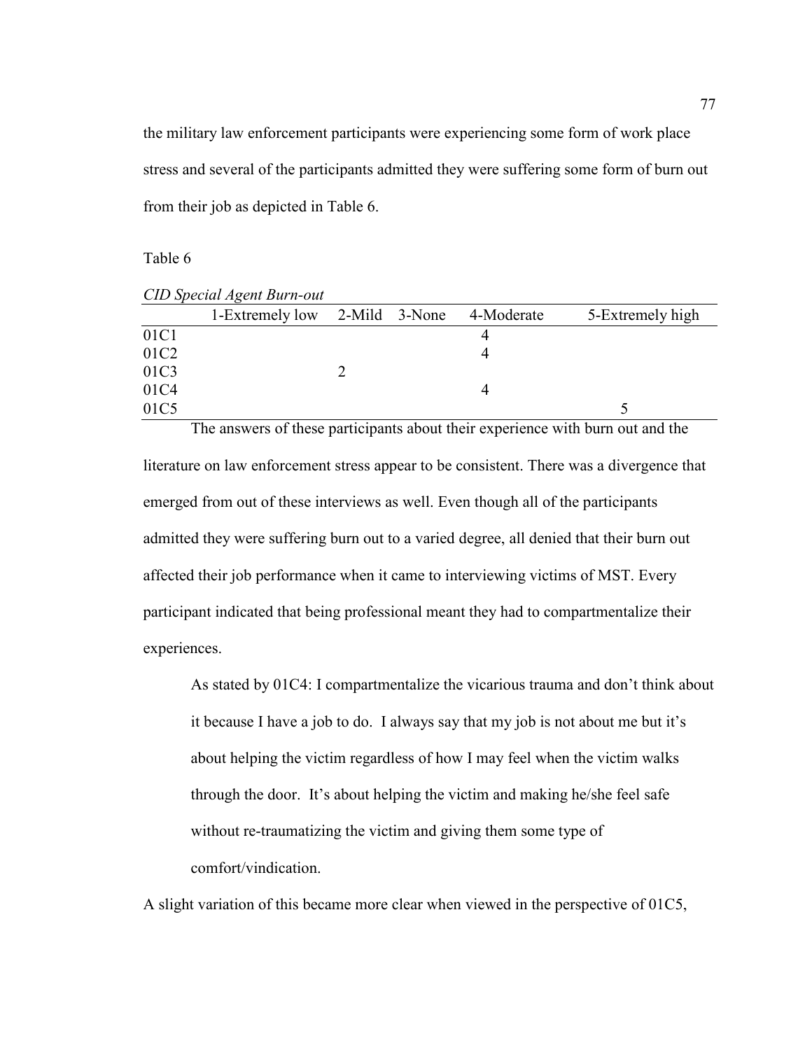the military law enforcement participants were experiencing some form of work place stress and several of the participants admitted they were suffering some form of burn out from their job as depicted in Table 6.

Table 6

*CID Special Agent Burn-out*

| | 1-Extremely low | 2-Mild | 3-None | 4-Moderate | 5-Extremely high |
|---|---|---|---|---|---|
| 01C1 | | | | 4 | |
| 01C2 | | | | 4 | |
| 01C3 | | 2 | | | |
| 01C4 | | | | 4 | |
| 01C5 | | | | | 5 |

The answers of these participants about their experience with burn out and the literature on law enforcement stress appear to be consistent. There was a divergence that emerged from out of these interviews as well. Even though all of the participants admitted they were suffering burn out to a varied degree, all denied that their burn out affected their job performance when it came to interviewing victims of MST. Every participant indicated that being professional meant they had to compartmentalize their experiences.

> As stated by 01C4: I compartmentalize the vicarious trauma and don't think about it because I have a job to do. I always say that my job is not about me but it's about helping the victim regardless of how I may feel when the victim walks through the door. It's about helping the victim and making he/she feel safe without re-traumatizing the victim and giving them some type of comfort/vindication.

A slight variation of this became more clear when viewed in the perspective of 01C5,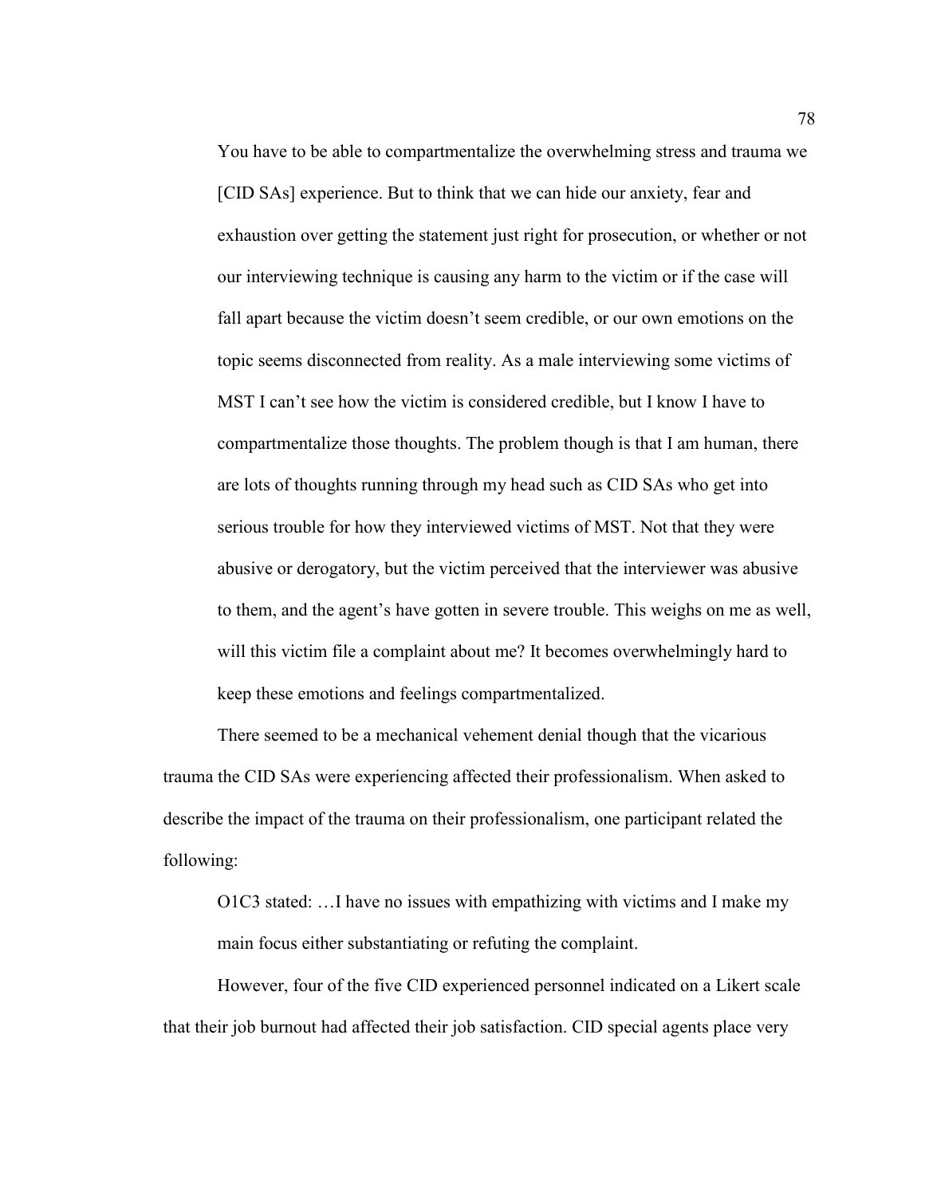> You have to be able to compartmentalize the overwhelming stress and trauma we [CID SAs] experience. But to think that we can hide our anxiety, fear and exhaustion over getting the statement just right for prosecution, or whether or not our interviewing technique is causing any harm to the victim or if the case will fall apart because the victim doesn't seem credible, or our own emotions on the topic seems disconnected from reality. As a male interviewing some victims of MST I can't see how the victim is considered credible, but I know I have to compartmentalize those thoughts. The problem though is that I am human, there are lots of thoughts running through my head such as CID SAs who get into serious trouble for how they interviewed victims of MST. Not that they were abusive or derogatory, but the victim perceived that the interviewer was abusive to them, and the agent's have gotten in severe trouble. This weighs on me as well, will this victim file a complaint about me? It becomes overwhelmingly hard to keep these emotions and feelings compartmentalized.

There seemed to be a mechanical vehement denial though that the vicarious trauma the CID SAs were experiencing affected their professionalism. When asked to describe the impact of the trauma on their professionalism, one participant related the following:

> O1C3 stated: …I have no issues with empathizing with victims and I make my main focus either substantiating or refuting the complaint.

However, four of the five CID experienced personnel indicated on a Likert scale that their job burnout had affected their job satisfaction. CID special agents place very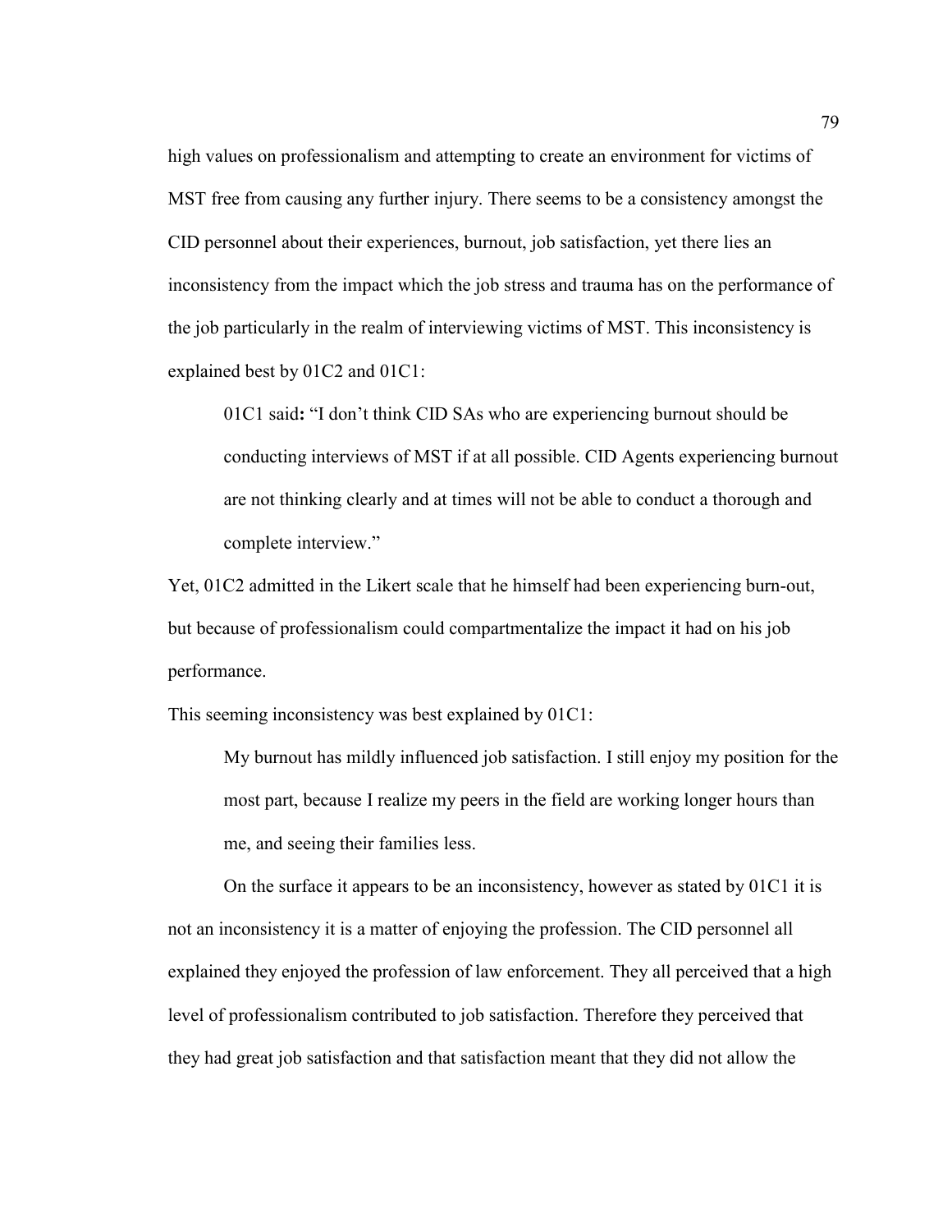high values on professionalism and attempting to create an environment for victims of MST free from causing any further injury. There seems to be a consistency amongst the CID personnel about their experiences, burnout, job satisfaction, yet there lies an inconsistency from the impact which the job stress and trauma has on the performance of the job particularly in the realm of interviewing victims of MST. This inconsistency is explained best by 01C2 and 01C1:

> 01C1 said**:** "I don't think CID SAs who are experiencing burnout should be conducting interviews of MST if at all possible. CID Agents experiencing burnout are not thinking clearly and at times will not be able to conduct a thorough and complete interview."

Yet, 01C2 admitted in the Likert scale that he himself had been experiencing burn-out, but because of professionalism could compartmentalize the impact it had on his job performance.

This seeming inconsistency was best explained by 01C1:

> My burnout has mildly influenced job satisfaction. I still enjoy my position for the most part, because I realize my peers in the field are working longer hours than me, and seeing their families less.

On the surface it appears to be an inconsistency, however as stated by 01C1 it is not an inconsistency it is a matter of enjoying the profession. The CID personnel all explained they enjoyed the profession of law enforcement. They all perceived that a high level of professionalism contributed to job satisfaction. Therefore they perceived that they had great job satisfaction and that satisfaction meant that they did not allow the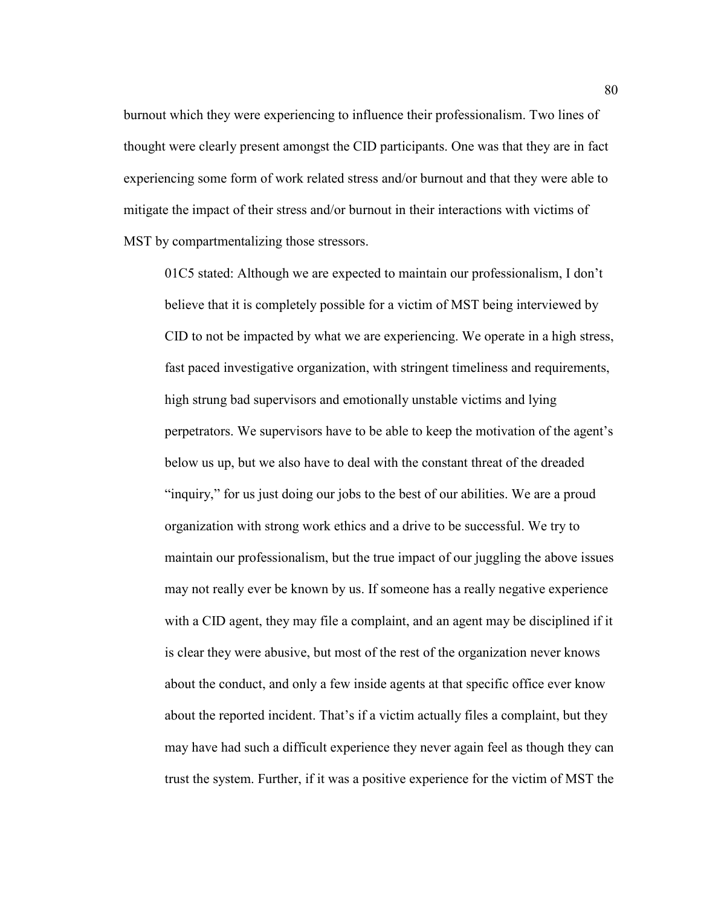burnout which they were experiencing to influence their professionalism. Two lines of thought were clearly present amongst the CID participants. One was that they are in fact experiencing some form of work related stress and/or burnout and that they were able to mitigate the impact of their stress and/or burnout in their interactions with victims of MST by compartmentalizing those stressors.

> 01C5 stated: Although we are expected to maintain our professionalism, I don't believe that it is completely possible for a victim of MST being interviewed by CID to not be impacted by what we are experiencing. We operate in a high stress, fast paced investigative organization, with stringent timeliness and requirements, high strung bad supervisors and emotionally unstable victims and lying perpetrators. We supervisors have to be able to keep the motivation of the agent's below us up, but we also have to deal with the constant threat of the dreaded "inquiry," for us just doing our jobs to the best of our abilities. We are a proud organization with strong work ethics and a drive to be successful. We try to maintain our professionalism, but the true impact of our juggling the above issues may not really ever be known by us. If someone has a really negative experience with a CID agent, they may file a complaint, and an agent may be disciplined if it is clear they were abusive, but most of the rest of the organization never knows about the conduct, and only a few inside agents at that specific office ever know about the reported incident. That's if a victim actually files a complaint, but they may have had such a difficult experience they never again feel as though they can trust the system. Further, if it was a positive experience for the victim of MST the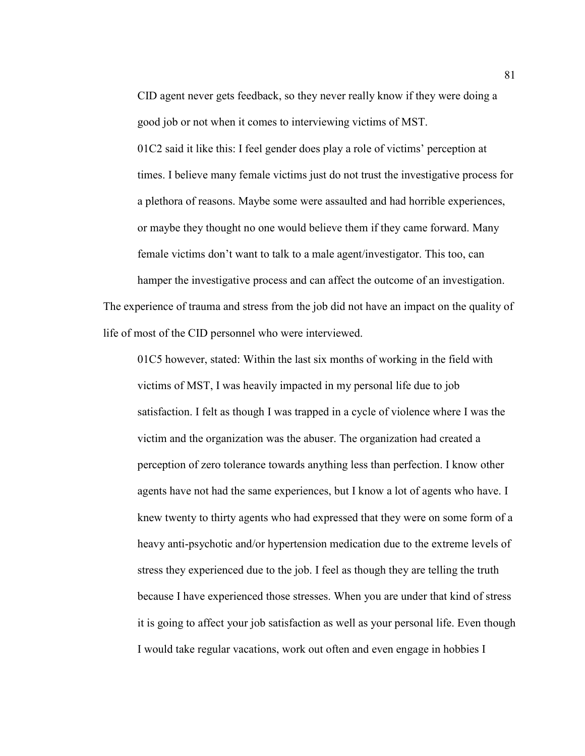CID agent never gets feedback, so they never really know if they were doing a good job or not when it comes to interviewing victims of MST.

> 01C2 said it like this: I feel gender does play a role of victims' perception at times. I believe many female victims just do not trust the investigative process for a plethora of reasons. Maybe some were assaulted and had horrible experiences, or maybe they thought no one would believe them if they came forward. Many female victims don't want to talk to a male agent/investigator. This too, can hamper the investigative process and can affect the outcome of an investigation.

The experience of trauma and stress from the job did not have an impact on the quality of life of most of the CID personnel who were interviewed.

> 01C5 however, stated: Within the last six months of working in the field with victims of MST, I was heavily impacted in my personal life due to job satisfaction. I felt as though I was trapped in a cycle of violence where I was the victim and the organization was the abuser. The organization had created a perception of zero tolerance towards anything less than perfection. I know other agents have not had the same experiences, but I know a lot of agents who have. I knew twenty to thirty agents who had expressed that they were on some form of a heavy anti-psychotic and/or hypertension medication due to the extreme levels of stress they experienced due to the job. I feel as though they are telling the truth because I have experienced those stresses. When you are under that kind of stress it is going to affect your job satisfaction as well as your personal life. Even though I would take regular vacations, work out often and even engage in hobbies I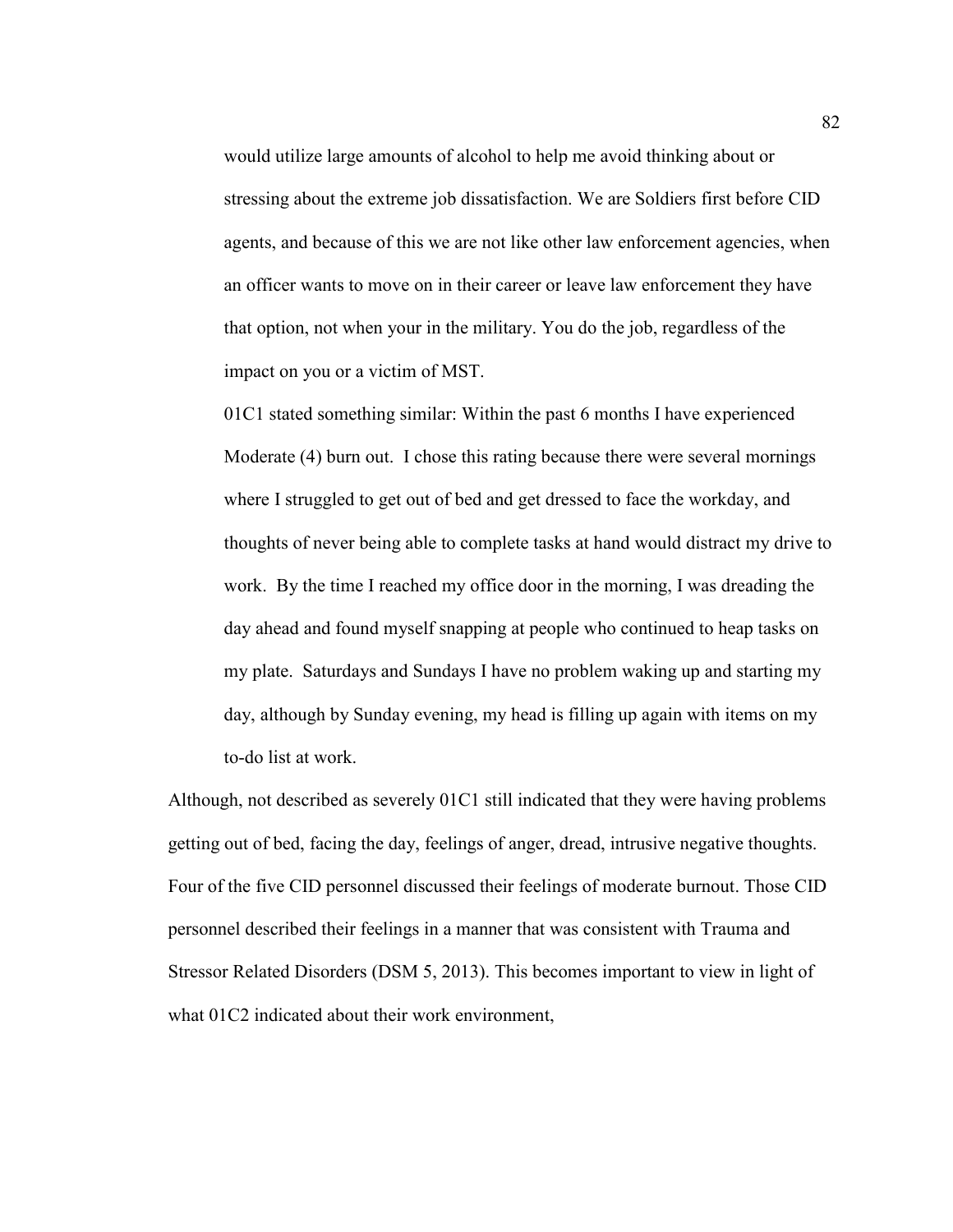> would utilize large amounts of alcohol to help me avoid thinking about or stressing about the extreme job dissatisfaction. We are Soldiers first before CID agents, and because of this we are not like other law enforcement agencies, when an officer wants to move on in their career or leave law enforcement they have that option, not when your in the military. You do the job, regardless of the impact on you or a victim of MST.
>
> 01C1 stated something similar: Within the past 6 months I have experienced Moderate (4) burn out. I chose this rating because there were several mornings where I struggled to get out of bed and get dressed to face the workday, and thoughts of never being able to complete tasks at hand would distract my drive to work. By the time I reached my office door in the morning, I was dreading the day ahead and found myself snapping at people who continued to heap tasks on my plate. Saturdays and Sundays I have no problem waking up and starting my day, although by Sunday evening, my head is filling up again with items on my to-do list at work.

Although, not described as severely 01C1 still indicated that they were having problems getting out of bed, facing the day, feelings of anger, dread, intrusive negative thoughts. Four of the five CID personnel discussed their feelings of moderate burnout. Those CID personnel described their feelings in a manner that was consistent with Trauma and Stressor Related Disorders (DSM 5, 2013). This becomes important to view in light of what 01C2 indicated about their work environment,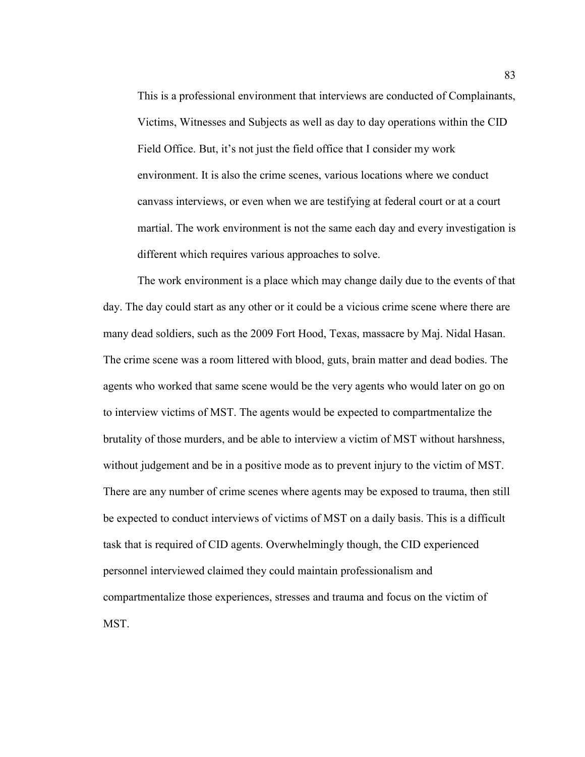> This is a professional environment that interviews are conducted of Complainants, Victims, Witnesses and Subjects as well as day to day operations within the CID Field Office. But, it's not just the field office that I consider my work environment. It is also the crime scenes, various locations where we conduct canvass interviews, or even when we are testifying at federal court or at a court martial. The work environment is not the same each day and every investigation is different which requires various approaches to solve.

The work environment is a place which may change daily due to the events of that day. The day could start as any other or it could be a vicious crime scene where there are many dead soldiers, such as the 2009 Fort Hood, Texas, massacre by Maj. Nidal Hasan. The crime scene was a room littered with blood, guts, brain matter and dead bodies. The agents who worked that same scene would be the very agents who would later on go on to interview victims of MST. The agents would be expected to compartmentalize the brutality of those murders, and be able to interview a victim of MST without harshness, without judgement and be in a positive mode as to prevent injury to the victim of MST. There are any number of crime scenes where agents may be exposed to trauma, then still be expected to conduct interviews of victims of MST on a daily basis. This is a difficult task that is required of CID agents. Overwhelmingly though, the CID experienced personnel interviewed claimed they could maintain professionalism and compartmentalize those experiences, stresses and trauma and focus on the victim of MST.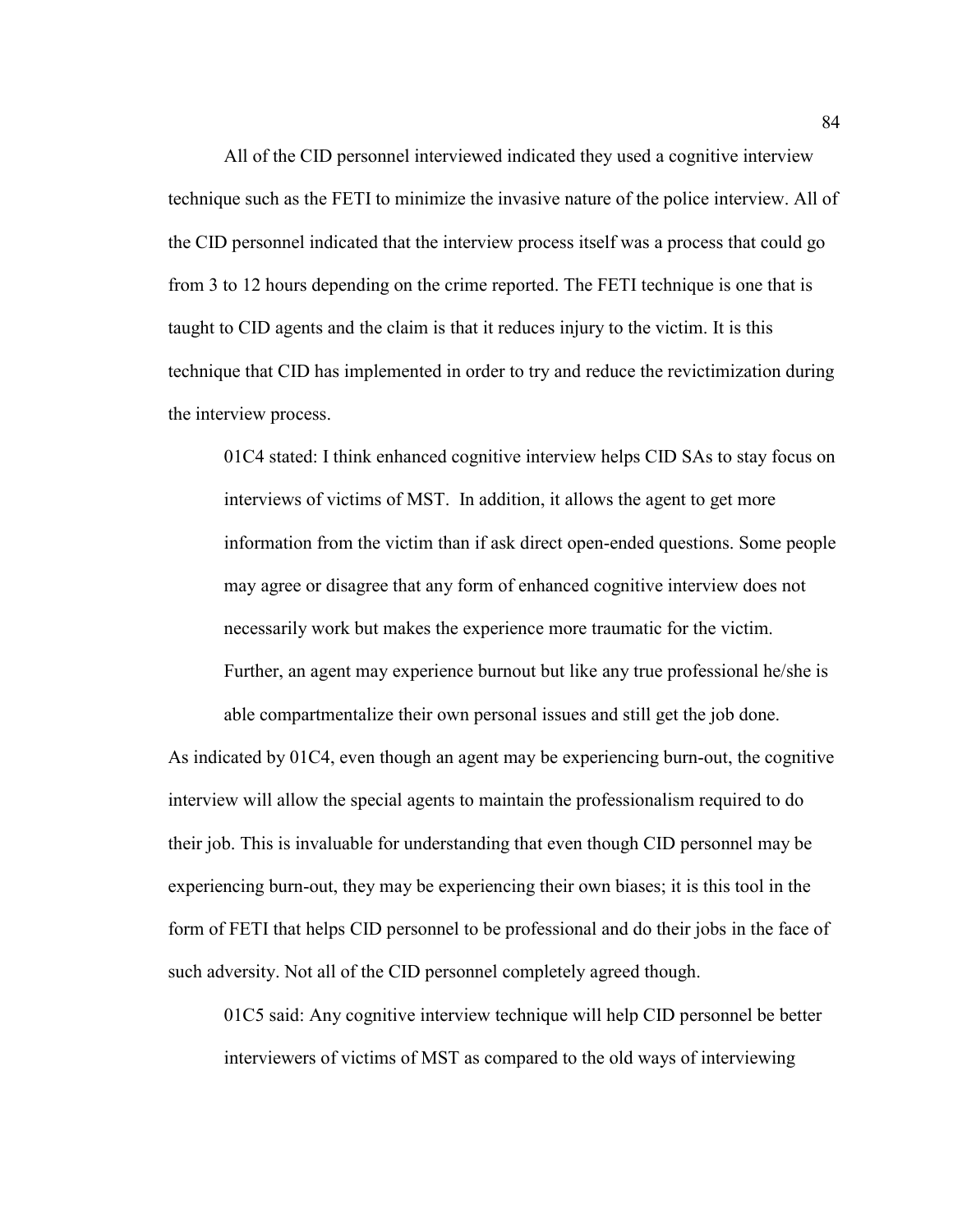All of the CID personnel interviewed indicated they used a cognitive interview technique such as the FETI to minimize the invasive nature of the police interview. All of the CID personnel indicated that the interview process itself was a process that could go from 3 to 12 hours depending on the crime reported. The FETI technique is one that is taught to CID agents and the claim is that it reduces injury to the victim. It is this technique that CID has implemented in order to try and reduce the revictimization during the interview process.

> 01C4 stated: I think enhanced cognitive interview helps CID SAs to stay focus on interviews of victims of MST. In addition, it allows the agent to get more information from the victim than if ask direct open-ended questions. Some people may agree or disagree that any form of enhanced cognitive interview does not necessarily work but makes the experience more traumatic for the victim. Further, an agent may experience burnout but like any true professional he/she is able compartmentalize their own personal issues and still get the job done.

As indicated by 01C4, even though an agent may be experiencing burn-out, the cognitive interview will allow the special agents to maintain the professionalism required to do their job. This is invaluable for understanding that even though CID personnel may be experiencing burn-out, they may be experiencing their own biases; it is this tool in the form of FETI that helps CID personnel to be professional and do their jobs in the face of such adversity. Not all of the CID personnel completely agreed though.

> 01C5 said: Any cognitive interview technique will help CID personnel be better interviewers of victims of MST as compared to the old ways of interviewing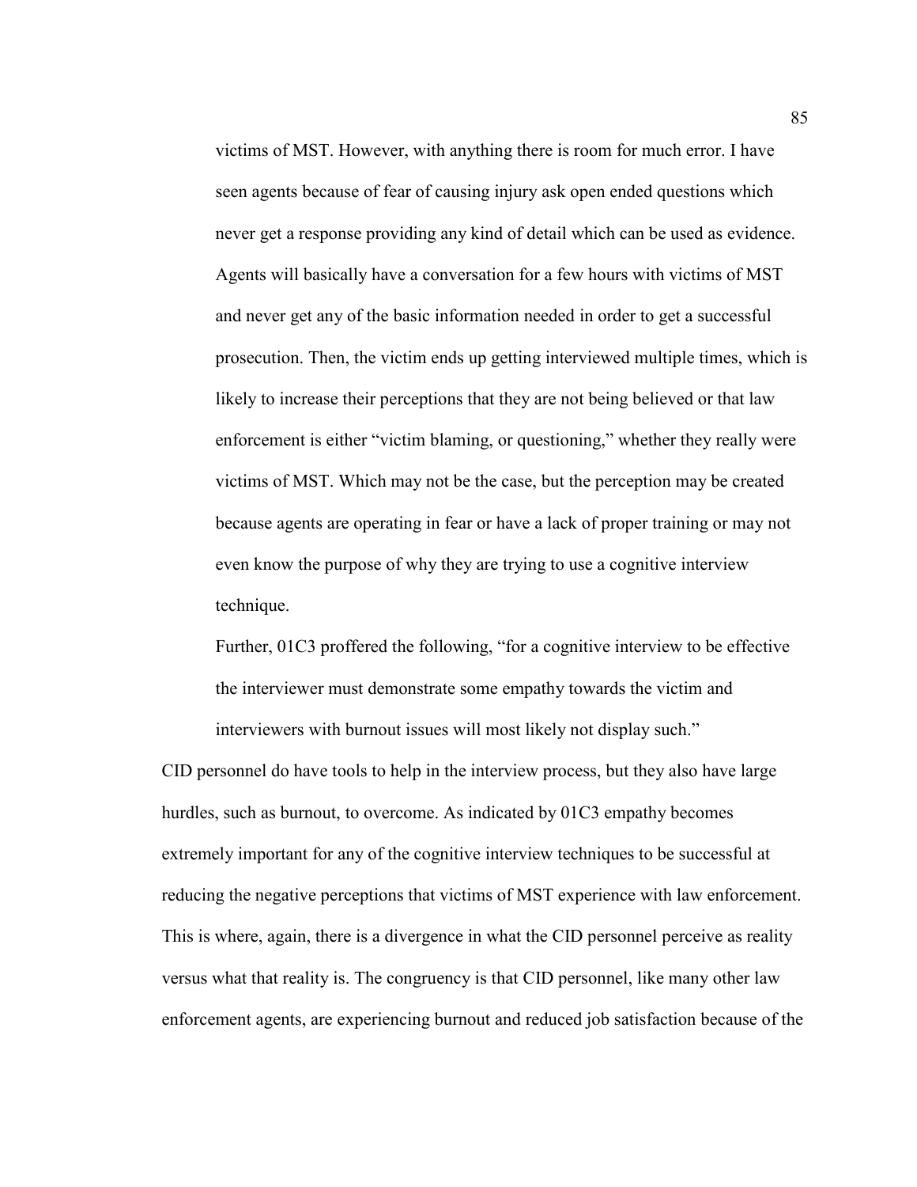> victims of MST. However, with anything there is room for much error. I have seen agents because of fear of causing injury ask open ended questions which never get a response providing any kind of detail which can be used as evidence. Agents will basically have a conversation for a few hours with victims of MST and never get any of the basic information needed in order to get a successful prosecution. Then, the victim ends up getting interviewed multiple times, which is likely to increase their perceptions that they are not being believed or that law enforcement is either "victim blaming, or questioning," whether they really were victims of MST. Which may not be the case, but the perception may be created because agents are operating in fear or have a lack of proper training or may not even know the purpose of why they are trying to use a cognitive interview technique.
>
> Further, 01C3 proffered the following, "for a cognitive interview to be effective the interviewer must demonstrate some empathy towards the victim and interviewers with burnout issues will most likely not display such."

CID personnel do have tools to help in the interview process, but they also have large hurdles, such as burnout, to overcome. As indicated by 01C3 empathy becomes extremely important for any of the cognitive interview techniques to be successful at reducing the negative perceptions that victims of MST experience with law enforcement. This is where, again, there is a divergence in what the CID personnel perceive as reality versus what that reality is. The congruency is that CID personnel, like many other law enforcement agents, are experiencing burnout and reduced job satisfaction because of the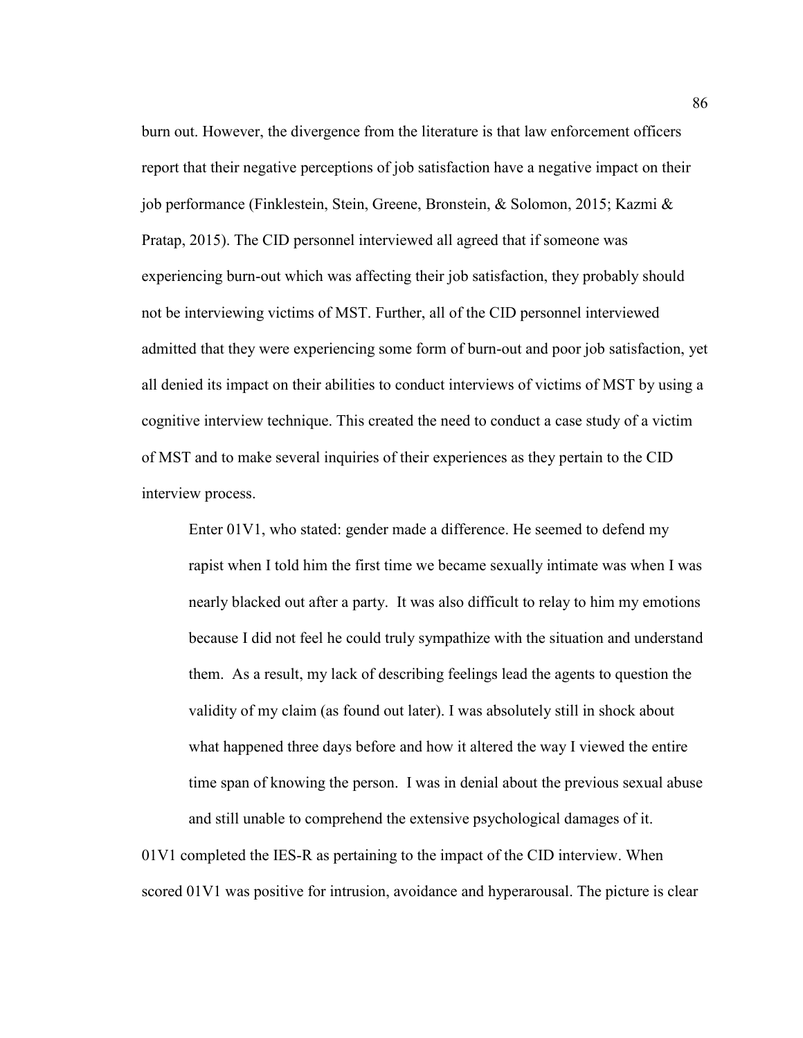burn out. However, the divergence from the literature is that law enforcement officers report that their negative perceptions of job satisfaction have a negative impact on their job performance (Finklestein, Stein, Greene, Bronstein, & Solomon, 2015; Kazmi & Pratap, 2015). The CID personnel interviewed all agreed that if someone was experiencing burn-out which was affecting their job satisfaction, they probably should not be interviewing victims of MST. Further, all of the CID personnel interviewed admitted that they were experiencing some form of burn-out and poor job satisfaction, yet all denied its impact on their abilities to conduct interviews of victims of MST by using a cognitive interview technique. This created the need to conduct a case study of a victim of MST and to make several inquiries of their experiences as they pertain to the CID interview process.

> Enter 01V1, who stated: gender made a difference. He seemed to defend my rapist when I told him the first time we became sexually intimate was when I was nearly blacked out after a party. It was also difficult to relay to him my emotions because I did not feel he could truly sympathize with the situation and understand them. As a result, my lack of describing feelings lead the agents to question the validity of my claim (as found out later). I was absolutely still in shock about what happened three days before and how it altered the way I viewed the entire time span of knowing the person. I was in denial about the previous sexual abuse and still unable to comprehend the extensive psychological damages of it.

01V1 completed the IES-R as pertaining to the impact of the CID interview. When scored 01V1 was positive for intrusion, avoidance and hyperarousal. The picture is clear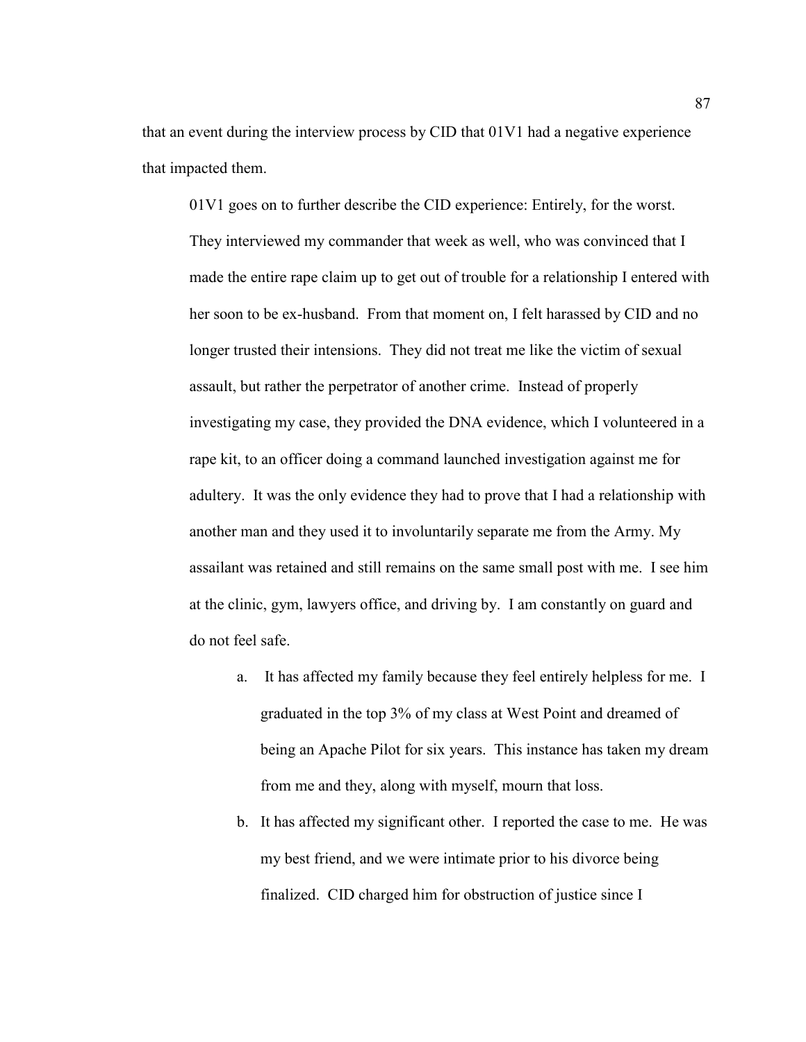that an event during the interview process by CID that 01V1 had a negative experience that impacted them.

> 01V1 goes on to further describe the CID experience: Entirely, for the worst. They interviewed my commander that week as well, who was convinced that I made the entire rape claim up to get out of trouble for a relationship I entered with her soon to be ex-husband. From that moment on, I felt harassed by CID and no longer trusted their intensions. They did not treat me like the victim of sexual assault, but rather the perpetrator of another crime. Instead of properly investigating my case, they provided the DNA evidence, which I volunteered in a rape kit, to an officer doing a command launched investigation against me for adultery. It was the only evidence they had to prove that I had a relationship with another man and they used it to involuntarily separate me from the Army. My assailant was retained and still remains on the same small post with me. I see him at the clinic, gym, lawyers office, and driving by. I am constantly on guard and do not feel safe.
>
> a. It has affected my family because they feel entirely helpless for me. I graduated in the top 3% of my class at West Point and dreamed of being an Apache Pilot for six years. This instance has taken my dream from me and they, along with myself, mourn that loss.
>
> b. It has affected my significant other. I reported the case to me. He was my best friend, and we were intimate prior to his divorce being finalized. CID charged him for obstruction of justice since I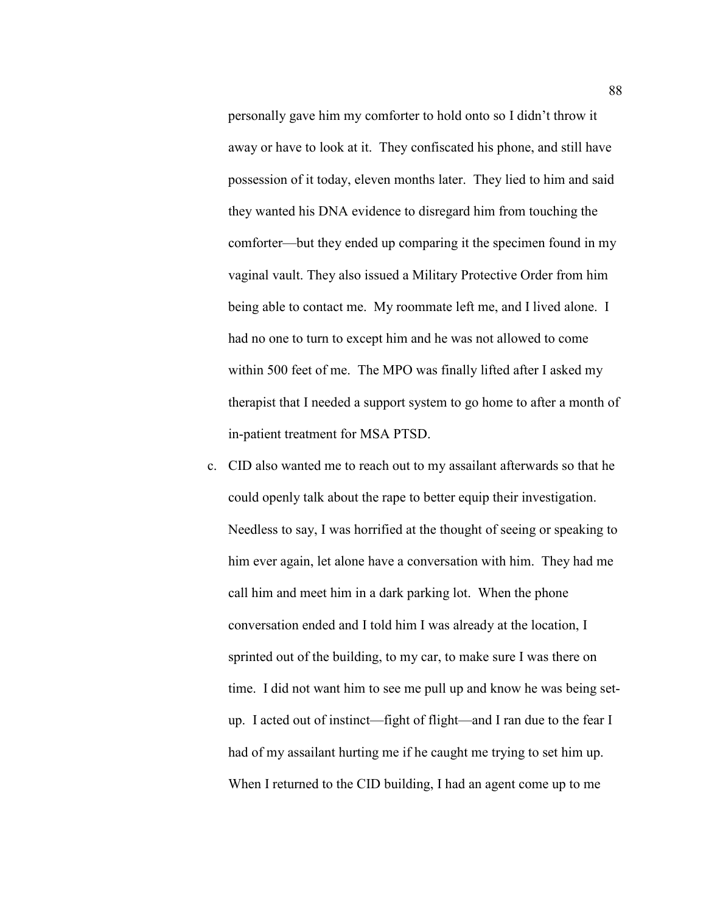personally gave him my comforter to hold onto so I didn't throw it away or have to look at it. They confiscated his phone, and still have possession of it today, eleven months later. They lied to him and said they wanted his DNA evidence to disregard him from touching the comforter—but they ended up comparing it the specimen found in my vaginal vault. They also issued a Military Protective Order from him being able to contact me. My roommate left me, and I lived alone. I had no one to turn to except him and he was not allowed to come within 500 feet of me. The MPO was finally lifted after I asked my therapist that I needed a support system to go home to after a month of in-patient treatment for MSA PTSD.

c. CID also wanted me to reach out to my assailant afterwards so that he could openly talk about the rape to better equip their investigation. Needless to say, I was horrified at the thought of seeing or speaking to him ever again, let alone have a conversation with him. They had me call him and meet him in a dark parking lot. When the phone conversation ended and I told him I was already at the location, I sprinted out of the building, to my car, to make sure I was there on time. I did not want him to see me pull up and know he was being set-up. I acted out of instinct—fight of flight—and I ran due to the fear I had of my assailant hurting me if he caught me trying to set him up. When I returned to the CID building, I had an agent come up to me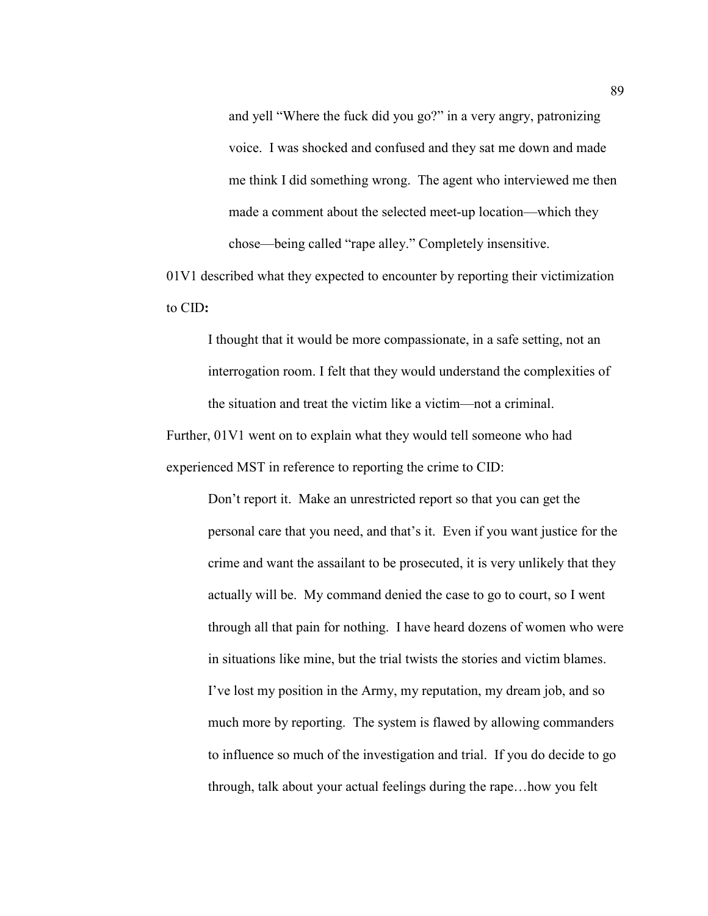> and yell "Where the fuck did you go?" in a very angry, patronizing voice. I was shocked and confused and they sat me down and made me think I did something wrong. The agent who interviewed me then made a comment about the selected meet-up location—which they chose—being called "rape alley." Completely insensitive.

01V1 described what they expected to encounter by reporting their victimization to CID**:**

> I thought that it would be more compassionate, in a safe setting, not an interrogation room. I felt that they would understand the complexities of the situation and treat the victim like a victim—not a criminal.

Further, 01V1 went on to explain what they would tell someone who had experienced MST in reference to reporting the crime to CID:

> Don't report it. Make an unrestricted report so that you can get the personal care that you need, and that's it. Even if you want justice for the crime and want the assailant to be prosecuted, it is very unlikely that they actually will be. My command denied the case to go to court, so I went through all that pain for nothing. I have heard dozens of women who were in situations like mine, but the trial twists the stories and victim blames. I've lost my position in the Army, my reputation, my dream job, and so much more by reporting. The system is flawed by allowing commanders to influence so much of the investigation and trial. If you do decide to go through, talk about your actual feelings during the rape…how you felt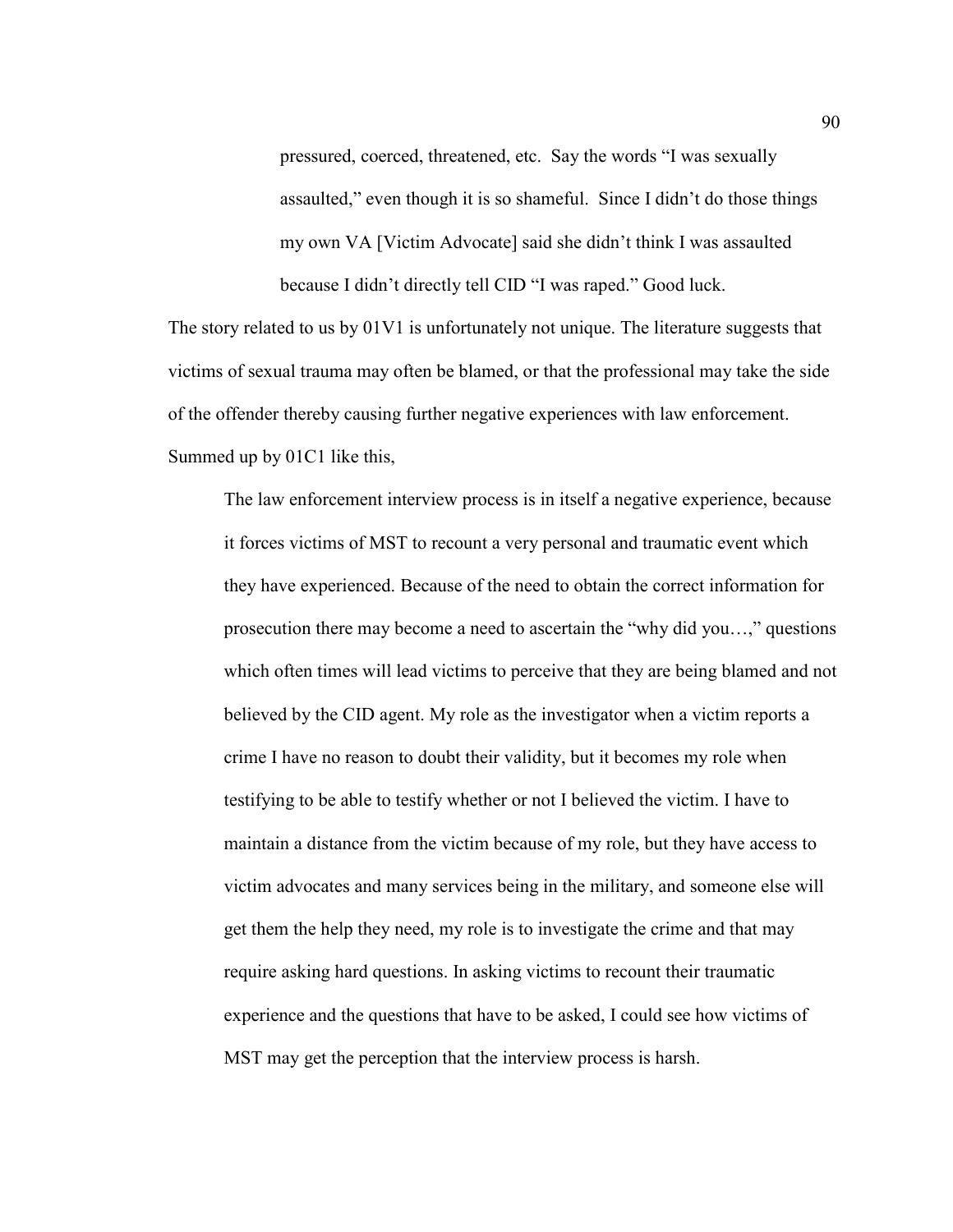> pressured, coerced, threatened, etc. Say the words "I was sexually assaulted," even though it is so shameful. Since I didn't do those things my own VA [Victim Advocate] said she didn't think I was assaulted because I didn't directly tell CID "I was raped." Good luck.

The story related to us by 01V1 is unfortunately not unique. The literature suggests that victims of sexual trauma may often be blamed, or that the professional may take the side of the offender thereby causing further negative experiences with law enforcement. Summed up by 01C1 like this,

> The law enforcement interview process is in itself a negative experience, because it forces victims of MST to recount a very personal and traumatic event which they have experienced. Because of the need to obtain the correct information for prosecution there may become a need to ascertain the "why did you…," questions which often times will lead victims to perceive that they are being blamed and not believed by the CID agent. My role as the investigator when a victim reports a crime I have no reason to doubt their validity, but it becomes my role when testifying to be able to testify whether or not I believed the victim. I have to maintain a distance from the victim because of my role, but they have access to victim advocates and many services being in the military, and someone else will get them the help they need, my role is to investigate the crime and that may require asking hard questions. In asking victims to recount their traumatic experience and the questions that have to be asked, I could see how victims of MST may get the perception that the interview process is harsh.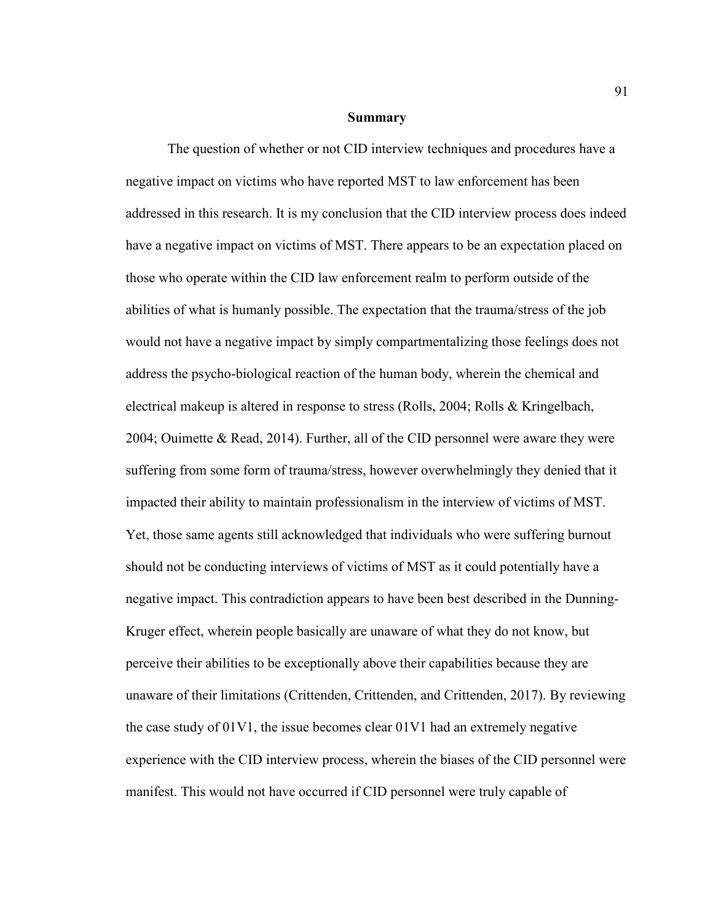## Summary

The question of whether or not CID interview techniques and procedures have a negative impact on victims who have reported MST to law enforcement has been addressed in this research. It is my conclusion that the CID interview process does indeed have a negative impact on victims of MST. There appears to be an expectation placed on those who operate within the CID law enforcement realm to perform outside of the abilities of what is humanly possible. The expectation that the trauma/stress of the job would not have a negative impact by simply compartmentalizing those feelings does not address the psycho-biological reaction of the human body, wherein the chemical and electrical makeup is altered in response to stress (Rolls, 2004; Rolls & Kringelbach, 2004; Ouimette & Read, 2014). Further, all of the CID personnel were aware they were suffering from some form of trauma/stress, however overwhelmingly they denied that it impacted their ability to maintain professionalism in the interview of victims of MST. Yet, those same agents still acknowledged that individuals who were suffering burnout should not be conducting interviews of victims of MST as it could potentially have a negative impact. This contradiction appears to have been best described in the Dunning-Kruger effect, wherein people basically are unaware of what they do not know, but perceive their abilities to be exceptionally above their capabilities because they are unaware of their limitations (Crittenden, Crittenden, and Crittenden, 2017). By reviewing the case study of 01V1, the issue becomes clear 01V1 had an extremely negative experience with the CID interview process, wherein the biases of the CID personnel were manifest. This would not have occurred if CID personnel were truly capable of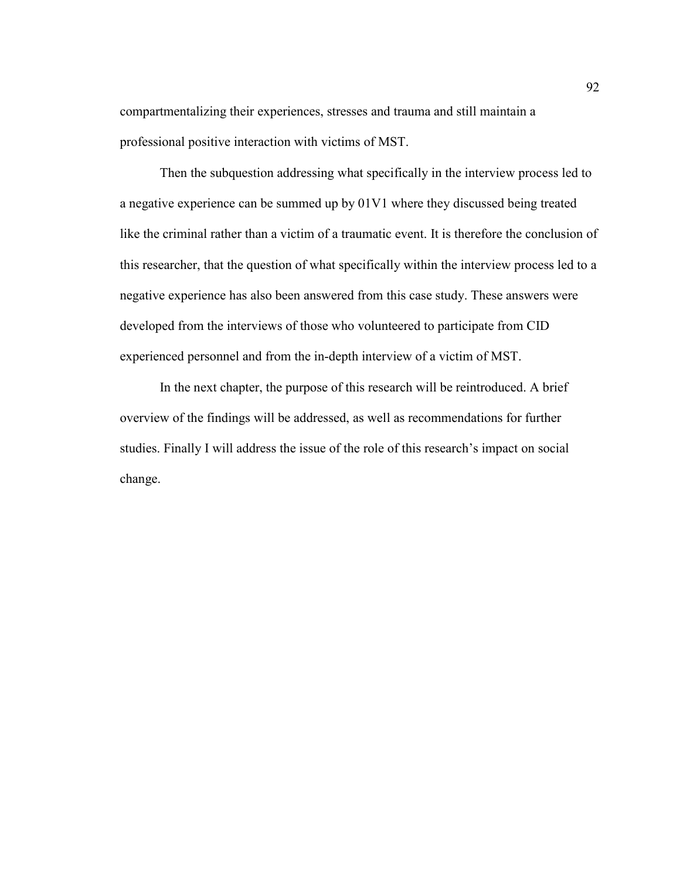compartmentalizing their experiences, stresses and trauma and still maintain a professional positive interaction with victims of MST.

Then the subquestion addressing what specifically in the interview process led to a negative experience can be summed up by 01V1 where they discussed being treated like the criminal rather than a victim of a traumatic event. It is therefore the conclusion of this researcher, that the question of what specifically within the interview process led to a negative experience has also been answered from this case study. These answers were developed from the interviews of those who volunteered to participate from CID experienced personnel and from the in-depth interview of a victim of MST.

In the next chapter, the purpose of this research will be reintroduced. A brief overview of the findings will be addressed, as well as recommendations for further studies. Finally I will address the issue of the role of this research's impact on social change.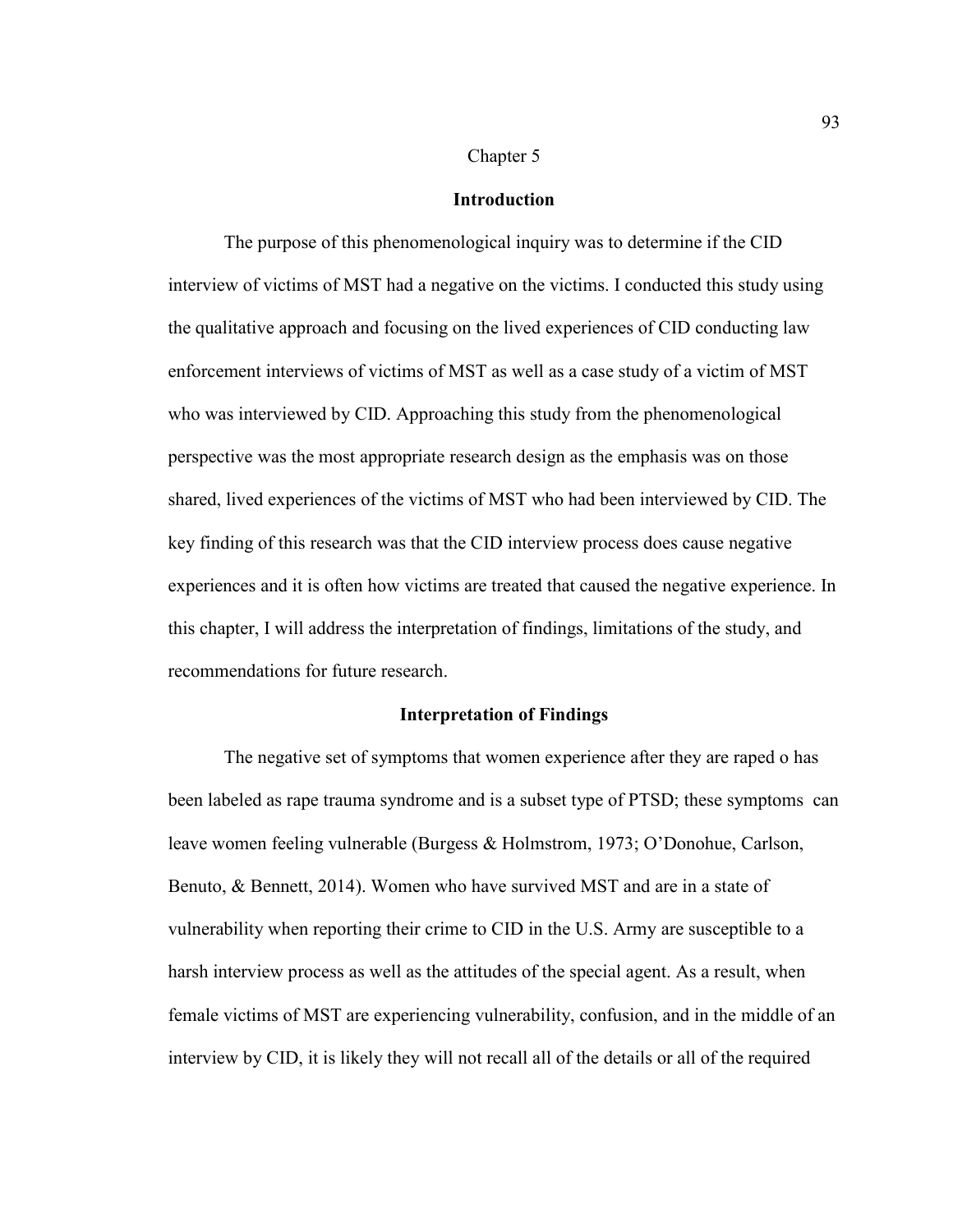Chapter 5

## Introduction

The purpose of this phenomenological inquiry was to determine if the CID interview of victims of MST had a negative on the victims. I conducted this study using the qualitative approach and focusing on the lived experiences of CID conducting law enforcement interviews of victims of MST as well as a case study of a victim of MST who was interviewed by CID. Approaching this study from the phenomenological perspective was the most appropriate research design as the emphasis was on those shared, lived experiences of the victims of MST who had been interviewed by CID. The key finding of this research was that the CID interview process does cause negative experiences and it is often how victims are treated that caused the negative experience. In this chapter, I will address the interpretation of findings, limitations of the study, and recommendations for future research.

## Interpretation of Findings

The negative set of symptoms that women experience after they are raped o has been labeled as rape trauma syndrome and is a subset type of PTSD; these symptoms can leave women feeling vulnerable (Burgess & Holmstrom, 1973; O'Donohue, Carlson, Benuto, & Bennett, 2014). Women who have survived MST and are in a state of vulnerability when reporting their crime to CID in the U.S. Army are susceptible to a harsh interview process as well as the attitudes of the special agent. As a result, when female victims of MST are experiencing vulnerability, confusion, and in the middle of an interview by CID, it is likely they will not recall all of the details or all of the required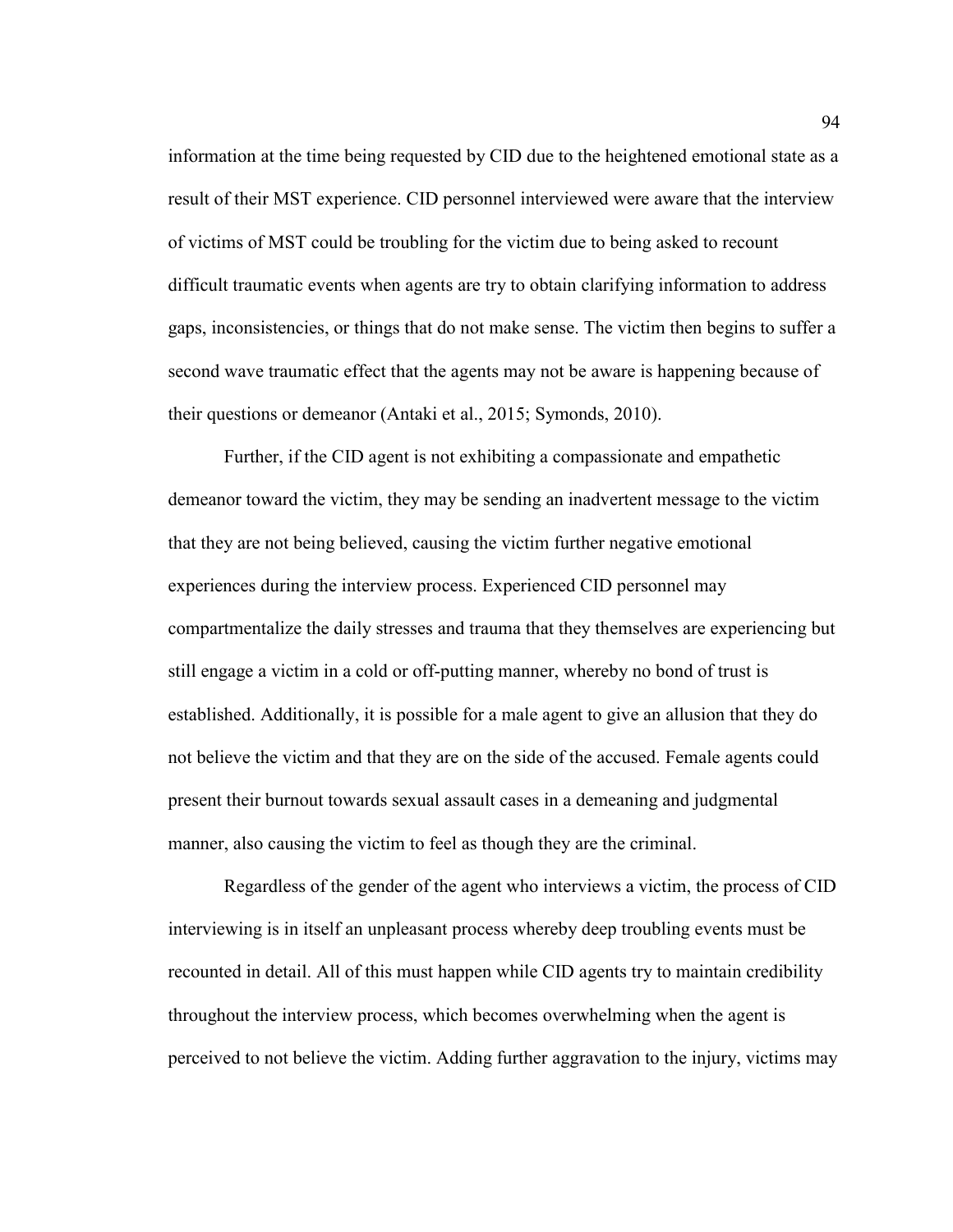information at the time being requested by CID due to the heightened emotional state as a result of their MST experience. CID personnel interviewed were aware that the interview of victims of MST could be troubling for the victim due to being asked to recount difficult traumatic events when agents are try to obtain clarifying information to address gaps, inconsistencies, or things that do not make sense. The victim then begins to suffer a second wave traumatic effect that the agents may not be aware is happening because of their questions or demeanor (Antaki et al., 2015; Symonds, 2010).

Further, if the CID agent is not exhibiting a compassionate and empathetic demeanor toward the victim, they may be sending an inadvertent message to the victim that they are not being believed, causing the victim further negative emotional experiences during the interview process. Experienced CID personnel may compartmentalize the daily stresses and trauma that they themselves are experiencing but still engage a victim in a cold or off-putting manner, whereby no bond of trust is established. Additionally, it is possible for a male agent to give an allusion that they do not believe the victim and that they are on the side of the accused. Female agents could present their burnout towards sexual assault cases in a demeaning and judgmental manner, also causing the victim to feel as though they are the criminal.

Regardless of the gender of the agent who interviews a victim, the process of CID interviewing is in itself an unpleasant process whereby deep troubling events must be recounted in detail. All of this must happen while CID agents try to maintain credibility throughout the interview process, which becomes overwhelming when the agent is perceived to not believe the victim. Adding further aggravation to the injury, victims may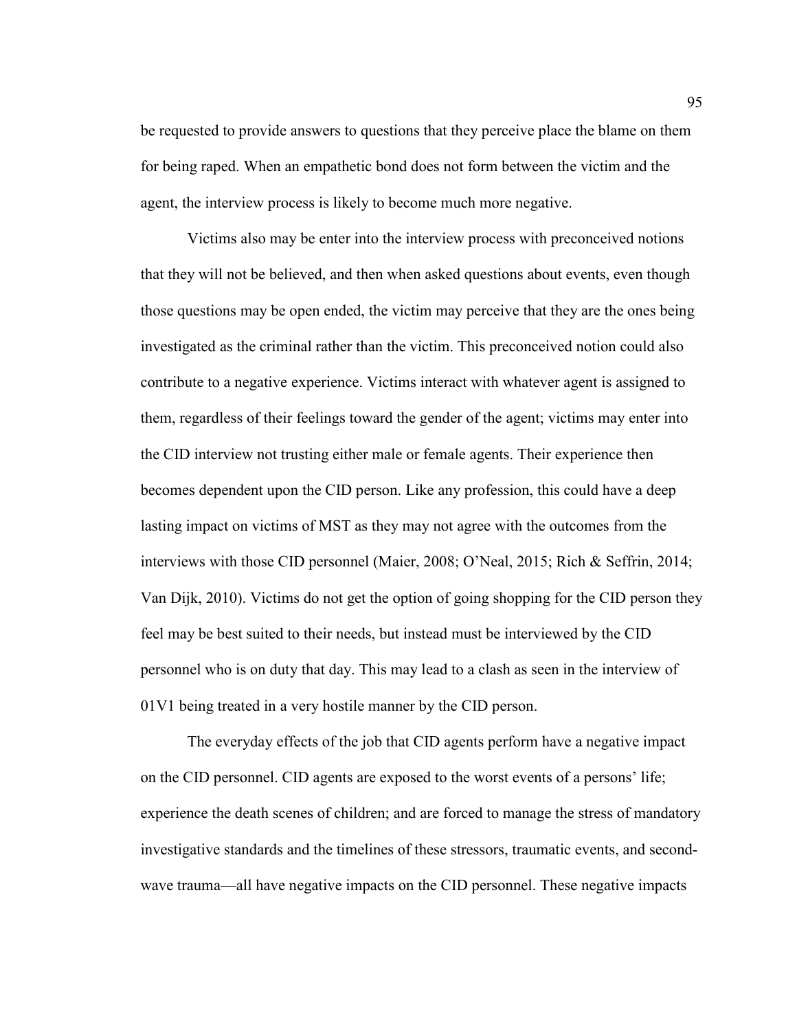be requested to provide answers to questions that they perceive place the blame on them for being raped. When an empathetic bond does not form between the victim and the agent, the interview process is likely to become much more negative.

Victims also may be enter into the interview process with preconceived notions that they will not be believed, and then when asked questions about events, even though those questions may be open ended, the victim may perceive that they are the ones being investigated as the criminal rather than the victim. This preconceived notion could also contribute to a negative experience. Victims interact with whatever agent is assigned to them, regardless of their feelings toward the gender of the agent; victims may enter into the CID interview not trusting either male or female agents. Their experience then becomes dependent upon the CID person. Like any profession, this could have a deep lasting impact on victims of MST as they may not agree with the outcomes from the interviews with those CID personnel (Maier, 2008; O'Neal, 2015; Rich & Seffrin, 2014; Van Dijk, 2010). Victims do not get the option of going shopping for the CID person they feel may be best suited to their needs, but instead must be interviewed by the CID personnel who is on duty that day. This may lead to a clash as seen in the interview of 01V1 being treated in a very hostile manner by the CID person.

The everyday effects of the job that CID agents perform have a negative impact on the CID personnel. CID agents are exposed to the worst events of a persons' life; experience the death scenes of children; and are forced to manage the stress of mandatory investigative standards and the timelines of these stressors, traumatic events, and second-wave trauma—all have negative impacts on the CID personnel. These negative impacts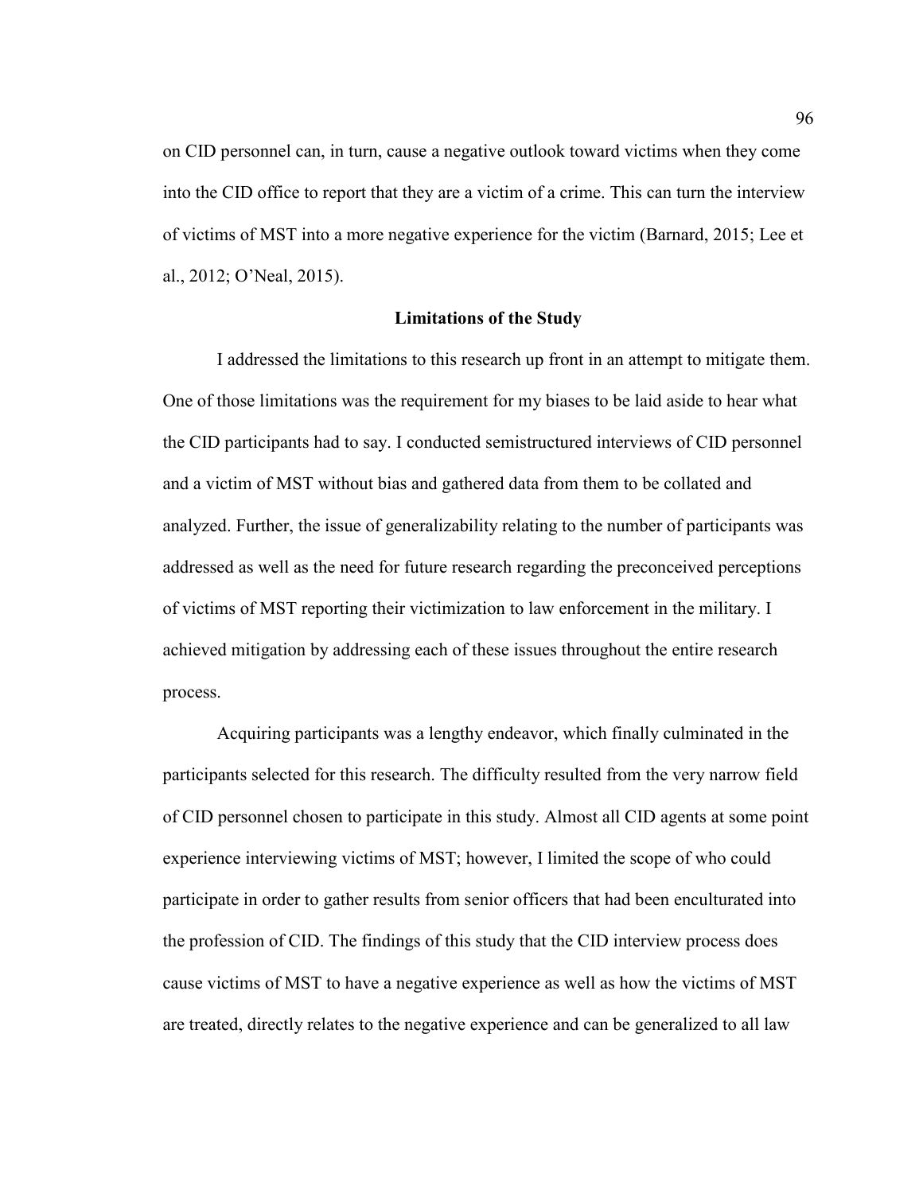on CID personnel can, in turn, cause a negative outlook toward victims when they come into the CID office to report that they are a victim of a crime. This can turn the interview of victims of MST into a more negative experience for the victim (Barnard, 2015; Lee et al., 2012; O'Neal, 2015).

## Limitations of the Study

I addressed the limitations to this research up front in an attempt to mitigate them. One of those limitations was the requirement for my biases to be laid aside to hear what the CID participants had to say. I conducted semistructured interviews of CID personnel and a victim of MST without bias and gathered data from them to be collated and analyzed. Further, the issue of generalizability relating to the number of participants was addressed as well as the need for future research regarding the preconceived perceptions of victims of MST reporting their victimization to law enforcement in the military. I achieved mitigation by addressing each of these issues throughout the entire research process.

Acquiring participants was a lengthy endeavor, which finally culminated in the participants selected for this research. The difficulty resulted from the very narrow field of CID personnel chosen to participate in this study. Almost all CID agents at some point experience interviewing victims of MST; however, I limited the scope of who could participate in order to gather results from senior officers that had been enculturated into the profession of CID. The findings of this study that the CID interview process does cause victims of MST to have a negative experience as well as how the victims of MST are treated, directly relates to the negative experience and can be generalized to all law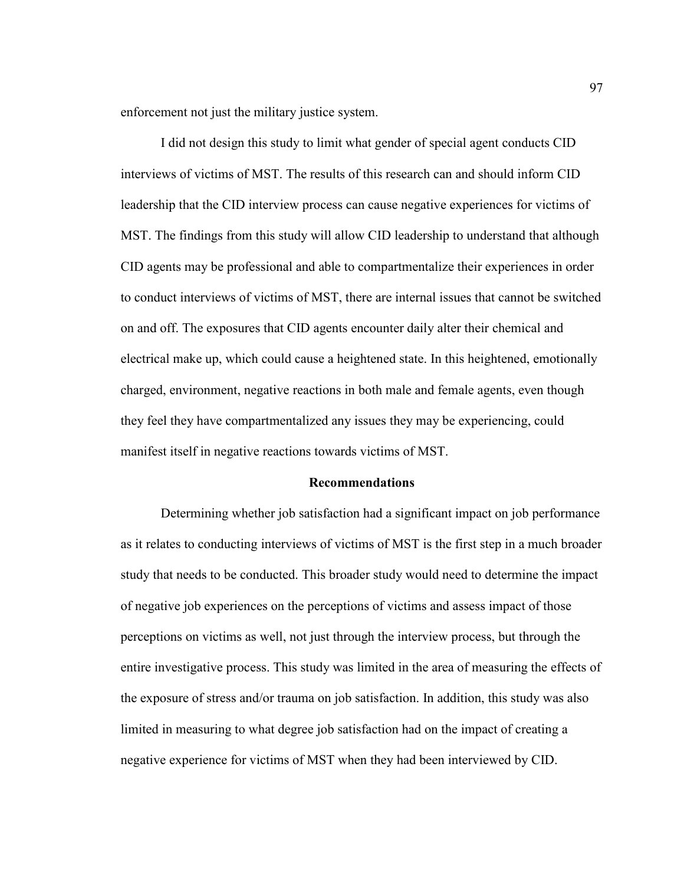enforcement not just the military justice system.

I did not design this study to limit what gender of special agent conducts CID interviews of victims of MST. The results of this research can and should inform CID leadership that the CID interview process can cause negative experiences for victims of MST. The findings from this study will allow CID leadership to understand that although CID agents may be professional and able to compartmentalize their experiences in order to conduct interviews of victims of MST, there are internal issues that cannot be switched on and off. The exposures that CID agents encounter daily alter their chemical and electrical make up, which could cause a heightened state. In this heightened, emotionally charged, environment, negative reactions in both male and female agents, even though they feel they have compartmentalized any issues they may be experiencing, could manifest itself in negative reactions towards victims of MST.

## Recommendations

Determining whether job satisfaction had a significant impact on job performance as it relates to conducting interviews of victims of MST is the first step in a much broader study that needs to be conducted. This broader study would need to determine the impact of negative job experiences on the perceptions of victims and assess impact of those perceptions on victims as well, not just through the interview process, but through the entire investigative process. This study was limited in the area of measuring the effects of the exposure of stress and/or trauma on job satisfaction. In addition, this study was also limited in measuring to what degree job satisfaction had on the impact of creating a negative experience for victims of MST when they had been interviewed by CID.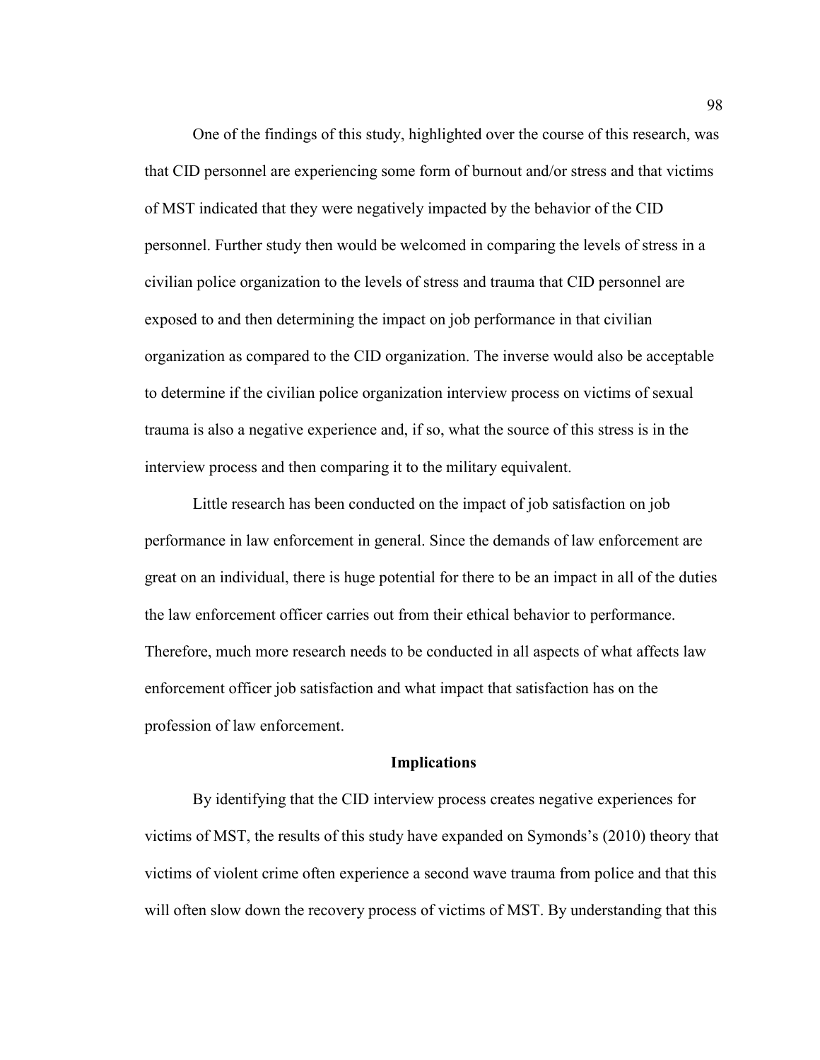One of the findings of this study, highlighted over the course of this research, was that CID personnel are experiencing some form of burnout and/or stress and that victims of MST indicated that they were negatively impacted by the behavior of the CID personnel. Further study then would be welcomed in comparing the levels of stress in a civilian police organization to the levels of stress and trauma that CID personnel are exposed to and then determining the impact on job performance in that civilian organization as compared to the CID organization. The inverse would also be acceptable to determine if the civilian police organization interview process on victims of sexual trauma is also a negative experience and, if so, what the source of this stress is in the interview process and then comparing it to the military equivalent.

Little research has been conducted on the impact of job satisfaction on job performance in law enforcement in general. Since the demands of law enforcement are great on an individual, there is huge potential for there to be an impact in all of the duties the law enforcement officer carries out from their ethical behavior to performance. Therefore, much more research needs to be conducted in all aspects of what affects law enforcement officer job satisfaction and what impact that satisfaction has on the profession of law enforcement.

## Implications

By identifying that the CID interview process creates negative experiences for victims of MST, the results of this study have expanded on Symonds's (2010) theory that victims of violent crime often experience a second wave trauma from police and that this will often slow down the recovery process of victims of MST. By understanding that this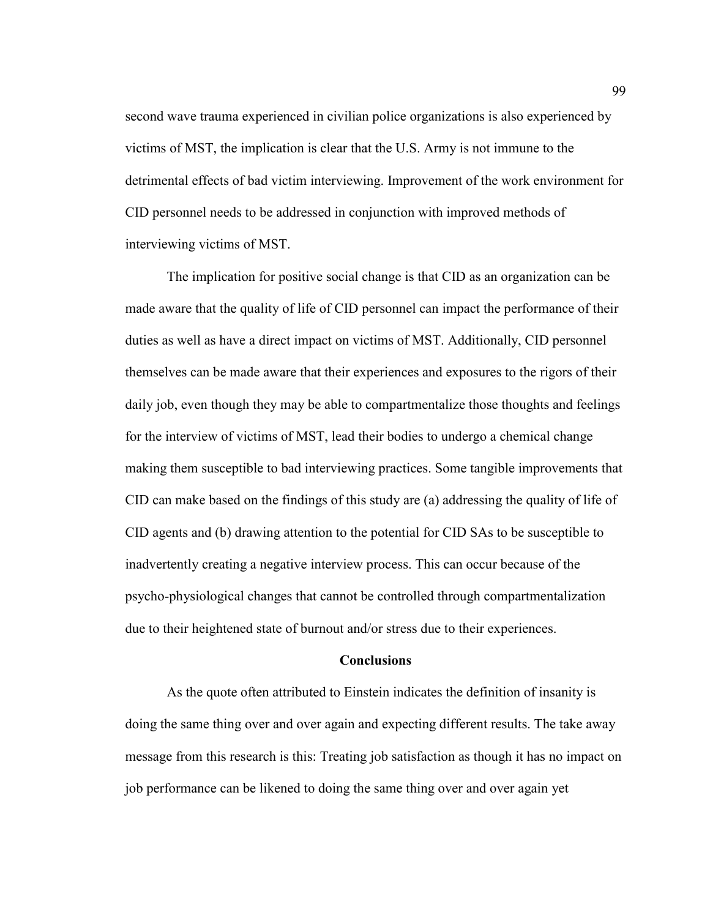second wave trauma experienced in civilian police organizations is also experienced by victims of MST, the implication is clear that the U.S. Army is not immune to the detrimental effects of bad victim interviewing. Improvement of the work environment for CID personnel needs to be addressed in conjunction with improved methods of interviewing victims of MST.

The implication for positive social change is that CID as an organization can be made aware that the quality of life of CID personnel can impact the performance of their duties as well as have a direct impact on victims of MST. Additionally, CID personnel themselves can be made aware that their experiences and exposures to the rigors of their daily job, even though they may be able to compartmentalize those thoughts and feelings for the interview of victims of MST, lead their bodies to undergo a chemical change making them susceptible to bad interviewing practices. Some tangible improvements that CID can make based on the findings of this study are (a) addressing the quality of life of CID agents and (b) drawing attention to the potential for CID SAs to be susceptible to inadvertently creating a negative interview process. This can occur because of the psycho-physiological changes that cannot be controlled through compartmentalization due to their heightened state of burnout and/or stress due to their experiences.

## Conclusions

As the quote often attributed to Einstein indicates the definition of insanity is doing the same thing over and over again and expecting different results. The take away message from this research is this: Treating job satisfaction as though it has no impact on job performance can be likened to doing the same thing over and over again yet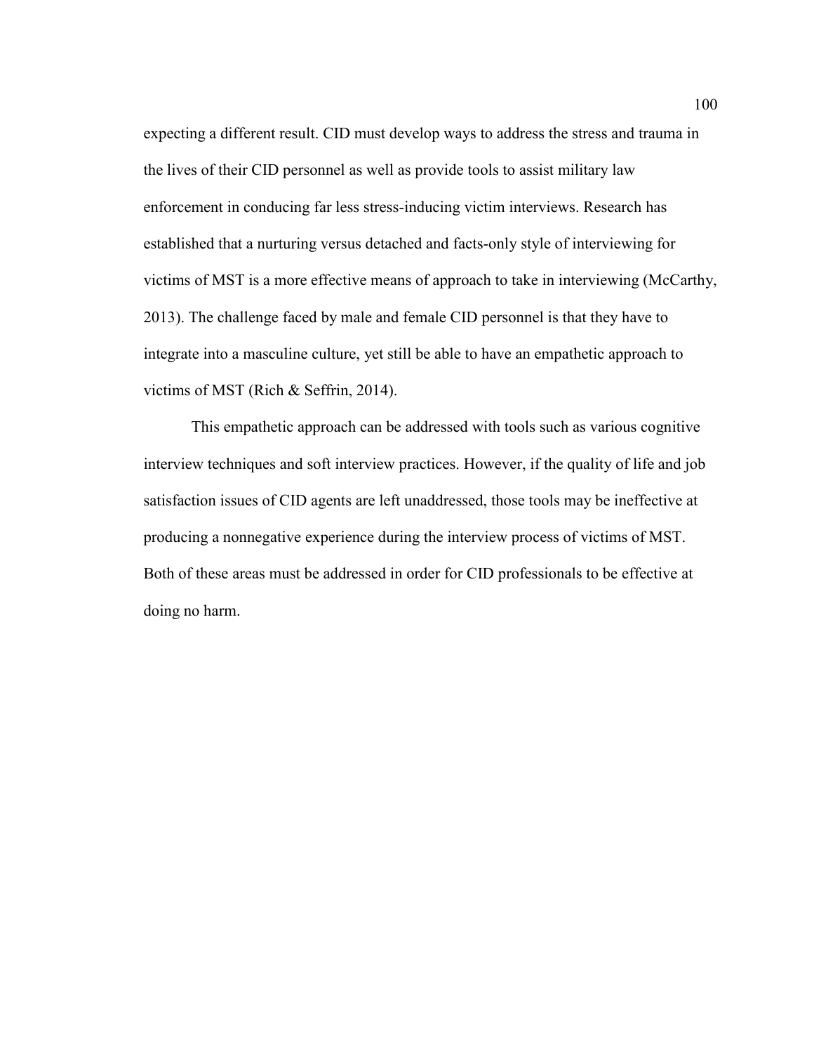expecting a different result. CID must develop ways to address the stress and trauma in the lives of their CID personnel as well as provide tools to assist military law enforcement in conducing far less stress-inducing victim interviews. Research has established that a nurturing versus detached and facts-only style of interviewing for victims of MST is a more effective means of approach to take in interviewing (McCarthy, 2013). The challenge faced by male and female CID personnel is that they have to integrate into a masculine culture, yet still be able to have an empathetic approach to victims of MST (Rich & Seffrin, 2014).

This empathetic approach can be addressed with tools such as various cognitive interview techniques and soft interview practices. However, if the quality of life and job satisfaction issues of CID agents are left unaddressed, those tools may be ineffective at producing a nonnegative experience during the interview process of victims of MST. Both of these areas must be addressed in order for CID professionals to be effective at doing no harm.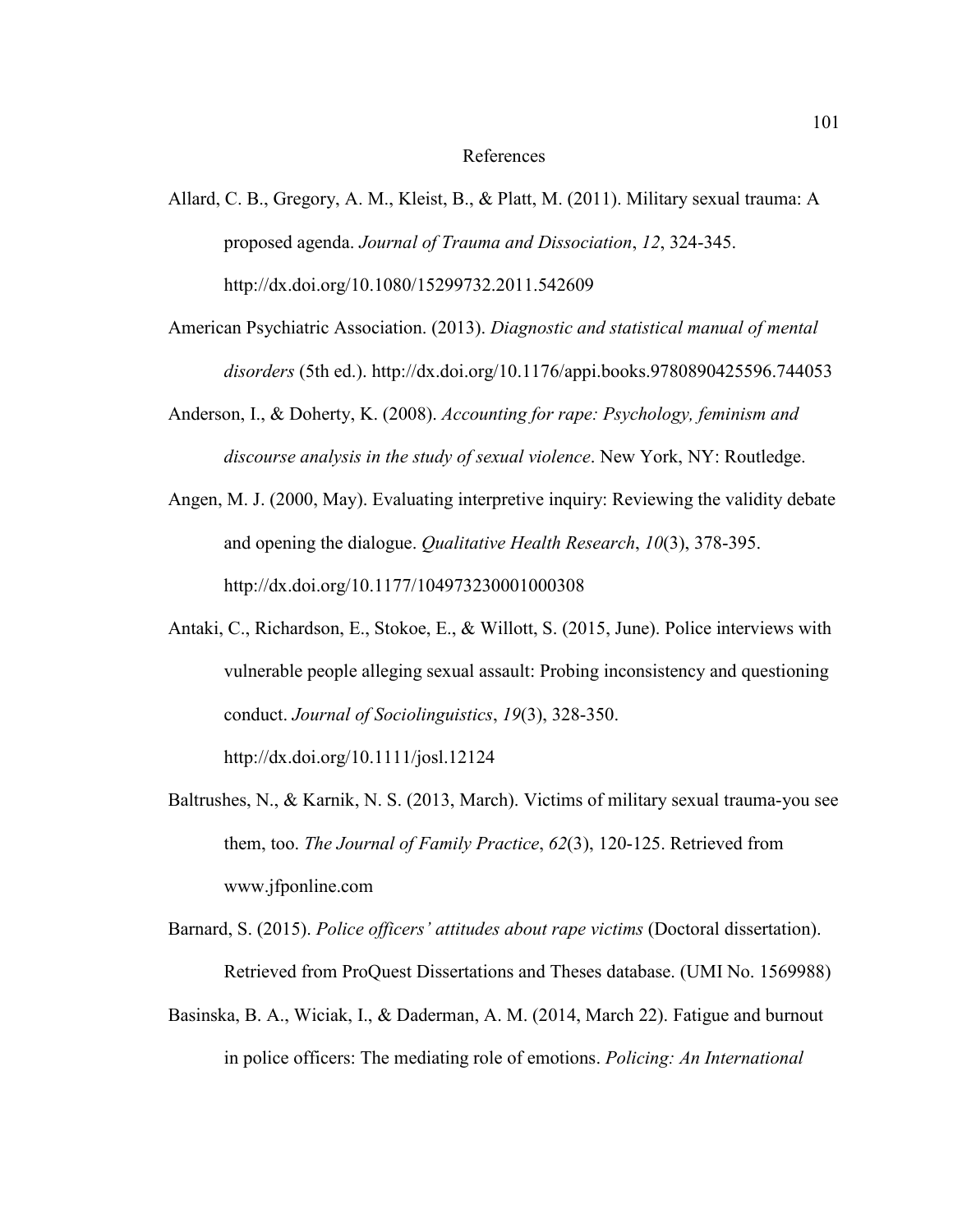# References

Allard, C. B., Gregory, A. M., Kleist, B., & Platt, M. (2011). Military sexual trauma: A proposed agenda. *Journal of Trauma and Dissociation*, *12*, 324-345. http://dx.doi.org/10.1080/15299732.2011.542609

American Psychiatric Association. (2013). *Diagnostic and statistical manual of mental disorders* (5th ed.). http://dx.doi.org/10.1176/appi.books.9780890425596.744053

Anderson, I., & Doherty, K. (2008). *Accounting for rape: Psychology, feminism and discourse analysis in the study of sexual violence*. New York, NY: Routledge.

Angen, M. J. (2000, May). Evaluating interpretive inquiry: Reviewing the validity debate and opening the dialogue. *Qualitative Health Research*, *10*(3), 378-395. http://dx.doi.org/10.1177/104973230001000308

Antaki, C., Richardson, E., Stokoe, E., & Willott, S. (2015, June). Police interviews with vulnerable people alleging sexual assault: Probing inconsistency and questioning conduct. *Journal of Sociolinguistics*, *19*(3), 328-350. http://dx.doi.org/10.1111/josl.12124

Baltrushes, N., & Karnik, N. S. (2013, March). Victims of military sexual trauma-you see them, too. *The Journal of Family Practice*, *62*(3), 120-125. Retrieved from www.jfponline.com

Barnard, S. (2015). *Police officers' attitudes about rape victims* (Doctoral dissertation). Retrieved from ProQuest Dissertations and Theses database. (UMI No. 1569988)

Basinska, B. A., Wiciak, I., & Daderman, A. M. (2014, March 22). Fatigue and burnout in police officers: The mediating role of emotions. *Policing: An International*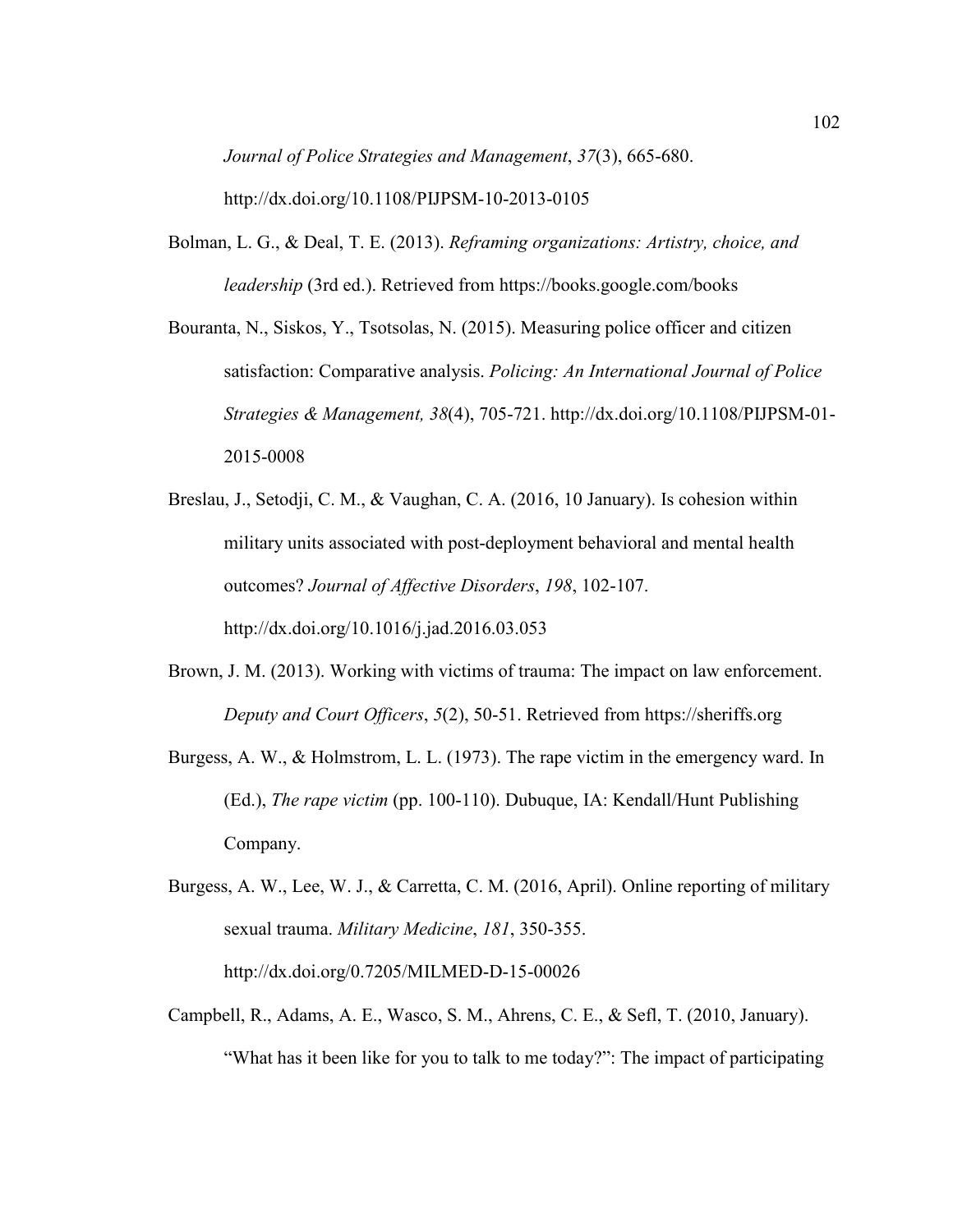*Journal of Police Strategies and Management*, *37*(3), 665-680. http://dx.doi.org/10.1108/PIJPSM-10-2013-0105

Bolman, L. G., & Deal, T. E. (2013). *Reframing organizations: Artistry, choice, and leadership* (3rd ed.). Retrieved from https://books.google.com/books

Bouranta, N., Siskos, Y., Tsotsolas, N. (2015). Measuring police officer and citizen satisfaction: Comparative analysis. *Policing: An International Journal of Police Strategies & Management, 38*(4), 705-721. http://dx.doi.org/10.1108/PIJPSM-01-2015-0008

Breslau, J., Setodji, C. M., & Vaughan, C. A. (2016, 10 January). Is cohesion within military units associated with post-deployment behavioral and mental health outcomes? *Journal of Affective Disorders*, *198*, 102-107. http://dx.doi.org/10.1016/j.jad.2016.03.053

Brown, J. M. (2013). Working with victims of trauma: The impact on law enforcement. *Deputy and Court Officers*, *5*(2), 50-51. Retrieved from https://sheriffs.org

Burgess, A. W., & Holmstrom, L. L. (1973). The rape victim in the emergency ward. In (Ed.), *The rape victim* (pp. 100-110). Dubuque, IA: Kendall/Hunt Publishing Company.

Burgess, A. W., Lee, W. J., & Carretta, C. M. (2016, April). Online reporting of military sexual trauma. *Military Medicine*, *181*, 350-355. http://dx.doi.org/0.7205/MILMED-D-15-00026

Campbell, R., Adams, A. E., Wasco, S. M., Ahrens, C. E., & Sefl, T. (2010, January). "What has it been like for you to talk to me today?": The impact of participating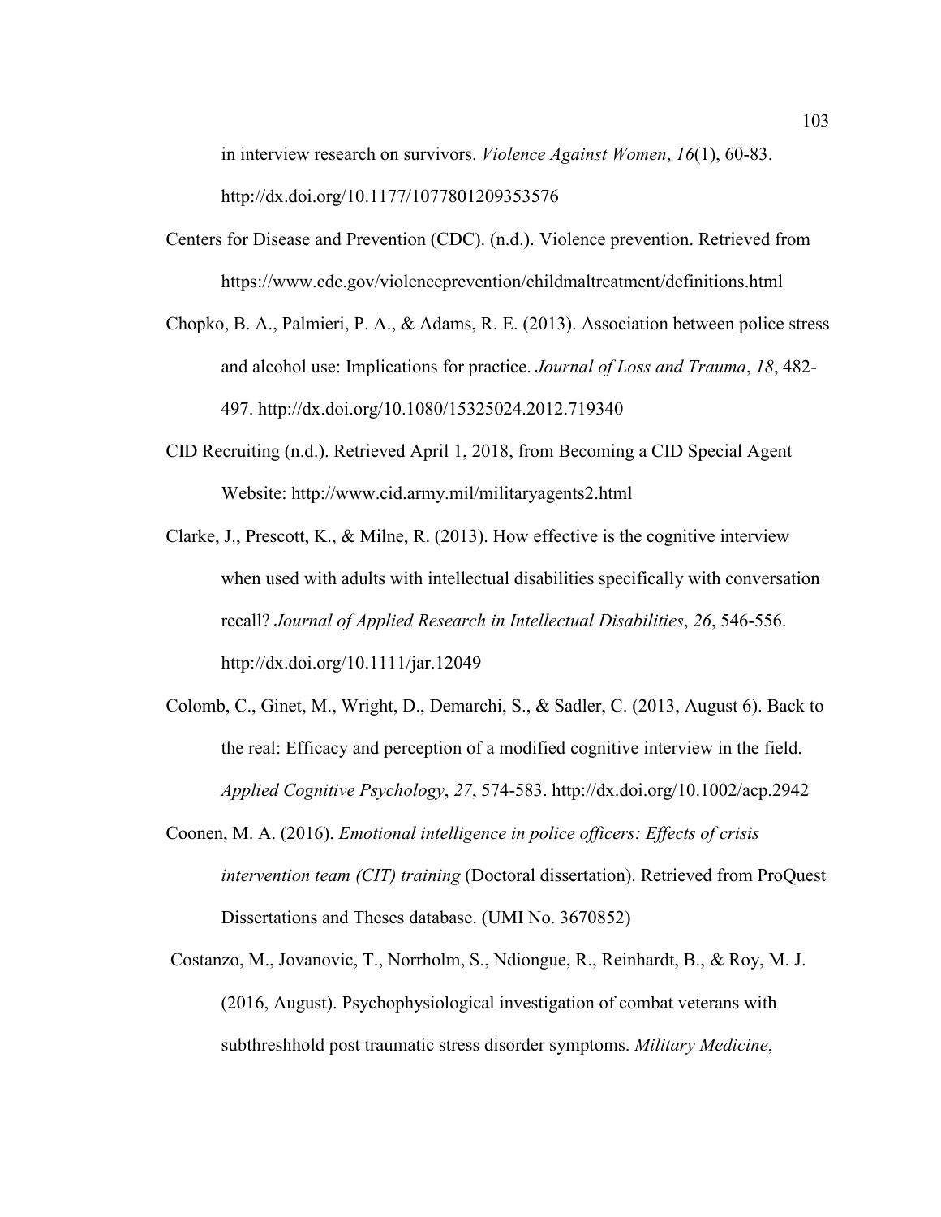in interview research on survivors. *Violence Against Women*, *16*(1), 60-83. http://dx.doi.org/10.1177/1077801209353576

Centers for Disease and Prevention (CDC). (n.d.). Violence prevention. Retrieved from https://www.cdc.gov/violenceprevention/childmaltreatment/definitions.html

Chopko, B. A., Palmieri, P. A., & Adams, R. E. (2013). Association between police stress and alcohol use: Implications for practice. *Journal of Loss and Trauma*, *18*, 482-497. http://dx.doi.org/10.1080/15325024.2012.719340

CID Recruiting (n.d.). Retrieved April 1, 2018, from Becoming a CID Special Agent Website: http://www.cid.army.mil/militaryagents2.html

Clarke, J., Prescott, K., & Milne, R. (2013). How effective is the cognitive interview when used with adults with intellectual disabilities specifically with conversation recall? *Journal of Applied Research in Intellectual Disabilities*, *26*, 546-556. http://dx.doi.org/10.1111/jar.12049

Colomb, C., Ginet, M., Wright, D., Demarchi, S., & Sadler, C. (2013, August 6). Back to the real: Efficacy and perception of a modified cognitive interview in the field. *Applied Cognitive Psychology*, *27*, 574-583. http://dx.doi.org/10.1002/acp.2942

Coonen, M. A. (2016). *Emotional intelligence in police officers: Effects of crisis intervention team (CIT) training* (Doctoral dissertation). Retrieved from ProQuest Dissertations and Theses database. (UMI No. 3670852)

Costanzo, M., Jovanovic, T., Norrholm, S., Ndiongue, R., Reinhardt, B., & Roy, M. J. (2016, August). Psychophysiological investigation of combat veterans with subthreshhold post traumatic stress disorder symptoms. *Military Medicine*,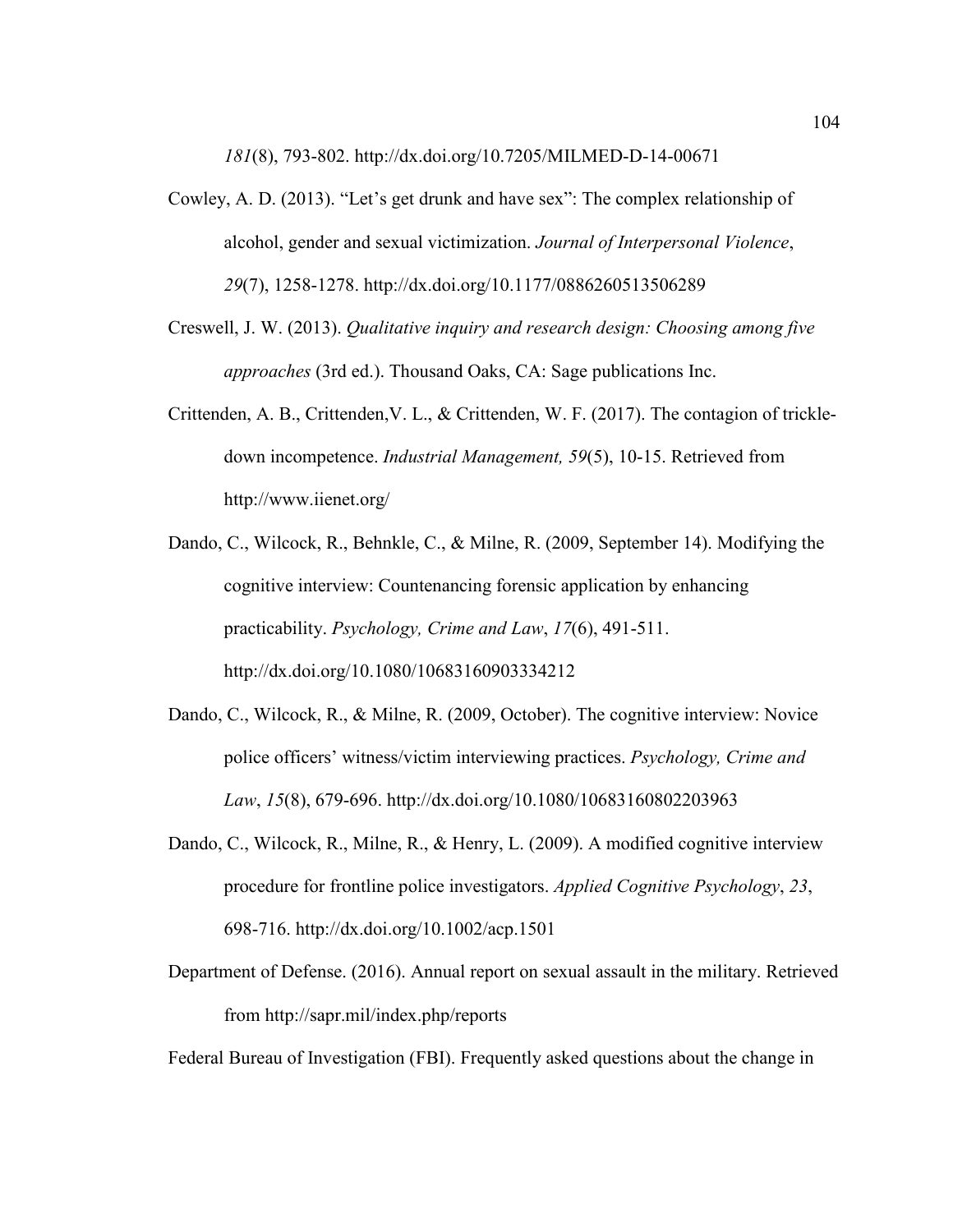*181*(8), 793-802. http://dx.doi.org/10.7205/MILMED-D-14-00671

Cowley, A. D. (2013). "Let's get drunk and have sex": The complex relationship of alcohol, gender and sexual victimization. *Journal of Interpersonal Violence*, *29*(7), 1258-1278. http://dx.doi.org/10.1177/0886260513506289

Creswell, J. W. (2013). *Qualitative inquiry and research design: Choosing among five approaches* (3rd ed.). Thousand Oaks, CA: Sage publications Inc.

Crittenden, A. B., Crittenden,V. L., & Crittenden, W. F. (2017). The contagion of trickle-down incompetence. *Industrial Management, 59*(5), 10-15. Retrieved from http://www.iienet.org/

Dando, C., Wilcock, R., Behnkle, C., & Milne, R. (2009, September 14). Modifying the cognitive interview: Countenancing forensic application by enhancing practicability. *Psychology, Crime and Law*, *17*(6), 491-511. http://dx.doi.org/10.1080/10683160903334212

Dando, C., Wilcock, R., & Milne, R. (2009, October). The cognitive interview: Novice police officers' witness/victim interviewing practices. *Psychology, Crime and Law*, *15*(8), 679-696. http://dx.doi.org/10.1080/10683160802203963

Dando, C., Wilcock, R., Milne, R., & Henry, L. (2009). A modified cognitive interview procedure for frontline police investigators. *Applied Cognitive Psychology*, *23*, 698-716. http://dx.doi.org/10.1002/acp.1501

Department of Defense. (2016). Annual report on sexual assault in the military. Retrieved from http://sapr.mil/index.php/reports

Federal Bureau of Investigation (FBI). Frequently asked questions about the change in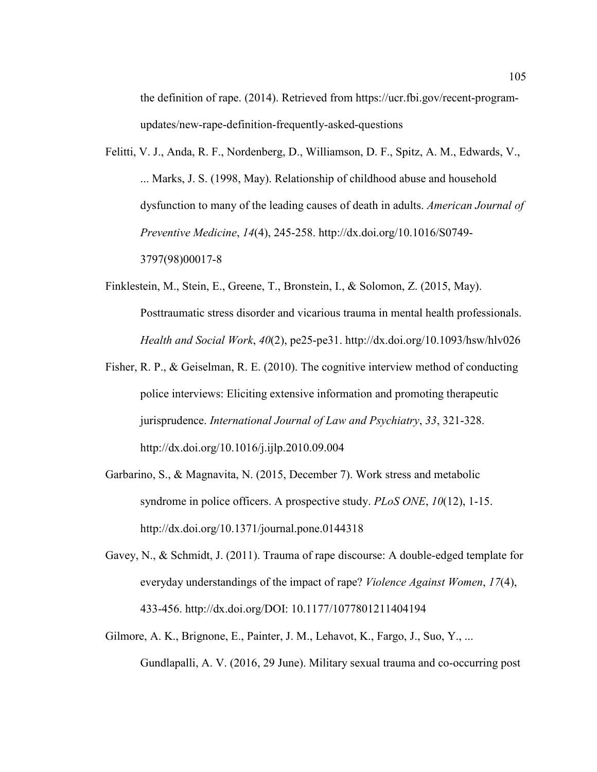the definition of rape. (2014). Retrieved from https://ucr.fbi.gov/recent-program-updates/new-rape-definition-frequently-asked-questions

Felitti, V. J., Anda, R. F., Nordenberg, D., Williamson, D. F., Spitz, A. M., Edwards, V., ... Marks, J. S. (1998, May). Relationship of childhood abuse and household dysfunction to many of the leading causes of death in adults. *American Journal of Preventive Medicine*, *14*(4), 245-258. http://dx.doi.org/10.1016/S0749-3797(98)00017-8

Finklestein, M., Stein, E., Greene, T., Bronstein, I., & Solomon, Z. (2015, May). Posttraumatic stress disorder and vicarious trauma in mental health professionals. *Health and Social Work*, *40*(2), pe25-pe31. http://dx.doi.org/10.1093/hsw/hlv026

Fisher, R. P., & Geiselman, R. E. (2010). The cognitive interview method of conducting police interviews: Eliciting extensive information and promoting therapeutic jurisprudence. *International Journal of Law and Psychiatry*, *33*, 321-328. http://dx.doi.org/10.1016/j.ijlp.2010.09.004

Garbarino, S., & Magnavita, N. (2015, December 7). Work stress and metabolic syndrome in police officers. A prospective study. *PLoS ONE*, *10*(12), 1-15. http://dx.doi.org/10.1371/journal.pone.0144318

Gavey, N., & Schmidt, J. (2011). Trauma of rape discourse: A double-edged template for everyday understandings of the impact of rape? *Violence Against Women*, *17*(4), 433-456. http://dx.doi.org/DOI: 10.1177/1077801211404194

Gilmore, A. K., Brignone, E., Painter, J. M., Lehavot, K., Fargo, J., Suo, Y., ... Gundlapalli, A. V. (2016, 29 June). Military sexual trauma and co-occurring post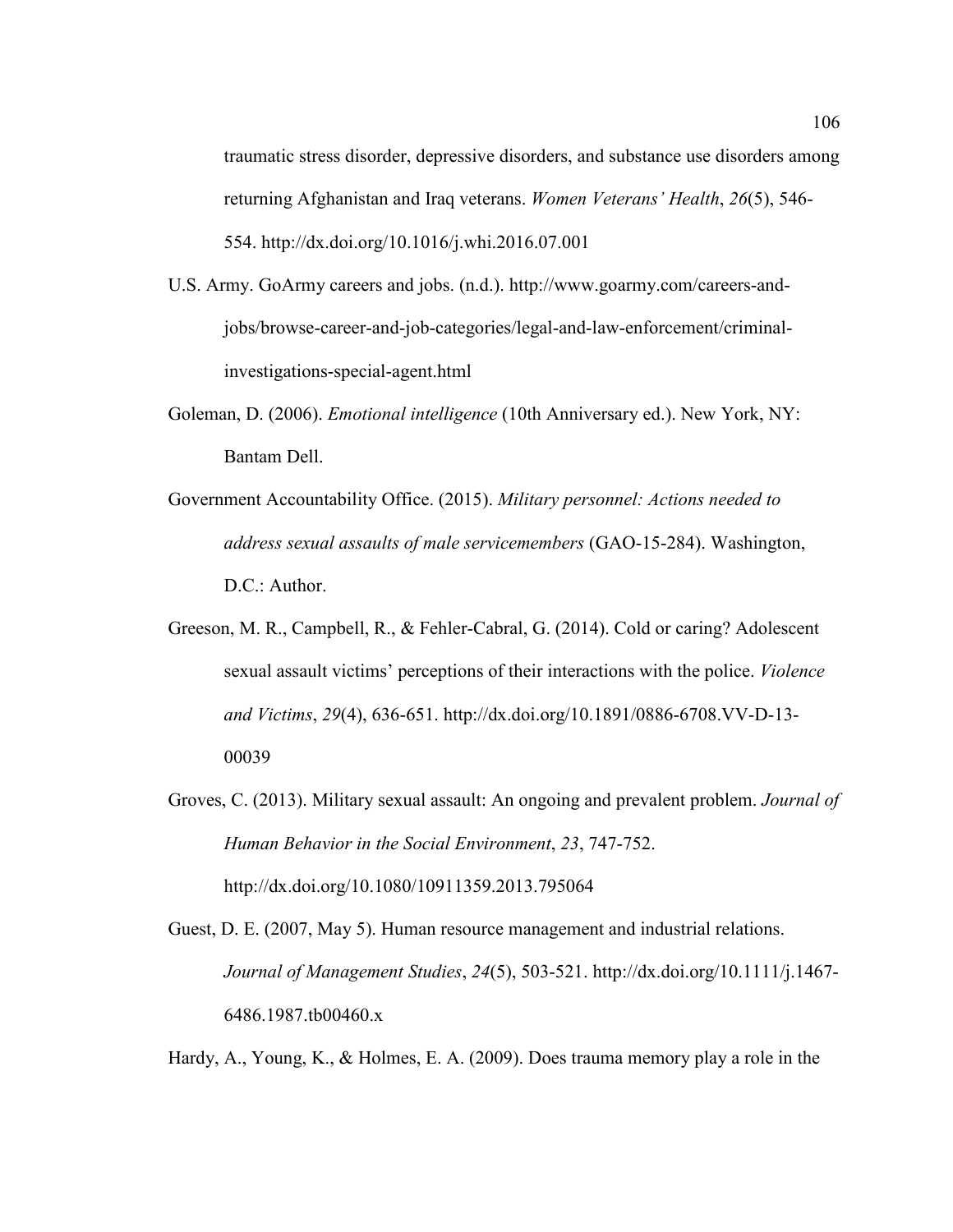traumatic stress disorder, depressive disorders, and substance use disorders among returning Afghanistan and Iraq veterans. *Women Veterans' Health*, *26*(5), 546-554. http://dx.doi.org/10.1016/j.whi.2016.07.001

U.S. Army. GoArmy careers and jobs. (n.d.). http://www.goarmy.com/careers-and-jobs/browse-career-and-job-categories/legal-and-law-enforcement/criminal-investigations-special-agent.html

Goleman, D. (2006). *Emotional intelligence* (10th Anniversary ed.). New York, NY: Bantam Dell.

Government Accountability Office. (2015). *Military personnel: Actions needed to address sexual assaults of male servicemembers* (GAO-15-284). Washington, D.C.: Author.

Greeson, M. R., Campbell, R., & Fehler-Cabral, G. (2014). Cold or caring? Adolescent sexual assault victims' perceptions of their interactions with the police. *Violence and Victims*, *29*(4), 636-651. http://dx.doi.org/10.1891/0886-6708.VV-D-13-00039

Groves, C. (2013). Military sexual assault: An ongoing and prevalent problem. *Journal of Human Behavior in the Social Environment*, *23*, 747-752. http://dx.doi.org/10.1080/10911359.2013.795064

Guest, D. E. (2007, May 5). Human resource management and industrial relations. *Journal of Management Studies*, *24*(5), 503-521. http://dx.doi.org/10.1111/j.1467-6486.1987.tb00460.x

Hardy, A., Young, K., & Holmes, E. A. (2009). Does trauma memory play a role in the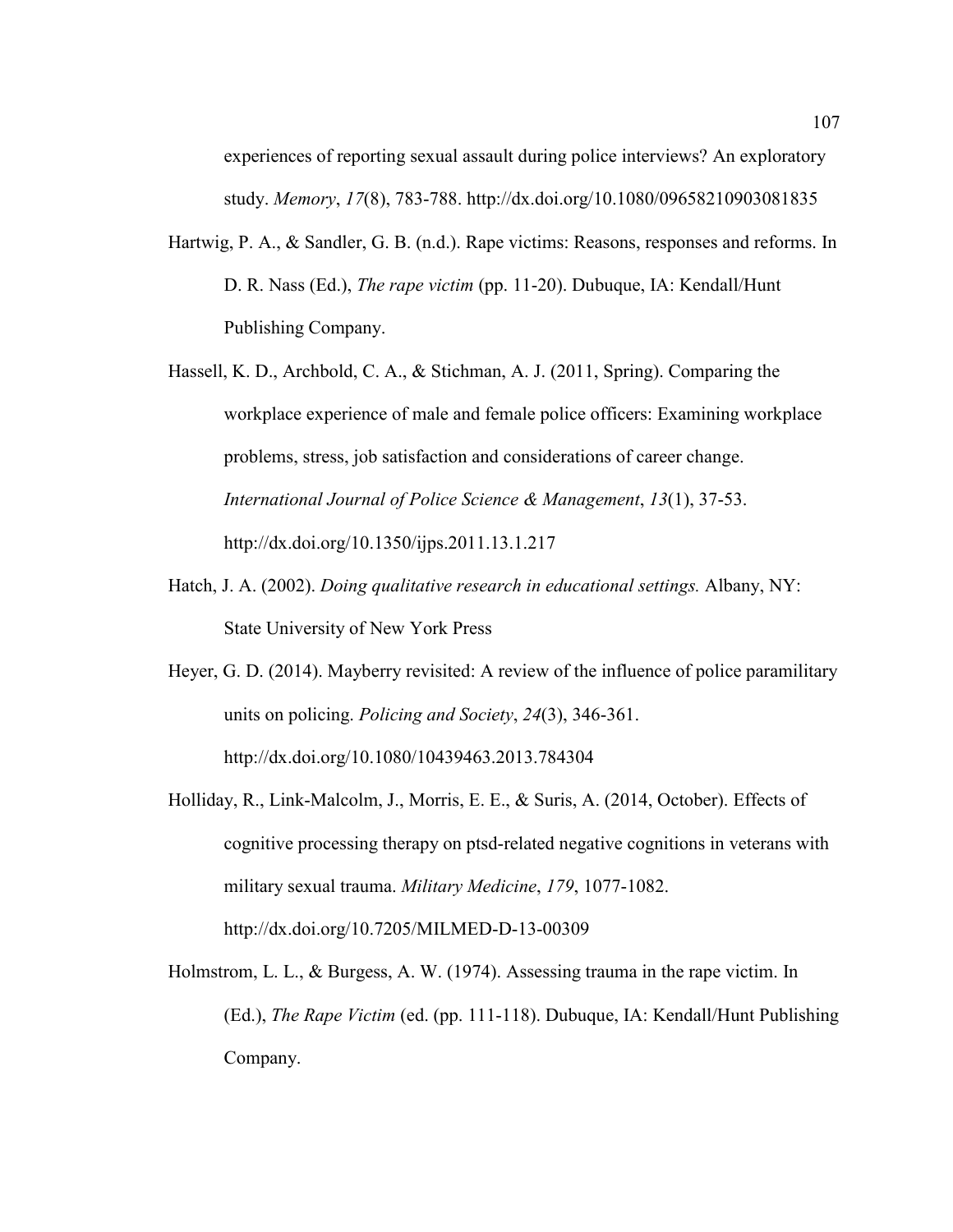experiences of reporting sexual assault during police interviews? An exploratory study. *Memory*, *17*(8), 783-788. http://dx.doi.org/10.1080/09658210903081835

Hartwig, P. A., & Sandler, G. B. (n.d.). Rape victims: Reasons, responses and reforms. In D. R. Nass (Ed.), *The rape victim* (pp. 11-20). Dubuque, IA: Kendall/Hunt Publishing Company.

Hassell, K. D., Archbold, C. A., & Stichman, A. J. (2011, Spring). Comparing the workplace experience of male and female police officers: Examining workplace problems, stress, job satisfaction and considerations of career change. *International Journal of Police Science & Management*, *13*(1), 37-53. http://dx.doi.org/10.1350/ijps.2011.13.1.217

Hatch, J. A. (2002). *Doing qualitative research in educational settings.* Albany, NY: State University of New York Press

Heyer, G. D. (2014). Mayberry revisited: A review of the influence of police paramilitary units on policing. *Policing and Society*, *24*(3), 346-361. http://dx.doi.org/10.1080/10439463.2013.784304

Holliday, R., Link-Malcolm, J., Morris, E. E., & Suris, A. (2014, October). Effects of cognitive processing therapy on ptsd-related negative cognitions in veterans with military sexual trauma. *Military Medicine*, *179*, 1077-1082. http://dx.doi.org/10.7205/MILMED-D-13-00309

Holmstrom, L. L., & Burgess, A. W. (1974). Assessing trauma in the rape victim. In (Ed.), *The Rape Victim* (ed. (pp. 111-118). Dubuque, IA: Kendall/Hunt Publishing Company.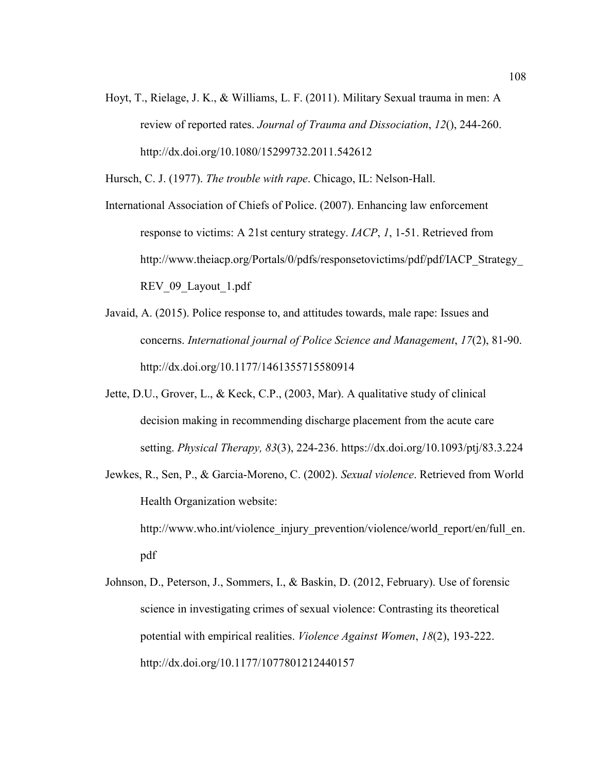Hoyt, T., Rielage, J. K., & Williams, L. F. (2011). Military Sexual trauma in men: A review of reported rates. *Journal of Trauma and Dissociation*, *12*(), 244-260. http://dx.doi.org/10.1080/15299732.2011.542612

Hursch, C. J. (1977). *The trouble with rape*. Chicago, IL: Nelson-Hall.

International Association of Chiefs of Police. (2007). Enhancing law enforcement response to victims: A 21st century strategy. *IACP*, *1*, 1-51. Retrieved from http://www.theiacp.org/Portals/0/pdfs/responsetovictims/pdf/pdf/IACP_Strategy_REV_09_Layout_1.pdf

Javaid, A. (2015). Police response to, and attitudes towards, male rape: Issues and concerns. *International journal of Police Science and Management*, *17*(2), 81-90. http://dx.doi.org/10.1177/1461355715580914

Jette, D.U., Grover, L., & Keck, C.P., (2003, Mar). A qualitative study of clinical decision making in recommending discharge placement from the acute care setting. *Physical Therapy, 83*(3), 224-236. https://dx.doi.org/10.1093/ptj/83.3.224

Jewkes, R., Sen, P., & Garcia-Moreno, C. (2002). *Sexual violence*. Retrieved from World Health Organization website: http://www.who.int/violence_injury_prevention/violence/world_report/en/full_en.pdf

Johnson, D., Peterson, J., Sommers, I., & Baskin, D. (2012, February). Use of forensic science in investigating crimes of sexual violence: Contrasting its theoretical potential with empirical realities. *Violence Against Women*, *18*(2), 193-222. http://dx.doi.org/10.1177/1077801212440157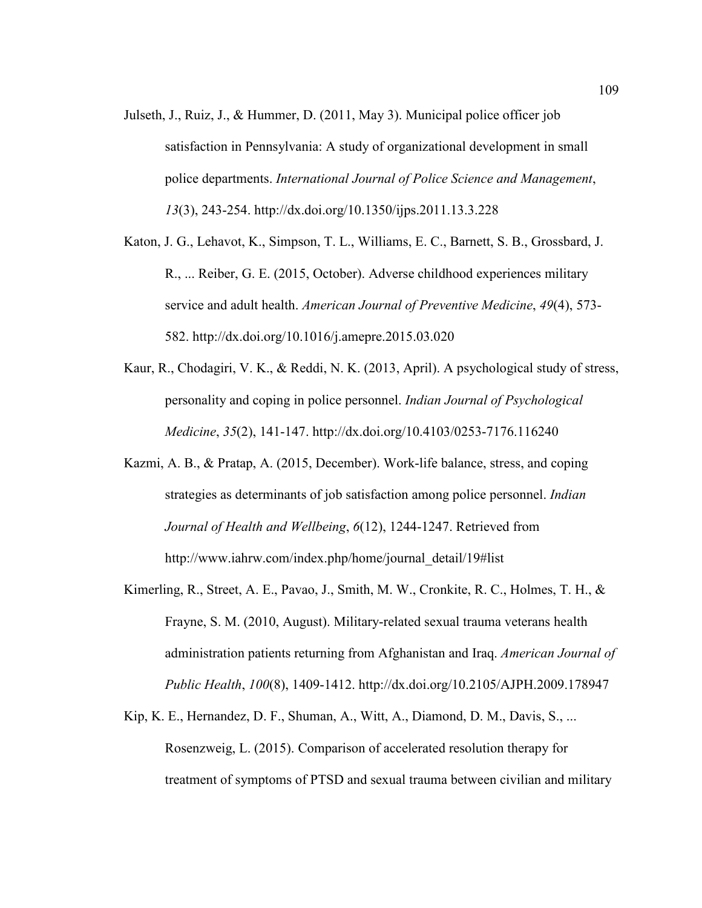Julseth, J., Ruiz, J., & Hummer, D. (2011, May 3). Municipal police officer job satisfaction in Pennsylvania: A study of organizational development in small police departments. *International Journal of Police Science and Management*, *13*(3), 243-254. http://dx.doi.org/10.1350/ijps.2011.13.3.228

Katon, J. G., Lehavot, K., Simpson, T. L., Williams, E. C., Barnett, S. B., Grossbard, J. R., ... Reiber, G. E. (2015, October). Adverse childhood experiences military service and adult health. *American Journal of Preventive Medicine*, *49*(4), 573-582. http://dx.doi.org/10.1016/j.amepre.2015.03.020

Kaur, R., Chodagiri, V. K., & Reddi, N. K. (2013, April). A psychological study of stress, personality and coping in police personnel. *Indian Journal of Psychological Medicine*, *35*(2), 141-147. http://dx.doi.org/10.4103/0253-7176.116240

Kazmi, A. B., & Pratap, A. (2015, December). Work-life balance, stress, and coping strategies as determinants of job satisfaction among police personnel. *Indian Journal of Health and Wellbeing*, *6*(12), 1244-1247. Retrieved from http://www.iahrw.com/index.php/home/journal_detail/19#list

Kimerling, R., Street, A. E., Pavao, J., Smith, M. W., Cronkite, R. C., Holmes, T. H., & Frayne, S. M. (2010, August). Military-related sexual trauma veterans health administration patients returning from Afghanistan and Iraq. *American Journal of Public Health*, *100*(8), 1409-1412. http://dx.doi.org/10.2105/AJPH.2009.178947

Kip, K. E., Hernandez, D. F., Shuman, A., Witt, A., Diamond, D. M., Davis, S., ... Rosenzweig, L. (2015). Comparison of accelerated resolution therapy for treatment of symptoms of PTSD and sexual trauma between civilian and military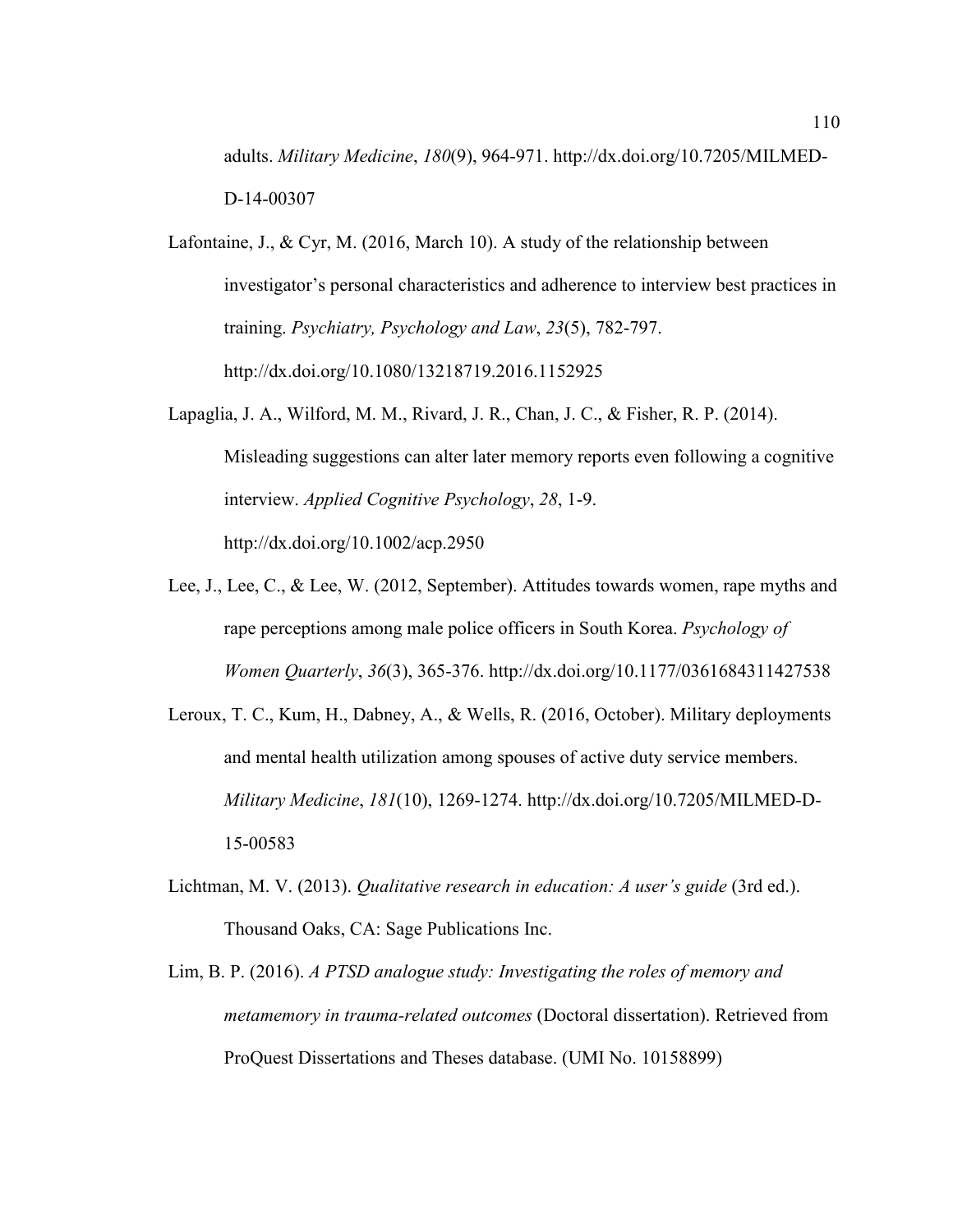adults. *Military Medicine*, *180*(9), 964-971. http://dx.doi.org/10.7205/MILMED-D-14-00307

Lafontaine, J., & Cyr, M. (2016, March 10). A study of the relationship between investigator's personal characteristics and adherence to interview best practices in training. *Psychiatry, Psychology and Law*, *23*(5), 782-797. http://dx.doi.org/10.1080/13218719.2016.1152925

Lapaglia, J. A., Wilford, M. M., Rivard, J. R., Chan, J. C., & Fisher, R. P. (2014). Misleading suggestions can alter later memory reports even following a cognitive interview. *Applied Cognitive Psychology*, *28*, 1-9. http://dx.doi.org/10.1002/acp.2950

Lee, J., Lee, C., & Lee, W. (2012, September). Attitudes towards women, rape myths and rape perceptions among male police officers in South Korea. *Psychology of Women Quarterly*, *36*(3), 365-376. http://dx.doi.org/10.1177/0361684311427538

Leroux, T. C., Kum, H., Dabney, A., & Wells, R. (2016, October). Military deployments and mental health utilization among spouses of active duty service members. *Military Medicine*, *181*(10), 1269-1274. http://dx.doi.org/10.7205/MILMED-D-15-00583

Lichtman, M. V. (2013). *Qualitative research in education: A user's guide* (3rd ed.). Thousand Oaks, CA: Sage Publications Inc.

Lim, B. P. (2016). *A PTSD analogue study: Investigating the roles of memory and metamemory in trauma-related outcomes* (Doctoral dissertation). Retrieved from ProQuest Dissertations and Theses database. (UMI No. 10158899)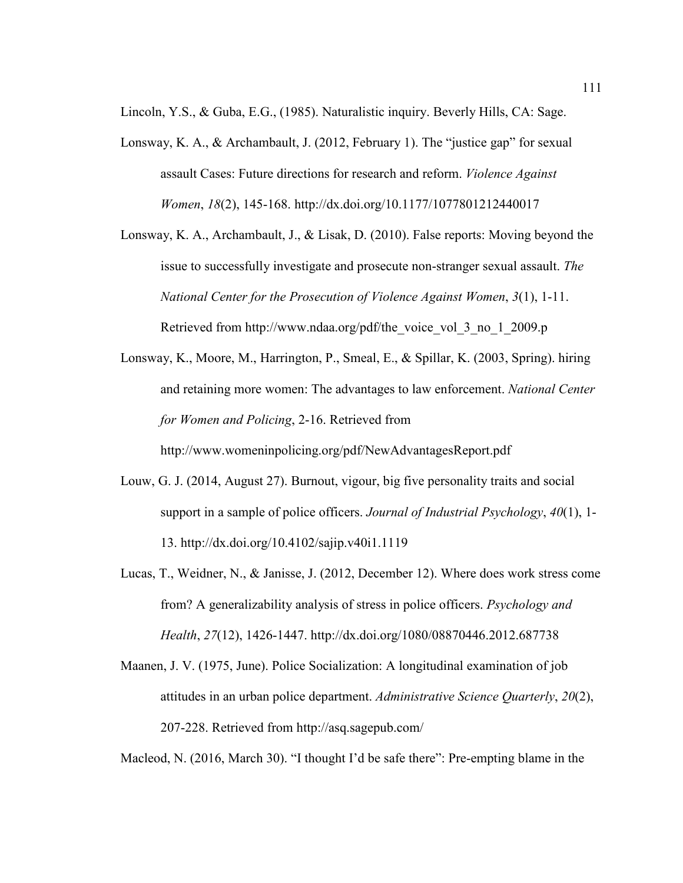Lincoln, Y.S., & Guba, E.G., (1985). Naturalistic inquiry. Beverly Hills, CA: Sage.

Lonsway, K. A., & Archambault, J. (2012, February 1). The "justice gap" for sexual assault Cases: Future directions for research and reform. *Violence Against Women*, *18*(2), 145-168. http://dx.doi.org/10.1177/1077801212440017

Lonsway, K. A., Archambault, J., & Lisak, D. (2010). False reports: Moving beyond the issue to successfully investigate and prosecute non-stranger sexual assault. *The National Center for the Prosecution of Violence Against Women*, *3*(1), 1-11. Retrieved from http://www.ndaa.org/pdf/the_voice_vol_3_no_1_2009.p

Lonsway, K., Moore, M., Harrington, P., Smeal, E., & Spillar, K. (2003, Spring). hiring and retaining more women: The advantages to law enforcement. *National Center for Women and Policing*, 2-16. Retrieved from http://www.womeninpolicing.org/pdf/NewAdvantagesReport.pdf

Louw, G. J. (2014, August 27). Burnout, vigour, big five personality traits and social support in a sample of police officers. *Journal of Industrial Psychology*, *40*(1), 1-13. http://dx.doi.org/10.4102/sajip.v40i1.1119

Lucas, T., Weidner, N., & Janisse, J. (2012, December 12). Where does work stress come from? A generalizability analysis of stress in police officers. *Psychology and Health*, *27*(12), 1426-1447. http://dx.doi.org/1080/08870446.2012.687738

Maanen, J. V. (1975, June). Police Socialization: A longitudinal examination of job attitudes in an urban police department. *Administrative Science Quarterly*, *20*(2), 207-228. Retrieved from http://asq.sagepub.com/

Macleod, N. (2016, March 30). "I thought I'd be safe there": Pre-empting blame in the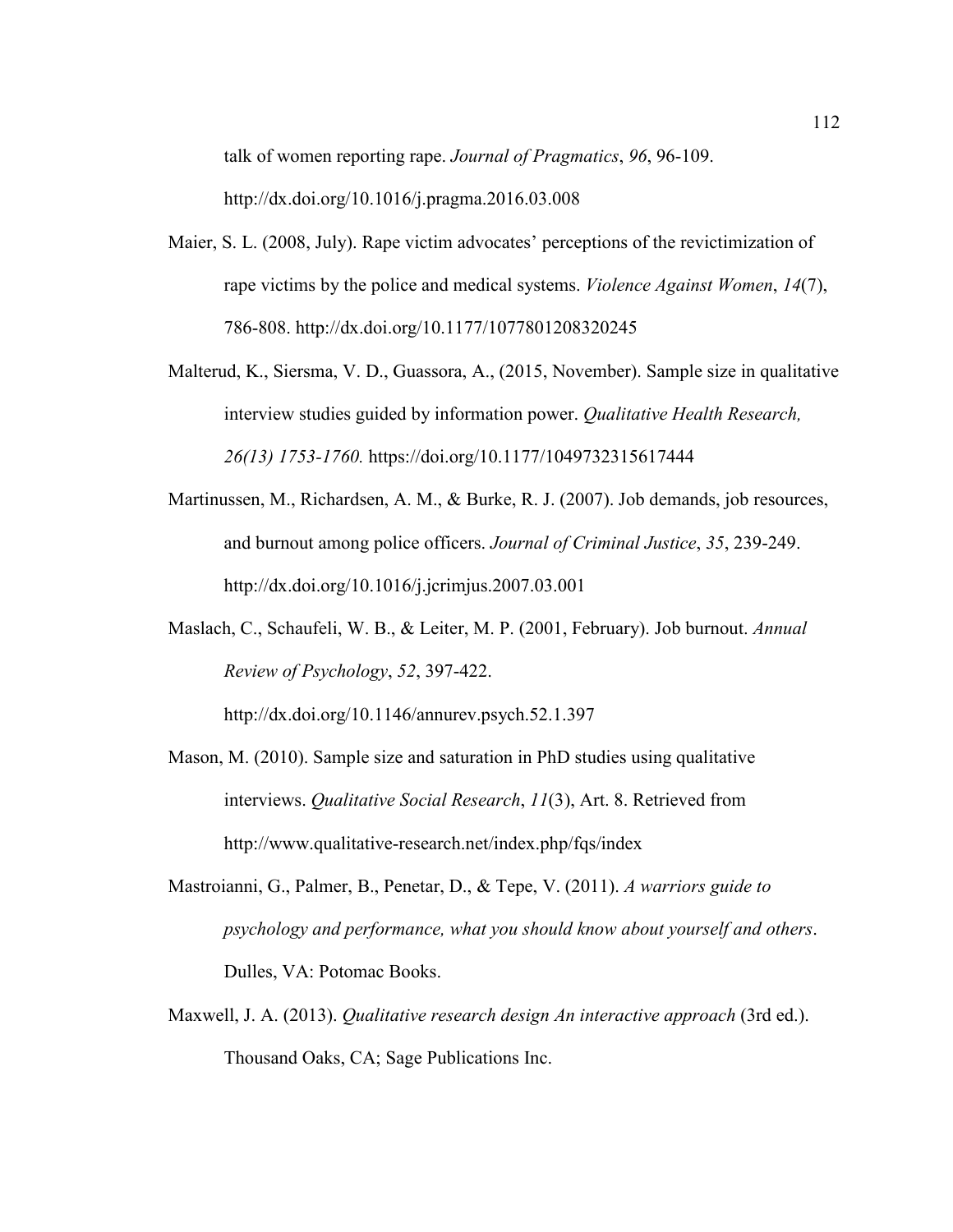talk of women reporting rape. *Journal of Pragmatics*, *96*, 96-109. http://dx.doi.org/10.1016/j.pragma.2016.03.008

Maier, S. L. (2008, July). Rape victim advocates' perceptions of the revictimization of rape victims by the police and medical systems. *Violence Against Women*, *14*(7), 786-808. http://dx.doi.org/10.1177/1077801208320245

Malterud, K., Siersma, V. D., Guassora, A., (2015, November). Sample size in qualitative interview studies guided by information power. *Qualitative Health Research, 26(13) 1753-1760.* https://doi.org/10.1177/1049732315617444

Martinussen, M., Richardsen, A. M., & Burke, R. J. (2007). Job demands, job resources, and burnout among police officers. *Journal of Criminal Justice*, *35*, 239-249. http://dx.doi.org/10.1016/j.jcrimjus.2007.03.001

Maslach, C., Schaufeli, W. B., & Leiter, M. P. (2001, February). Job burnout. *Annual Review of Psychology*, *52*, 397-422. http://dx.doi.org/10.1146/annurev.psych.52.1.397

Mason, M. (2010). Sample size and saturation in PhD studies using qualitative interviews. *Qualitative Social Research*, *11*(3), Art. 8. Retrieved from http://www.qualitative-research.net/index.php/fqs/index

Mastroianni, G., Palmer, B., Penetar, D., & Tepe, V. (2011). *A warriors guide to psychology and performance, what you should know about yourself and others*. Dulles, VA: Potomac Books.

Maxwell, J. A. (2013). *Qualitative research design An interactive approach* (3rd ed.). Thousand Oaks, CA; Sage Publications Inc.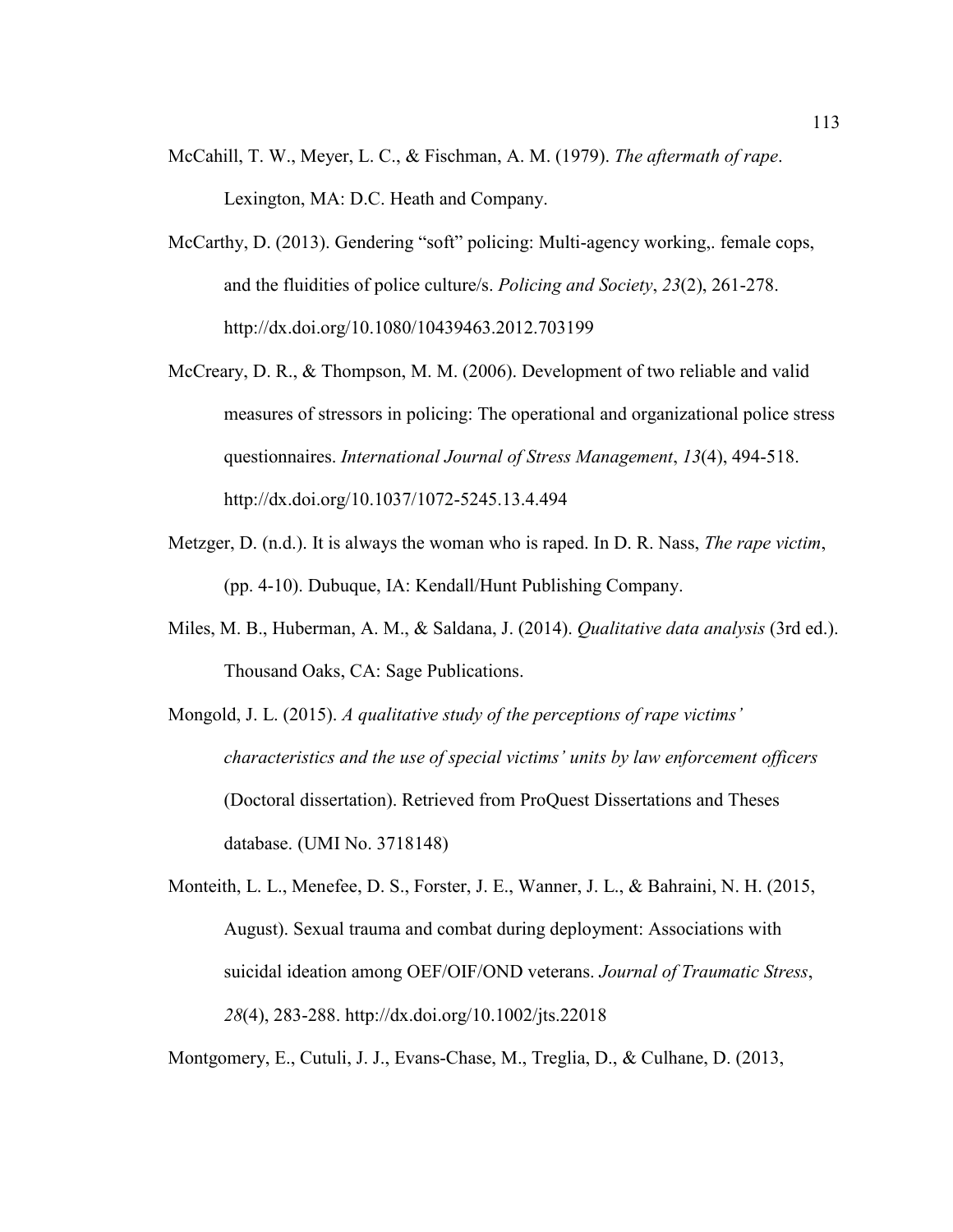McCahill, T. W., Meyer, L. C., & Fischman, A. M. (1979). *The aftermath of rape*. Lexington, MA: D.C. Heath and Company.

McCarthy, D. (2013). Gendering “soft” policing: Multi-agency working,. female cops, and the fluidities of police culture/s. *Policing and Society*, *23*(2), 261-278. http://dx.doi.org/10.1080/10439463.2012.703199

McCreary, D. R., & Thompson, M. M. (2006). Development of two reliable and valid measures of stressors in policing: The operational and organizational police stress questionnaires. *International Journal of Stress Management*, *13*(4), 494-518. http://dx.doi.org/10.1037/1072-5245.13.4.494

Metzger, D. (n.d.). It is always the woman who is raped. In D. R. Nass, *The rape victim*, (pp. 4-10). Dubuque, IA: Kendall/Hunt Publishing Company.

Miles, M. B., Huberman, A. M., & Saldana, J. (2014). *Qualitative data analysis* (3rd ed.). Thousand Oaks, CA: Sage Publications.

Mongold, J. L. (2015). *A qualitative study of the perceptions of rape victims’ characteristics and the use of special victims’ units by law enforcement officers* (Doctoral dissertation). Retrieved from ProQuest Dissertations and Theses database. (UMI No. 3718148)

Monteith, L. L., Menefee, D. S., Forster, J. E., Wanner, J. L., & Bahraini, N. H. (2015, August). Sexual trauma and combat during deployment: Associations with suicidal ideation among OEF/OIF/OND veterans. *Journal of Traumatic Stress*, *28*(4), 283-288. http://dx.doi.org/10.1002/jts.22018

Montgomery, E., Cutuli, J. J., Evans-Chase, M., Treglia, D., & Culhane, D. (2013,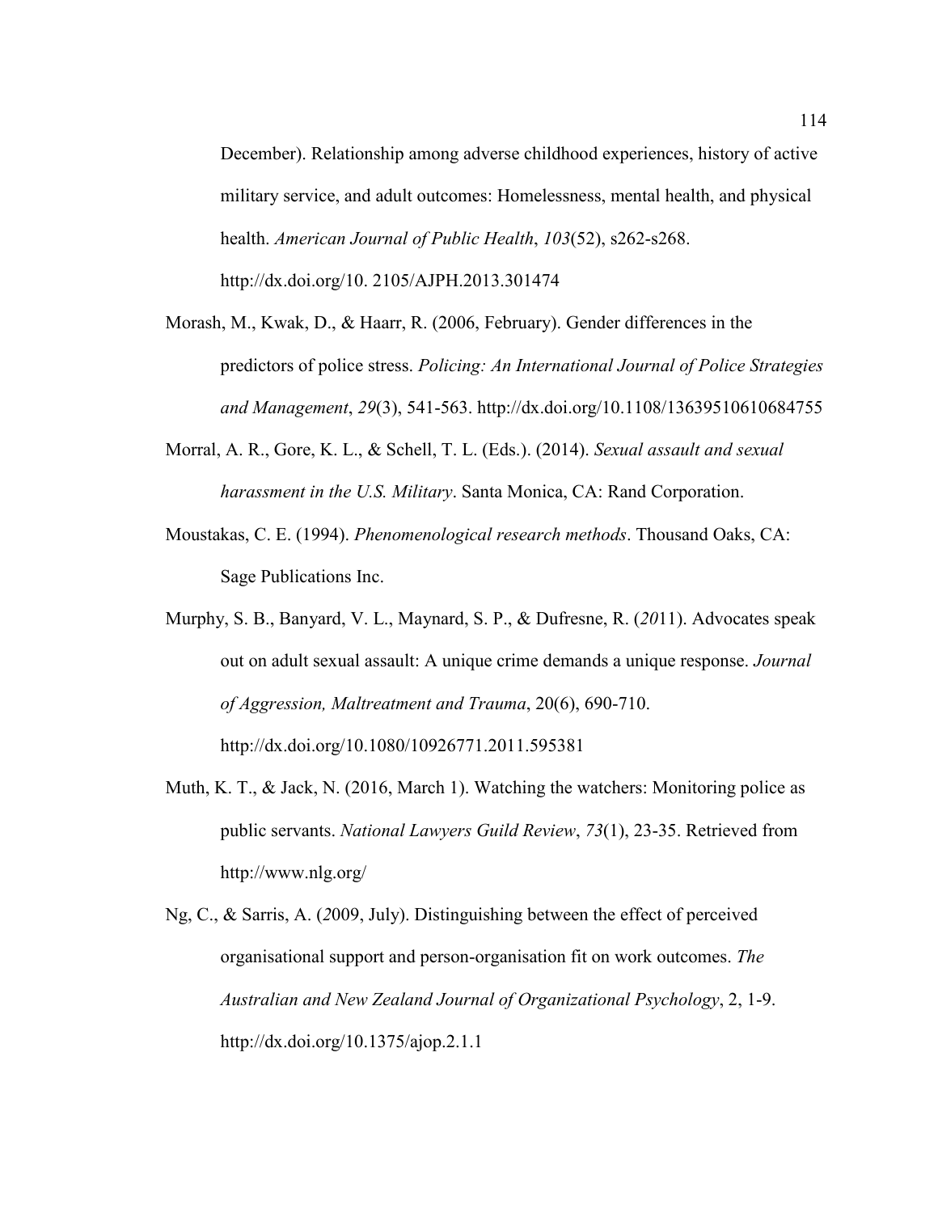December). Relationship among adverse childhood experiences, history of active military service, and adult outcomes: Homelessness, mental health, and physical health. *American Journal of Public Health*, *103*(52), s262-s268. http://dx.doi.org/10. 2105/AJPH.2013.301474

Morash, M., Kwak, D., & Haarr, R. (2006, February). Gender differences in the predictors of police stress. *Policing: An International Journal of Police Strategies and Management*, *29*(3), 541-563. http://dx.doi.org/10.1108/13639510610684755

Morral, A. R., Gore, K. L., & Schell, T. L. (Eds.). (2014). *Sexual assault and sexual harassment in the U.S. Military*. Santa Monica, CA: Rand Corporation.

Moustakas, C. E. (1994). *Phenomenological research methods*. Thousand Oaks, CA: Sage Publications Inc.

Murphy, S. B., Banyard, V. L., Maynard, S. P., & Dufresne, R. (*20*11). Advocates speak out on adult sexual assault: A unique crime demands a unique response. *Journal of Aggression, Maltreatment and Trauma*, 20(6), 690-710. http://dx.doi.org/10.1080/10926771.2011.595381

Muth, K. T., & Jack, N. (2016, March 1). Watching the watchers: Monitoring police as public servants. *National Lawyers Guild Review*, *73*(1), 23-35. Retrieved from http://www.nlg.org/

Ng, C., & Sarris, A. (*2*009, July). Distinguishing between the effect of perceived organisational support and person-organisation fit on work outcomes. *The Australian and New Zealand Journal of Organizational Psychology*, 2, 1-9. http://dx.doi.org/10.1375/ajop.2.1.1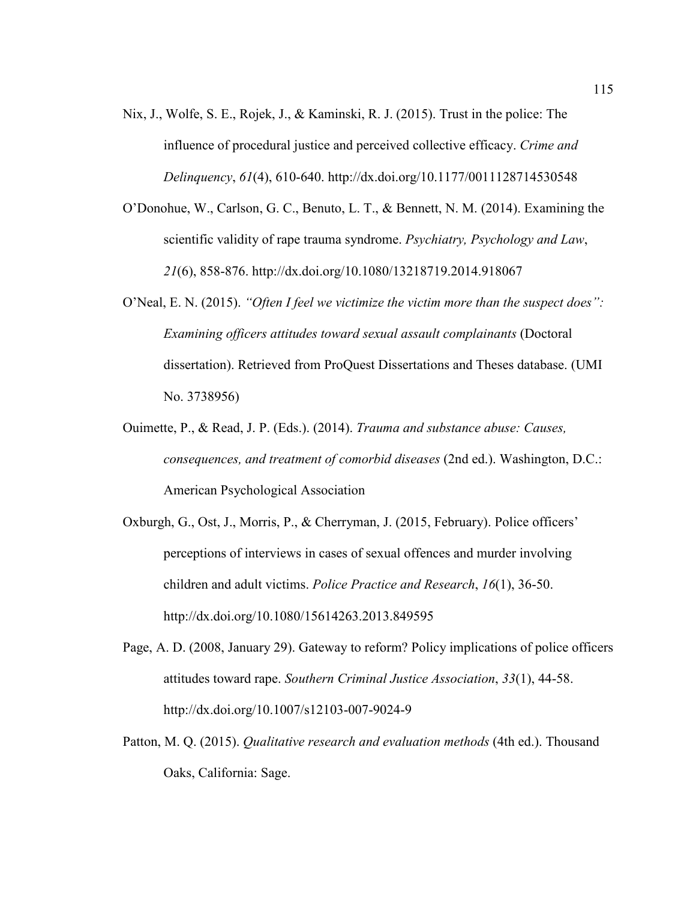Nix, J., Wolfe, S. E., Rojek, J., & Kaminski, R. J. (2015). Trust in the police: The influence of procedural justice and perceived collective efficacy. *Crime and Delinquency*, *61*(4), 610-640. http://dx.doi.org/10.1177/0011128714530548

O'Donohue, W., Carlson, G. C., Benuto, L. T., & Bennett, N. M. (2014). Examining the scientific validity of rape trauma syndrome. *Psychiatry, Psychology and Law*, *21*(6), 858-876. http://dx.doi.org/10.1080/13218719.2014.918067

O'Neal, E. N. (2015). *"Often I feel we victimize the victim more than the suspect does": Examining officers attitudes toward sexual assault complainants* (Doctoral dissertation). Retrieved from ProQuest Dissertations and Theses database. (UMI No. 3738956)

Ouimette, P., & Read, J. P. (Eds.). (2014). *Trauma and substance abuse: Causes, consequences, and treatment of comorbid diseases* (2nd ed.). Washington, D.C.: American Psychological Association

Oxburgh, G., Ost, J., Morris, P., & Cherryman, J. (2015, February). Police officers' perceptions of interviews in cases of sexual offences and murder involving children and adult victims. *Police Practice and Research*, *16*(1), 36-50. http://dx.doi.org/10.1080/15614263.2013.849595

Page, A. D. (2008, January 29). Gateway to reform? Policy implications of police officers attitudes toward rape. *Southern Criminal Justice Association*, *33*(1), 44-58. http://dx.doi.org/10.1007/s12103-007-9024-9

Patton, M. Q. (2015). *Qualitative research and evaluation methods* (4th ed.). Thousand Oaks, California: Sage.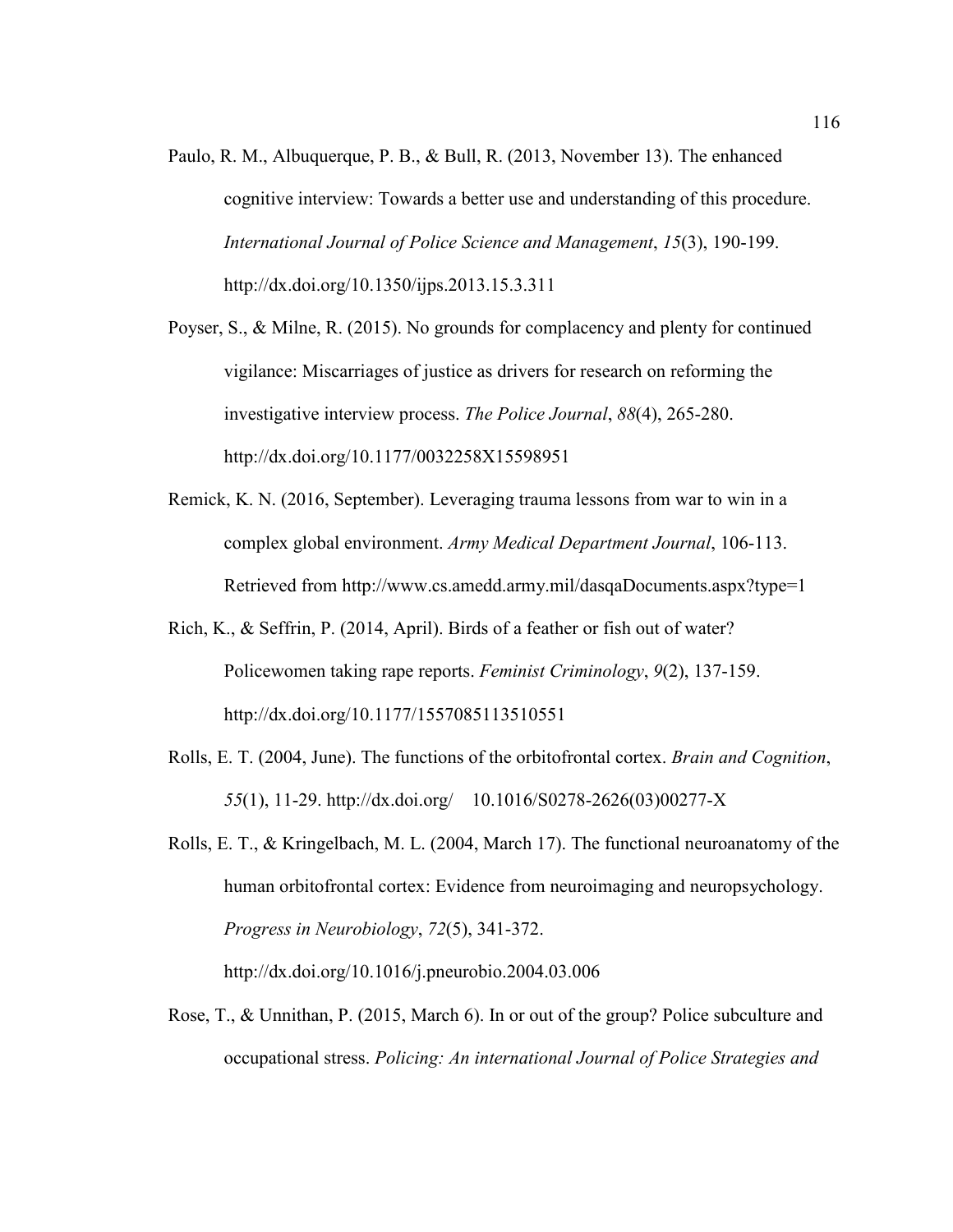Paulo, R. M., Albuquerque, P. B., & Bull, R. (2013, November 13). The enhanced cognitive interview: Towards a better use and understanding of this procedure. *International Journal of Police Science and Management*, *15*(3), 190-199. http://dx.doi.org/10.1350/ijps.2013.15.3.311

Poyser, S., & Milne, R. (2015). No grounds for complacency and plenty for continued vigilance: Miscarriages of justice as drivers for research on reforming the investigative interview process. *The Police Journal*, *88*(4), 265-280. http://dx.doi.org/10.1177/0032258X15598951

Remick, K. N. (2016, September). Leveraging trauma lessons from war to win in a complex global environment. *Army Medical Department Journal*, 106-113. Retrieved from http://www.cs.amedd.army.mil/dasqaDocuments.aspx?type=1

Rich, K., & Seffrin, P. (2014, April). Birds of a feather or fish out of water? Policewomen taking rape reports. *Feminist Criminology*, *9*(2), 137-159. http://dx.doi.org/10.1177/1557085113510551

Rolls, E. T. (2004, June). The functions of the orbitofrontal cortex. *Brain and Cognition*, *55*(1), 11-29. http://dx.doi.org/ 10.1016/S0278-2626(03)00277-X

Rolls, E. T., & Kringelbach, M. L. (2004, March 17). The functional neuroanatomy of the human orbitofrontal cortex: Evidence from neuroimaging and neuropsychology. *Progress in Neurobiology*, *72*(5), 341-372. http://dx.doi.org/10.1016/j.pneurobio.2004.03.006

Rose, T., & Unnithan, P. (2015, March 6). In or out of the group? Police subculture and occupational stress. *Policing: An international Journal of Police Strategies and*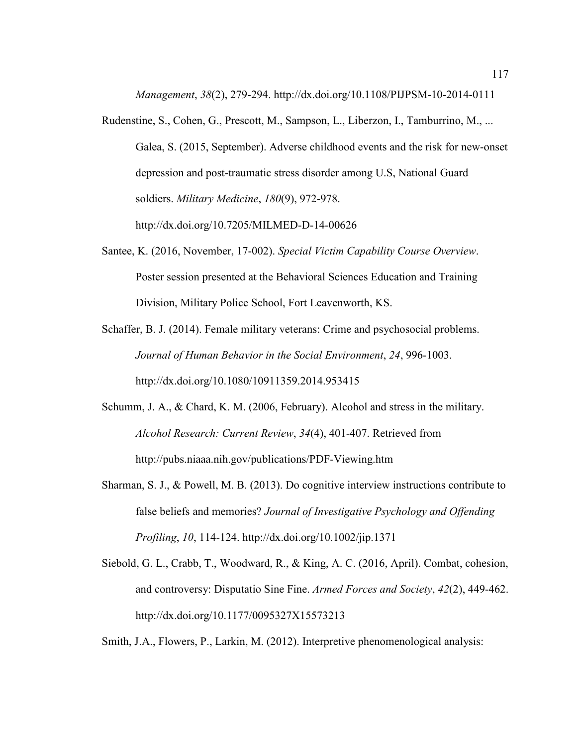*Management*, *38*(2), 279-294. http://dx.doi.org/10.1108/PIJPSM-10-2014-0111

Rudenstine, S., Cohen, G., Prescott, M., Sampson, L., Liberzon, I., Tamburrino, M., ... Galea, S. (2015, September). Adverse childhood events and the risk for new-onset depression and post-traumatic stress disorder among U.S, National Guard soldiers. *Military Medicine*, *180*(9), 972-978. http://dx.doi.org/10.7205/MILMED-D-14-00626

Santee, K. (2016, November, 17-002). *Special Victim Capability Course Overview*. Poster session presented at the Behavioral Sciences Education and Training Division, Military Police School, Fort Leavenworth, KS.

Schaffer, B. J. (2014). Female military veterans: Crime and psychosocial problems. *Journal of Human Behavior in the Social Environment*, *24*, 996-1003. http://dx.doi.org/10.1080/10911359.2014.953415

Schumm, J. A., & Chard, K. M. (2006, February). Alcohol and stress in the military. *Alcohol Research: Current Review*, *34*(4), 401-407. Retrieved from http://pubs.niaaa.nih.gov/publications/PDF-Viewing.htm

Sharman, S. J., & Powell, M. B. (2013). Do cognitive interview instructions contribute to false beliefs and memories? *Journal of Investigative Psychology and Offending Profiling*, *10*, 114-124. http://dx.doi.org/10.1002/jip.1371

Siebold, G. L., Crabb, T., Woodward, R., & King, A. C. (2016, April). Combat, cohesion, and controversy: Disputatio Sine Fine. *Armed Forces and Society*, *42*(2), 449-462. http://dx.doi.org/10.1177/0095327X15573213

Smith, J.A., Flowers, P., Larkin, M. (2012). Interpretive phenomenological analysis: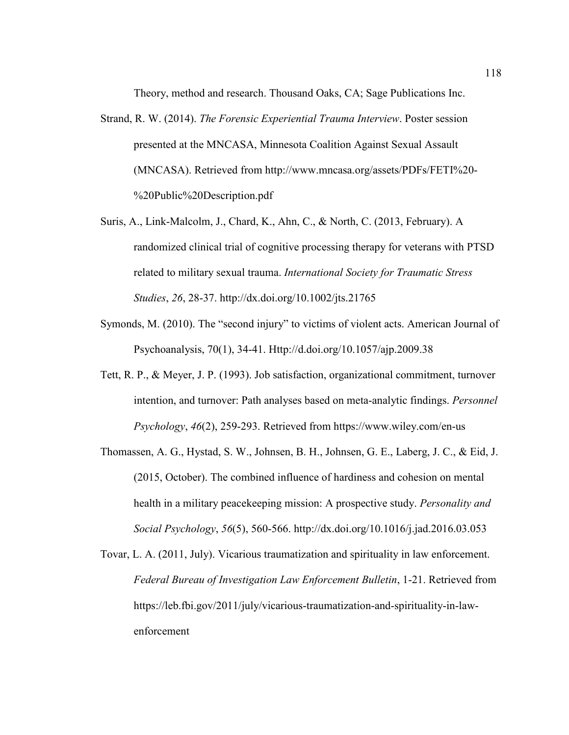Theory, method and research. Thousand Oaks, CA; Sage Publications Inc.

Strand, R. W. (2014). *The Forensic Experiential Trauma Interview*. Poster session presented at the MNCASA, Minnesota Coalition Against Sexual Assault (MNCASA). Retrieved from http://www.mncasa.org/assets/PDFs/FETI%20-%20Public%20Description.pdf

Suris, A., Link-Malcolm, J., Chard, K., Ahn, C., & North, C. (2013, February). A randomized clinical trial of cognitive processing therapy for veterans with PTSD related to military sexual trauma. *International Society for Traumatic Stress Studies*, *26*, 28-37. http://dx.doi.org/10.1002/jts.21765

Symonds, M. (2010). The "second injury" to victims of violent acts. American Journal of Psychoanalysis, 70(1), 34-41. Http://d.doi.org/10.1057/ajp.2009.38

Tett, R. P., & Meyer, J. P. (1993). Job satisfaction, organizational commitment, turnover intention, and turnover: Path analyses based on meta-analytic findings. *Personnel Psychology*, *46*(2), 259-293. Retrieved from https://www.wiley.com/en-us

Thomassen, A. G., Hystad, S. W., Johnsen, B. H., Johnsen, G. E., Laberg, J. C., & Eid, J. (2015, October). The combined influence of hardiness and cohesion on mental health in a military peacekeeping mission: A prospective study. *Personality and Social Psychology*, *56*(5), 560-566. http://dx.doi.org/10.1016/j.jad.2016.03.053

Tovar, L. A. (2011, July). Vicarious traumatization and spirituality in law enforcement. *Federal Bureau of Investigation Law Enforcement Bulletin*, 1-21. Retrieved from https://leb.fbi.gov/2011/july/vicarious-traumatization-and-spirituality-in-law-enforcement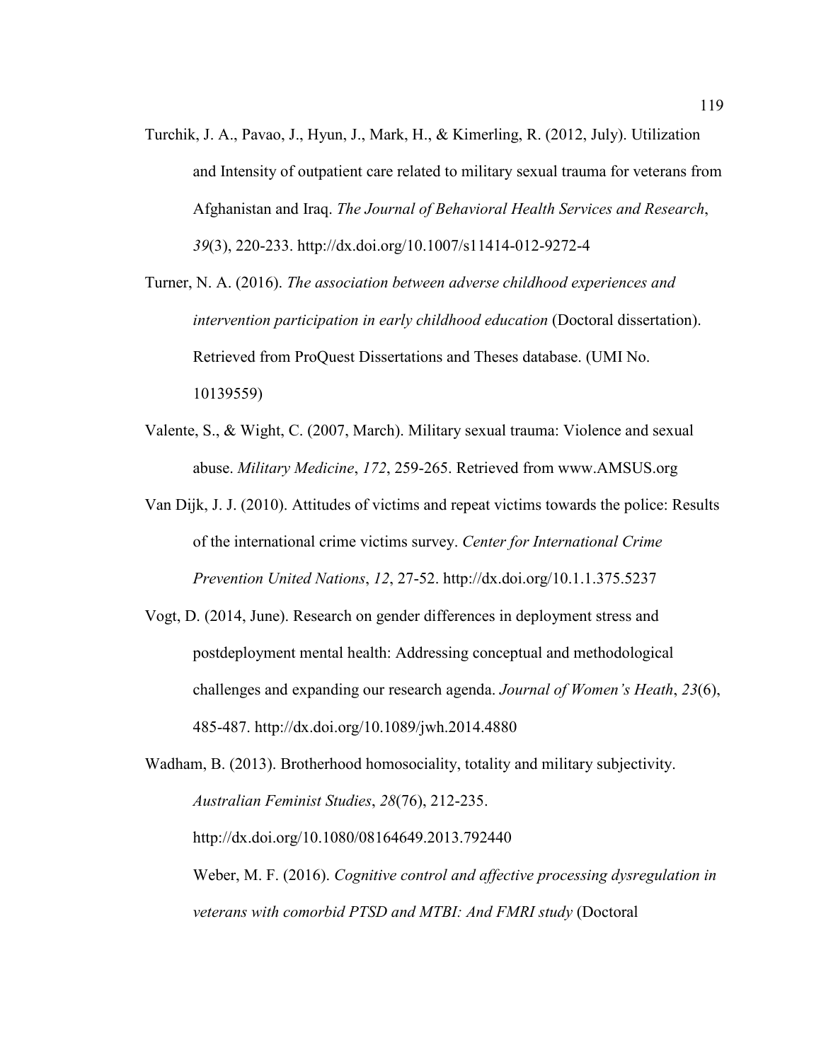Turchik, J. A., Pavao, J., Hyun, J., Mark, H., & Kimerling, R. (2012, July). Utilization and Intensity of outpatient care related to military sexual trauma for veterans from Afghanistan and Iraq. *The Journal of Behavioral Health Services and Research*, *39*(3), 220-233. http://dx.doi.org/10.1007/s11414-012-9272-4

Turner, N. A. (2016). *The association between adverse childhood experiences and intervention participation in early childhood education* (Doctoral dissertation). Retrieved from ProQuest Dissertations and Theses database. (UMI No. 10139559)

Valente, S., & Wight, C. (2007, March). Military sexual trauma: Violence and sexual abuse. *Military Medicine*, *172*, 259-265. Retrieved from www.AMSUS.org

Van Dijk, J. J. (2010). Attitudes of victims and repeat victims towards the police: Results of the international crime victims survey. *Center for International Crime Prevention United Nations*, *12*, 27-52. http://dx.doi.org/10.1.1.375.5237

Vogt, D. (2014, June). Research on gender differences in deployment stress and postdeployment mental health: Addressing conceptual and methodological challenges and expanding our research agenda. *Journal of Women's Heath*, *23*(6), 485-487. http://dx.doi.org/10.1089/jwh.2014.4880

Wadham, B. (2013). Brotherhood homosociality, totality and military subjectivity. *Australian Feminist Studies*, *28*(76), 212-235. http://dx.doi.org/10.1080/08164649.2013.792440

Weber, M. F. (2016). *Cognitive control and affective processing dysregulation in veterans with comorbid PTSD and MTBI: And FMRI study* (Doctoral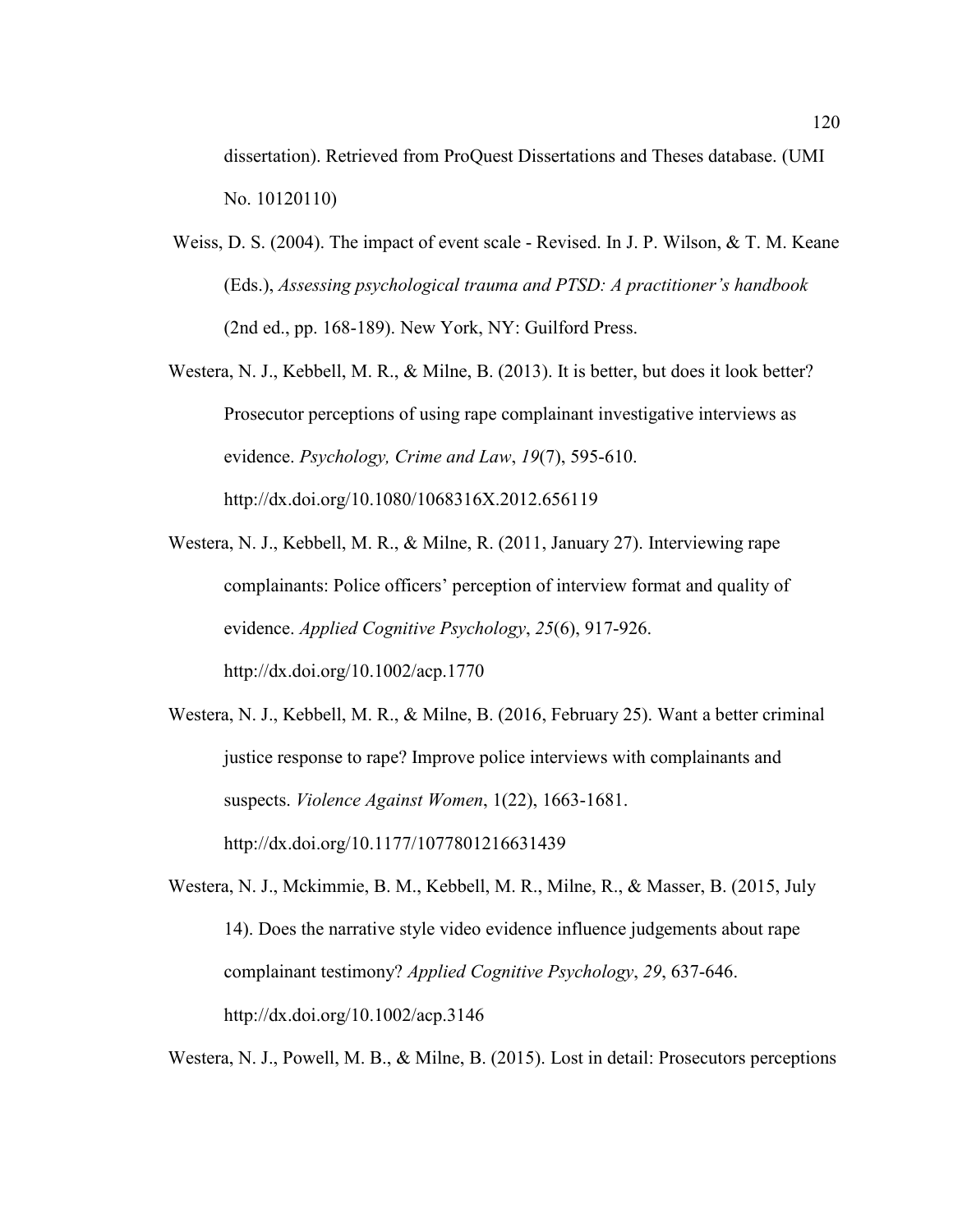dissertation). Retrieved from ProQuest Dissertations and Theses database. (UMI No. 10120110)

Weiss, D. S. (2004). The impact of event scale - Revised. In J. P. Wilson, & T. M. Keane (Eds.), *Assessing psychological trauma and PTSD: A practitioner's handbook* (2nd ed., pp. 168-189). New York, NY: Guilford Press.

Westera, N. J., Kebbell, M. R., & Milne, B. (2013). It is better, but does it look better? Prosecutor perceptions of using rape complainant investigative interviews as evidence. *Psychology, Crime and Law*, *19*(7), 595-610. http://dx.doi.org/10.1080/1068316X.2012.656119

Westera, N. J., Kebbell, M. R., & Milne, R. (2011, January 27). Interviewing rape complainants: Police officers' perception of interview format and quality of evidence. *Applied Cognitive Psychology*, *25*(6), 917-926. http://dx.doi.org/10.1002/acp.1770

Westera, N. J., Kebbell, M. R., & Milne, B. (2016, February 25). Want a better criminal justice response to rape? Improve police interviews with complainants and suspects. *Violence Against Women*, 1(22), 1663-1681. http://dx.doi.org/10.1177/1077801216631439

Westera, N. J., Mckimmie, B. M., Kebbell, M. R., Milne, R., & Masser, B. (2015, July 14). Does the narrative style video evidence influence judgements about rape complainant testimony? *Applied Cognitive Psychology*, *29*, 637-646. http://dx.doi.org/10.1002/acp.3146

Westera, N. J., Powell, M. B., & Milne, B. (2015). Lost in detail: Prosecutors perceptions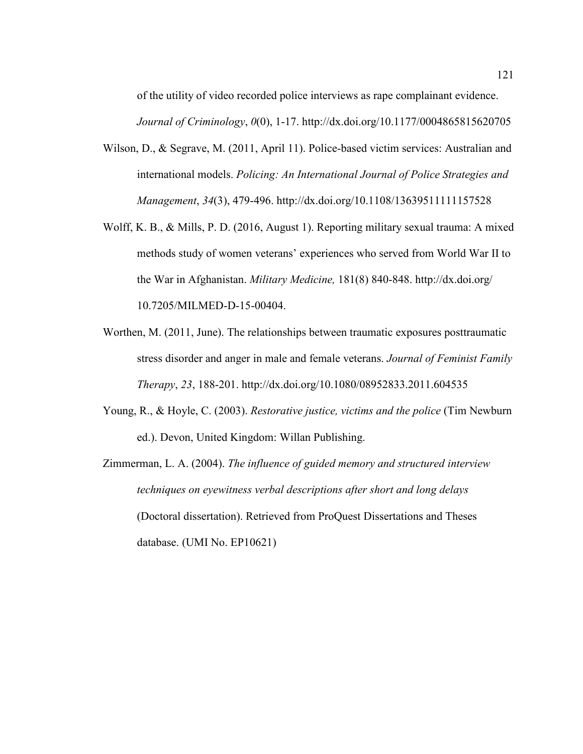of the utility of video recorded police interviews as rape complainant evidence. *Journal of Criminology*, *0*(0), 1-17. http://dx.doi.org/10.1177/0004865815620705

Wilson, D., & Segrave, M. (2011, April 11). Police-based victim services: Australian and international models. *Policing: An International Journal of Police Strategies and Management*, *34*(3), 479-496. http://dx.doi.org/10.1108/13639511111157528

Wolff, K. B., & Mills, P. D. (2016, August 1). Reporting military sexual trauma: A mixed methods study of women veterans' experiences who served from World War II to the War in Afghanistan. *Military Medicine,* 181(8) 840-848. http://dx.doi.org/ 10.7205/MILMED-D-15-00404.

Worthen, M. (2011, June). The relationships between traumatic exposures posttraumatic stress disorder and anger in male and female veterans. *Journal of Feminist Family Therapy*, *23*, 188-201. http://dx.doi.org/10.1080/08952833.2011.604535

Young, R., & Hoyle, C. (2003). *Restorative justice, victims and the police* (Tim Newburn ed.). Devon, United Kingdom: Willan Publishing.

Zimmerman, L. A. (2004). *The influence of guided memory and structured interview techniques on eyewitness verbal descriptions after short and long delays* (Doctoral dissertation). Retrieved from ProQuest Dissertations and Theses database. (UMI No. EP10621)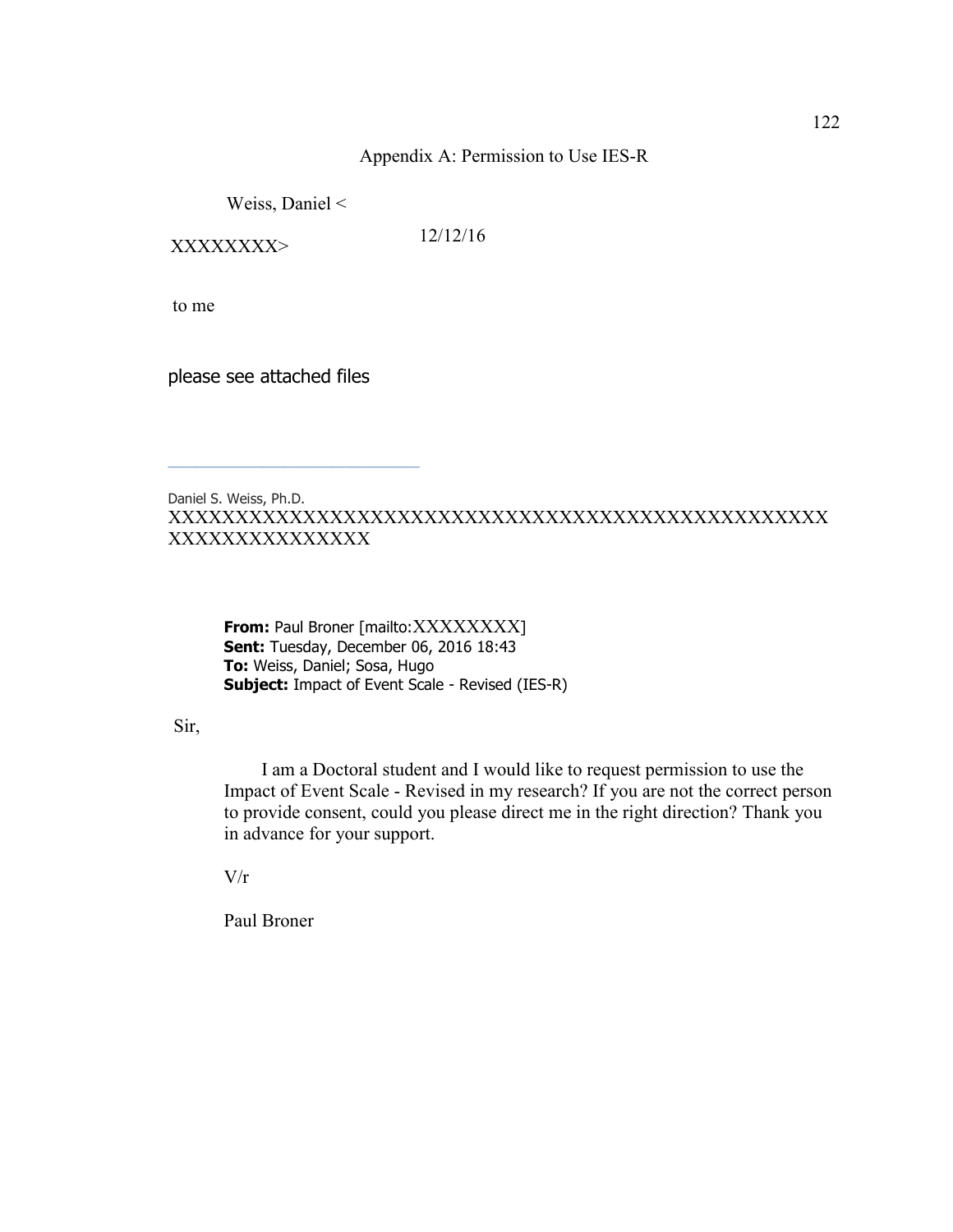# Appendix A: Permission to Use IES-R

Weiss, Daniel <XXXXXXXX> 12/12/16

to me

please see attached files

---

Daniel S. Weiss, Ph.D.
XXXXXXXXXXXXXXXXXXXXXXXXXXXXXXXXXXXXXXXXXXXXXX XXXXXXXXXXXXXXX

**From:** Paul Broner [mailto:XXXXXXXX]
**Sent:** Tuesday, December 06, 2016 18:43
**To:** Weiss, Daniel; Sosa, Hugo
**Subject:** Impact of Event Scale - Revised (IES-R)

Sir,

I am a Doctoral student and I would like to request permission to use the Impact of Event Scale - Revised in my research? If you are not the correct person to provide consent, could you please direct me in the right direction? Thank you in advance for your support.

V/r

Paul Broner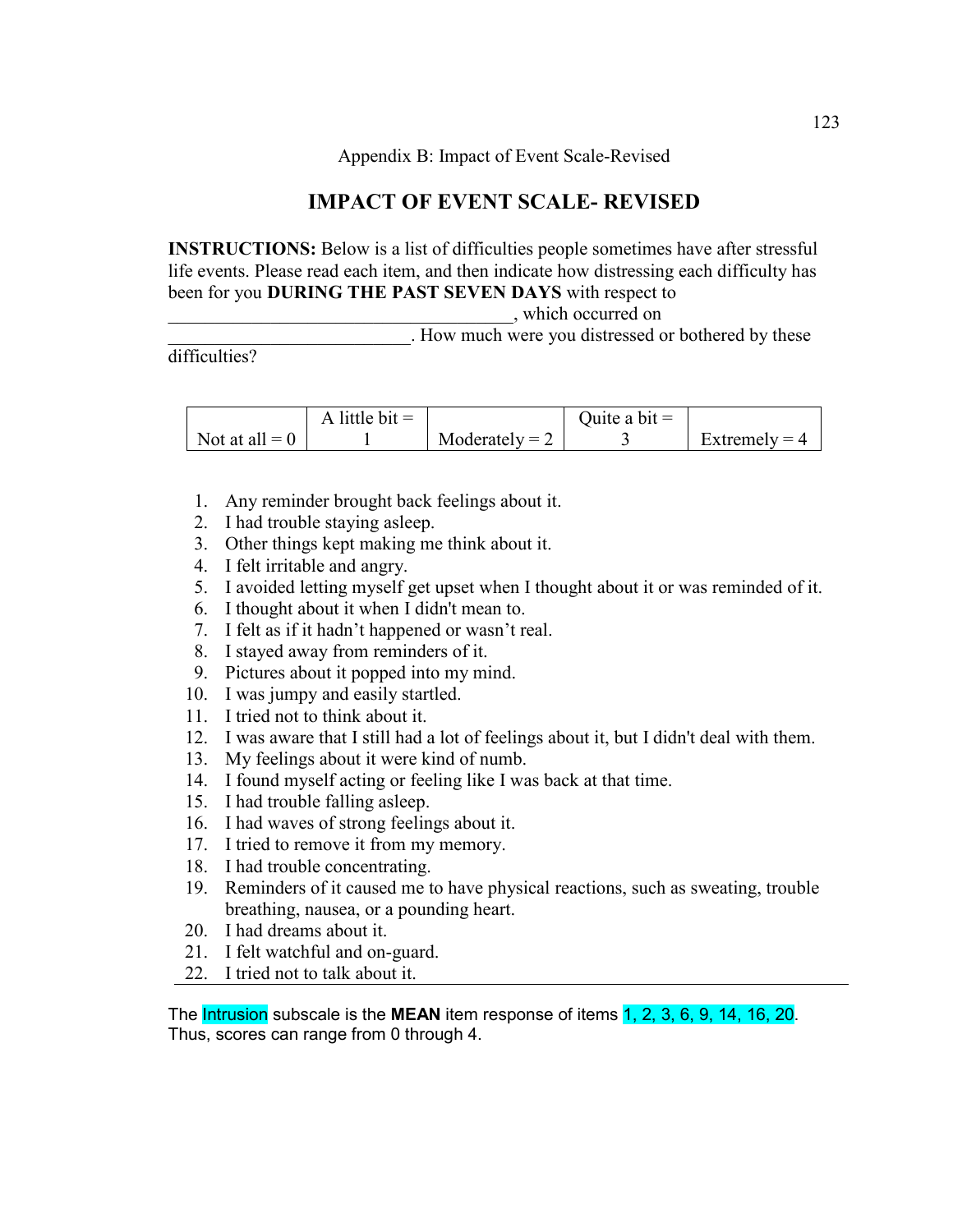Appendix B: Impact of Event Scale-Revised

# IMPACT OF EVENT SCALE- REVISED

**INSTRUCTIONS:** Below is a list of difficulties people sometimes have after stressful life events. Please read each item, and then indicate how distressing each difficulty has been for you **DURING THE PAST SEVEN DAYS** with respect to _____________________________________, which occurred on ___________________________. How much were you distressed or bothered by these difficulties?

| Not at all = 0 | A little bit = 1 | Moderately = 2 | Quite a bit = 3 | Extremely = 4 |
|---|---|---|---|---|

1. Any reminder brought back feelings about it.
2. I had trouble staying asleep.
3. Other things kept making me think about it.
4. I felt irritable and angry.
5. I avoided letting myself get upset when I thought about it or was reminded of it.
6. I thought about it when I didn't mean to.
7. I felt as if it hadn't happened or wasn't real.
8. I stayed away from reminders of it.
9. Pictures about it popped into my mind.
10. I was jumpy and easily startled.
11. I tried not to think about it.
12. I was aware that I still had a lot of feelings about it, but I didn't deal with them.
13. My feelings about it were kind of numb.
14. I found myself acting or feeling like I was back at that time.
15. I had trouble falling asleep.
16. I had waves of strong feelings about it.
17. I tried to remove it from my memory.
18. I had trouble concentrating.
19. Reminders of it caused me to have physical reactions, such as sweating, trouble breathing, nausea, or a pounding heart.
20. I had dreams about it.
21. I felt watchful and on-guard.
22. I tried not to talk about it.

The Intrusion subscale is the **MEAN** item response of items 1, 2, 3, 6, 9, 14, 16, 20. Thus, scores can range from 0 through 4.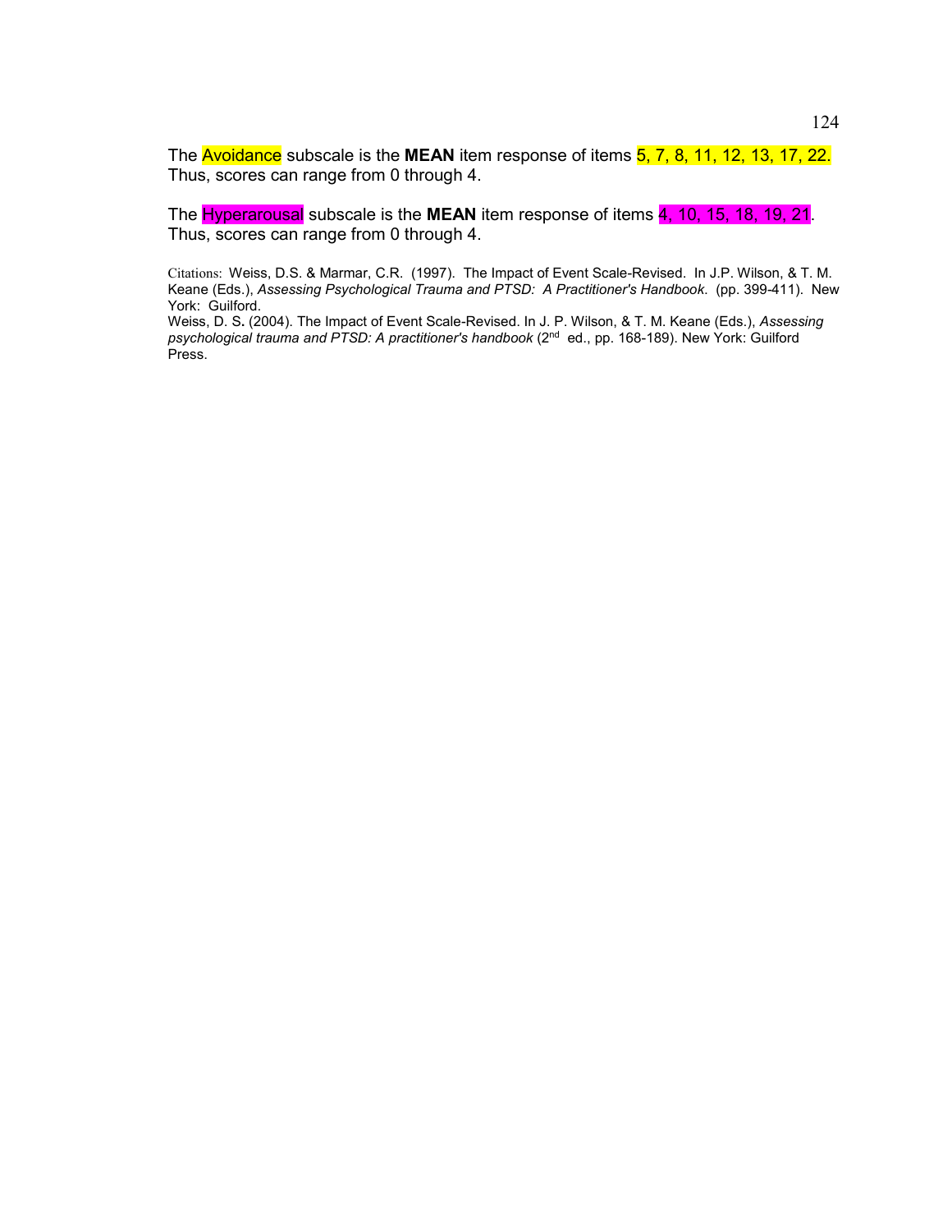The Avoidance subscale is the **MEAN** item response of items 5, 7, 8, 11, 12, 13, 17, 22. Thus, scores can range from 0 through 4.

The Hyperarousal subscale is the **MEAN** item response of items 4, 10, 15, 18, 19, 21. Thus, scores can range from 0 through 4.

Citations: Weiss, D.S. & Marmar, C.R. (1997). The Impact of Event Scale-Revised. In J.P. Wilson, & T. M. Keane (Eds.), *Assessing Psychological Trauma and PTSD: A Practitioner's Handbook*. (pp. 399-411). New York: Guilford.
Weiss, D. S. (2004). The Impact of Event Scale-Revised. In J. P. Wilson, & T. M. Keane (Eds.), *Assessing psychological trauma and PTSD: A practitioner's handbook* (2nd ed., pp. 168-189). New York: Guilford Press.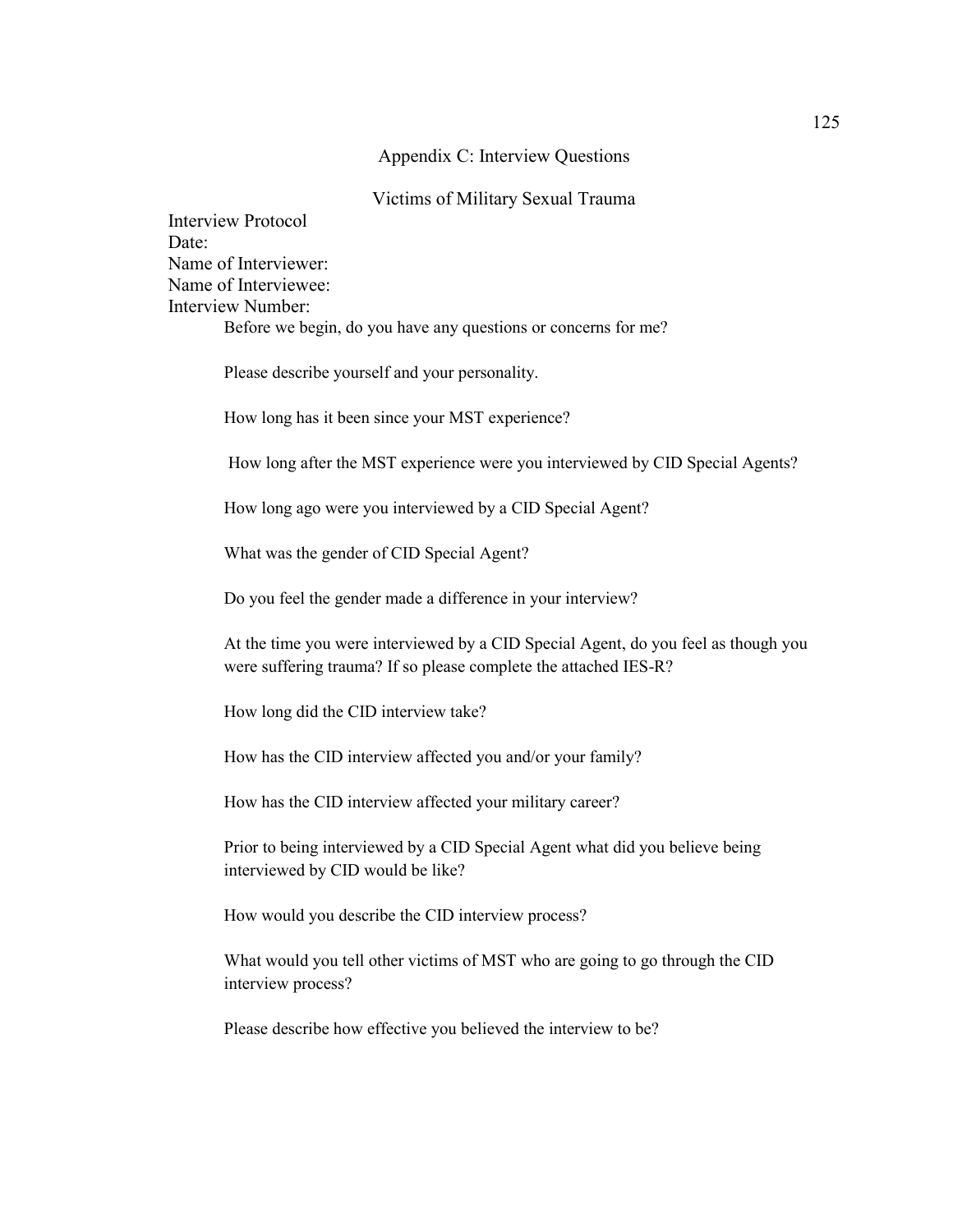# Appendix C: Interview Questions

## Victims of Military Sexual Trauma

Interview Protocol
Date:
Name of Interviewer:
Name of Interviewee:
Interview Number:

Before we begin, do you have any questions or concerns for me?

Please describe yourself and your personality.

How long has it been since your MST experience?

How long after the MST experience were you interviewed by CID Special Agents?

How long ago were you interviewed by a CID Special Agent?

What was the gender of CID Special Agent?

Do you feel the gender made a difference in your interview?

At the time you were interviewed by a CID Special Agent, do you feel as though you were suffering trauma? If so please complete the attached IES-R?

How long did the CID interview take?

How has the CID interview affected you and/or your family?

How has the CID interview affected your military career?

Prior to being interviewed by a CID Special Agent what did you believe being interviewed by CID would be like?

How would you describe the CID interview process?

What would you tell other victims of MST who are going to go through the CID interview process?

Please describe how effective you believed the interview to be?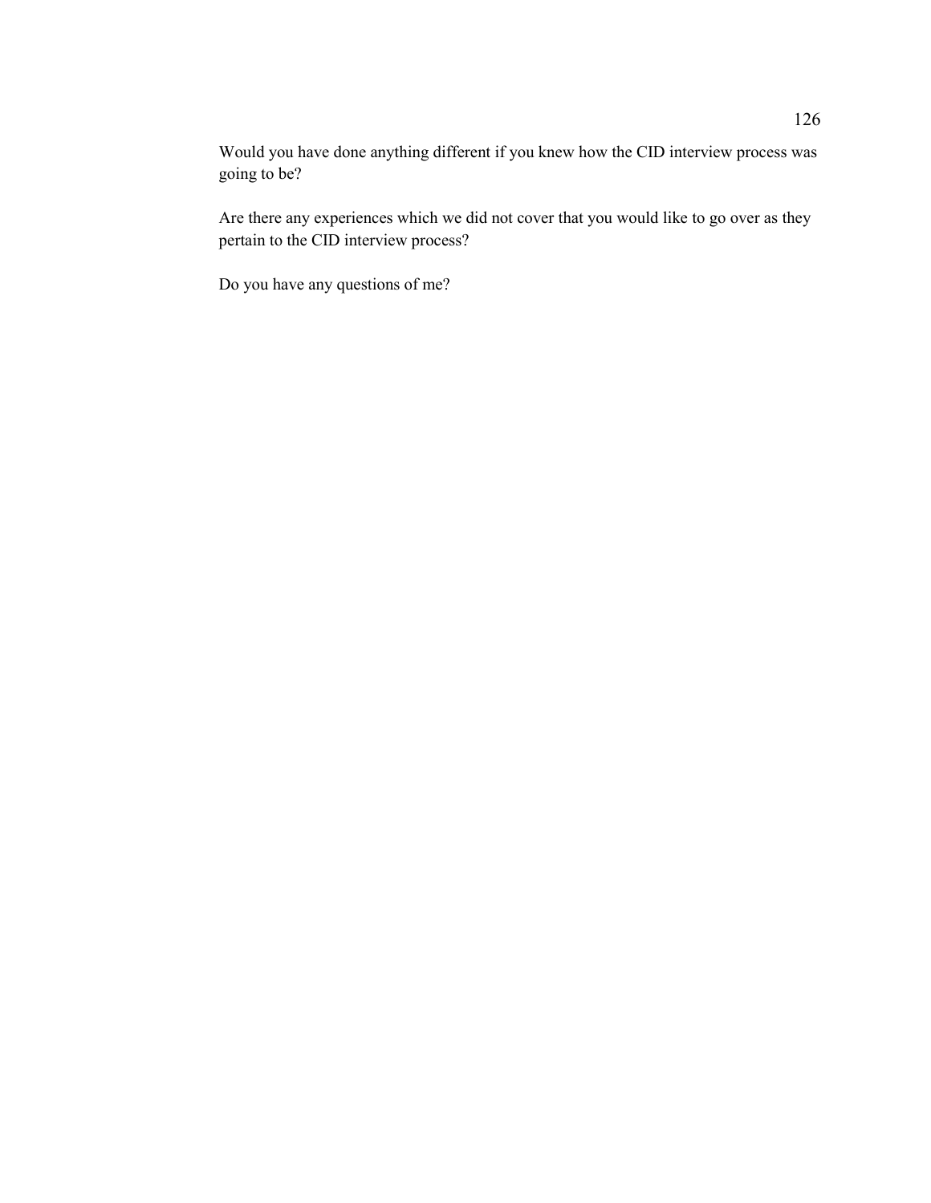Would you have done anything different if you knew how the CID interview process was going to be?

Are there any experiences which we did not cover that you would like to go over as they pertain to the CID interview process?

Do you have any questions of me?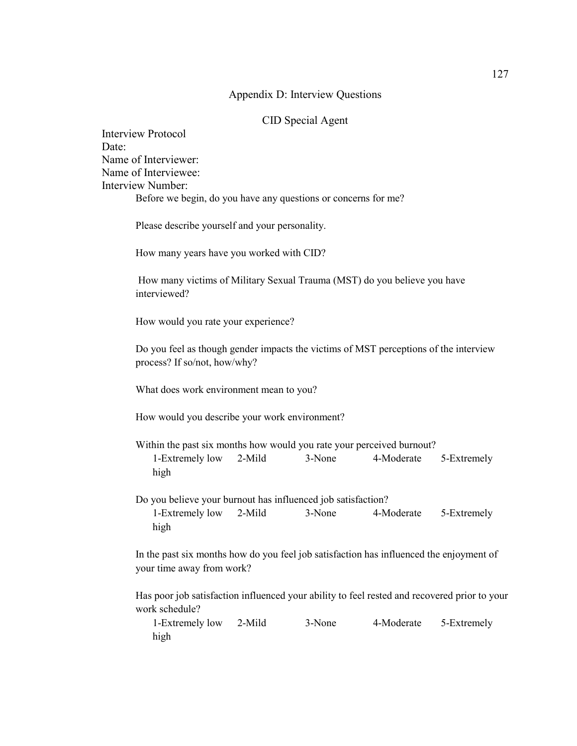# Appendix D: Interview Questions

## CID Special Agent

Interview Protocol
Date:
Name of Interviewer:
Name of Interviewee:
Interview Number:

Before we begin, do you have any questions or concerns for me?

Please describe yourself and your personality.

How many years have you worked with CID?

How many victims of Military Sexual Trauma (MST) do you believe you have interviewed?

How would you rate your experience?

Do you feel as though gender impacts the victims of MST perceptions of the interview process? If so/not, how/why?

What does work environment mean to you?

How would you describe your work environment?

Within the past six months how would you rate your perceived burnout?
1-Extremely low  2-Mild  3-None  4-Moderate  5-Extremely high

Do you believe your burnout has influenced job satisfaction?
1-Extremely low  2-Mild  3-None  4-Moderate  5-Extremely high

In the past six months how do you feel job satisfaction has influenced the enjoyment of your time away from work?

Has poor job satisfaction influenced your ability to feel rested and recovered prior to your work schedule?
1-Extremely low  2-Mild  3-None  4-Moderate  5-Extremely high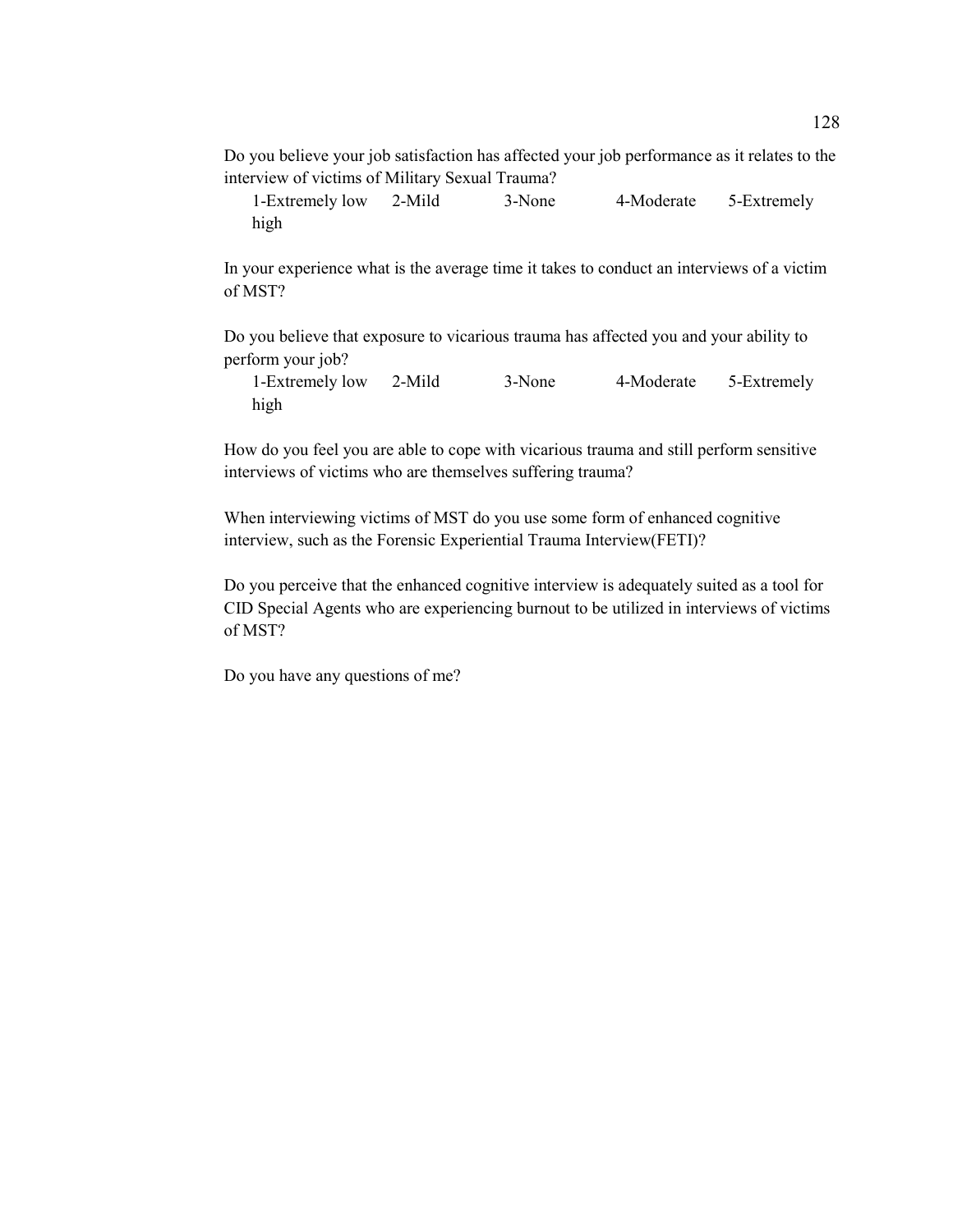Do you believe your job satisfaction has affected your job performance as it relates to the interview of victims of Military Sexual Trauma?

1-Extremely low 2-Mild 3-None 4-Moderate 5-Extremely high

In your experience what is the average time it takes to conduct an interviews of a victim of MST?

Do you believe that exposure to vicarious trauma has affected you and your ability to perform your job?

1-Extremely low 2-Mild 3-None 4-Moderate 5-Extremely high

How do you feel you are able to cope with vicarious trauma and still perform sensitive interviews of victims who are themselves suffering trauma?

When interviewing victims of MST do you use some form of enhanced cognitive interview, such as the Forensic Experiential Trauma Interview(FETI)?

Do you perceive that the enhanced cognitive interview is adequately suited as a tool for CID Special Agents who are experiencing burnout to be utilized in interviews of victims of MST?

Do you have any questions of me?